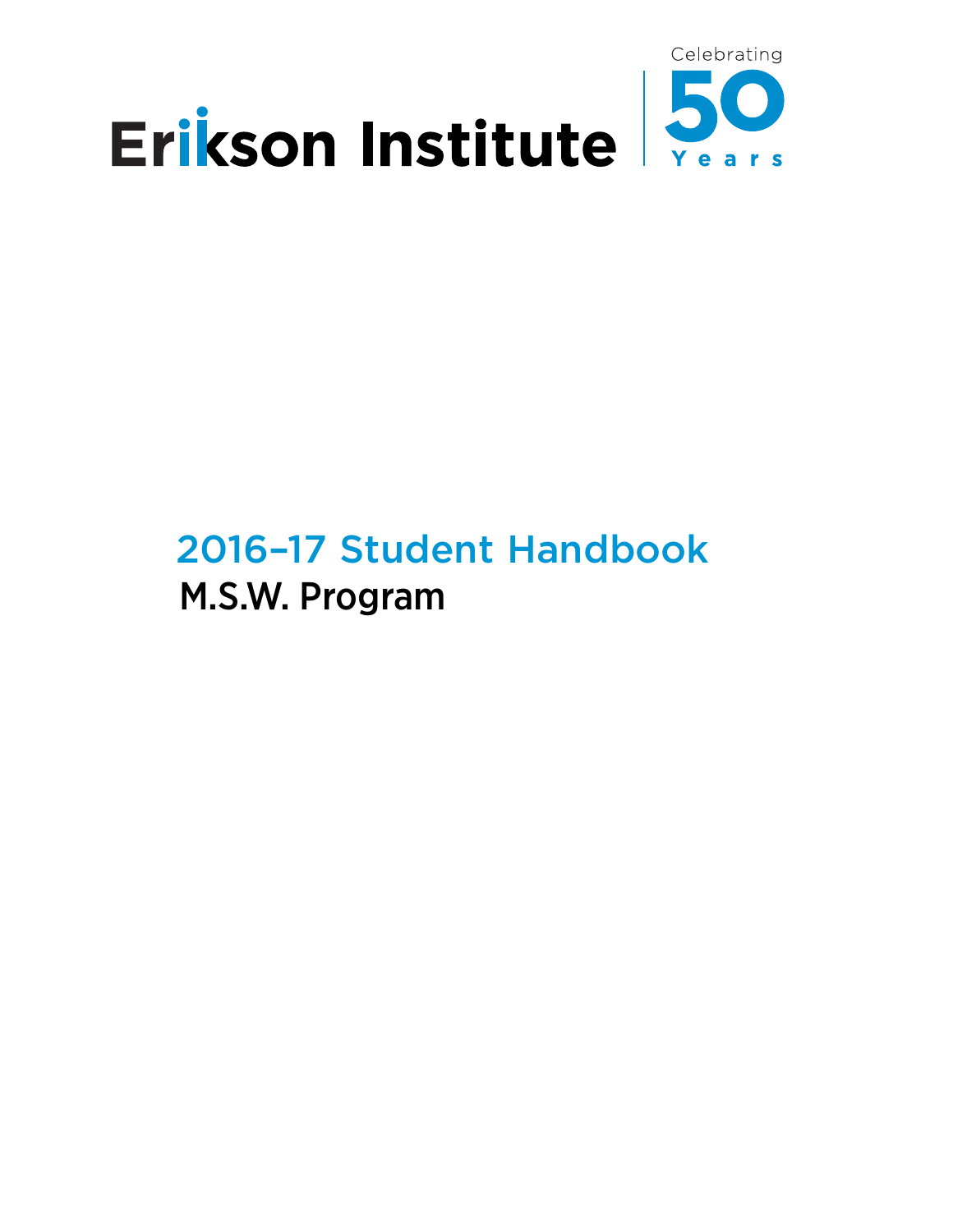Erikson Institute

Celebrating 50 Years

# 2016–17 Student Handbook

## M.S.W. Program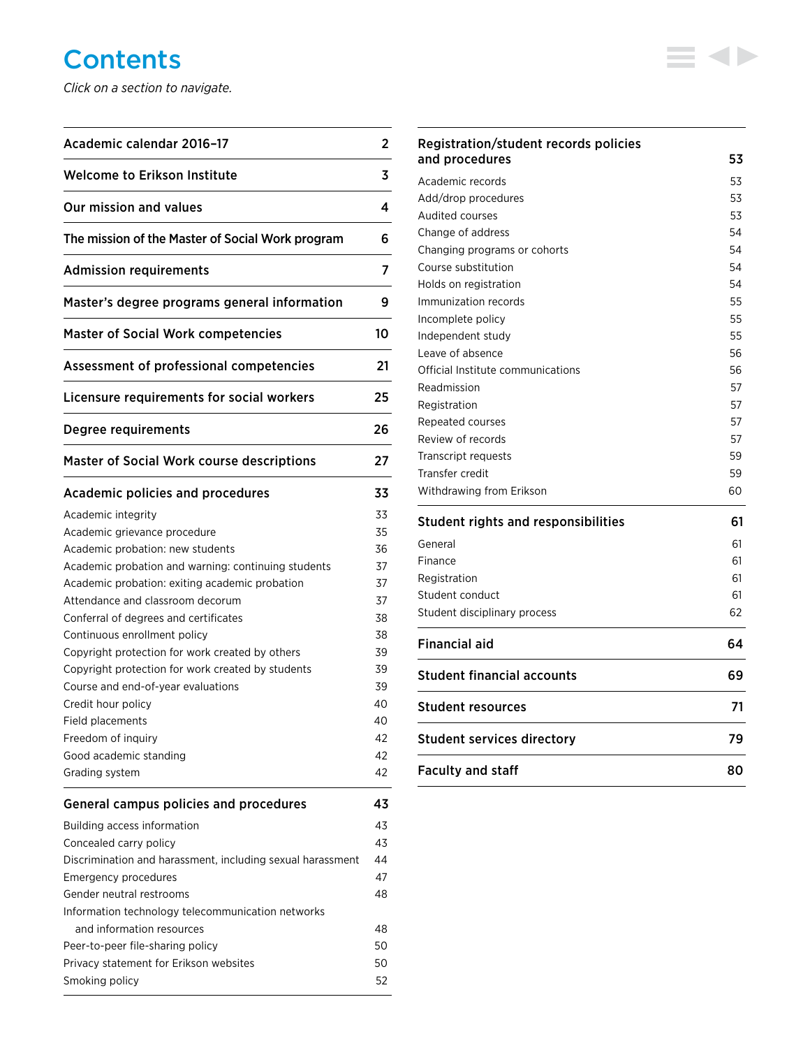# Contents

*Click on a section to navigate.*

| Section | Page |
|---|---|
| **Academic calendar 2016–17** | **2** |
| **Welcome to Erikson Institute** | **3** |
| **Our mission and values** | **4** |
| **The mission of the Master of Social Work program** | **6** |
| **Admission requirements** | **7** |
| **Master's degree programs general information** | **9** |
| **Master of Social Work competencies** | **10** |
| **Assessment of professional competencies** | **21** |
| **Licensure requirements for social workers** | **25** |
| **Degree requirements** | **26** |
| **Master of Social Work course descriptions** | **27** |
| **Academic policies and procedures** | **33** |
| Academic integrity | 33 |
| Academic grievance procedure | 35 |
| Academic probation: new students | 36 |
| Academic probation and warning: continuing students | 37 |
| Academic probation: exiting academic probation | 37 |
| Attendance and classroom decorum | 37 |
| Conferral of degrees and certificates | 38 |
| Continuous enrollment policy | 38 |
| Copyright protection for work created by others | 39 |
| Copyright protection for work created by students | 39 |
| Course and end-of-year evaluations | 39 |
| Credit hour policy | 40 |
| Field placements | 40 |
| Freedom of inquiry | 42 |
| Good academic standing | 42 |
| Grading system | 42 |
| **General campus policies and procedures** | **43** |
| Building access information | 43 |
| Concealed carry policy | 43 |
| Discrimination and harassment, including sexual harassment | 44 |
| Emergency procedures | 47 |
| Gender neutral restrooms | 48 |
| Information technology telecommunication networks and information resources | 48 |
| Peer-to-peer file-sharing policy | 50 |
| Privacy statement for Erikson websites | 50 |
| Smoking policy | 52 |
| **Registration/student records policies and procedures** | **53** |
| Academic records | 53 |
| Add/drop procedures | 53 |
| Audited courses | 53 |
| Change of address | 54 |
| Changing programs or cohorts | 54 |
| Course substitution | 54 |
| Holds on registration | 54 |
| Immunization records | 55 |
| Incomplete policy | 55 |
| Independent study | 55 |
| Leave of absence | 56 |
| Official Institute communications | 56 |
| Readmission | 57 |
| Registration | 57 |
| Repeated courses | 57 |
| Review of records | 57 |
| Transcript requests | 59 |
| Transfer credit | 59 |
| Withdrawing from Erikson | 60 |
| **Student rights and responsibilities** | **61** |
| General | 61 |
| Finance | 61 |
| Registration | 61 |
| Student conduct | 61 |
| Student disciplinary process | 62 |
| **Financial aid** | **64** |
| **Student financial accounts** | **69** |
| **Student resources** | **71** |
| **Student services directory** | **79** |
| **Faculty and staff** | **80** |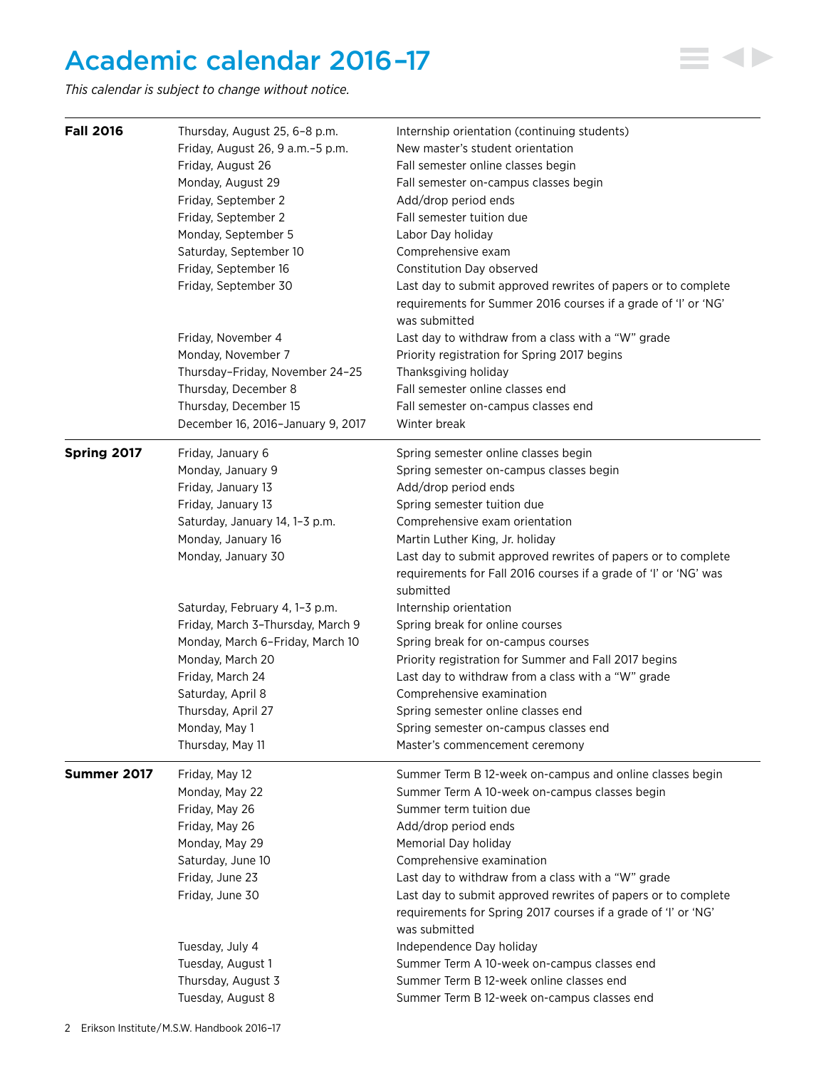# Academic calendar 2016–17

*This calendar is subject to change without notice.*

| | | |
|---|---|---|
| **Fall 2016** | Thursday, August 25, 6–8 p.m. | Internship orientation (continuing students) |
| | Friday, August 26, 9 a.m.–5 p.m. | New master's student orientation |
| | Friday, August 26 | Fall semester online classes begin |
| | Monday, August 29 | Fall semester on-campus classes begin |
| | Friday, September 2 | Add/drop period ends |
| | Friday, September 2 | Fall semester tuition due |
| | Monday, September 5 | Labor Day holiday |
| | Saturday, September 10 | Comprehensive exam |
| | Friday, September 16 | Constitution Day observed |
| | Friday, September 30 | Last day to submit approved rewrites of papers or to complete requirements for Summer 2016 courses if a grade of 'I' or 'NG' was submitted |
| | Friday, November 4 | Last day to withdraw from a class with a "W" grade |
| | Monday, November 7 | Priority registration for Spring 2017 begins |
| | Thursday–Friday, November 24–25 | Thanksgiving holiday |
| | Thursday, December 8 | Fall semester online classes end |
| | Thursday, December 15 | Fall semester on-campus classes end |
| | December 16, 2016–January 9, 2017 | Winter break |
| **Spring 2017** | Friday, January 6 | Spring semester online classes begin |
| | Monday, January 9 | Spring semester on-campus classes begin |
| | Friday, January 13 | Add/drop period ends |
| | Friday, January 13 | Spring semester tuition due |
| | Saturday, January 14, 1–3 p.m. | Comprehensive exam orientation |
| | Monday, January 16 | Martin Luther King, Jr. holiday |
| | Monday, January 30 | Last day to submit approved rewrites of papers or to complete requirements for Fall 2016 courses if a grade of 'I' or 'NG' was submitted |
| | Saturday, February 4, 1–3 p.m. | Internship orientation |
| | Friday, March 3–Thursday, March 9 | Spring break for online courses |
| | Monday, March 6–Friday, March 10 | Spring break for on-campus courses |
| | Monday, March 20 | Priority registration for Summer and Fall 2017 begins |
| | Friday, March 24 | Last day to withdraw from a class with a "W" grade |
| | Saturday, April 8 | Comprehensive examination |
| | Thursday, April 27 | Spring semester online classes end |
| | Monday, May 1 | Spring semester on-campus classes end |
| | Thursday, May 11 | Master's commencement ceremony |
| **Summer 2017** | Friday, May 12 | Summer Term B 12-week on-campus and online classes begin |
| | Monday, May 22 | Summer Term A 10-week on-campus classes begin |
| | Friday, May 26 | Summer term tuition due |
| | Friday, May 26 | Add/drop period ends |
| | Monday, May 29 | Memorial Day holiday |
| | Saturday, June 10 | Comprehensive examination |
| | Friday, June 23 | Last day to withdraw from a class with a "W" grade |
| | Friday, June 30 | Last day to submit approved rewrites of papers or to complete requirements for Spring 2017 courses if a grade of 'I' or 'NG' was submitted |
| | Tuesday, July 4 | Independence Day holiday |
| | Tuesday, August 1 | Summer Term A 10-week on-campus classes end |
| | Thursday, August 3 | Summer Term B 12-week online classes end |
| | Tuesday, August 8 | Summer Term B 12-week on-campus classes end |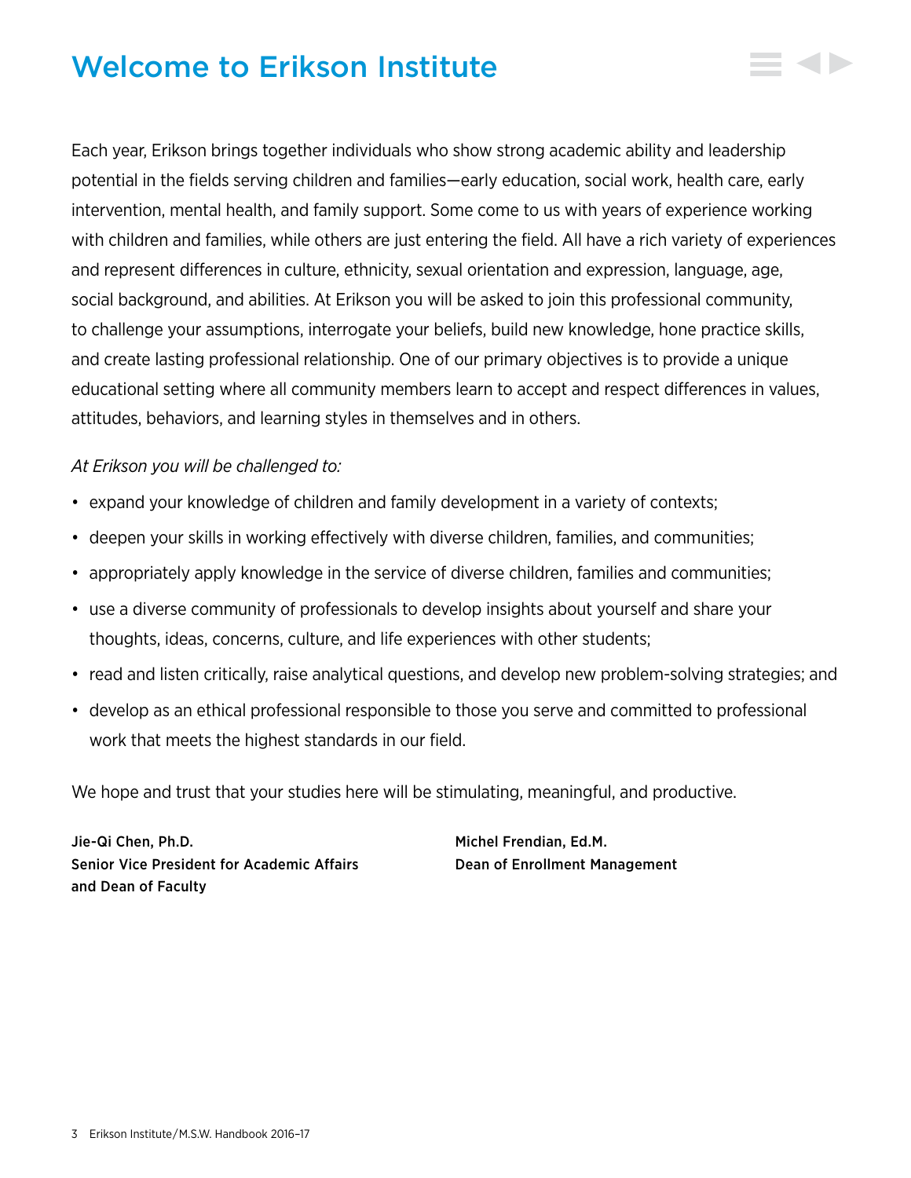# Welcome to Erikson Institute

Each year, Erikson brings together individuals who show strong academic ability and leadership potential in the fields serving children and families—early education, social work, health care, early intervention, mental health, and family support. Some come to us with years of experience working with children and families, while others are just entering the field. All have a rich variety of experiences and represent differences in culture, ethnicity, sexual orientation and expression, language, age, social background, and abilities. At Erikson you will be asked to join this professional community, to challenge your assumptions, interrogate your beliefs, build new knowledge, hone practice skills, and create lasting professional relationship. One of our primary objectives is to provide a unique educational setting where all community members learn to accept and respect differences in values, attitudes, behaviors, and learning styles in themselves and in others.

*At Erikson you will be challenged to:*

- expand your knowledge of children and family development in a variety of contexts;
- deepen your skills in working effectively with diverse children, families, and communities;
- appropriately apply knowledge in the service of diverse children, families and communities;
- use a diverse community of professionals to develop insights about yourself and share your thoughts, ideas, concerns, culture, and life experiences with other students;
- read and listen critically, raise analytical questions, and develop new problem-solving strategies; and
- develop as an ethical professional responsible to those you serve and committed to professional work that meets the highest standards in our field.

We hope and trust that your studies here will be stimulating, meaningful, and productive.

**Jie-Qi Chen, Ph.D.**
**Senior Vice President for Academic Affairs and Dean of Faculty**

**Michel Frendian, Ed.M.**
**Dean of Enrollment Management**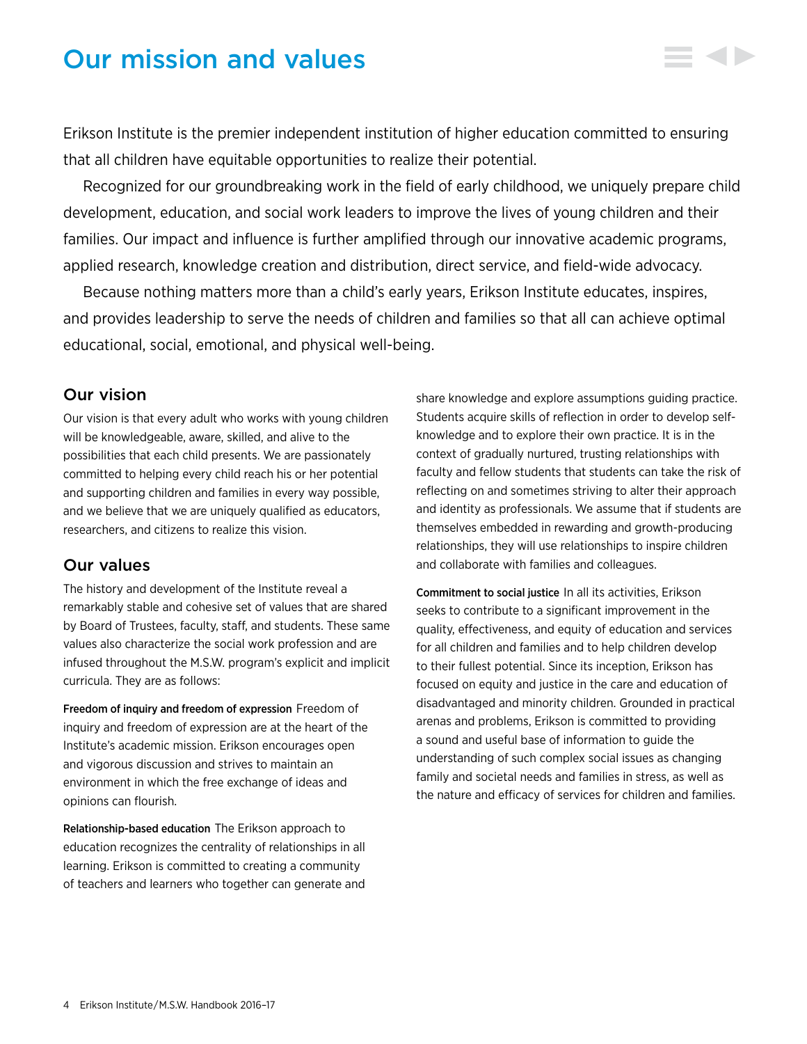# Our mission and values

Erikson Institute is the premier independent institution of higher education committed to ensuring that all children have equitable opportunities to realize their potential.

Recognized for our groundbreaking work in the field of early childhood, we uniquely prepare child development, education, and social work leaders to improve the lives of young children and their families. Our impact and influence is further amplified through our innovative academic programs, applied research, knowledge creation and distribution, direct service, and field-wide advocacy.

Because nothing matters more than a child's early years, Erikson Institute educates, inspires, and provides leadership to serve the needs of children and families so that all can achieve optimal educational, social, emotional, and physical well-being.

## Our vision

Our vision is that every adult who works with young children will be knowledgeable, aware, skilled, and alive to the possibilities that each child presents. We are passionately committed to helping every child reach his or her potential and supporting children and families in every way possible, and we believe that we are uniquely qualified as educators, researchers, and citizens to realize this vision.

## Our values

The history and development of the Institute reveal a remarkably stable and cohesive set of values that are shared by Board of Trustees, faculty, staff, and students. These same values also characterize the social work profession and are infused throughout the M.S.W. program's explicit and implicit curricula. They are as follows:

**Freedom of inquiry and freedom of expression** Freedom of inquiry and freedom of expression are at the heart of the Institute's academic mission. Erikson encourages open and vigorous discussion and strives to maintain an environment in which the free exchange of ideas and opinions can flourish.

**Relationship-based education** The Erikson approach to education recognizes the centrality of relationships in all learning. Erikson is committed to creating a community of teachers and learners who together can generate and share knowledge and explore assumptions guiding practice. Students acquire skills of reflection in order to develop self-knowledge and to explore their own practice. It is in the context of gradually nurtured, trusting relationships with faculty and fellow students that students can take the risk of reflecting on and sometimes striving to alter their approach and identity as professionals. We assume that if students are themselves embedded in rewarding and growth-producing relationships, they will use relationships to inspire children and collaborate with families and colleagues.

**Commitment to social justice** In all its activities, Erikson seeks to contribute to a significant improvement in the quality, effectiveness, and equity of education and services for all children and families and to help children develop to their fullest potential. Since its inception, Erikson has focused on equity and justice in the care and education of disadvantaged and minority children. Grounded in practical arenas and problems, Erikson is committed to providing a sound and useful base of information to guide the understanding of such complex social issues as changing family and societal needs and families in stress, as well as the nature and efficacy of services for children and families.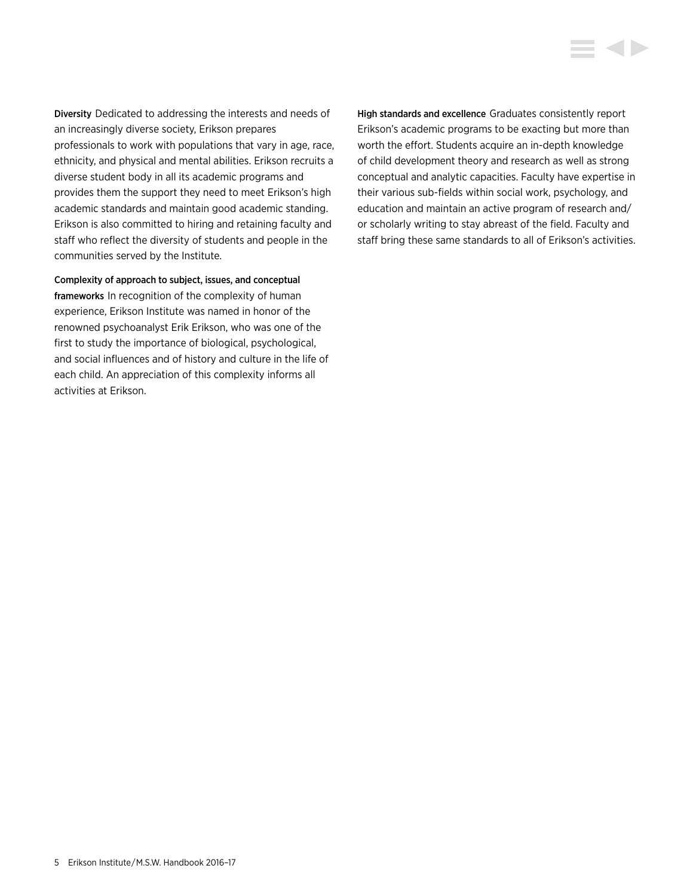**Diversity** Dedicated to addressing the interests and needs of an increasingly diverse society, Erikson prepares professionals to work with populations that vary in age, race, ethnicity, and physical and mental abilities. Erikson recruits a diverse student body in all its academic programs and provides them the support they need to meet Erikson's high academic standards and maintain good academic standing. Erikson is also committed to hiring and retaining faculty and staff who reflect the diversity of students and people in the communities served by the Institute.

**Complexity of approach to subject, issues, and conceptual frameworks** In recognition of the complexity of human experience, Erikson Institute was named in honor of the renowned psychoanalyst Erik Erikson, who was one of the first to study the importance of biological, psychological, and social influences and of history and culture in the life of each child. An appreciation of this complexity informs all activities at Erikson.

**High standards and excellence** Graduates consistently report Erikson's academic programs to be exacting but more than worth the effort. Students acquire an in-depth knowledge of child development theory and research as well as strong conceptual and analytic capacities. Faculty have expertise in their various sub-fields within social work, psychology, and education and maintain an active program of research and/or scholarly writing to stay abreast of the field. Faculty and staff bring these same standards to all of Erikson's activities.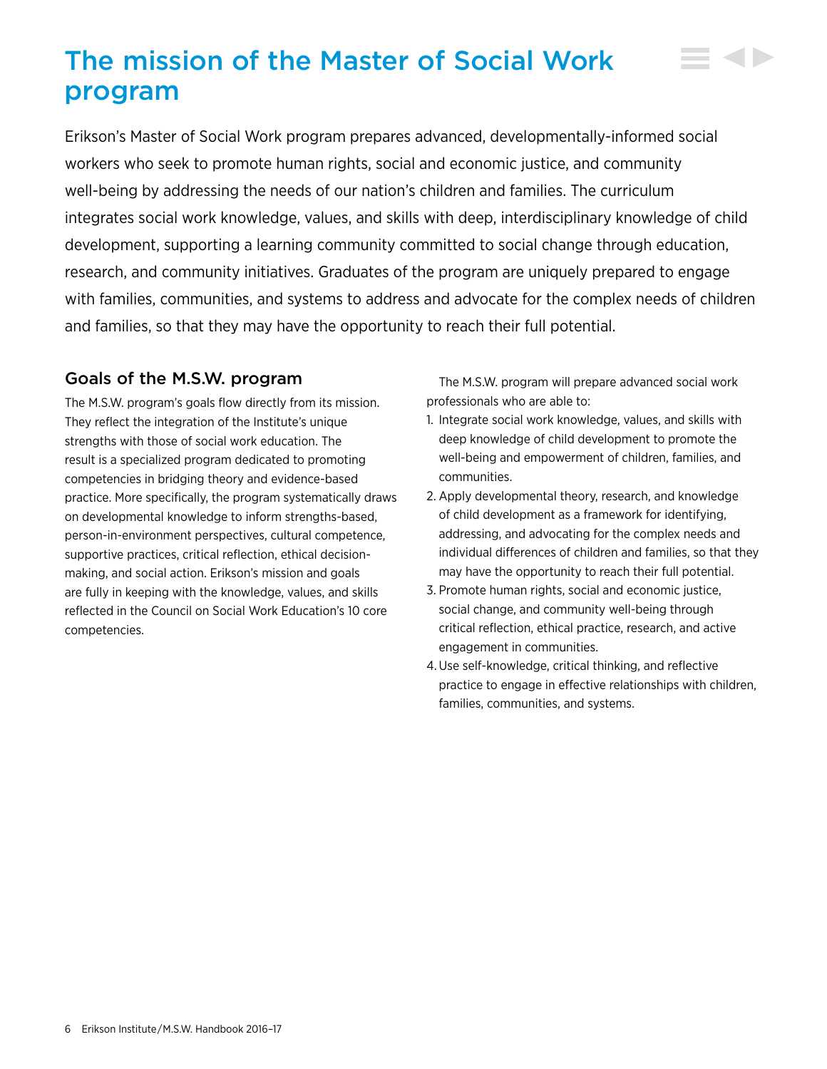# The mission of the Master of Social Work program

Erikson's Master of Social Work program prepares advanced, developmentally-informed social workers who seek to promote human rights, social and economic justice, and community well-being by addressing the needs of our nation's children and families. The curriculum integrates social work knowledge, values, and skills with deep, interdisciplinary knowledge of child development, supporting a learning community committed to social change through education, research, and community initiatives. Graduates of the program are uniquely prepared to engage with families, communities, and systems to address and advocate for the complex needs of children and families, so that they may have the opportunity to reach their full potential.

## Goals of the M.S.W. program

The M.S.W. program's goals flow directly from its mission. They reflect the integration of the Institute's unique strengths with those of social work education. The result is a specialized program dedicated to promoting competencies in bridging theory and evidence-based practice. More specifically, the program systematically draws on developmental knowledge to inform strengths-based, person-in-environment perspectives, cultural competence, supportive practices, critical reflection, ethical decision-making, and social action. Erikson's mission and goals are fully in keeping with the knowledge, values, and skills reflected in the Council on Social Work Education's 10 core competencies.

The M.S.W. program will prepare advanced social work professionals who are able to:

1. Integrate social work knowledge, values, and skills with deep knowledge of child development to promote the well-being and empowerment of children, families, and communities.
2. Apply developmental theory, research, and knowledge of child development as a framework for identifying, addressing, and advocating for the complex needs and individual differences of children and families, so that they may have the opportunity to reach their full potential.
3. Promote human rights, social and economic justice, social change, and community well-being through critical reflection, ethical practice, research, and active engagement in communities.
4. Use self-knowledge, critical thinking, and reflective practice to engage in effective relationships with children, families, communities, and systems.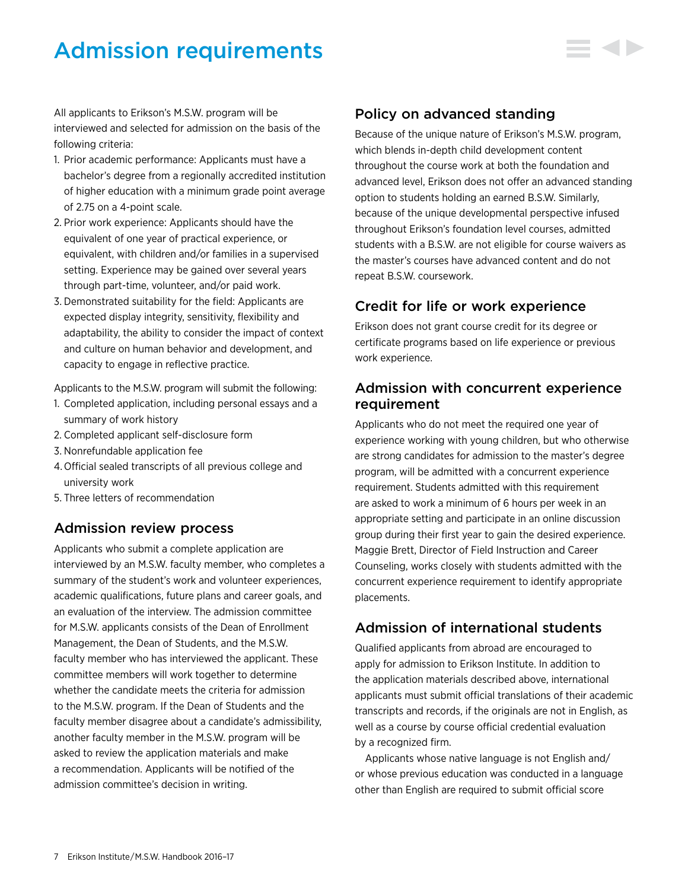# Admission requirements

All applicants to Erikson's M.S.W. program will be interviewed and selected for admission on the basis of the following criteria:

1. Prior academic performance: Applicants must have a bachelor's degree from a regionally accredited institution of higher education with a minimum grade point average of 2.75 on a 4-point scale.
2. Prior work experience: Applicants should have the equivalent of one year of practical experience, or equivalent, with children and/or families in a supervised setting. Experience may be gained over several years through part-time, volunteer, and/or paid work.
3. Demonstrated suitability for the field: Applicants are expected display integrity, sensitivity, flexibility and adaptability, the ability to consider the impact of context and culture on human behavior and development, and capacity to engage in reflective practice.

Applicants to the M.S.W. program will submit the following:

1. Completed application, including personal essays and a summary of work history
2. Completed applicant self-disclosure form
3. Nonrefundable application fee
4. Official sealed transcripts of all previous college and university work
5. Three letters of recommendation

## Admission review process

Applicants who submit a complete application are interviewed by an M.S.W. faculty member, who completes a summary of the student's work and volunteer experiences, academic qualifications, future plans and career goals, and an evaluation of the interview. The admission committee for M.S.W. applicants consists of the Dean of Enrollment Management, the Dean of Students, and the M.S.W. faculty member who has interviewed the applicant. These committee members will work together to determine whether the candidate meets the criteria for admission to the M.S.W. program. If the Dean of Students and the faculty member disagree about a candidate's admissibility, another faculty member in the M.S.W. program will be asked to review the application materials and make a recommendation. Applicants will be notified of the admission committee's decision in writing.

## Policy on advanced standing

Because of the unique nature of Erikson's M.S.W. program, which blends in-depth child development content throughout the course work at both the foundation and advanced level, Erikson does not offer an advanced standing option to students holding an earned B.S.W. Similarly, because of the unique developmental perspective infused throughout Erikson's foundation level courses, admitted students with a B.S.W. are not eligible for course waivers as the master's courses have advanced content and do not repeat B.S.W. coursework.

## Credit for life or work experience

Erikson does not grant course credit for its degree or certificate programs based on life experience or previous work experience.

## Admission with concurrent experience requirement

Applicants who do not meet the required one year of experience working with young children, but who otherwise are strong candidates for admission to the master's degree program, will be admitted with a concurrent experience requirement. Students admitted with this requirement are asked to work a minimum of 6 hours per week in an appropriate setting and participate in an online discussion group during their first year to gain the desired experience. Maggie Brett, Director of Field Instruction and Career Counseling, works closely with students admitted with the concurrent experience requirement to identify appropriate placements.

## Admission of international students

Qualified applicants from abroad are encouraged to apply for admission to Erikson Institute. In addition to the application materials described above, international applicants must submit official translations of their academic transcripts and records, if the originals are not in English, as well as a course by course official credential evaluation by a recognized firm.

Applicants whose native language is not English and/or whose previous education was conducted in a language other than English are required to submit official score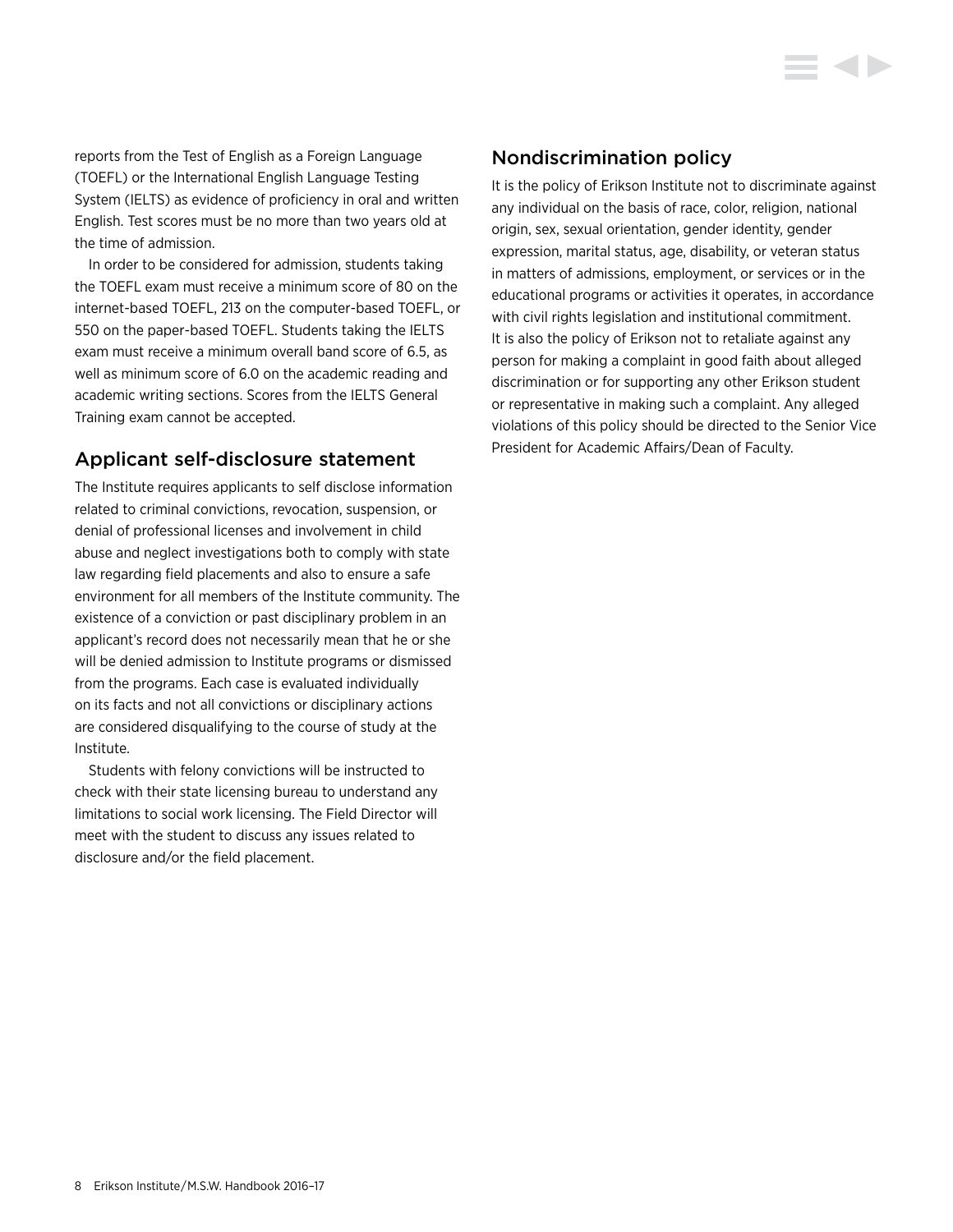reports from the Test of English as a Foreign Language (TOEFL) or the International English Language Testing System (IELTS) as evidence of proficiency in oral and written English. Test scores must be no more than two years old at the time of admission.

In order to be considered for admission, students taking the TOEFL exam must receive a minimum score of 80 on the internet-based TOEFL, 213 on the computer-based TOEFL, or 550 on the paper-based TOEFL. Students taking the IELTS exam must receive a minimum overall band score of 6.5, as well as minimum score of 6.0 on the academic reading and academic writing sections. Scores from the IELTS General Training exam cannot be accepted.

## Applicant self-disclosure statement

The Institute requires applicants to self disclose information related to criminal convictions, revocation, suspension, or denial of professional licenses and involvement in child abuse and neglect investigations both to comply with state law regarding field placements and also to ensure a safe environment for all members of the Institute community. The existence of a conviction or past disciplinary problem in an applicant's record does not necessarily mean that he or she will be denied admission to Institute programs or dismissed from the programs. Each case is evaluated individually on its facts and not all convictions or disciplinary actions are considered disqualifying to the course of study at the Institute.

Students with felony convictions will be instructed to check with their state licensing bureau to understand any limitations to social work licensing. The Field Director will meet with the student to discuss any issues related to disclosure and/or the field placement.

## Nondiscrimination policy

It is the policy of Erikson Institute not to discriminate against any individual on the basis of race, color, religion, national origin, sex, sexual orientation, gender identity, gender expression, marital status, age, disability, or veteran status in matters of admissions, employment, or services or in the educational programs or activities it operates, in accordance with civil rights legislation and institutional commitment. It is also the policy of Erikson not to retaliate against any person for making a complaint in good faith about alleged discrimination or for supporting any other Erikson student or representative in making such a complaint. Any alleged violations of this policy should be directed to the Senior Vice President for Academic Affairs/Dean of Faculty.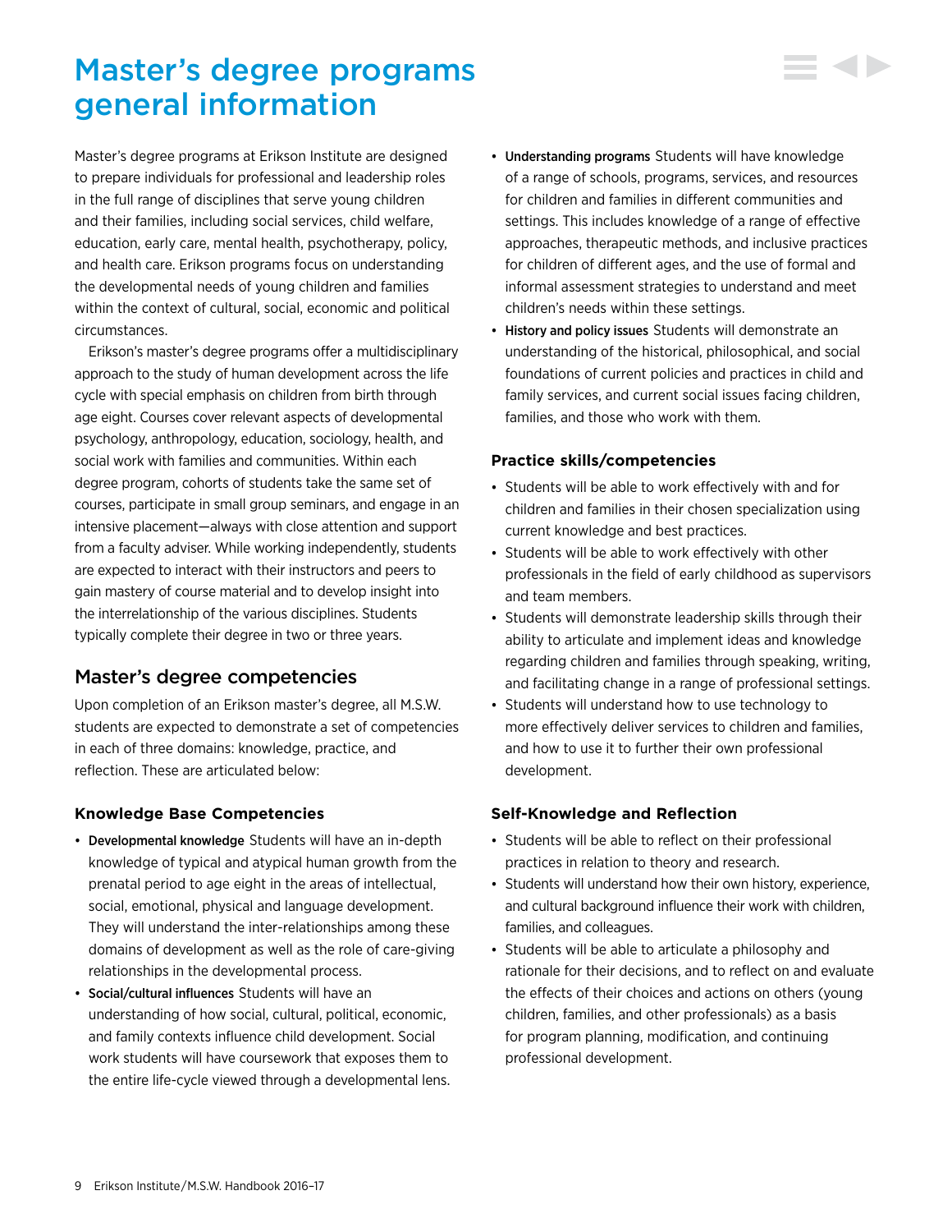# Master's degree programs general information

Master's degree programs at Erikson Institute are designed to prepare individuals for professional and leadership roles in the full range of disciplines that serve young children and their families, including social services, child welfare, education, early care, mental health, psychotherapy, policy, and health care. Erikson programs focus on understanding the developmental needs of young children and families within the context of cultural, social, economic and political circumstances.

Erikson's master's degree programs offer a multidisciplinary approach to the study of human development across the life cycle with special emphasis on children from birth through age eight. Courses cover relevant aspects of developmental psychology, anthropology, education, sociology, health, and social work with families and communities. Within each degree program, cohorts of students take the same set of courses, participate in small group seminars, and engage in an intensive placement—always with close attention and support from a faculty adviser. While working independently, students are expected to interact with their instructors and peers to gain mastery of course material and to develop insight into the interrelationship of the various disciplines. Students typically complete their degree in two or three years.

## Master's degree competencies

Upon completion of an Erikson master's degree, all M.S.W. students are expected to demonstrate a set of competencies in each of three domains: knowledge, practice, and reflection. These are articulated below:

### Knowledge Base Competencies

- **Developmental knowledge** Students will have an in-depth knowledge of typical and atypical human growth from the prenatal period to age eight in the areas of intellectual, social, emotional, physical and language development. They will understand the inter-relationships among these domains of development as well as the role of care-giving relationships in the developmental process.
- **Social/cultural influences** Students will have an understanding of how social, cultural, political, economic, and family contexts influence child development. Social work students will have coursework that exposes them to the entire life-cycle viewed through a developmental lens.
- **Understanding programs** Students will have knowledge of a range of schools, programs, services, and resources for children and families in different communities and settings. This includes knowledge of a range of effective approaches, therapeutic methods, and inclusive practices for children of different ages, and the use of formal and informal assessment strategies to understand and meet children's needs within these settings.
- **History and policy issues** Students will demonstrate an understanding of the historical, philosophical, and social foundations of current policies and practices in child and family services, and current social issues facing children, families, and those who work with them.

### Practice skills/competencies

- Students will be able to work effectively with and for children and families in their chosen specialization using current knowledge and best practices.
- Students will be able to work effectively with other professionals in the field of early childhood as supervisors and team members.
- Students will demonstrate leadership skills through their ability to articulate and implement ideas and knowledge regarding children and families through speaking, writing, and facilitating change in a range of professional settings.
- Students will understand how to use technology to more effectively deliver services to children and families, and how to use it to further their own professional development.

### Self-Knowledge and Reflection

- Students will be able to reflect on their professional practices in relation to theory and research.
- Students will understand how their own history, experience, and cultural background influence their work with children, families, and colleagues.
- Students will be able to articulate a philosophy and rationale for their decisions, and to reflect on and evaluate the effects of their choices and actions on others (young children, families, and other professionals) as a basis for program planning, modification, and continuing professional development.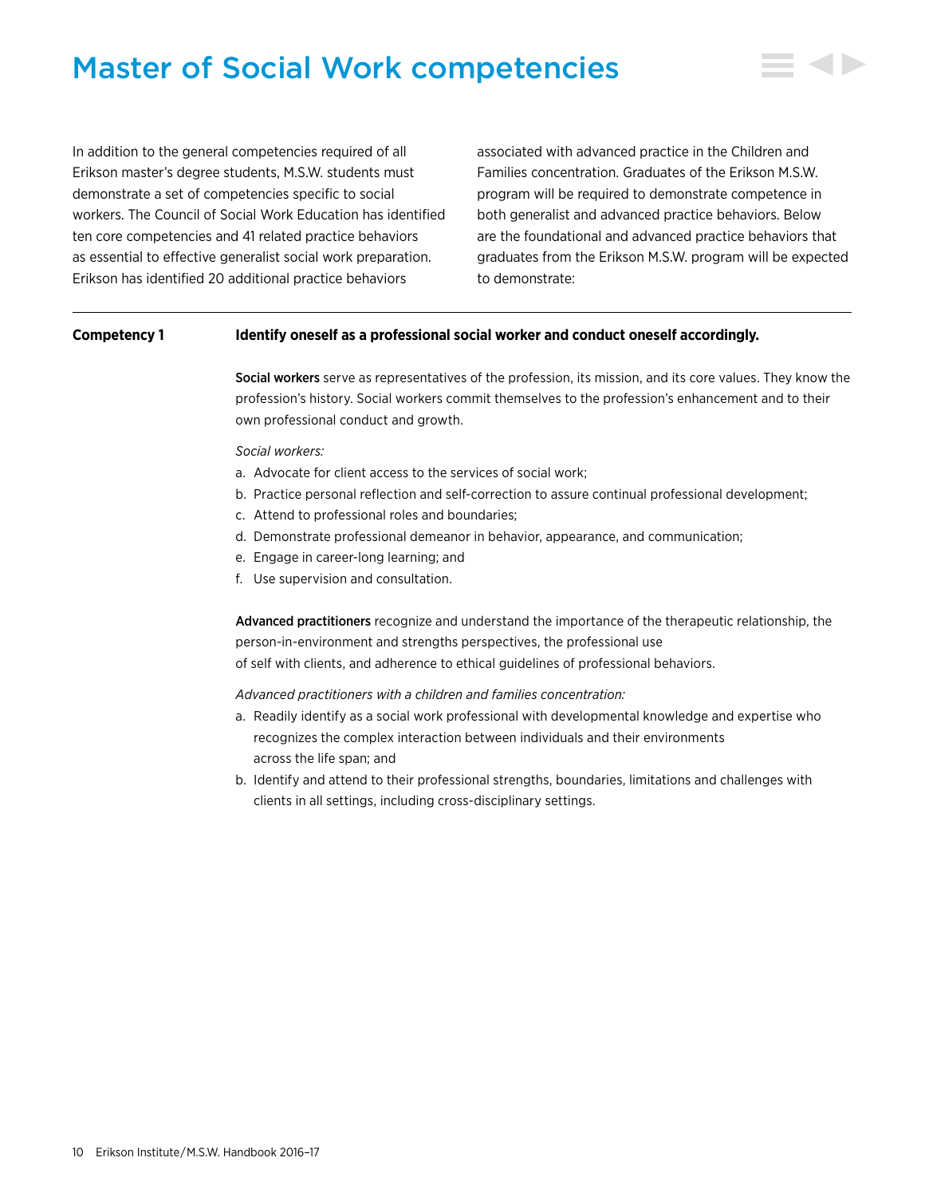# Master of Social Work competencies

In addition to the general competencies required of all Erikson master's degree students, M.S.W. students must demonstrate a set of competencies specific to social workers. The Council of Social Work Education has identified ten core competencies and 41 related practice behaviors as essential to effective generalist social work preparation. Erikson has identified 20 additional practice behaviors associated with advanced practice in the Children and Families concentration. Graduates of the Erikson M.S.W. program will be required to demonstrate competence in both generalist and advanced practice behaviors. Below are the foundational and advanced practice behaviors that graduates from the Erikson M.S.W. program will be expected to demonstrate:

---

**Competency 1** **Identify oneself as a professional social worker and conduct oneself accordingly.**

**Social workers** serve as representatives of the profession, its mission, and its core values. They know the profession's history. Social workers commit themselves to the profession's enhancement and to their own professional conduct and growth.

*Social workers:*

a. Advocate for client access to the services of social work;
b. Practice personal reflection and self-correction to assure continual professional development;
c. Attend to professional roles and boundaries;
d. Demonstrate professional demeanor in behavior, appearance, and communication;
e. Engage in career-long learning; and
f. Use supervision and consultation.

**Advanced practitioners** recognize and understand the importance of the therapeutic relationship, the person-in-environment and strengths perspectives, the professional use of self with clients, and adherence to ethical guidelines of professional behaviors.

*Advanced practitioners with a children and families concentration:*

a. Readily identify as a social work professional with developmental knowledge and expertise who recognizes the complex interaction between individuals and their environments across the life span; and
b. Identify and attend to their professional strengths, boundaries, limitations and challenges with clients in all settings, including cross-disciplinary settings.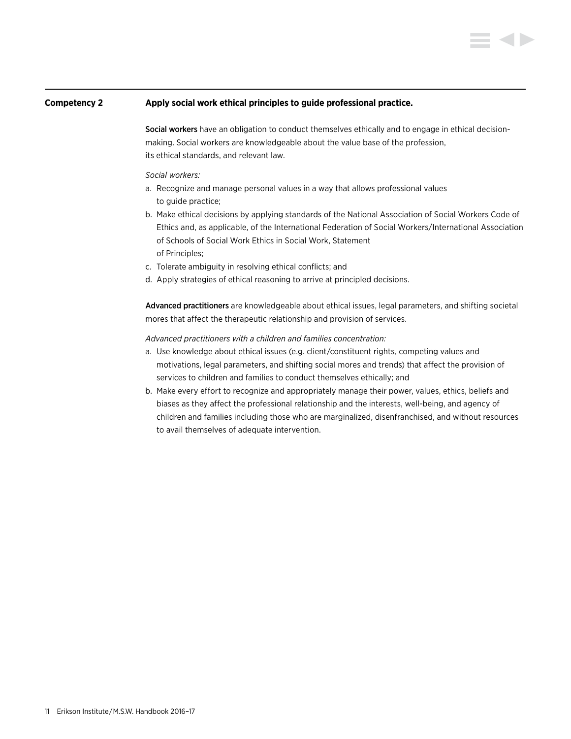## Competency 2 — Apply social work ethical principles to guide professional practice.

**Social workers** have an obligation to conduct themselves ethically and to engage in ethical decision-making. Social workers are knowledgeable about the value base of the profession, its ethical standards, and relevant law.

*Social workers:*

a. Recognize and manage personal values in a way that allows professional values to guide practice;
b. Make ethical decisions by applying standards of the National Association of Social Workers Code of Ethics and, as applicable, of the International Federation of Social Workers/International Association of Schools of Social Work Ethics in Social Work, Statement of Principles;
c. Tolerate ambiguity in resolving ethical conflicts; and
d. Apply strategies of ethical reasoning to arrive at principled decisions.

**Advanced practitioners** are knowledgeable about ethical issues, legal parameters, and shifting societal mores that affect the therapeutic relationship and provision of services.

*Advanced practitioners with a children and families concentration:*

a. Use knowledge about ethical issues (e.g. client/constituent rights, competing values and motivations, legal parameters, and shifting social mores and trends) that affect the provision of services to children and families to conduct themselves ethically; and
b. Make every effort to recognize and appropriately manage their power, values, ethics, beliefs and biases as they affect the professional relationship and the interests, well-being, and agency of children and families including those who are marginalized, disenfranchised, and without resources to avail themselves of adequate intervention.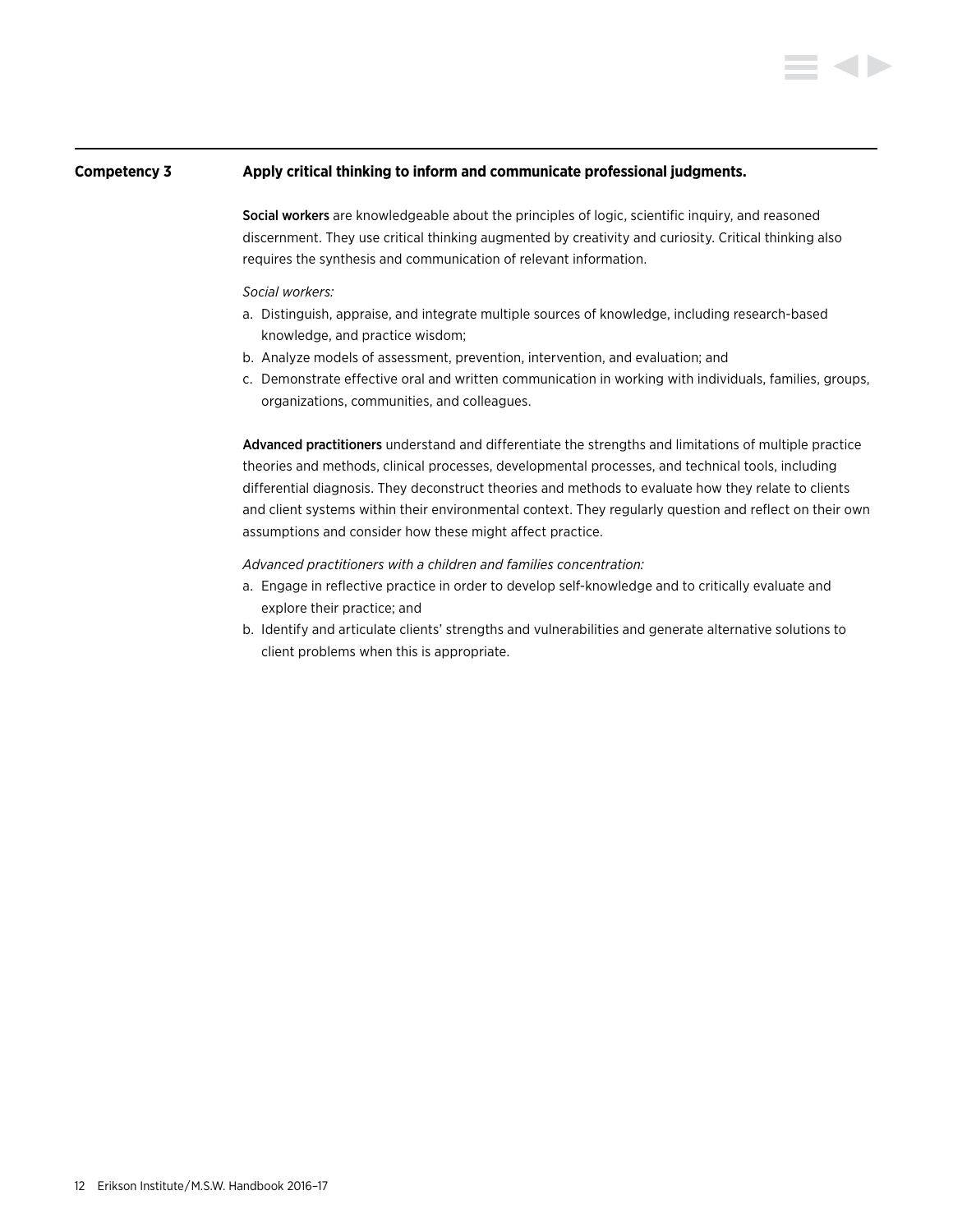## Competency 3 — Apply critical thinking to inform and communicate professional judgments.

**Social workers** are knowledgeable about the principles of logic, scientific inquiry, and reasoned discernment. They use critical thinking augmented by creativity and curiosity. Critical thinking also requires the synthesis and communication of relevant information.

*Social workers:*

a. Distinguish, appraise, and integrate multiple sources of knowledge, including research-based knowledge, and practice wisdom;
b. Analyze models of assessment, prevention, intervention, and evaluation; and
c. Demonstrate effective oral and written communication in working with individuals, families, groups, organizations, communities, and colleagues.

**Advanced practitioners** understand and differentiate the strengths and limitations of multiple practice theories and methods, clinical processes, developmental processes, and technical tools, including differential diagnosis. They deconstruct theories and methods to evaluate how they relate to clients and client systems within their environmental context. They regularly question and reflect on their own assumptions and consider how these might affect practice.

*Advanced practitioners with a children and families concentration:*

a. Engage in reflective practice in order to develop self-knowledge and to critically evaluate and explore their practice; and
b. Identify and articulate clients' strengths and vulnerabilities and generate alternative solutions to client problems when this is appropriate.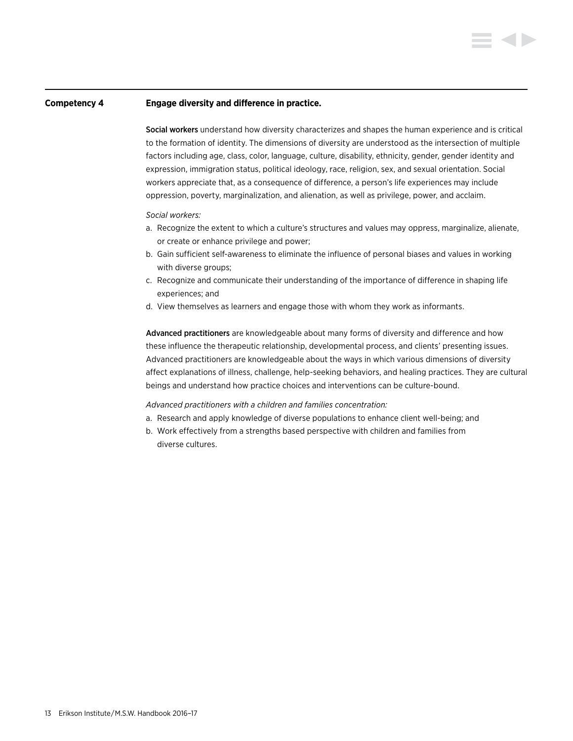## Competency 4 — Engage diversity and difference in practice.

**Social workers** understand how diversity characterizes and shapes the human experience and is critical to the formation of identity. The dimensions of diversity are understood as the intersection of multiple factors including age, class, color, language, culture, disability, ethnicity, gender, gender identity and expression, immigration status, political ideology, race, religion, sex, and sexual orientation. Social workers appreciate that, as a consequence of difference, a person's life experiences may include oppression, poverty, marginalization, and alienation, as well as privilege, power, and acclaim.

*Social workers:*

a. Recognize the extent to which a culture's structures and values may oppress, marginalize, alienate, or create or enhance privilege and power;
b. Gain sufficient self-awareness to eliminate the influence of personal biases and values in working with diverse groups;
c. Recognize and communicate their understanding of the importance of difference in shaping life experiences; and
d. View themselves as learners and engage those with whom they work as informants.

**Advanced practitioners** are knowledgeable about many forms of diversity and difference and how these influence the therapeutic relationship, developmental process, and clients' presenting issues. Advanced practitioners are knowledgeable about the ways in which various dimensions of diversity affect explanations of illness, challenge, help-seeking behaviors, and healing practices. They are cultural beings and understand how practice choices and interventions can be culture-bound.

*Advanced practitioners with a children and families concentration:*

a. Research and apply knowledge of diverse populations to enhance client well-being; and
b. Work effectively from a strengths based perspective with children and families from diverse cultures.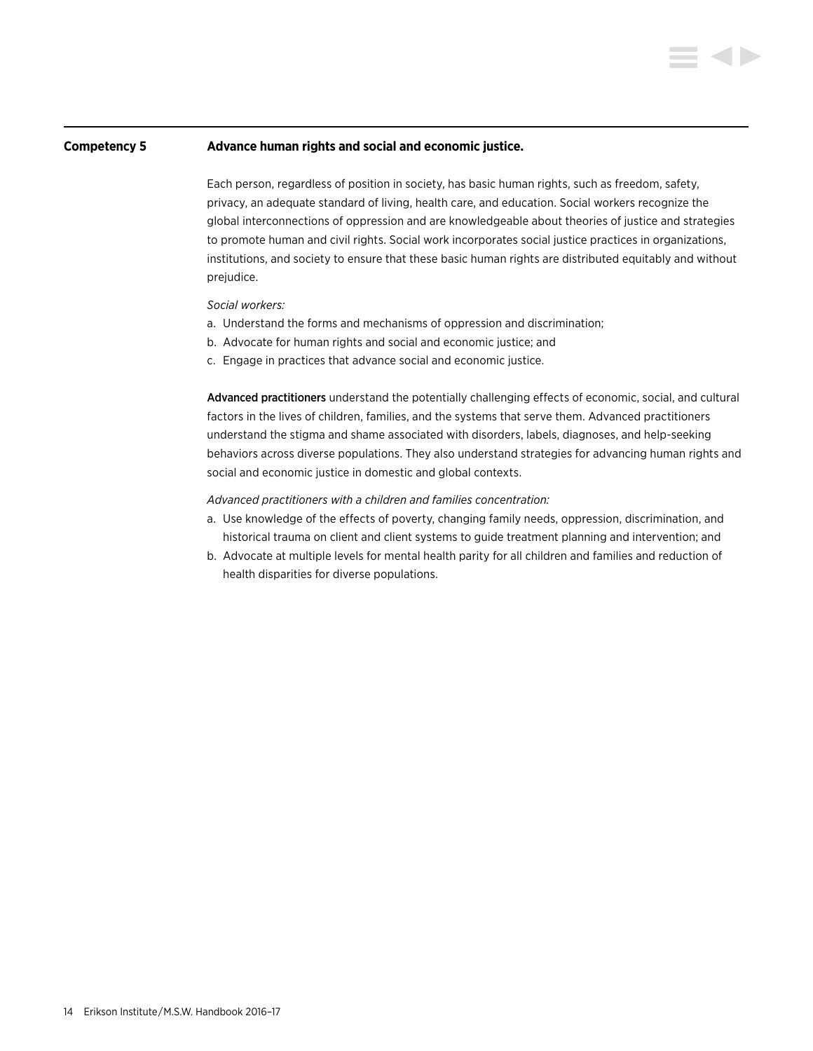## Competency 5 — Advance human rights and social and economic justice.

Each person, regardless of position in society, has basic human rights, such as freedom, safety, privacy, an adequate standard of living, health care, and education. Social workers recognize the global interconnections of oppression and are knowledgeable about theories of justice and strategies to promote human and civil rights. Social work incorporates social justice practices in organizations, institutions, and society to ensure that these basic human rights are distributed equitably and without prejudice.

*Social workers:*

a. Understand the forms and mechanisms of oppression and discrimination;
b. Advocate for human rights and social and economic justice; and
c. Engage in practices that advance social and economic justice.

**Advanced practitioners** understand the potentially challenging effects of economic, social, and cultural factors in the lives of children, families, and the systems that serve them. Advanced practitioners understand the stigma and shame associated with disorders, labels, diagnoses, and help-seeking behaviors across diverse populations. They also understand strategies for advancing human rights and social and economic justice in domestic and global contexts.

*Advanced practitioners with a children and families concentration:*

a. Use knowledge of the effects of poverty, changing family needs, oppression, discrimination, and historical trauma on client and client systems to guide treatment planning and intervention; and
b. Advocate at multiple levels for mental health parity for all children and families and reduction of health disparities for diverse populations.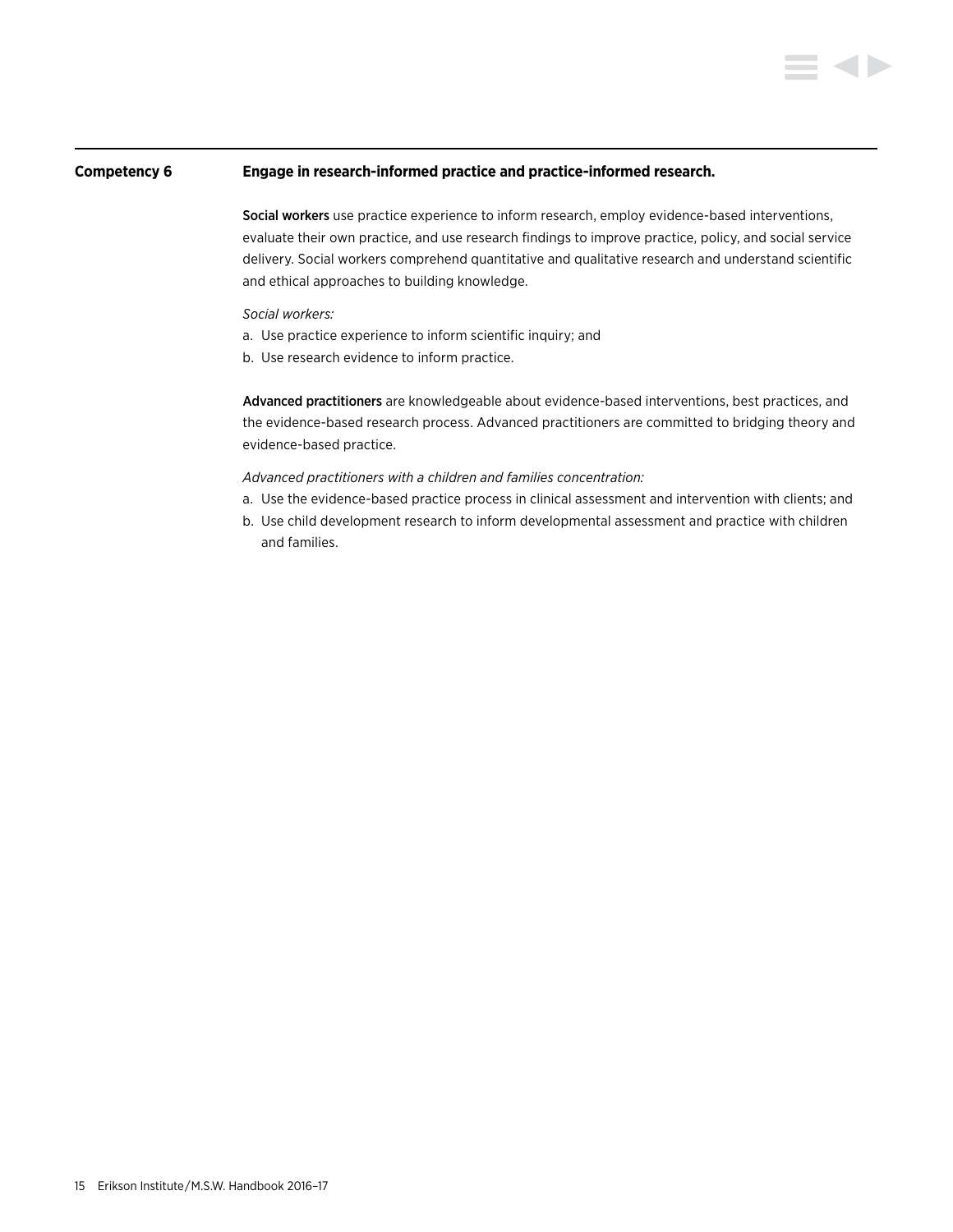**Competency 6** | **Engage in research-informed practice and practice-informed research.**

**Social workers** use practice experience to inform research, employ evidence-based interventions, evaluate their own practice, and use research findings to improve practice, policy, and social service delivery. Social workers comprehend quantitative and qualitative research and understand scientific and ethical approaches to building knowledge.

*Social workers:*

a. Use practice experience to inform scientific inquiry; and
b. Use research evidence to inform practice.

**Advanced practitioners** are knowledgeable about evidence-based interventions, best practices, and the evidence-based research process. Advanced practitioners are committed to bridging theory and evidence-based practice.

*Advanced practitioners with a children and families concentration:*

a. Use the evidence-based practice process in clinical assessment and intervention with clients; and
b. Use child development research to inform developmental assessment and practice with children and families.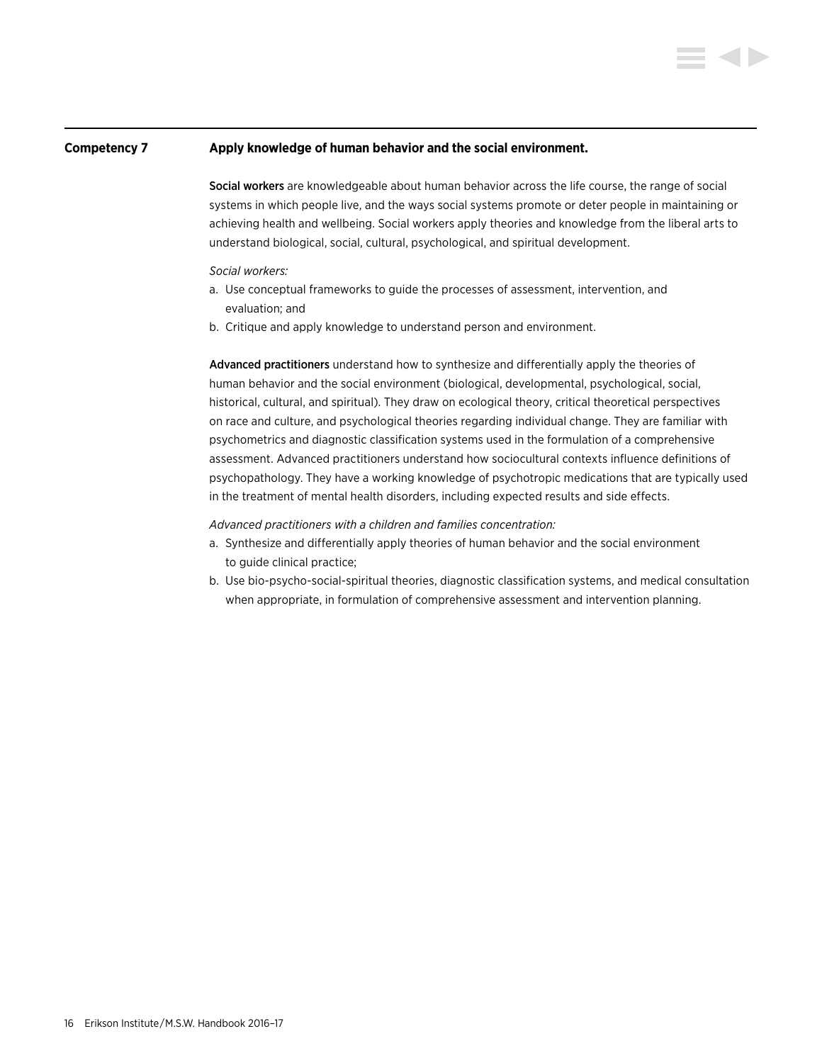## Competency 7 — Apply knowledge of human behavior and the social environment.

**Social workers** are knowledgeable about human behavior across the life course, the range of social systems in which people live, and the ways social systems promote or deter people in maintaining or achieving health and wellbeing. Social workers apply theories and knowledge from the liberal arts to understand biological, social, cultural, psychological, and spiritual development.

*Social workers:*

a. Use conceptual frameworks to guide the processes of assessment, intervention, and evaluation; and
b. Critique and apply knowledge to understand person and environment.

**Advanced practitioners** understand how to synthesize and differentially apply the theories of human behavior and the social environment (biological, developmental, psychological, social, historical, cultural, and spiritual). They draw on ecological theory, critical theoretical perspectives on race and culture, and psychological theories regarding individual change. They are familiar with psychometrics and diagnostic classification systems used in the formulation of a comprehensive assessment. Advanced practitioners understand how sociocultural contexts influence definitions of psychopathology. They have a working knowledge of psychotropic medications that are typically used in the treatment of mental health disorders, including expected results and side effects.

*Advanced practitioners with a children and families concentration:*

a. Synthesize and differentially apply theories of human behavior and the social environment to guide clinical practice;
b. Use bio-psycho-social-spiritual theories, diagnostic classification systems, and medical consultation when appropriate, in formulation of comprehensive assessment and intervention planning.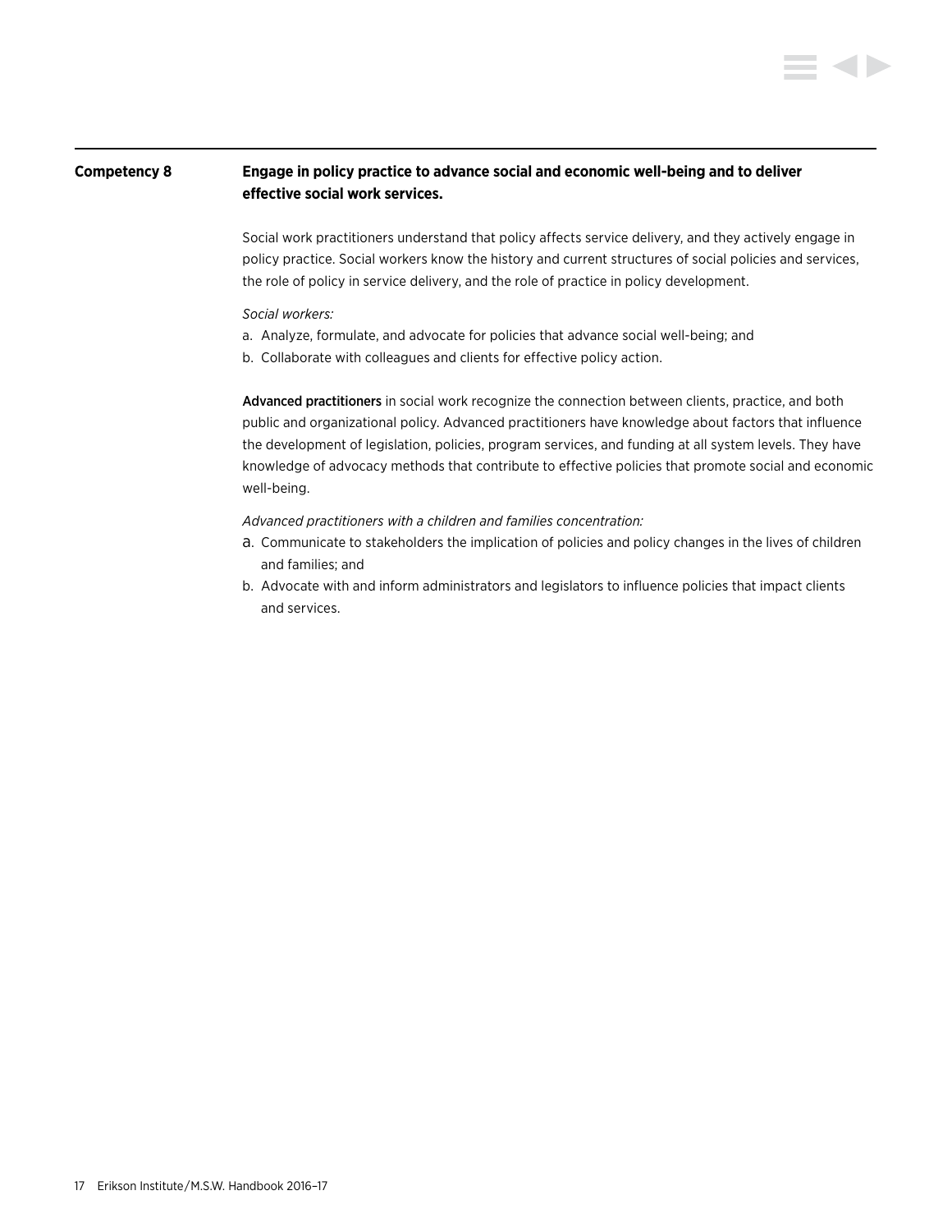## Competency 8

**Engage in policy practice to advance social and economic well-being and to deliver effective social work services.**

Social work practitioners understand that policy affects service delivery, and they actively engage in policy practice. Social workers know the history and current structures of social policies and services, the role of policy in service delivery, and the role of practice in policy development.

*Social workers:*

a. Analyze, formulate, and advocate for policies that advance social well-being; and
b. Collaborate with colleagues and clients for effective policy action.

**Advanced practitioners** in social work recognize the connection between clients, practice, and both public and organizational policy. Advanced practitioners have knowledge about factors that influence the development of legislation, policies, program services, and funding at all system levels. They have knowledge of advocacy methods that contribute to effective policies that promote social and economic well-being.

*Advanced practitioners with a children and families concentration:*

a. Communicate to stakeholders the implication of policies and policy changes in the lives of children and families; and
b. Advocate with and inform administrators and legislators to influence policies that impact clients and services.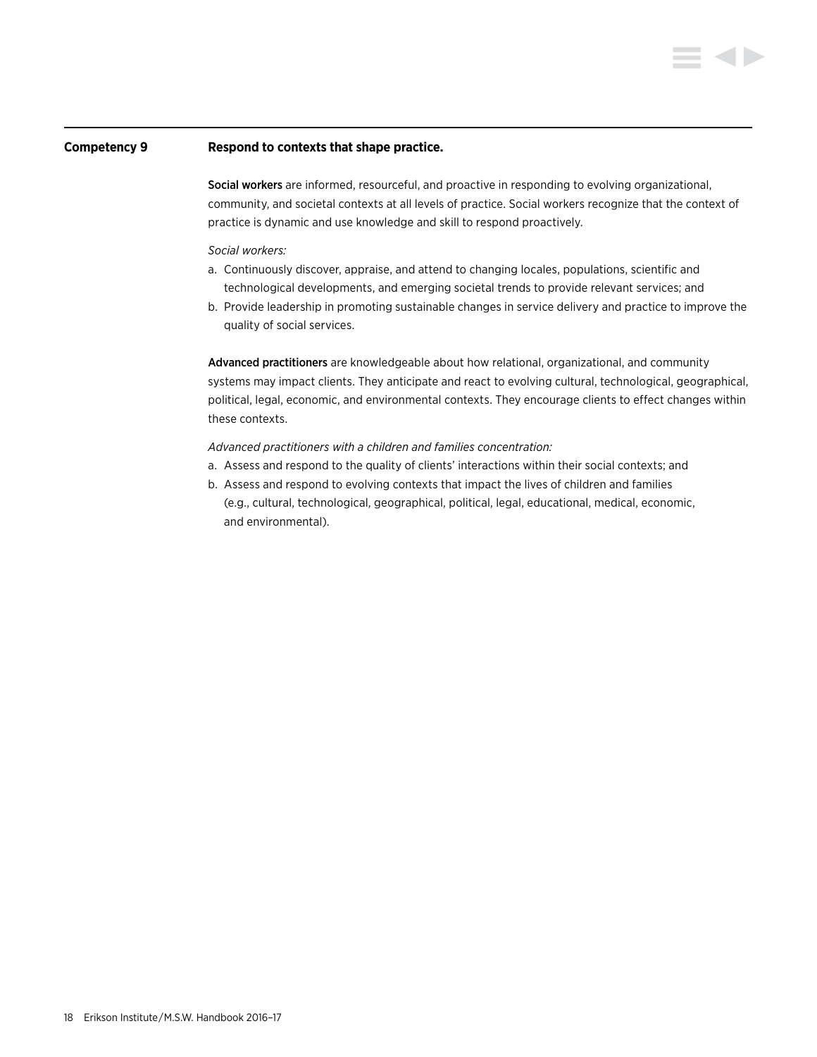## Competency 9 — Respond to contexts that shape practice.

**Social workers** are informed, resourceful, and proactive in responding to evolving organizational, community, and societal contexts at all levels of practice. Social workers recognize that the context of practice is dynamic and use knowledge and skill to respond proactively.

*Social workers:*

a. Continuously discover, appraise, and attend to changing locales, populations, scientific and technological developments, and emerging societal trends to provide relevant services; and
b. Provide leadership in promoting sustainable changes in service delivery and practice to improve the quality of social services.

**Advanced practitioners** are knowledgeable about how relational, organizational, and community systems may impact clients. They anticipate and react to evolving cultural, technological, geographical, political, legal, economic, and environmental contexts. They encourage clients to effect changes within these contexts.

*Advanced practitioners with a children and families concentration:*

a. Assess and respond to the quality of clients' interactions within their social contexts; and
b. Assess and respond to evolving contexts that impact the lives of children and families (e.g., cultural, technological, geographical, political, legal, educational, medical, economic, and environmental).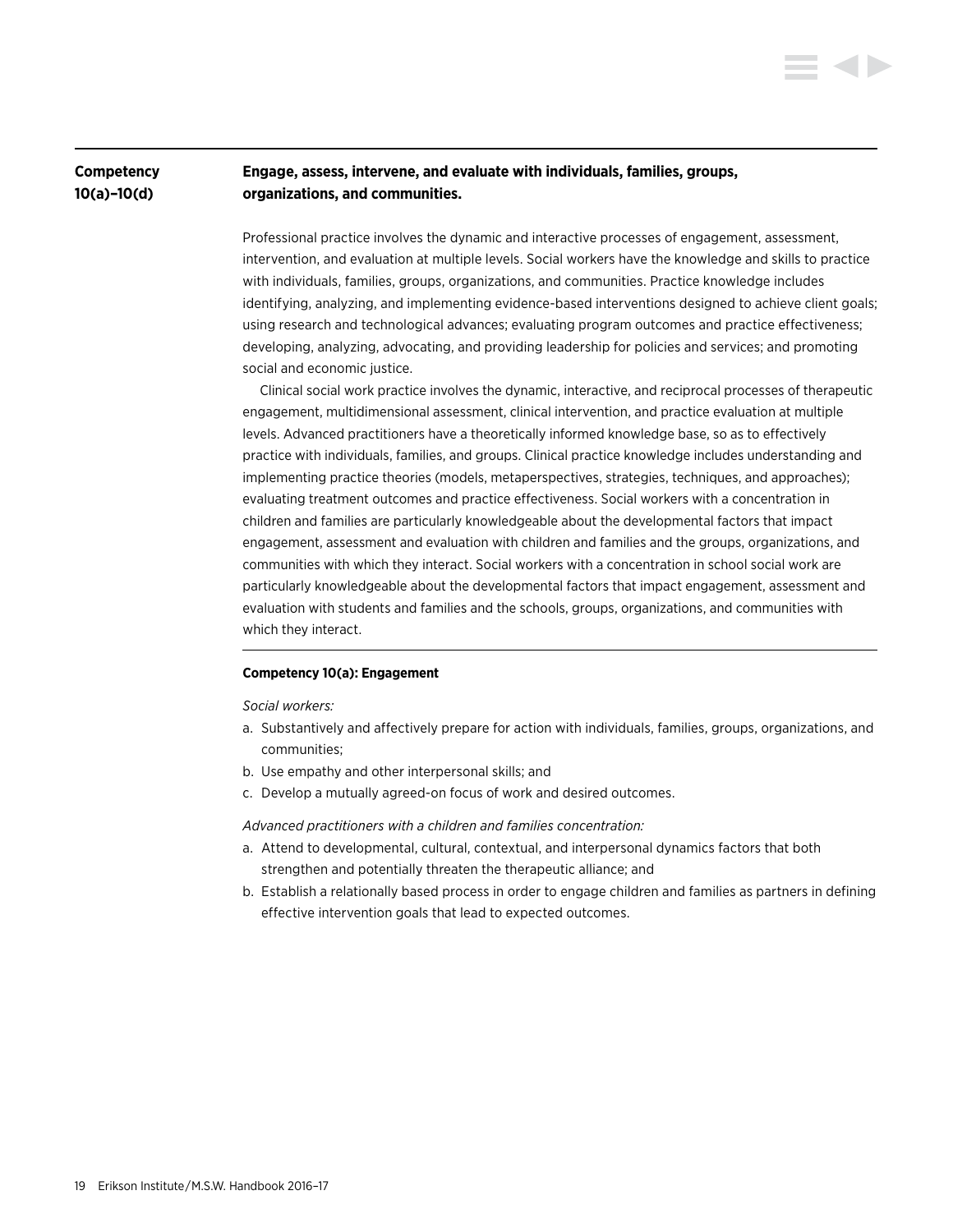## Competency 10(a)–10(d)

**Engage, assess, intervene, and evaluate with individuals, families, groups, organizations, and communities.**

Professional practice involves the dynamic and interactive processes of engagement, assessment, intervention, and evaluation at multiple levels. Social workers have the knowledge and skills to practice with individuals, families, groups, organizations, and communities. Practice knowledge includes identifying, analyzing, and implementing evidence-based interventions designed to achieve client goals; using research and technological advances; evaluating program outcomes and practice effectiveness; developing, analyzing, advocating, and providing leadership for policies and services; and promoting social and economic justice.

Clinical social work practice involves the dynamic, interactive, and reciprocal processes of therapeutic engagement, multidimensional assessment, clinical intervention, and practice evaluation at multiple levels. Advanced practitioners have a theoretically informed knowledge base, so as to effectively practice with individuals, families, and groups. Clinical practice knowledge includes understanding and implementing practice theories (models, metaperspectives, strategies, techniques, and approaches); evaluating treatment outcomes and practice effectiveness. Social workers with a concentration in children and families are particularly knowledgeable about the developmental factors that impact engagement, assessment and evaluation with children and families and the groups, organizations, and communities with which they interact. Social workers with a concentration in school social work are particularly knowledgeable about the developmental factors that impact engagement, assessment and evaluation with students and families and the schools, groups, organizations, and communities with which they interact.

### Competency 10(a): Engagement

*Social workers:*

a. Substantively and affectively prepare for action with individuals, families, groups, organizations, and communities;
b. Use empathy and other interpersonal skills; and
c. Develop a mutually agreed-on focus of work and desired outcomes.

*Advanced practitioners with a children and families concentration:*

a. Attend to developmental, cultural, contextual, and interpersonal dynamics factors that both strengthen and potentially threaten the therapeutic alliance; and
b. Establish a relationally based process in order to engage children and families as partners in defining effective intervention goals that lead to expected outcomes.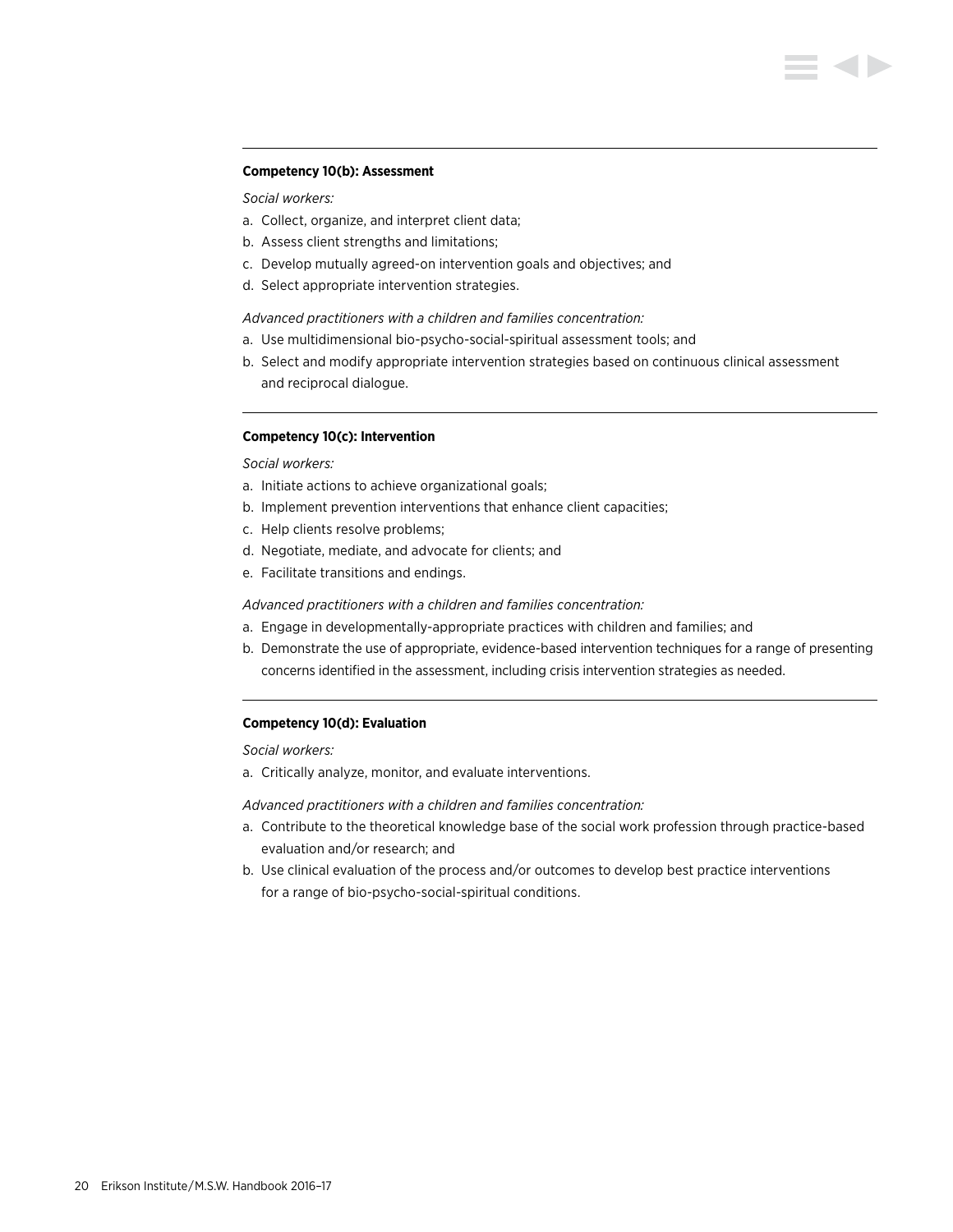**Competency 10(b): Assessment**

*Social workers:*

a. Collect, organize, and interpret client data;
b. Assess client strengths and limitations;
c. Develop mutually agreed-on intervention goals and objectives; and
d. Select appropriate intervention strategies.

*Advanced practitioners with a children and families concentration:*

a. Use multidimensional bio-psycho-social-spiritual assessment tools; and
b. Select and modify appropriate intervention strategies based on continuous clinical assessment and reciprocal dialogue.

---

**Competency 10(c): Intervention**

*Social workers:*

a. Initiate actions to achieve organizational goals;
b. Implement prevention interventions that enhance client capacities;
c. Help clients resolve problems;
d. Negotiate, mediate, and advocate for clients; and
e. Facilitate transitions and endings.

*Advanced practitioners with a children and families concentration:*

a. Engage in developmentally-appropriate practices with children and families; and
b. Demonstrate the use of appropriate, evidence-based intervention techniques for a range of presenting concerns identified in the assessment, including crisis intervention strategies as needed.

---

**Competency 10(d): Evaluation**

*Social workers:*

a. Critically analyze, monitor, and evaluate interventions.

*Advanced practitioners with a children and families concentration:*

a. Contribute to the theoretical knowledge base of the social work profession through practice-based evaluation and/or research; and
b. Use clinical evaluation of the process and/or outcomes to develop best practice interventions for a range of bio-psycho-social-spiritual conditions.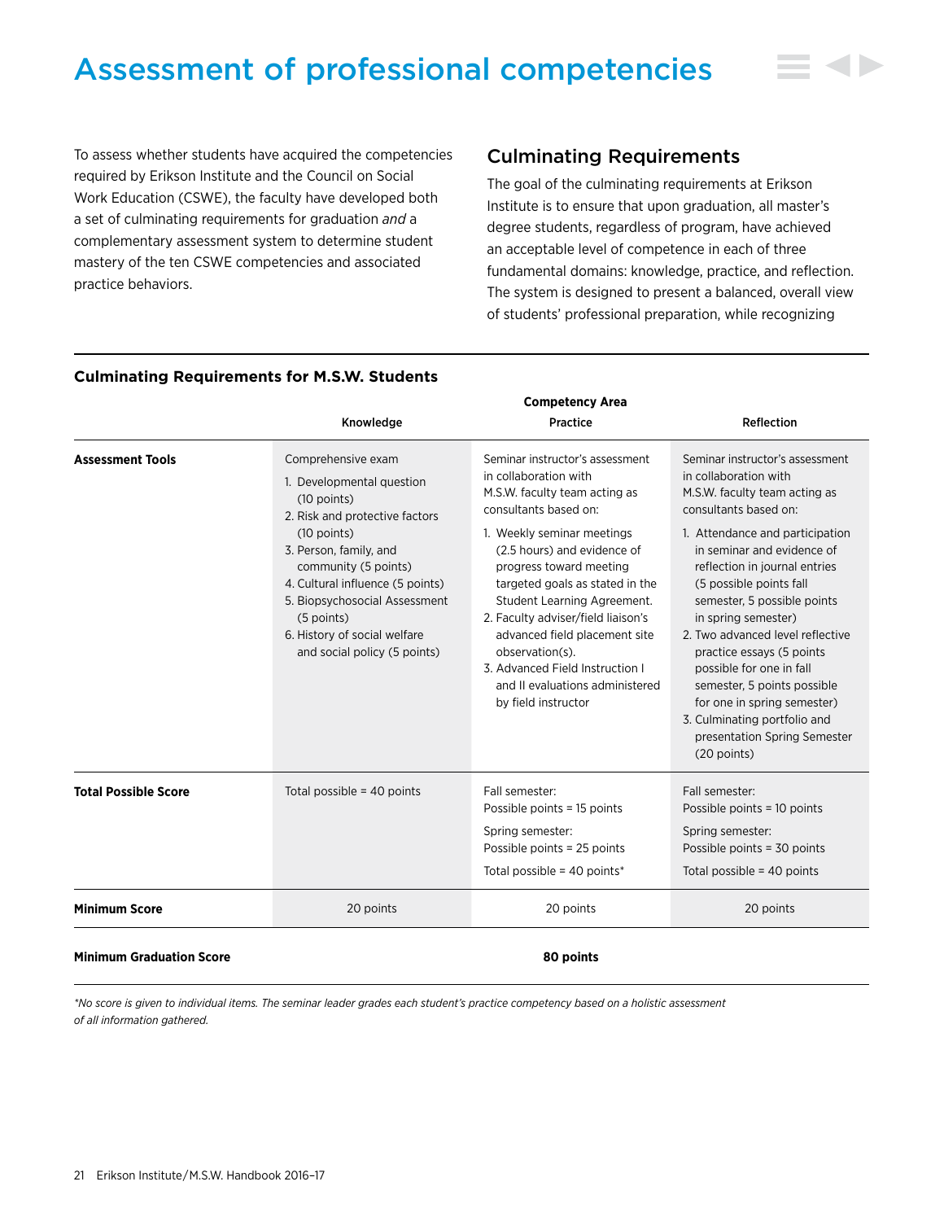# Assessment of professional competencies

To assess whether students have acquired the competencies required by Erikson Institute and the Council on Social Work Education (CSWE), the faculty have developed both a set of culminating requirements for graduation *and* a complementary assessment system to determine student mastery of the ten CSWE competencies and associated practice behaviors.

## Culminating Requirements

The goal of the culminating requirements at Erikson Institute is to ensure that upon graduation, all master's degree students, regardless of program, have achieved an acceptable level of competence in each of three fundamental domains: knowledge, practice, and reflection. The system is designed to present a balanced, overall view of students' professional preparation, while recognizing

### Culminating Requirements for M.S.W. Students

| | Competency Area | | |
|---|---|---|---|
| | **Knowledge** | **Practice** | **Reflection** |
| **Assessment Tools** | Comprehensive exam<br>1. Developmental question (10 points)<br>2. Risk and protective factors (10 points)<br>3. Person, family, and community (5 points)<br>4. Cultural influence (5 points)<br>5. Biopsychosocial Assessment (5 points)<br>6. History of social welfare and social policy (5 points) | Seminar instructor's assessment in collaboration with M.S.W. faculty team acting as consultants based on:<br>1. Weekly seminar meetings (2.5 hours) and evidence of progress toward meeting targeted goals as stated in the Student Learning Agreement.<br>2. Faculty adviser/field liaison's advanced field placement site observation(s).<br>3. Advanced Field Instruction I and II evaluations administered by field instructor | Seminar instructor's assessment in collaboration with M.S.W. faculty team acting as consultants based on:<br>1. Attendance and participation in seminar and evidence of reflection in journal entries (5 possible points fall semester, 5 possible points in spring semester)<br>2. Two advanced level reflective practice essays (5 points possible for one in fall semester, 5 points possible for one in spring semester)<br>3. Culminating portfolio and presentation Spring Semester (20 points) |
| **Total Possible Score** | Total possible = 40 points | Fall semester: Possible points = 15 points<br>Spring semester: Possible points = 25 points<br>Total possible = 40 points* | Fall semester: Possible points = 10 points<br>Spring semester: Possible points = 30 points<br>Total possible = 40 points |
| **Minimum Score** | 20 points | 20 points | 20 points |
| **Minimum Graduation Score** | | **80 points** | |

*\*No score is given to individual items. The seminar leader grades each student's practice competency based on a holistic assessment of all information gathered.*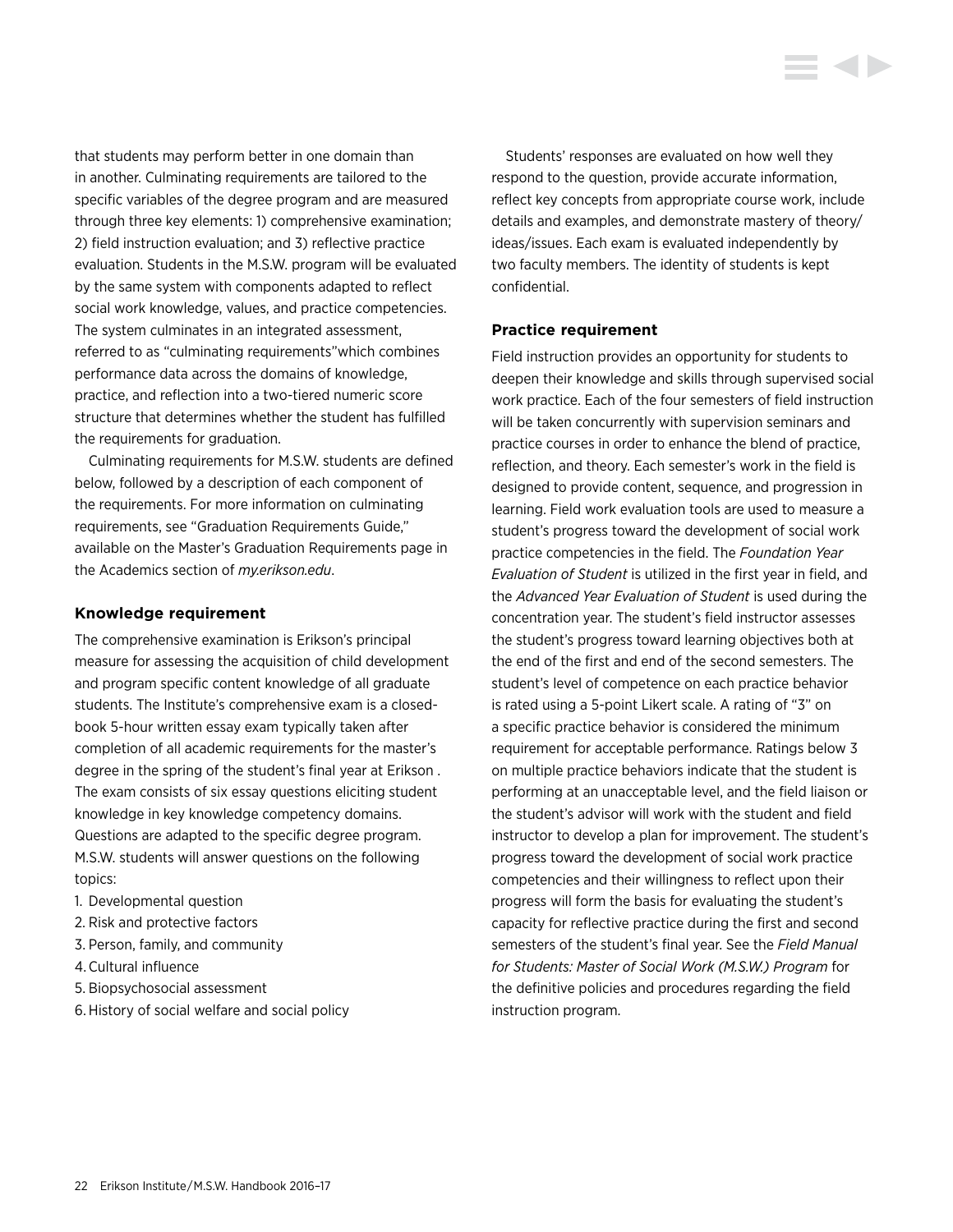that students may perform better in one domain than in another. Culminating requirements are tailored to the specific variables of the degree program and are measured through three key elements: 1) comprehensive examination; 2) field instruction evaluation; and 3) reflective practice evaluation. Students in the M.S.W. program will be evaluated by the same system with components adapted to reflect social work knowledge, values, and practice competencies. The system culminates in an integrated assessment, referred to as "culminating requirements"which combines performance data across the domains of knowledge, practice, and reflection into a two-tiered numeric score structure that determines whether the student has fulfilled the requirements for graduation.

Culminating requirements for M.S.W. students are defined below, followed by a description of each component of the requirements. For more information on culminating requirements, see "Graduation Requirements Guide," available on the Master's Graduation Requirements page in the Academics section of *my.erikson.edu*.

### Knowledge requirement

The comprehensive examination is Erikson's principal measure for assessing the acquisition of child development and program specific content knowledge of all graduate students. The Institute's comprehensive exam is a closed-book 5-hour written essay exam typically taken after completion of all academic requirements for the master's degree in the spring of the student's final year at Erikson . The exam consists of six essay questions eliciting student knowledge in key knowledge competency domains. Questions are adapted to the specific degree program. M.S.W. students will answer questions on the following topics:

1. Developmental question
2. Risk and protective factors
3. Person, family, and community
4. Cultural influence
5. Biopsychosocial assessment
6. History of social welfare and social policy

Students' responses are evaluated on how well they respond to the question, provide accurate information, reflect key concepts from appropriate course work, include details and examples, and demonstrate mastery of theory/ideas/issues. Each exam is evaluated independently by two faculty members. The identity of students is kept confidential.

### Practice requirement

Field instruction provides an opportunity for students to deepen their knowledge and skills through supervised social work practice. Each of the four semesters of field instruction will be taken concurrently with supervision seminars and practice courses in order to enhance the blend of practice, reflection, and theory. Each semester's work in the field is designed to provide content, sequence, and progression in learning. Field work evaluation tools are used to measure a student's progress toward the development of social work practice competencies in the field. The *Foundation Year Evaluation of Student* is utilized in the first year in field, and the *Advanced Year Evaluation of Student* is used during the concentration year. The student's field instructor assesses the student's progress toward learning objectives both at the end of the first and end of the second semesters. The student's level of competence on each practice behavior is rated using a 5-point Likert scale. A rating of "3" on a specific practice behavior is considered the minimum requirement for acceptable performance. Ratings below 3 on multiple practice behaviors indicate that the student is performing at an unacceptable level, and the field liaison or the student's advisor will work with the student and field instructor to develop a plan for improvement. The student's progress toward the development of social work practice competencies and their willingness to reflect upon their progress will form the basis for evaluating the student's capacity for reflective practice during the first and second semesters of the student's final year. See the *Field Manual for Students: Master of Social Work (M.S.W.) Program* for the definitive policies and procedures regarding the field instruction program.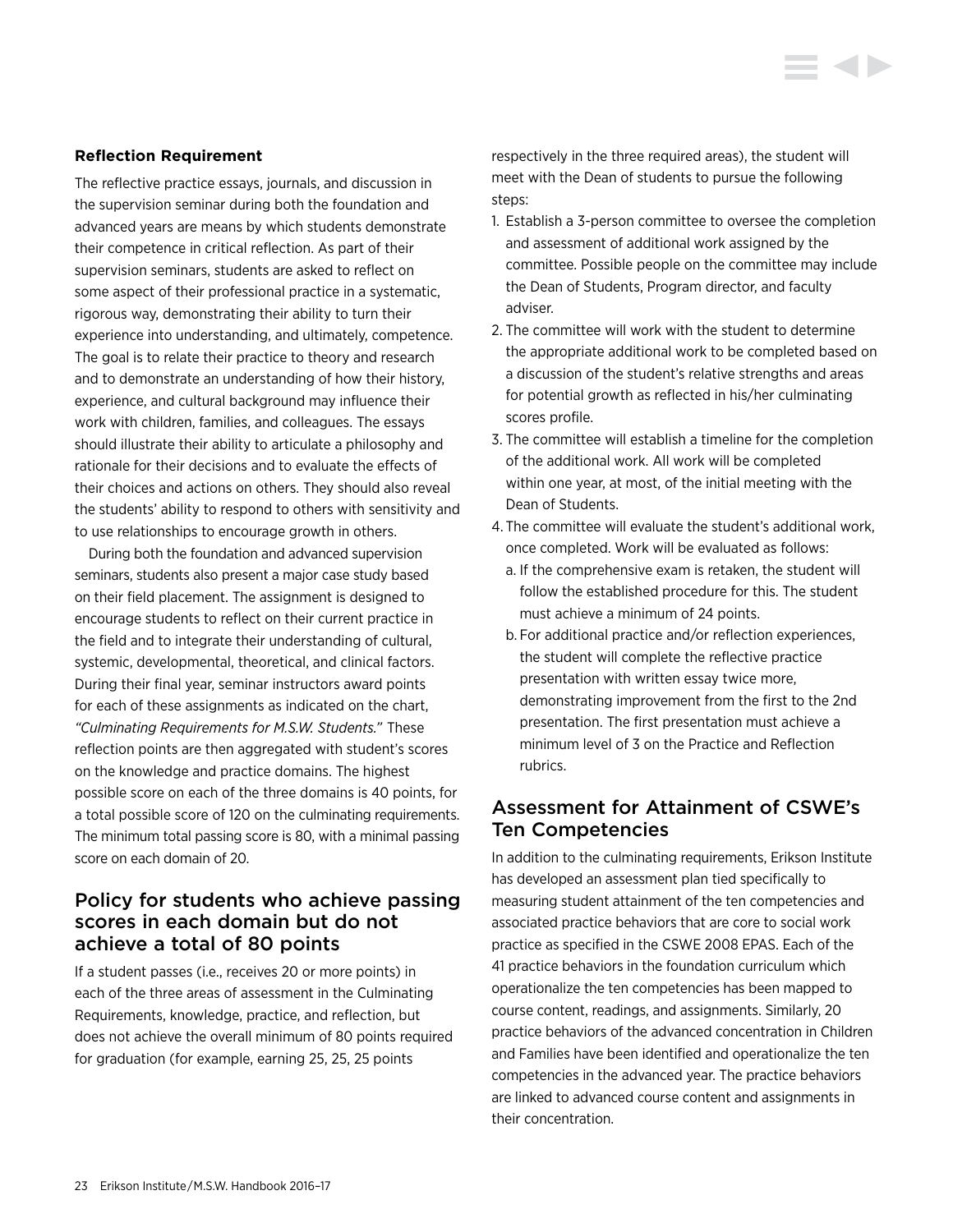### Reflection Requirement

The reflective practice essays, journals, and discussion in the supervision seminar during both the foundation and advanced years are means by which students demonstrate their competence in critical reflection. As part of their supervision seminars, students are asked to reflect on some aspect of their professional practice in a systematic, rigorous way, demonstrating their ability to turn their experience into understanding, and ultimately, competence. The goal is to relate their practice to theory and research and to demonstrate an understanding of how their history, experience, and cultural background may influence their work with children, families, and colleagues. The essays should illustrate their ability to articulate a philosophy and rationale for their decisions and to evaluate the effects of their choices and actions on others. They should also reveal the students' ability to respond to others with sensitivity and to use relationships to encourage growth in others.

During both the foundation and advanced supervision seminars, students also present a major case study based on their field placement. The assignment is designed to encourage students to reflect on their current practice in the field and to integrate their understanding of cultural, systemic, developmental, theoretical, and clinical factors. During their final year, seminar instructors award points for each of these assignments as indicated on the chart, *"Culminating Requirements for M.S.W. Students."* These reflection points are then aggregated with student's scores on the knowledge and practice domains. The highest possible score on each of the three domains is 40 points, for a total possible score of 120 on the culminating requirements. The minimum total passing score is 80, with a minimal passing score on each domain of 20.

## Policy for students who achieve passing scores in each domain but do not achieve a total of 80 points

If a student passes (i.e., receives 20 or more points) in each of the three areas of assessment in the Culminating Requirements, knowledge, practice, and reflection, but does not achieve the overall minimum of 80 points required for graduation (for example, earning 25, 25, 25 points respectively in the three required areas), the student will meet with the Dean of students to pursue the following steps:

1. Establish a 3-person committee to oversee the completion and assessment of additional work assigned by the committee. Possible people on the committee may include the Dean of Students, Program director, and faculty adviser.
2. The committee will work with the student to determine the appropriate additional work to be completed based on a discussion of the student's relative strengths and areas for potential growth as reflected in his/her culminating scores profile.
3. The committee will establish a timeline for the completion of the additional work. All work will be completed within one year, at most, of the initial meeting with the Dean of Students.
4. The committee will evaluate the student's additional work, once completed. Work will be evaluated as follows:
   a. If the comprehensive exam is retaken, the student will follow the established procedure for this. The student must achieve a minimum of 24 points.
   b. For additional practice and/or reflection experiences, the student will complete the reflective practice presentation with written essay twice more, demonstrating improvement from the first to the 2nd presentation. The first presentation must achieve a minimum level of 3 on the Practice and Reflection rubrics.

## Assessment for Attainment of CSWE's Ten Competencies

In addition to the culminating requirements, Erikson Institute has developed an assessment plan tied specifically to measuring student attainment of the ten competencies and associated practice behaviors that are core to social work practice as specified in the CSWE 2008 EPAS. Each of the 41 practice behaviors in the foundation curriculum which operationalize the ten competencies has been mapped to course content, readings, and assignments. Similarly, 20 practice behaviors of the advanced concentration in Children and Families have been identified and operationalize the ten competencies in the advanced year. The practice behaviors are linked to advanced course content and assignments in their concentration.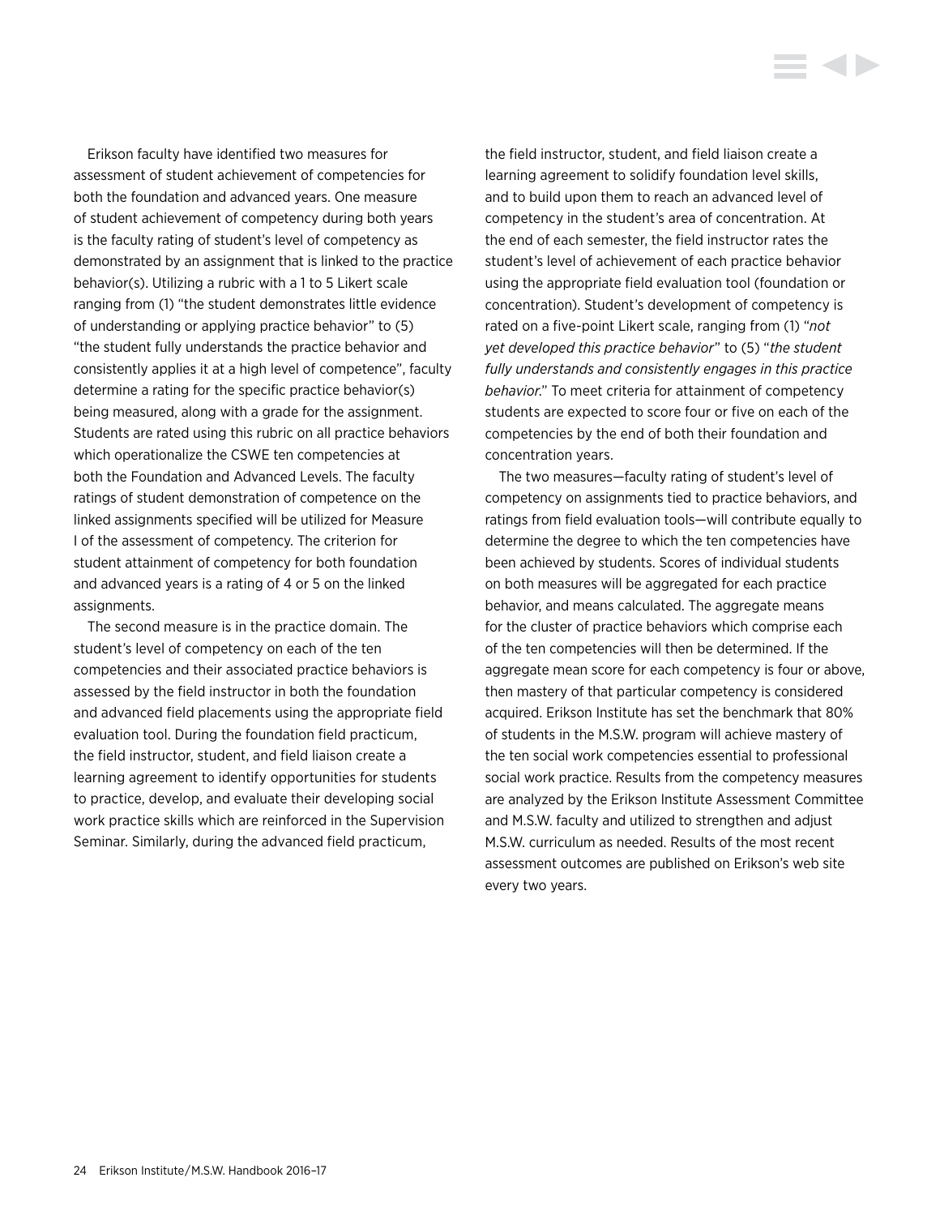Erikson faculty have identified two measures for assessment of student achievement of competencies for both the foundation and advanced years. One measure of student achievement of competency during both years is the faculty rating of student's level of competency as demonstrated by an assignment that is linked to the practice behavior(s). Utilizing a rubric with a 1 to 5 Likert scale ranging from (1) "the student demonstrates little evidence of understanding or applying practice behavior" to (5) "the student fully understands the practice behavior and consistently applies it at a high level of competence", faculty determine a rating for the specific practice behavior(s) being measured, along with a grade for the assignment. Students are rated using this rubric on all practice behaviors which operationalize the CSWE ten competencies at both the Foundation and Advanced Levels. The faculty ratings of student demonstration of competence on the linked assignments specified will be utilized for Measure I of the assessment of competency. The criterion for student attainment of competency for both foundation and advanced years is a rating of 4 or 5 on the linked assignments.

The second measure is in the practice domain. The student's level of competency on each of the ten competencies and their associated practice behaviors is assessed by the field instructor in both the foundation and advanced field placements using the appropriate field evaluation tool. During the foundation field practicum, the field instructor, student, and field liaison create a learning agreement to identify opportunities for students to practice, develop, and evaluate their developing social work practice skills which are reinforced in the Supervision Seminar. Similarly, during the advanced field practicum, the field instructor, student, and field liaison create a learning agreement to solidify foundation level skills, and to build upon them to reach an advanced level of competency in the student's area of concentration. At the end of each semester, the field instructor rates the student's level of achievement of each practice behavior using the appropriate field evaluation tool (foundation or concentration). Student's development of competency is rated on a five-point Likert scale, ranging from (1) "*not yet developed this practice behavior*" to (5) "*the student fully understands and consistently engages in this practice behavior.*" To meet criteria for attainment of competency students are expected to score four or five on each of the competencies by the end of both their foundation and concentration years.

The two measures—faculty rating of student's level of competency on assignments tied to practice behaviors, and ratings from field evaluation tools—will contribute equally to determine the degree to which the ten competencies have been achieved by students. Scores of individual students on both measures will be aggregated for each practice behavior, and means calculated. The aggregate means for the cluster of practice behaviors which comprise each of the ten competencies will then be determined. If the aggregate mean score for each competency is four or above, then mastery of that particular competency is considered acquired. Erikson Institute has set the benchmark that 80% of students in the M.S.W. program will achieve mastery of the ten social work competencies essential to professional social work practice. Results from the competency measures are analyzed by the Erikson Institute Assessment Committee and M.S.W. faculty and utilized to strengthen and adjust M.S.W. curriculum as needed. Results of the most recent assessment outcomes are published on Erikson's web site every two years.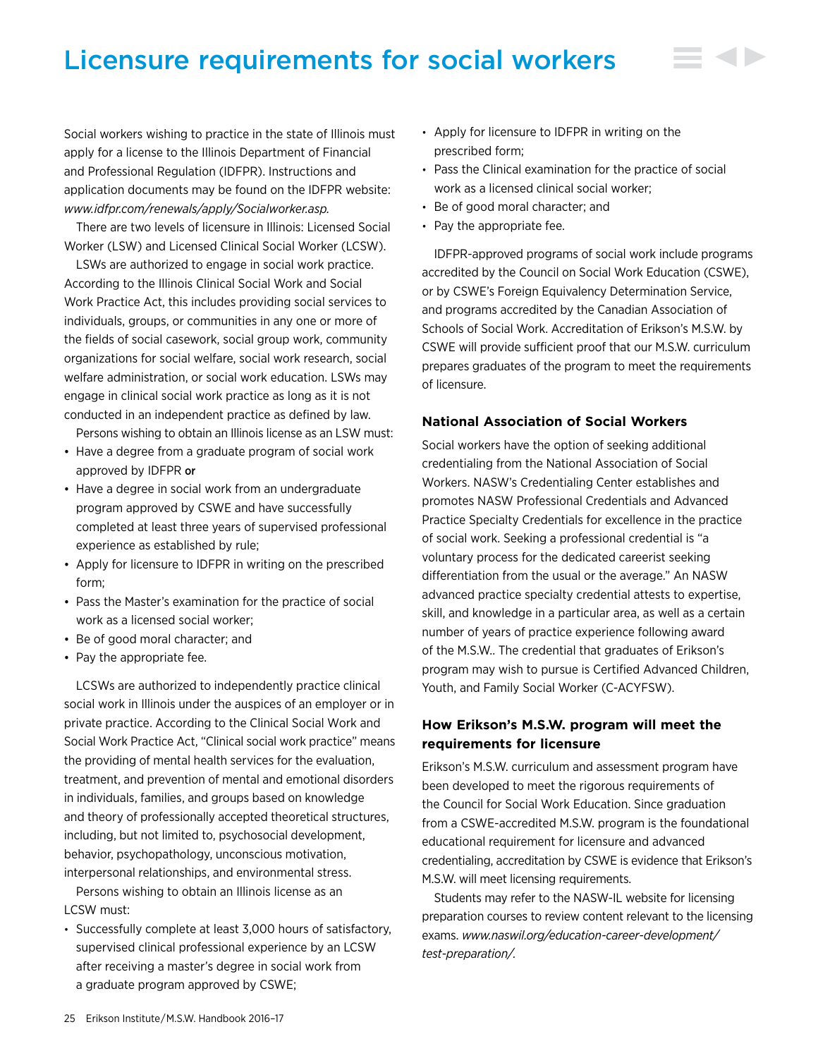# Licensure requirements for social workers

Social workers wishing to practice in the state of Illinois must apply for a license to the Illinois Department of Financial and Professional Regulation (IDFPR). Instructions and application documents may be found on the IDFPR website: *www.idfpr.com/renewals/apply/Socialworker.asp.*

There are two levels of licensure in Illinois: Licensed Social Worker (LSW) and Licensed Clinical Social Worker (LCSW).

LSWs are authorized to engage in social work practice. According to the Illinois Clinical Social Work and Social Work Practice Act, this includes providing social services to individuals, groups, or communities in any one or more of the fields of social casework, social group work, community organizations for social welfare, social work research, social welfare administration, or social work education. LSWs may engage in clinical social work practice as long as it is not conducted in an independent practice as defined by law.

Persons wishing to obtain an Illinois license as an LSW must:

- Have a degree from a graduate program of social work approved by IDFPR **or**
- Have a degree in social work from an undergraduate program approved by CSWE and have successfully completed at least three years of supervised professional experience as established by rule;
- Apply for licensure to IDFPR in writing on the prescribed form;
- Pass the Master's examination for the practice of social work as a licensed social worker;
- Be of good moral character; and
- Pay the appropriate fee.

LCSWs are authorized to independently practice clinical social work in Illinois under the auspices of an employer or in private practice. According to the Clinical Social Work and Social Work Practice Act, "Clinical social work practice" means the providing of mental health services for the evaluation, treatment, and prevention of mental and emotional disorders in individuals, families, and groups based on knowledge and theory of professionally accepted theoretical structures, including, but not limited to, psychosocial development, behavior, psychopathology, unconscious motivation, interpersonal relationships, and environmental stress.

Persons wishing to obtain an Illinois license as an LCSW must:

- Successfully complete at least 3,000 hours of satisfactory, supervised clinical professional experience by an LCSW after receiving a master's degree in social work from a graduate program approved by CSWE;
- Apply for licensure to IDFPR in writing on the prescribed form;
- Pass the Clinical examination for the practice of social work as a licensed clinical social worker;
- Be of good moral character; and
- Pay the appropriate fee.

IDFPR-approved programs of social work include programs accredited by the Council on Social Work Education (CSWE), or by CSWE's Foreign Equivalency Determination Service, and programs accredited by the Canadian Association of Schools of Social Work. Accreditation of Erikson's M.S.W. by CSWE will provide sufficient proof that our M.S.W. curriculum prepares graduates of the program to meet the requirements of licensure.

### National Association of Social Workers

Social workers have the option of seeking additional credentialing from the National Association of Social Workers. NASW's Credentialing Center establishes and promotes NASW Professional Credentials and Advanced Practice Specialty Credentials for excellence in the practice of social work. Seeking a professional credential is "a voluntary process for the dedicated careerist seeking differentiation from the usual or the average." An NASW advanced practice specialty credential attests to expertise, skill, and knowledge in a particular area, as well as a certain number of years of practice experience following award of the M.S.W.. The credential that graduates of Erikson's program may wish to pursue is Certified Advanced Children, Youth, and Family Social Worker (C-ACYFSW).

### How Erikson's M.S.W. program will meet the requirements for licensure

Erikson's M.S.W. curriculum and assessment program have been developed to meet the rigorous requirements of the Council for Social Work Education. Since graduation from a CSWE-accredited M.S.W. program is the foundational educational requirement for licensure and advanced credentialing, accreditation by CSWE is evidence that Erikson's M.S.W. will meet licensing requirements.

Students may refer to the NASW-IL website for licensing preparation courses to review content relevant to the licensing exams. *www.naswil.org/education-career-development/test-preparation/.*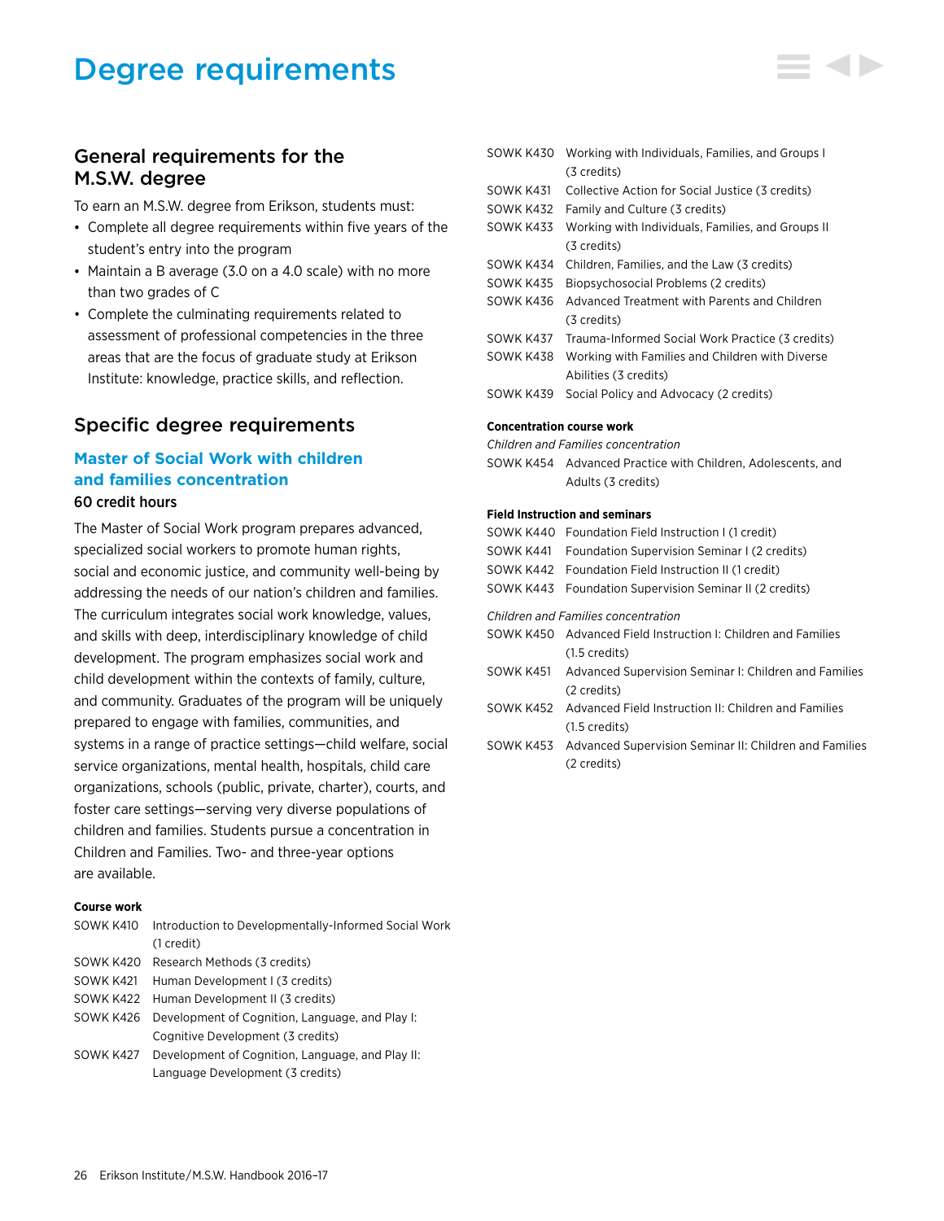# Degree requirements

## General requirements for the M.S.W. degree

To earn an M.S.W. degree from Erikson, students must:

- Complete all degree requirements within five years of the student's entry into the program
- Maintain a B average (3.0 on a 4.0 scale) with no more than two grades of C
- Complete the culminating requirements related to assessment of professional competencies in the three areas that are the focus of graduate study at Erikson Institute: knowledge, practice skills, and reflection.

## Specific degree requirements

### Master of Social Work with children and families concentration

**60 credit hours**

The Master of Social Work program prepares advanced, specialized social workers to promote human rights, social and economic justice, and community well-being by addressing the needs of our nation's children and families. The curriculum integrates social work knowledge, values, and skills with deep, interdisciplinary knowledge of child development. The program emphasizes social work and child development within the contexts of family, culture, and community. Graduates of the program will be uniquely prepared to engage with families, communities, and systems in a range of practice settings—child welfare, social service organizations, mental health, hospitals, child care organizations, schools (public, private, charter), courts, and foster care settings—serving very diverse populations of children and families. Students pursue a concentration in Children and Families. Two- and three-year options are available.

**Course work**

SOWK K410 Introduction to Developmentally-Informed Social Work (1 credit)
SOWK K420 Research Methods (3 credits)
SOWK K421 Human Development I (3 credits)
SOWK K422 Human Development II (3 credits)
SOWK K426 Development of Cognition, Language, and Play I: Cognitive Development (3 credits)
SOWK K427 Development of Cognition, Language, and Play II: Language Development (3 credits)
SOWK K430 Working with Individuals, Families, and Groups I (3 credits)
SOWK K431 Collective Action for Social Justice (3 credits)
SOWK K432 Family and Culture (3 credits)
SOWK K433 Working with Individuals, Families, and Groups II (3 credits)
SOWK K434 Children, Families, and the Law (3 credits)
SOWK K435 Biopsychosocial Problems (2 credits)
SOWK K436 Advanced Treatment with Parents and Children (3 credits)
SOWK K437 Trauma-Informed Social Work Practice (3 credits)
SOWK K438 Working with Families and Children with Diverse Abilities (3 credits)
SOWK K439 Social Policy and Advocacy (2 credits)

**Concentration course work**

*Children and Families concentration*

SOWK K454 Advanced Practice with Children, Adolescents, and Adults (3 credits)

**Field Instruction and seminars**

SOWK K440 Foundation Field Instruction I (1 credit)
SOWK K441 Foundation Supervision Seminar I (2 credits)
SOWK K442 Foundation Field Instruction II (1 credit)
SOWK K443 Foundation Supervision Seminar II (2 credits)

*Children and Families concentration*

SOWK K450 Advanced Field Instruction I: Children and Families (1.5 credits)
SOWK K451 Advanced Supervision Seminar I: Children and Families (2 credits)
SOWK K452 Advanced Field Instruction II: Children and Families (1.5 credits)
SOWK K453 Advanced Supervision Seminar II: Children and Families (2 credits)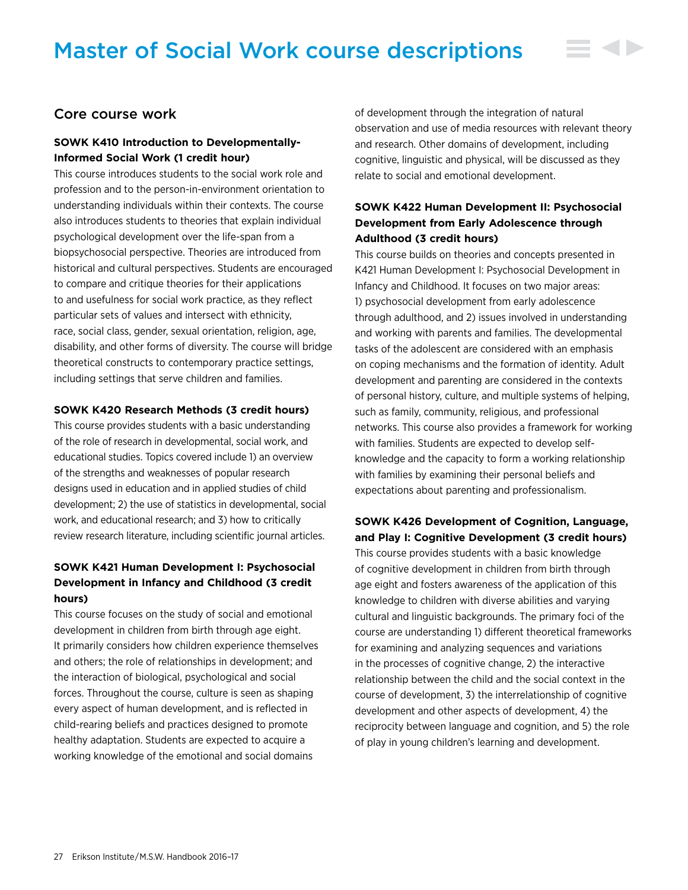# Master of Social Work course descriptions

## Core course work

**SOWK K410 Introduction to Developmentally-Informed Social Work (1 credit hour)**

This course introduces students to the social work role and profession and to the person-in-environment orientation to understanding individuals within their contexts. The course also introduces students to theories that explain individual psychological development over the life-span from a biopsychosocial perspective. Theories are introduced from historical and cultural perspectives. Students are encouraged to compare and critique theories for their applications to and usefulness for social work practice, as they reflect particular sets of values and intersect with ethnicity, race, social class, gender, sexual orientation, religion, age, disability, and other forms of diversity. The course will bridge theoretical constructs to contemporary practice settings, including settings that serve children and families.

**SOWK K420 Research Methods (3 credit hours)**

This course provides students with a basic understanding of the role of research in developmental, social work, and educational studies. Topics covered include 1) an overview of the strengths and weaknesses of popular research designs used in education and in applied studies of child development; 2) the use of statistics in developmental, social work, and educational research; and 3) how to critically review research literature, including scientific journal articles.

**SOWK K421 Human Development I: Psychosocial Development in Infancy and Childhood (3 credit hours)**

This course focuses on the study of social and emotional development in children from birth through age eight. It primarily considers how children experience themselves and others; the role of relationships in development; and the interaction of biological, psychological and social forces. Throughout the course, culture is seen as shaping every aspect of human development, and is reflected in child-rearing beliefs and practices designed to promote healthy adaptation. Students are expected to acquire a working knowledge of the emotional and social domains of development through the integration of natural observation and use of media resources with relevant theory and research. Other domains of development, including cognitive, linguistic and physical, will be discussed as they relate to social and emotional development.

**SOWK K422 Human Development II: Psychosocial Development from Early Adolescence through Adulthood (3 credit hours)**

This course builds on theories and concepts presented in K421 Human Development I: Psychosocial Development in Infancy and Childhood. It focuses on two major areas: 1) psychosocial development from early adolescence through adulthood, and 2) issues involved in understanding and working with parents and families. The developmental tasks of the adolescent are considered with an emphasis on coping mechanisms and the formation of identity. Adult development and parenting are considered in the contexts of personal history, culture, and multiple systems of helping, such as family, community, religious, and professional networks. This course also provides a framework for working with families. Students are expected to develop self-knowledge and the capacity to form a working relationship with families by examining their personal beliefs and expectations about parenting and professionalism.

**SOWK K426 Development of Cognition, Language, and Play I: Cognitive Development (3 credit hours)**

This course provides students with a basic knowledge of cognitive development in children from birth through age eight and fosters awareness of the application of this knowledge to children with diverse abilities and varying cultural and linguistic backgrounds. The primary foci of the course are understanding 1) different theoretical frameworks for examining and analyzing sequences and variations in the processes of cognitive change, 2) the interactive relationship between the child and the social context in the course of development, 3) the interrelationship of cognitive development and other aspects of development, 4) the reciprocity between language and cognition, and 5) the role of play in young children's learning and development.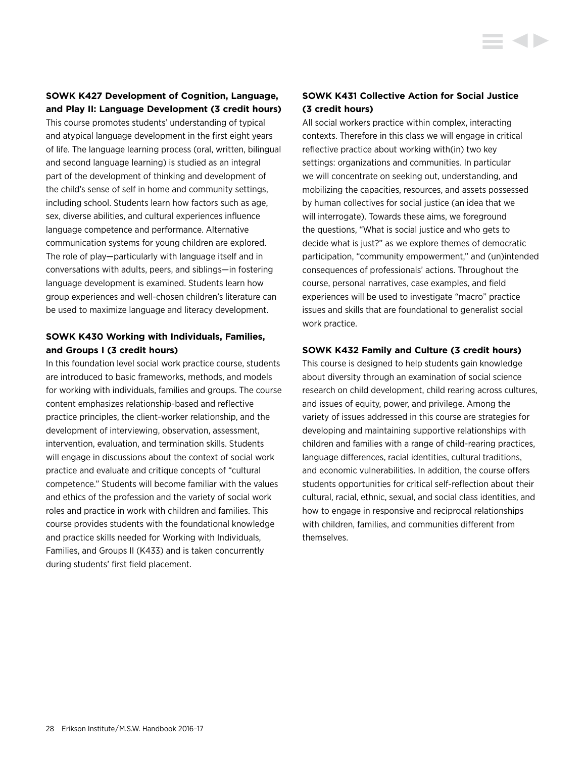**SOWK K427 Development of Cognition, Language, and Play II: Language Development (3 credit hours)**

This course promotes students' understanding of typical and atypical language development in the first eight years of life. The language learning process (oral, written, bilingual and second language learning) is studied as an integral part of the development of thinking and development of the child's sense of self in home and community settings, including school. Students learn how factors such as age, sex, diverse abilities, and cultural experiences influence language competence and performance. Alternative communication systems for young children are explored. The role of play—particularly with language itself and in conversations with adults, peers, and siblings—in fostering language development is examined. Students learn how group experiences and well-chosen children's literature can be used to maximize language and literacy development.

**SOWK K430 Working with Individuals, Families, and Groups I (3 credit hours)**

In this foundation level social work practice course, students are introduced to basic frameworks, methods, and models for working with individuals, families and groups. The course content emphasizes relationship-based and reflective practice principles, the client-worker relationship, and the development of interviewing, observation, assessment, intervention, evaluation, and termination skills. Students will engage in discussions about the context of social work practice and evaluate and critique concepts of "cultural competence." Students will become familiar with the values and ethics of the profession and the variety of social work roles and practice in work with children and families. This course provides students with the foundational knowledge and practice skills needed for Working with Individuals, Families, and Groups II (K433) and is taken concurrently during students' first field placement.

**SOWK K431 Collective Action for Social Justice (3 credit hours)**

All social workers practice within complex, interacting contexts. Therefore in this class we will engage in critical reflective practice about working with(in) two key settings: organizations and communities. In particular we will concentrate on seeking out, understanding, and mobilizing the capacities, resources, and assets possessed by human collectives for social justice (an idea that we will interrogate). Towards these aims, we foreground the questions, "What is social justice and who gets to decide what is just?" as we explore themes of democratic participation, "community empowerment," and (un)intended consequences of professionals' actions. Throughout the course, personal narratives, case examples, and field experiences will be used to investigate "macro" practice issues and skills that are foundational to generalist social work practice.

**SOWK K432 Family and Culture (3 credit hours)**

This course is designed to help students gain knowledge about diversity through an examination of social science research on child development, child rearing across cultures, and issues of equity, power, and privilege. Among the variety of issues addressed in this course are strategies for developing and maintaining supportive relationships with children and families with a range of child-rearing practices, language differences, racial identities, cultural traditions, and economic vulnerabilities. In addition, the course offers students opportunities for critical self-reflection about their cultural, racial, ethnic, sexual, and social class identities, and how to engage in responsive and reciprocal relationships with children, families, and communities different from themselves.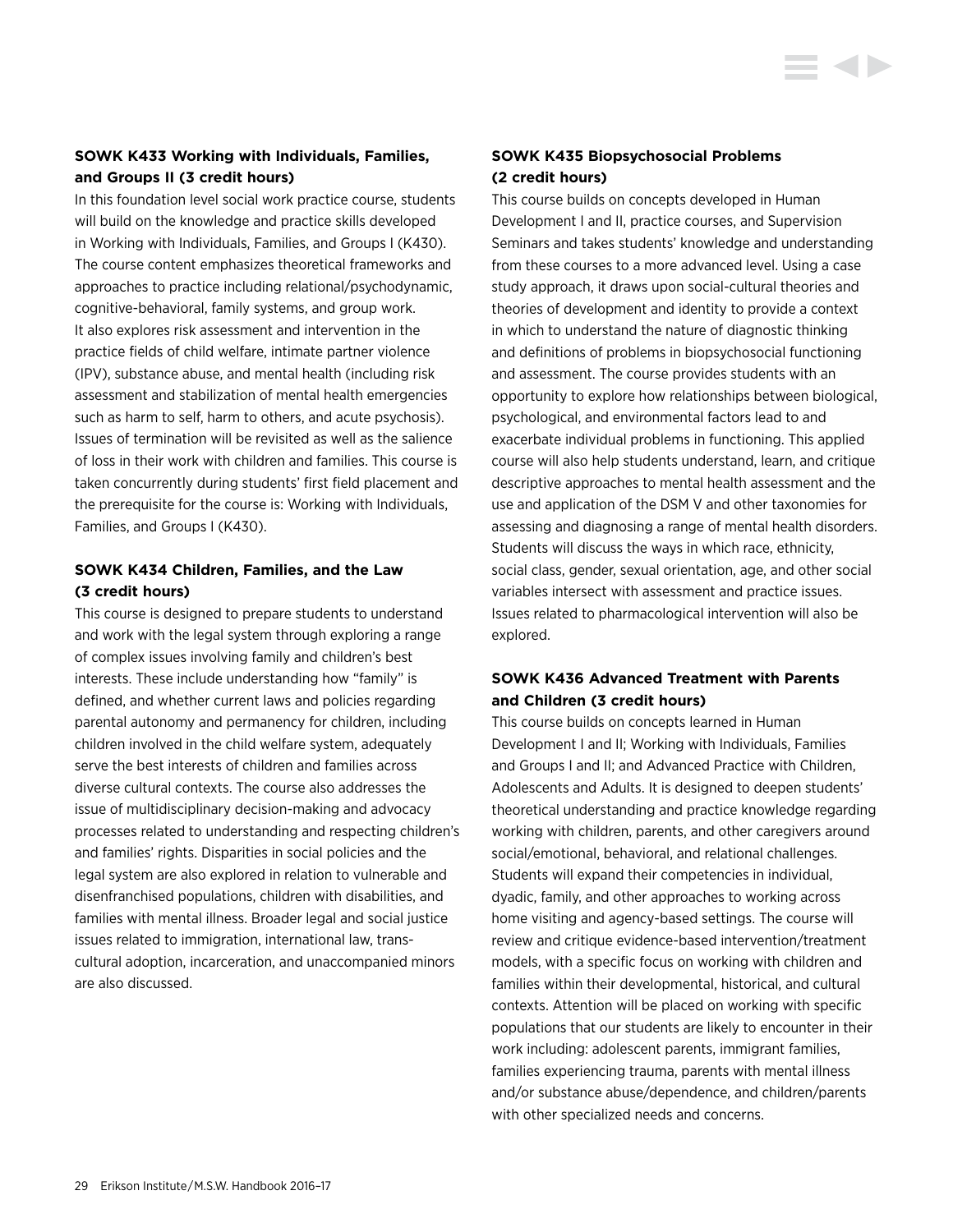### SOWK K433 Working with Individuals, Families, and Groups II (3 credit hours)

In this foundation level social work practice course, students will build on the knowledge and practice skills developed in Working with Individuals, Families, and Groups I (K430). The course content emphasizes theoretical frameworks and approaches to practice including relational/psychodynamic, cognitive-behavioral, family systems, and group work. It also explores risk assessment and intervention in the practice fields of child welfare, intimate partner violence (IPV), substance abuse, and mental health (including risk assessment and stabilization of mental health emergencies such as harm to self, harm to others, and acute psychosis). Issues of termination will be revisited as well as the salience of loss in their work with children and families. This course is taken concurrently during students' first field placement and the prerequisite for the course is: Working with Individuals, Families, and Groups I (K430).

### SOWK K434 Children, Families, and the Law (3 credit hours)

This course is designed to prepare students to understand and work with the legal system through exploring a range of complex issues involving family and children's best interests. These include understanding how "family" is defined, and whether current laws and policies regarding parental autonomy and permanency for children, including children involved in the child welfare system, adequately serve the best interests of children and families across diverse cultural contexts. The course also addresses the issue of multidisciplinary decision-making and advocacy processes related to understanding and respecting children's and families' rights. Disparities in social policies and the legal system are also explored in relation to vulnerable and disenfranchised populations, children with disabilities, and families with mental illness. Broader legal and social justice issues related to immigration, international law, trans-cultural adoption, incarceration, and unaccompanied minors are also discussed.

### SOWK K435 Biopsychosocial Problems (2 credit hours)

This course builds on concepts developed in Human Development I and II, practice courses, and Supervision Seminars and takes students' knowledge and understanding from these courses to a more advanced level. Using a case study approach, it draws upon social-cultural theories and theories of development and identity to provide a context in which to understand the nature of diagnostic thinking and definitions of problems in biopsychosocial functioning and assessment. The course provides students with an opportunity to explore how relationships between biological, psychological, and environmental factors lead to and exacerbate individual problems in functioning. This applied course will also help students understand, learn, and critique descriptive approaches to mental health assessment and the use and application of the DSM V and other taxonomies for assessing and diagnosing a range of mental health disorders. Students will discuss the ways in which race, ethnicity, social class, gender, sexual orientation, age, and other social variables intersect with assessment and practice issues. Issues related to pharmacological intervention will also be explored.

### SOWK K436 Advanced Treatment with Parents and Children (3 credit hours)

This course builds on concepts learned in Human Development I and II; Working with Individuals, Families and Groups I and II; and Advanced Practice with Children, Adolescents and Adults. It is designed to deepen students' theoretical understanding and practice knowledge regarding working with children, parents, and other caregivers around social/emotional, behavioral, and relational challenges. Students will expand their competencies in individual, dyadic, family, and other approaches to working across home visiting and agency-based settings. The course will review and critique evidence-based intervention/treatment models, with a specific focus on working with children and families within their developmental, historical, and cultural contexts. Attention will be placed on working with specific populations that our students are likely to encounter in their work including: adolescent parents, immigrant families, families experiencing trauma, parents with mental illness and/or substance abuse/dependence, and children/parents with other specialized needs and concerns.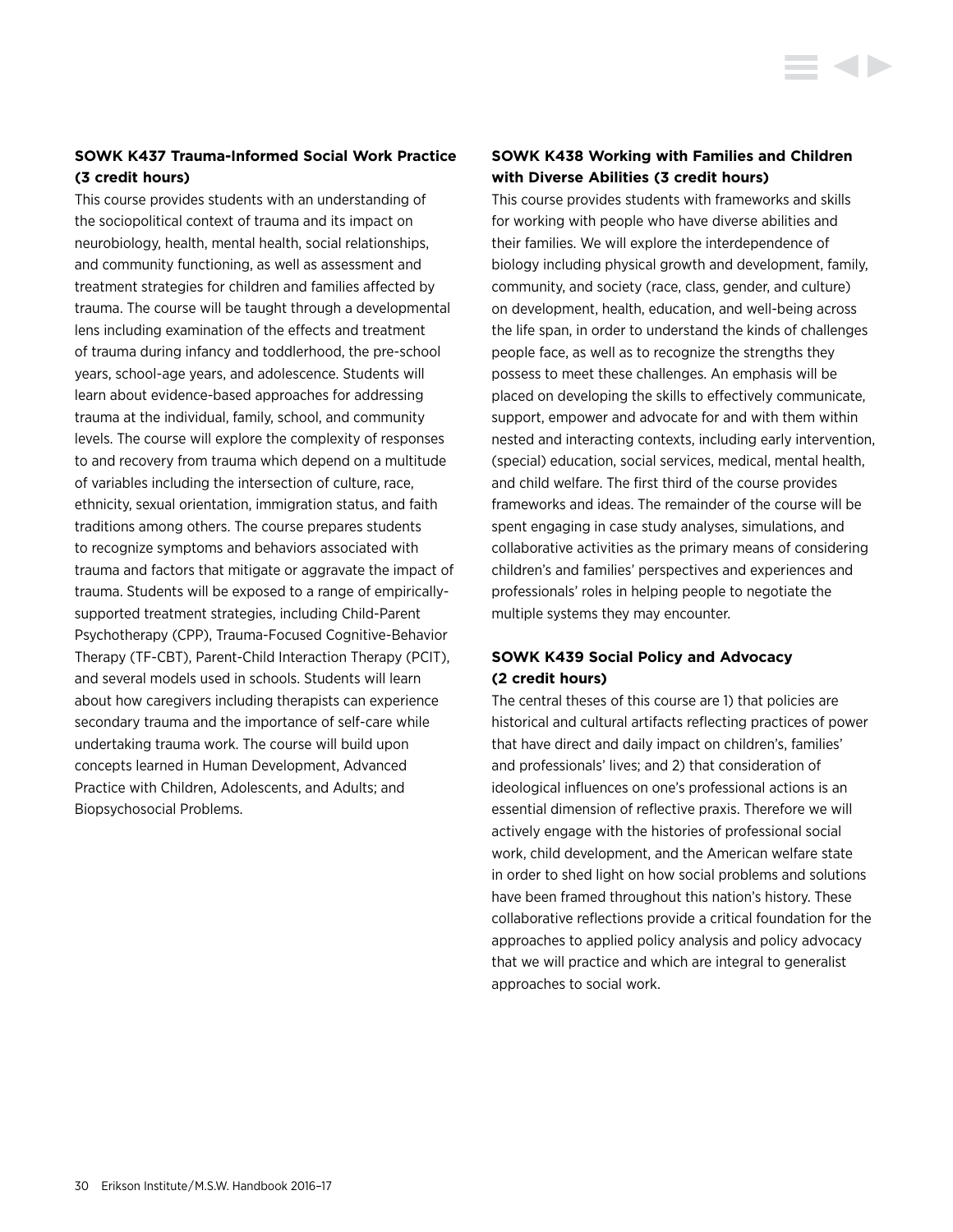### SOWK K437 Trauma-Informed Social Work Practice (3 credit hours)

This course provides students with an understanding of the sociopolitical context of trauma and its impact on neurobiology, health, mental health, social relationships, and community functioning, as well as assessment and treatment strategies for children and families affected by trauma. The course will be taught through a developmental lens including examination of the effects and treatment of trauma during infancy and toddlerhood, the pre-school years, school-age years, and adolescence. Students will learn about evidence-based approaches for addressing trauma at the individual, family, school, and community levels. The course will explore the complexity of responses to and recovery from trauma which depend on a multitude of variables including the intersection of culture, race, ethnicity, sexual orientation, immigration status, and faith traditions among others. The course prepares students to recognize symptoms and behaviors associated with trauma and factors that mitigate or aggravate the impact of trauma. Students will be exposed to a range of empirically-supported treatment strategies, including Child-Parent Psychotherapy (CPP), Trauma-Focused Cognitive-Behavior Therapy (TF-CBT), Parent-Child Interaction Therapy (PCIT), and several models used in schools. Students will learn about how caregivers including therapists can experience secondary trauma and the importance of self-care while undertaking trauma work. The course will build upon concepts learned in Human Development, Advanced Practice with Children, Adolescents, and Adults; and Biopsychosocial Problems.

### SOWK K438 Working with Families and Children with Diverse Abilities (3 credit hours)

This course provides students with frameworks and skills for working with people who have diverse abilities and their families. We will explore the interdependence of biology including physical growth and development, family, community, and society (race, class, gender, and culture) on development, health, education, and well-being across the life span, in order to understand the kinds of challenges people face, as well as to recognize the strengths they possess to meet these challenges. An emphasis will be placed on developing the skills to effectively communicate, support, empower and advocate for and with them within nested and interacting contexts, including early intervention, (special) education, social services, medical, mental health, and child welfare. The first third of the course provides frameworks and ideas. The remainder of the course will be spent engaging in case study analyses, simulations, and collaborative activities as the primary means of considering children's and families' perspectives and experiences and professionals' roles in helping people to negotiate the multiple systems they may encounter.

### SOWK K439 Social Policy and Advocacy (2 credit hours)

The central theses of this course are 1) that policies are historical and cultural artifacts reflecting practices of power that have direct and daily impact on children's, families' and professionals' lives; and 2) that consideration of ideological influences on one's professional actions is an essential dimension of reflective praxis. Therefore we will actively engage with the histories of professional social work, child development, and the American welfare state in order to shed light on how social problems and solutions have been framed throughout this nation's history. These collaborative reflections provide a critical foundation for the approaches to applied policy analysis and policy advocacy that we will practice and which are integral to generalist approaches to social work.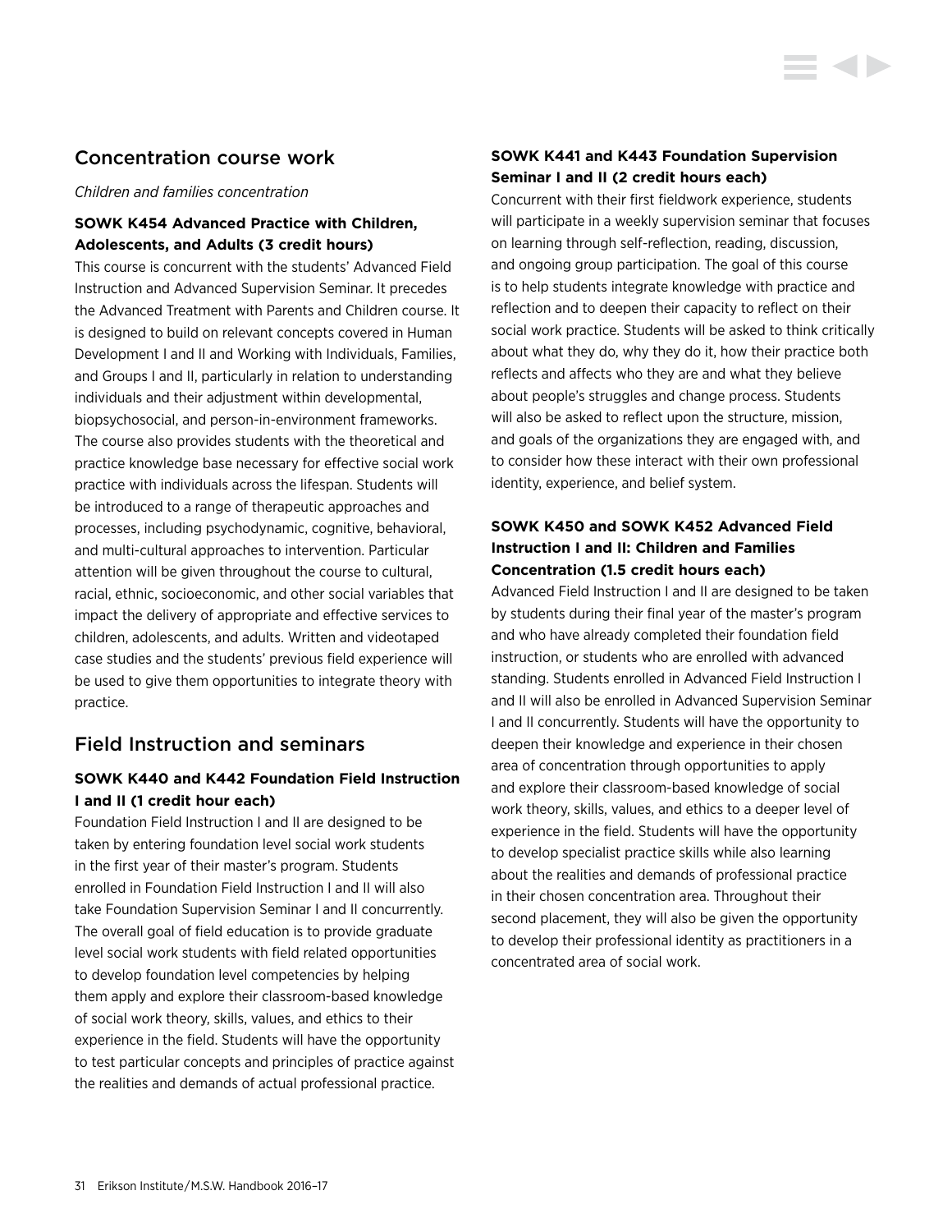## Concentration course work

*Children and families concentration*

### SOWK K454 Advanced Practice with Children, Adolescents, and Adults (3 credit hours)

This course is concurrent with the students' Advanced Field Instruction and Advanced Supervision Seminar. It precedes the Advanced Treatment with Parents and Children course. It is designed to build on relevant concepts covered in Human Development I and II and Working with Individuals, Families, and Groups I and II, particularly in relation to understanding individuals and their adjustment within developmental, biopsychosocial, and person-in-environment frameworks. The course also provides students with the theoretical and practice knowledge base necessary for effective social work practice with individuals across the lifespan. Students will be introduced to a range of therapeutic approaches and processes, including psychodynamic, cognitive, behavioral, and multi-cultural approaches to intervention. Particular attention will be given throughout the course to cultural, racial, ethnic, socioeconomic, and other social variables that impact the delivery of appropriate and effective services to children, adolescents, and adults. Written and videotaped case studies and the students' previous field experience will be used to give them opportunities to integrate theory with practice.

## Field Instruction and seminars

### SOWK K440 and K442 Foundation Field Instruction I and II (1 credit hour each)

Foundation Field Instruction I and II are designed to be taken by entering foundation level social work students in the first year of their master's program. Students enrolled in Foundation Field Instruction I and II will also take Foundation Supervision Seminar I and II concurrently. The overall goal of field education is to provide graduate level social work students with field related opportunities to develop foundation level competencies by helping them apply and explore their classroom-based knowledge of social work theory, skills, values, and ethics to their experience in the field. Students will have the opportunity to test particular concepts and principles of practice against the realities and demands of actual professional practice.

### SOWK K441 and K443 Foundation Supervision Seminar I and II (2 credit hours each)

Concurrent with their first fieldwork experience, students will participate in a weekly supervision seminar that focuses on learning through self-reflection, reading, discussion, and ongoing group participation. The goal of this course is to help students integrate knowledge with practice and reflection and to deepen their capacity to reflect on their social work practice. Students will be asked to think critically about what they do, why they do it, how their practice both reflects and affects who they are and what they believe about people's struggles and change process. Students will also be asked to reflect upon the structure, mission, and goals of the organizations they are engaged with, and to consider how these interact with their own professional identity, experience, and belief system.

### SOWK K450 and SOWK K452 Advanced Field Instruction I and II: Children and Families Concentration (1.5 credit hours each)

Advanced Field Instruction I and II are designed to be taken by students during their final year of the master's program and who have already completed their foundation field instruction, or students who are enrolled with advanced standing. Students enrolled in Advanced Field Instruction I and II will also be enrolled in Advanced Supervision Seminar I and II concurrently. Students will have the opportunity to deepen their knowledge and experience in their chosen area of concentration through opportunities to apply and explore their classroom-based knowledge of social work theory, skills, values, and ethics to a deeper level of experience in the field. Students will have the opportunity to develop specialist practice skills while also learning about the realities and demands of professional practice in their chosen concentration area. Throughout their second placement, they will also be given the opportunity to develop their professional identity as practitioners in a concentrated area of social work.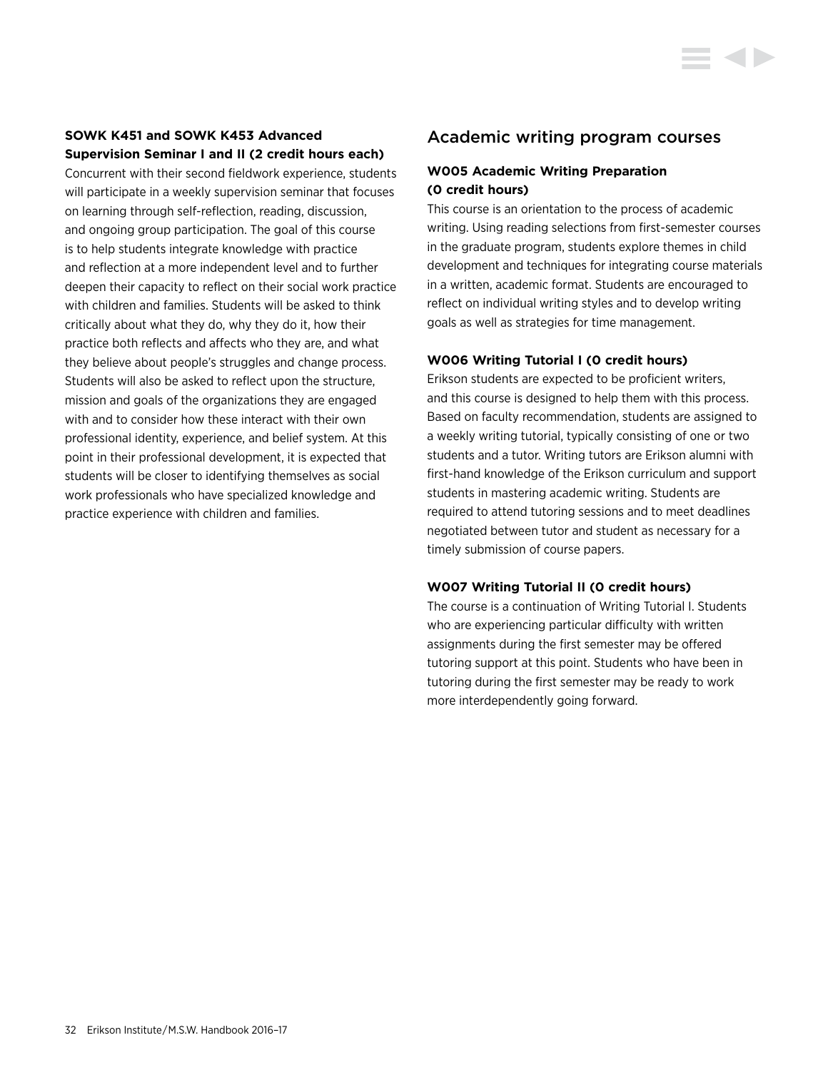**SOWK K451 and SOWK K453 Advanced Supervision Seminar I and II (2 credit hours each)**

Concurrent with their second fieldwork experience, students will participate in a weekly supervision seminar that focuses on learning through self-reflection, reading, discussion, and ongoing group participation. The goal of this course is to help students integrate knowledge with practice and reflection at a more independent level and to further deepen their capacity to reflect on their social work practice with children and families. Students will be asked to think critically about what they do, why they do it, how their practice both reflects and affects who they are, and what they believe about people's struggles and change process. Students will also be asked to reflect upon the structure, mission and goals of the organizations they are engaged with and to consider how these interact with their own professional identity, experience, and belief system. At this point in their professional development, it is expected that students will be closer to identifying themselves as social work professionals who have specialized knowledge and practice experience with children and families.

## Academic writing program courses

**W005 Academic Writing Preparation (0 credit hours)**

This course is an orientation to the process of academic writing. Using reading selections from first-semester courses in the graduate program, students explore themes in child development and techniques for integrating course materials in a written, academic format. Students are encouraged to reflect on individual writing styles and to develop writing goals as well as strategies for time management.

**W006 Writing Tutorial I (0 credit hours)**

Erikson students are expected to be proficient writers, and this course is designed to help them with this process. Based on faculty recommendation, students are assigned to a weekly writing tutorial, typically consisting of one or two students and a tutor. Writing tutors are Erikson alumni with first-hand knowledge of the Erikson curriculum and support students in mastering academic writing. Students are required to attend tutoring sessions and to meet deadlines negotiated between tutor and student as necessary for a timely submission of course papers.

**W007 Writing Tutorial II (0 credit hours)**

The course is a continuation of Writing Tutorial I. Students who are experiencing particular difficulty with written assignments during the first semester may be offered tutoring support at this point. Students who have been in tutoring during the first semester may be ready to work more interdependently going forward.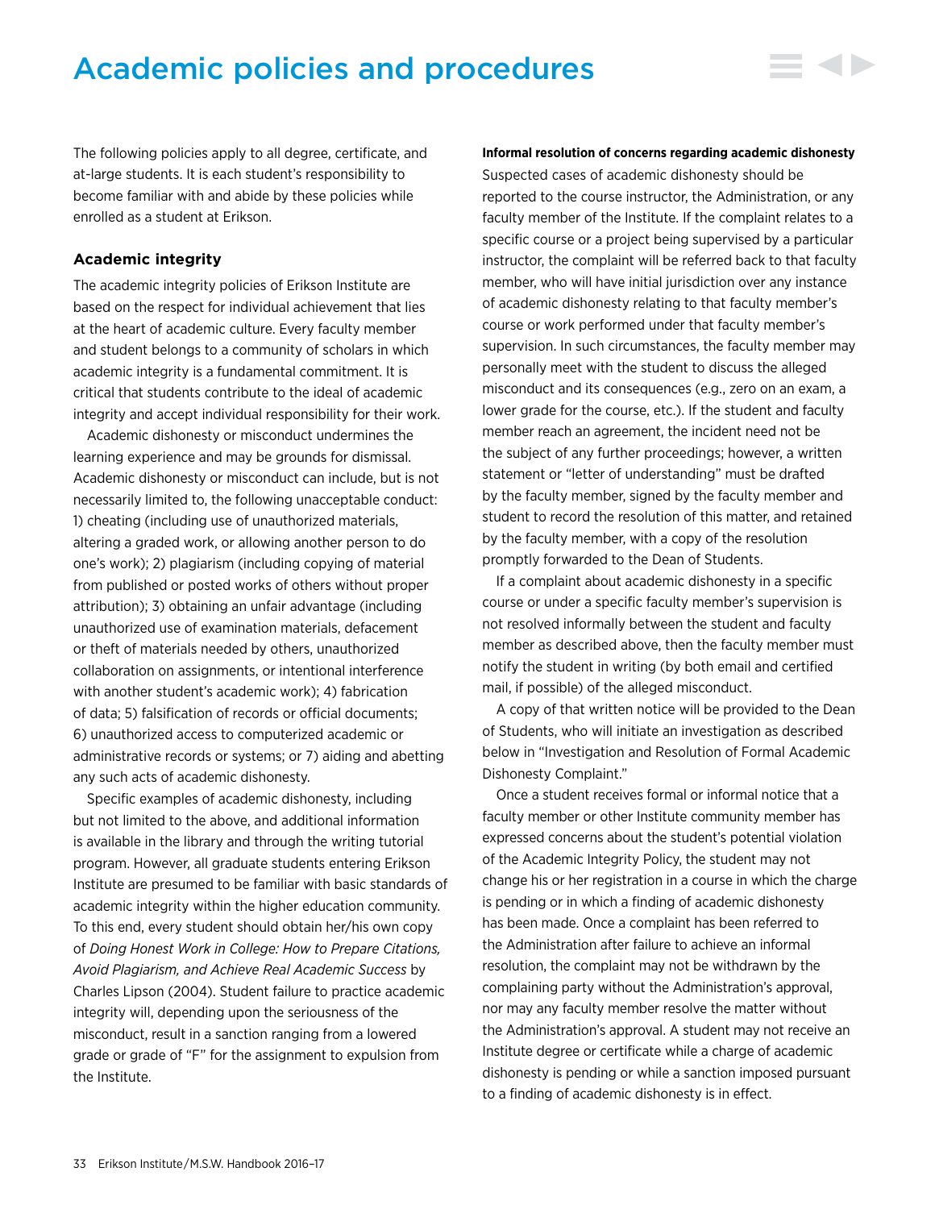# Academic policies and procedures

The following policies apply to all degree, certificate, and at-large students. It is each student's responsibility to become familiar with and abide by these policies while enrolled as a student at Erikson.

## Academic integrity

The academic integrity policies of Erikson Institute are based on the respect for individual achievement that lies at the heart of academic culture. Every faculty member and student belongs to a community of scholars in which academic integrity is a fundamental commitment. It is critical that students contribute to the ideal of academic integrity and accept individual responsibility for their work.

Academic dishonesty or misconduct undermines the learning experience and may be grounds for dismissal. Academic dishonesty or misconduct can include, but is not necessarily limited to, the following unacceptable conduct: 1) cheating (including use of unauthorized materials, altering a graded work, or allowing another person to do one's work); 2) plagiarism (including copying of material from published or posted works of others without proper attribution); 3) obtaining an unfair advantage (including unauthorized use of examination materials, defacement or theft of materials needed by others, unauthorized collaboration on assignments, or intentional interference with another student's academic work); 4) fabrication of data; 5) falsification of records or official documents; 6) unauthorized access to computerized academic or administrative records or systems; or 7) aiding and abetting any such acts of academic dishonesty.

Specific examples of academic dishonesty, including but not limited to the above, and additional information is available in the library and through the writing tutorial program. However, all graduate students entering Erikson Institute are presumed to be familiar with basic standards of academic integrity within the higher education community. To this end, every student should obtain her/his own copy of *Doing Honest Work in College: How to Prepare Citations, Avoid Plagiarism, and Achieve Real Academic Success* by Charles Lipson (2004). Student failure to practice academic integrity will, depending upon the seriousness of the misconduct, result in a sanction ranging from a lowered grade or grade of "F" for the assignment to expulsion from the Institute.

**Informal resolution of concerns regarding academic dishonesty**

Suspected cases of academic dishonesty should be reported to the course instructor, the Administration, or any faculty member of the Institute. If the complaint relates to a specific course or a project being supervised by a particular instructor, the complaint will be referred back to that faculty member, who will have initial jurisdiction over any instance of academic dishonesty relating to that faculty member's course or work performed under that faculty member's supervision. In such circumstances, the faculty member may personally meet with the student to discuss the alleged misconduct and its consequences (e.g., zero on an exam, a lower grade for the course, etc.). If the student and faculty member reach an agreement, the incident need not be the subject of any further proceedings; however, a written statement or "letter of understanding" must be drafted by the faculty member, signed by the faculty member and student to record the resolution of this matter, and retained by the faculty member, with a copy of the resolution promptly forwarded to the Dean of Students.

If a complaint about academic dishonesty in a specific course or under a specific faculty member's supervision is not resolved informally between the student and faculty member as described above, then the faculty member must notify the student in writing (by both email and certified mail, if possible) of the alleged misconduct.

A copy of that written notice will be provided to the Dean of Students, who will initiate an investigation as described below in "Investigation and Resolution of Formal Academic Dishonesty Complaint."

Once a student receives formal or informal notice that a faculty member or other Institute community member has expressed concerns about the student's potential violation of the Academic Integrity Policy, the student may not change his or her registration in a course in which the charge is pending or in which a finding of academic dishonesty has been made. Once a complaint has been referred to the Administration after failure to achieve an informal resolution, the complaint may not be withdrawn by the complaining party without the Administration's approval, nor may any faculty member resolve the matter without the Administration's approval. A student may not receive an Institute degree or certificate while a charge of academic dishonesty is pending or while a sanction imposed pursuant to a finding of academic dishonesty is in effect.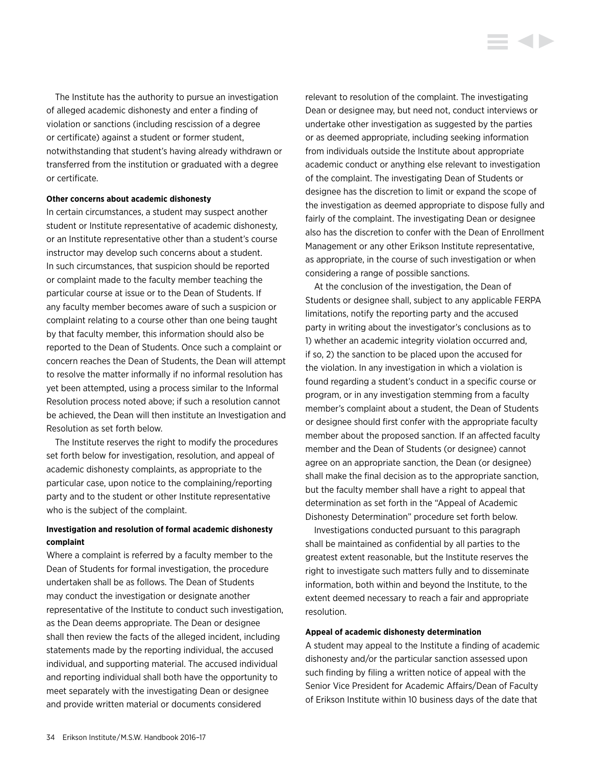The Institute has the authority to pursue an investigation of alleged academic dishonesty and enter a finding of violation or sanctions (including rescission of a degree or certificate) against a student or former student, notwithstanding that student's having already withdrawn or transferred from the institution or graduated with a degree or certificate.

**Other concerns about academic dishonesty**

In certain circumstances, a student may suspect another student or Institute representative of academic dishonesty, or an Institute representative other than a student's course instructor may develop such concerns about a student. In such circumstances, that suspicion should be reported or complaint made to the faculty member teaching the particular course at issue or to the Dean of Students. If any faculty member becomes aware of such a suspicion or complaint relating to a course other than one being taught by that faculty member, this information should also be reported to the Dean of Students. Once such a complaint or concern reaches the Dean of Students, the Dean will attempt to resolve the matter informally if no informal resolution has yet been attempted, using a process similar to the Informal Resolution process noted above; if such a resolution cannot be achieved, the Dean will then institute an Investigation and Resolution as set forth below.

The Institute reserves the right to modify the procedures set forth below for investigation, resolution, and appeal of academic dishonesty complaints, as appropriate to the particular case, upon notice to the complaining/reporting party and to the student or other Institute representative who is the subject of the complaint.

**Investigation and resolution of formal academic dishonesty complaint**

Where a complaint is referred by a faculty member to the Dean of Students for formal investigation, the procedure undertaken shall be as follows. The Dean of Students may conduct the investigation or designate another representative of the Institute to conduct such investigation, as the Dean deems appropriate. The Dean or designee shall then review the facts of the alleged incident, including statements made by the reporting individual, the accused individual, and supporting material. The accused individual and reporting individual shall both have the opportunity to meet separately with the investigating Dean or designee and provide written material or documents considered relevant to resolution of the complaint. The investigating Dean or designee may, but need not, conduct interviews or undertake other investigation as suggested by the parties or as deemed appropriate, including seeking information from individuals outside the Institute about appropriate academic conduct or anything else relevant to investigation of the complaint. The investigating Dean of Students or designee has the discretion to limit or expand the scope of the investigation as deemed appropriate to dispose fully and fairly of the complaint. The investigating Dean or designee also has the discretion to confer with the Dean of Enrollment Management or any other Erikson Institute representative, as appropriate, in the course of such investigation or when considering a range of possible sanctions.

At the conclusion of the investigation, the Dean of Students or designee shall, subject to any applicable FERPA limitations, notify the reporting party and the accused party in writing about the investigator's conclusions as to 1) whether an academic integrity violation occurred and, if so, 2) the sanction to be placed upon the accused for the violation. In any investigation in which a violation is found regarding a student's conduct in a specific course or program, or in any investigation stemming from a faculty member's complaint about a student, the Dean of Students or designee should first confer with the appropriate faculty member about the proposed sanction. If an affected faculty member and the Dean of Students (or designee) cannot agree on an appropriate sanction, the Dean (or designee) shall make the final decision as to the appropriate sanction, but the faculty member shall have a right to appeal that determination as set forth in the "Appeal of Academic Dishonesty Determination" procedure set forth below.

Investigations conducted pursuant to this paragraph shall be maintained as confidential by all parties to the greatest extent reasonable, but the Institute reserves the right to investigate such matters fully and to disseminate information, both within and beyond the Institute, to the extent deemed necessary to reach a fair and appropriate resolution.

**Appeal of academic dishonesty determination**

A student may appeal to the Institute a finding of academic dishonesty and/or the particular sanction assessed upon such finding by filing a written notice of appeal with the Senior Vice President for Academic Affairs/Dean of Faculty of Erikson Institute within 10 business days of the date that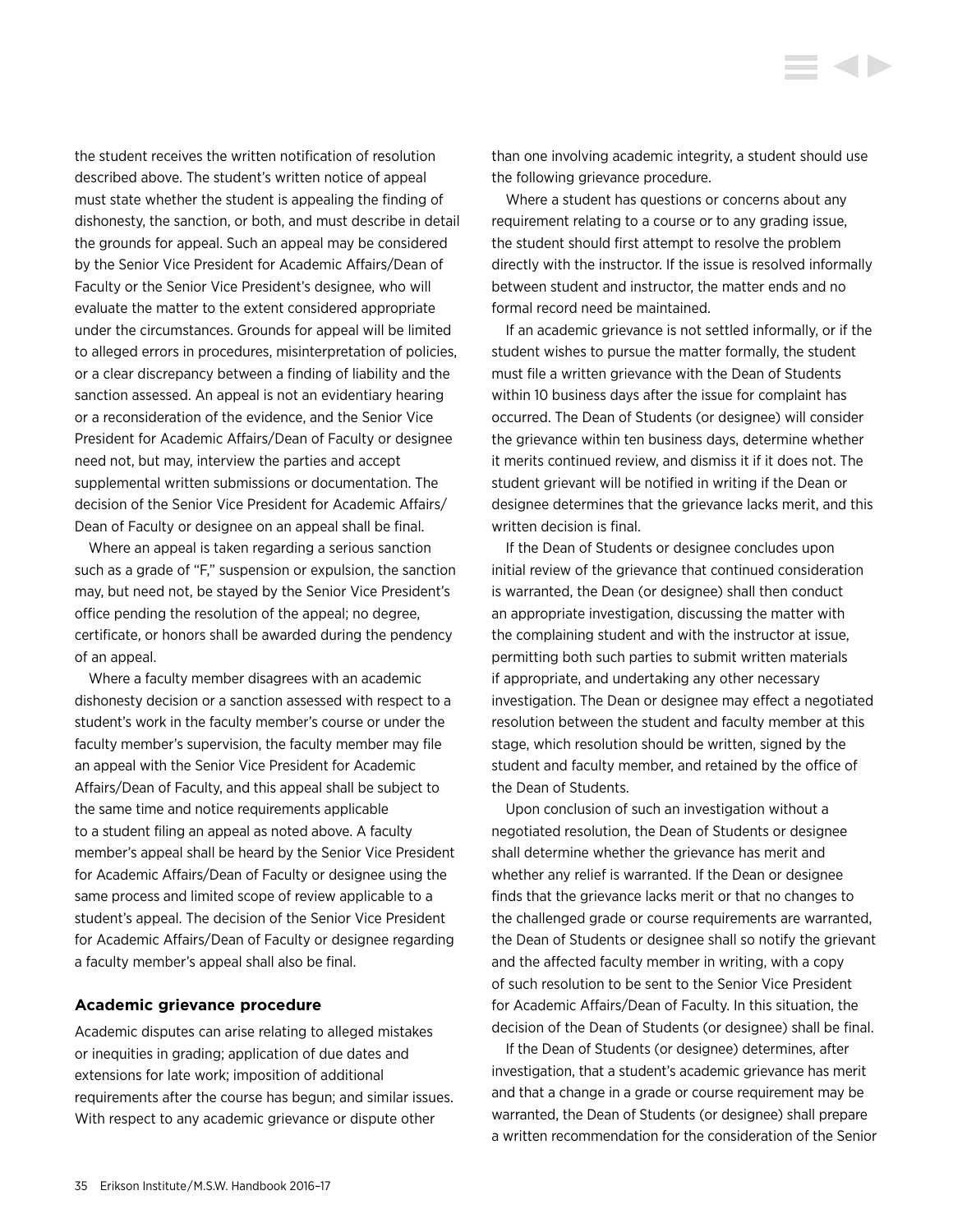the student receives the written notification of resolution described above. The student's written notice of appeal must state whether the student is appealing the finding of dishonesty, the sanction, or both, and must describe in detail the grounds for appeal. Such an appeal may be considered by the Senior Vice President for Academic Affairs/Dean of Faculty or the Senior Vice President's designee, who will evaluate the matter to the extent considered appropriate under the circumstances. Grounds for appeal will be limited to alleged errors in procedures, misinterpretation of policies, or a clear discrepancy between a finding of liability and the sanction assessed. An appeal is not an evidentiary hearing or a reconsideration of the evidence, and the Senior Vice President for Academic Affairs/Dean of Faculty or designee need not, but may, interview the parties and accept supplemental written submissions or documentation. The decision of the Senior Vice President for Academic Affairs/Dean of Faculty or designee on an appeal shall be final.

Where an appeal is taken regarding a serious sanction such as a grade of "F," suspension or expulsion, the sanction may, but need not, be stayed by the Senior Vice President's office pending the resolution of the appeal; no degree, certificate, or honors shall be awarded during the pendency of an appeal.

Where a faculty member disagrees with an academic dishonesty decision or a sanction assessed with respect to a student's work in the faculty member's course or under the faculty member's supervision, the faculty member may file an appeal with the Senior Vice President for Academic Affairs/Dean of Faculty, and this appeal shall be subject to the same time and notice requirements applicable to a student filing an appeal as noted above. A faculty member's appeal shall be heard by the Senior Vice President for Academic Affairs/Dean of Faculty or designee using the same process and limited scope of review applicable to a student's appeal. The decision of the Senior Vice President for Academic Affairs/Dean of Faculty or designee regarding a faculty member's appeal shall also be final.

**Academic grievance procedure**

Academic disputes can arise relating to alleged mistakes or inequities in grading; application of due dates and extensions for late work; imposition of additional requirements after the course has begun; and similar issues. With respect to any academic grievance or dispute other than one involving academic integrity, a student should use the following grievance procedure.

Where a student has questions or concerns about any requirement relating to a course or to any grading issue, the student should first attempt to resolve the problem directly with the instructor. If the issue is resolved informally between student and instructor, the matter ends and no formal record need be maintained.

If an academic grievance is not settled informally, or if the student wishes to pursue the matter formally, the student must file a written grievance with the Dean of Students within 10 business days after the issue for complaint has occurred. The Dean of Students (or designee) will consider the grievance within ten business days, determine whether it merits continued review, and dismiss it if it does not. The student grievant will be notified in writing if the Dean or designee determines that the grievance lacks merit, and this written decision is final.

If the Dean of Students or designee concludes upon initial review of the grievance that continued consideration is warranted, the Dean (or designee) shall then conduct an appropriate investigation, discussing the matter with the complaining student and with the instructor at issue, permitting both such parties to submit written materials if appropriate, and undertaking any other necessary investigation. The Dean or designee may effect a negotiated resolution between the student and faculty member at this stage, which resolution should be written, signed by the student and faculty member, and retained by the office of the Dean of Students.

Upon conclusion of such an investigation without a negotiated resolution, the Dean of Students or designee shall determine whether the grievance has merit and whether any relief is warranted. If the Dean or designee finds that the grievance lacks merit or that no changes to the challenged grade or course requirements are warranted, the Dean of Students or designee shall so notify the grievant and the affected faculty member in writing, with a copy of such resolution to be sent to the Senior Vice President for Academic Affairs/Dean of Faculty. In this situation, the decision of the Dean of Students (or designee) shall be final.

If the Dean of Students (or designee) determines, after investigation, that a student's academic grievance has merit and that a change in a grade or course requirement may be warranted, the Dean of Students (or designee) shall prepare a written recommendation for the consideration of the Senior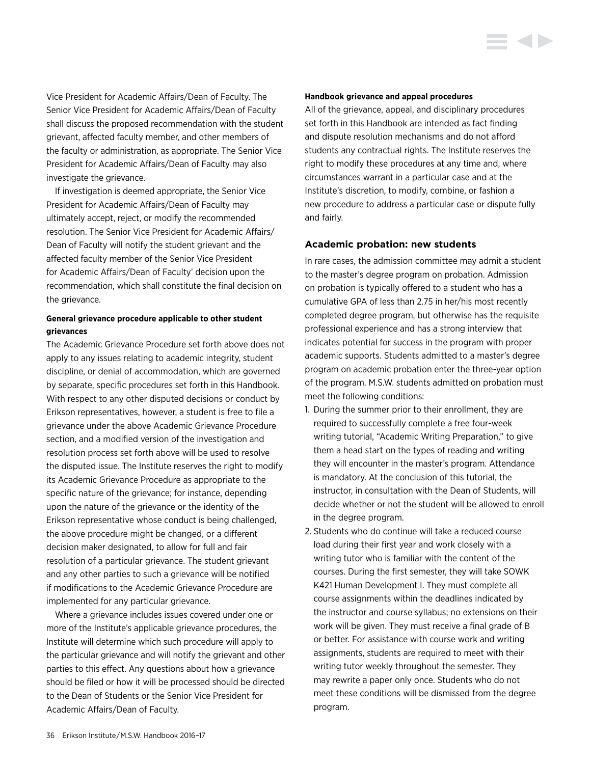Vice President for Academic Affairs/Dean of Faculty. The Senior Vice President for Academic Affairs/Dean of Faculty shall discuss the proposed recommendation with the student grievant, affected faculty member, and other members of the faculty or administration, as appropriate. The Senior Vice President for Academic Affairs/Dean of Faculty may also investigate the grievance.

If investigation is deemed appropriate, the Senior Vice President for Academic Affairs/Dean of Faculty may ultimately accept, reject, or modify the recommended resolution. The Senior Vice President for Academic Affairs/ Dean of Faculty will notify the student grievant and the affected faculty member of the Senior Vice President for Academic Affairs/Dean of Faculty' decision upon the recommendation, which shall constitute the final decision on the grievance.

**General grievance procedure applicable to other student grievances**

The Academic Grievance Procedure set forth above does not apply to any issues relating to academic integrity, student discipline, or denial of accommodation, which are governed by separate, specific procedures set forth in this Handbook. With respect to any other disputed decisions or conduct by Erikson representatives, however, a student is free to file a grievance under the above Academic Grievance Procedure section, and a modified version of the investigation and resolution process set forth above will be used to resolve the disputed issue. The Institute reserves the right to modify its Academic Grievance Procedure as appropriate to the specific nature of the grievance; for instance, depending upon the nature of the grievance or the identity of the Erikson representative whose conduct is being challenged, the above procedure might be changed, or a different decision maker designated, to allow for full and fair resolution of a particular grievance. The student grievant and any other parties to such a grievance will be notified if modifications to the Academic Grievance Procedure are implemented for any particular grievance.

Where a grievance includes issues covered under one or more of the Institute's applicable grievance procedures, the Institute will determine which such procedure will apply to the particular grievance and will notify the grievant and other parties to this effect. Any questions about how a grievance should be filed or how it will be processed should be directed to the Dean of Students or the Senior Vice President for Academic Affairs/Dean of Faculty.

**Handbook grievance and appeal procedures**

All of the grievance, appeal, and disciplinary procedures set forth in this Handbook are intended as fact finding and dispute resolution mechanisms and do not afford students any contractual rights. The Institute reserves the right to modify these procedures at any time and, where circumstances warrant in a particular case and at the Institute's discretion, to modify, combine, or fashion a new procedure to address a particular case or dispute fully and fairly.

### Academic probation: new students

In rare cases, the admission committee may admit a student to the master's degree program on probation. Admission on probation is typically offered to a student who has a cumulative GPA of less than 2.75 in her/his most recently completed degree program, but otherwise has the requisite professional experience and has a strong interview that indicates potential for success in the program with proper academic supports. Students admitted to a master's degree program on academic probation enter the three-year option of the program. M.S.W. students admitted on probation must meet the following conditions:

1. During the summer prior to their enrollment, they are required to successfully complete a free four-week writing tutorial, "Academic Writing Preparation," to give them a head start on the types of reading and writing they will encounter in the master's program. Attendance is mandatory. At the conclusion of this tutorial, the instructor, in consultation with the Dean of Students, will decide whether or not the student will be allowed to enroll in the degree program.
2. Students who do continue will take a reduced course load during their first year and work closely with a writing tutor who is familiar with the content of the courses. During the first semester, they will take SOWK K421 Human Development I. They must complete all course assignments within the deadlines indicated by the instructor and course syllabus; no extensions on their work will be given. They must receive a final grade of B or better. For assistance with course work and writing assignments, students are required to meet with their writing tutor weekly throughout the semester. They may rewrite a paper only once. Students who do not meet these conditions will be dismissed from the degree program.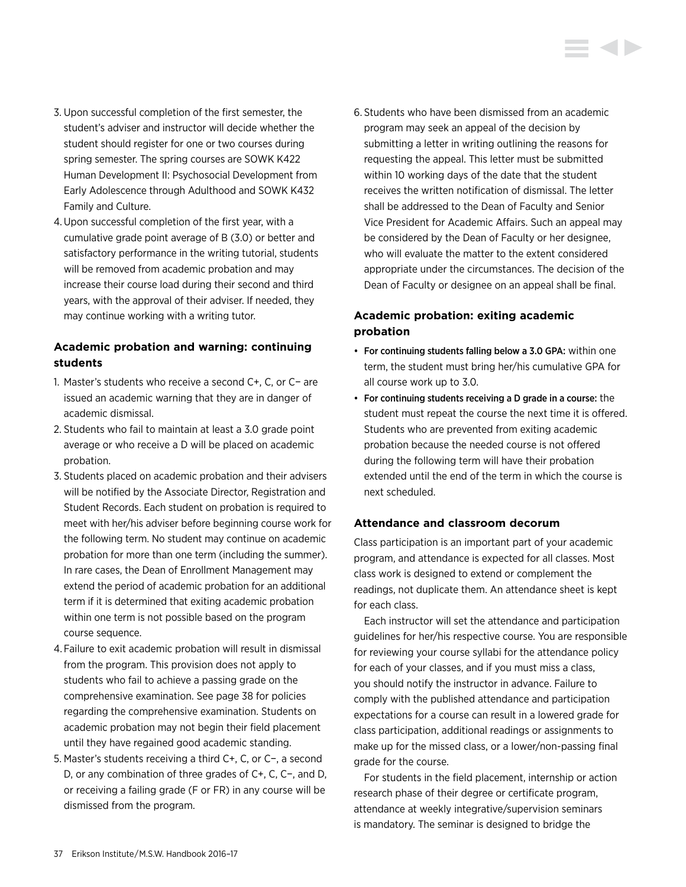3. Upon successful completion of the first semester, the student's adviser and instructor will decide whether the student should register for one or two courses during spring semester. The spring courses are SOWK K422 Human Development II: Psychosocial Development from Early Adolescence through Adulthood and SOWK K432 Family and Culture.
4. Upon successful completion of the first year, with a cumulative grade point average of B (3.0) or better and satisfactory performance in the writing tutorial, students will be removed from academic probation and may increase their course load during their second and third years, with the approval of their adviser. If needed, they may continue working with a writing tutor.

### Academic probation and warning: continuing students

1. Master's students who receive a second C+, C, or C− are issued an academic warning that they are in danger of academic dismissal.
2. Students who fail to maintain at least a 3.0 grade point average or who receive a D will be placed on academic probation.
3. Students placed on academic probation and their advisers will be notified by the Associate Director, Registration and Student Records. Each student on probation is required to meet with her/his adviser before beginning course work for the following term. No student may continue on academic probation for more than one term (including the summer). In rare cases, the Dean of Enrollment Management may extend the period of academic probation for an additional term if it is determined that exiting academic probation within one term is not possible based on the program course sequence.
4. Failure to exit academic probation will result in dismissal from the program. This provision does not apply to students who fail to achieve a passing grade on the comprehensive examination. See page 38 for policies regarding the comprehensive examination. Students on academic probation may not begin their field placement until they have regained good academic standing.
5. Master's students receiving a third C+, C, or C−, a second D, or any combination of three grades of C+, C, C−, and D, or receiving a failing grade (F or FR) in any course will be dismissed from the program.
6. Students who have been dismissed from an academic program may seek an appeal of the decision by submitting a letter in writing outlining the reasons for requesting the appeal. This letter must be submitted within 10 working days of the date that the student receives the written notification of dismissal. The letter shall be addressed to the Dean of Faculty and Senior Vice President for Academic Affairs. Such an appeal may be considered by the Dean of Faculty or her designee, who will evaluate the matter to the extent considered appropriate under the circumstances. The decision of the Dean of Faculty or designee on an appeal shall be final.

### Academic probation: exiting academic probation

- For continuing students falling below a 3.0 GPA: within one term, the student must bring her/his cumulative GPA for all course work up to 3.0.
- For continuing students receiving a D grade in a course: the student must repeat the course the next time it is offered. Students who are prevented from exiting academic probation because the needed course is not offered during the following term will have their probation extended until the end of the term in which the course is next scheduled.

### Attendance and classroom decorum

Class participation is an important part of your academic program, and attendance is expected for all classes. Most class work is designed to extend or complement the readings, not duplicate them. An attendance sheet is kept for each class.

Each instructor will set the attendance and participation guidelines for her/his respective course. You are responsible for reviewing your course syllabi for the attendance policy for each of your classes, and if you must miss a class, you should notify the instructor in advance. Failure to comply with the published attendance and participation expectations for a course can result in a lowered grade for class participation, additional readings or assignments to make up for the missed class, or a lower/non-passing final grade for the course.

For students in the field placement, internship or action research phase of their degree or certificate program, attendance at weekly integrative/supervision seminars is mandatory. The seminar is designed to bridge the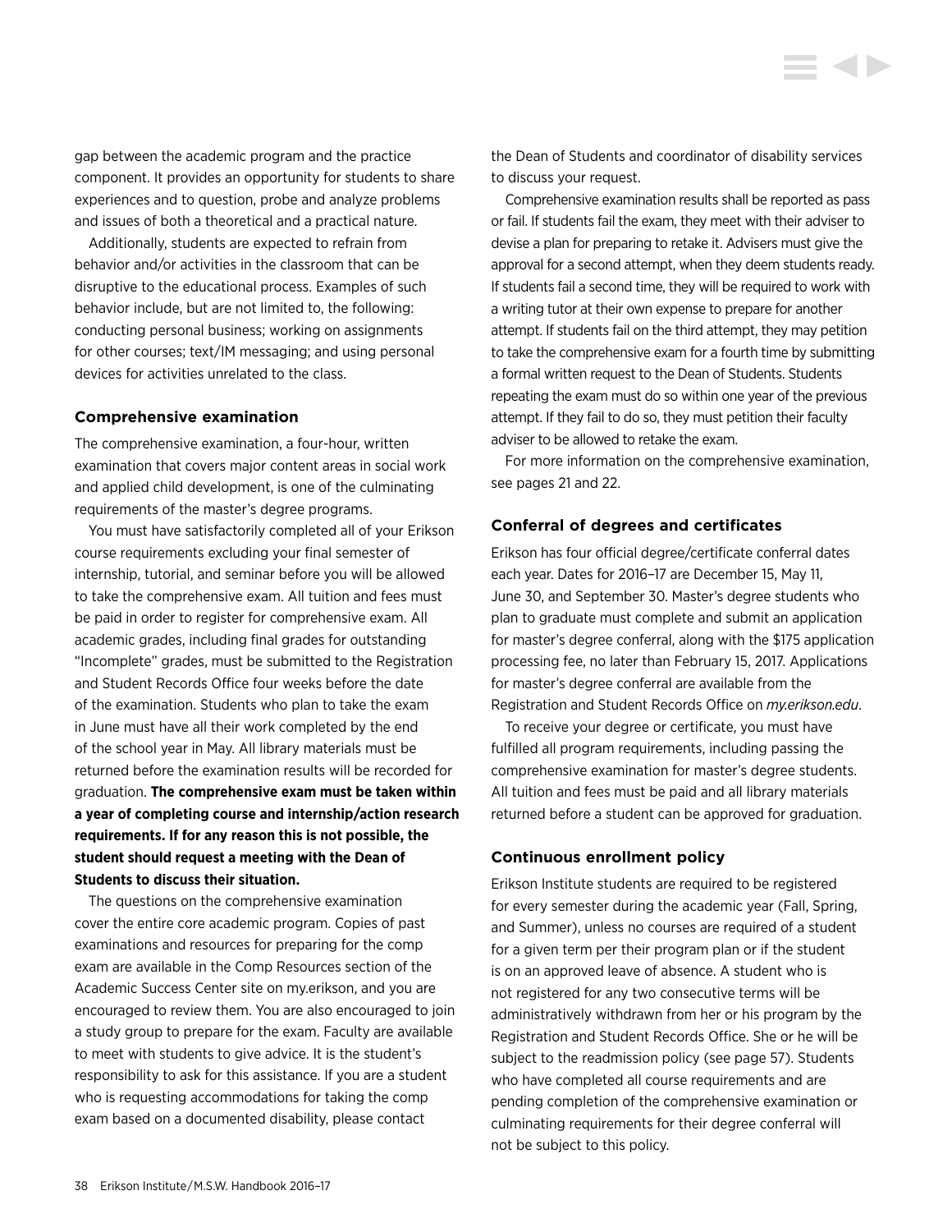gap between the academic program and the practice component. It provides an opportunity for students to share experiences and to question, probe and analyze problems and issues of both a theoretical and a practical nature.

Additionally, students are expected to refrain from behavior and/or activities in the classroom that can be disruptive to the educational process. Examples of such behavior include, but are not limited to, the following: conducting personal business; working on assignments for other courses; text/IM messaging; and using personal devices for activities unrelated to the class.

### Comprehensive examination

The comprehensive examination, a four-hour, written examination that covers major content areas in social work and applied child development, is one of the culminating requirements of the master's degree programs.

You must have satisfactorily completed all of your Erikson course requirements excluding your final semester of internship, tutorial, and seminar before you will be allowed to take the comprehensive exam. All tuition and fees must be paid in order to register for comprehensive exam. All academic grades, including final grades for outstanding "Incomplete" grades, must be submitted to the Registration and Student Records Office four weeks before the date of the examination. Students who plan to take the exam in June must have all their work completed by the end of the school year in May. All library materials must be returned before the examination results will be recorded for graduation. **The comprehensive exam must be taken within a year of completing course and internship/action research requirements. If for any reason this is not possible, the student should request a meeting with the Dean of Students to discuss their situation.**

The questions on the comprehensive examination cover the entire core academic program. Copies of past examinations and resources for preparing for the comp exam are available in the Comp Resources section of the Academic Success Center site on my.erikson, and you are encouraged to review them. You are also encouraged to join a study group to prepare for the exam. Faculty are available to meet with students to give advice. It is the student's responsibility to ask for this assistance. If you are a student who is requesting accommodations for taking the comp exam based on a documented disability, please contact the Dean of Students and coordinator of disability services to discuss your request.

Comprehensive examination results shall be reported as pass or fail. If students fail the exam, they meet with their adviser to devise a plan for preparing to retake it. Advisers must give the approval for a second attempt, when they deem students ready. If students fail a second time, they will be required to work with a writing tutor at their own expense to prepare for another attempt. If students fail on the third attempt, they may petition to take the comprehensive exam for a fourth time by submitting a formal written request to the Dean of Students. Students repeating the exam must do so within one year of the previous attempt. If they fail to do so, they must petition their faculty adviser to be allowed to retake the exam.

For more information on the comprehensive examination, see pages 21 and 22.

### Conferral of degrees and certificates

Erikson has four official degree/certificate conferral dates each year. Dates for 2016–17 are December 15, May 11, June 30, and September 30. Master's degree students who plan to graduate must complete and submit an application for master's degree conferral, along with the $175 application processing fee, no later than February 15, 2017. Applications for master's degree conferral are available from the Registration and Student Records Office on *my.erikson.edu*.

To receive your degree or certificate, you must have fulfilled all program requirements, including passing the comprehensive examination for master's degree students. All tuition and fees must be paid and all library materials returned before a student can be approved for graduation.

### Continuous enrollment policy

Erikson Institute students are required to be registered for every semester during the academic year (Fall, Spring, and Summer), unless no courses are required of a student for a given term per their program plan or if the student is on an approved leave of absence. A student who is not registered for any two consecutive terms will be administratively withdrawn from her or his program by the Registration and Student Records Office. She or he will be subject to the readmission policy (see page 57). Students who have completed all course requirements and are pending completion of the comprehensive examination or culminating requirements for their degree conferral will not be subject to this policy.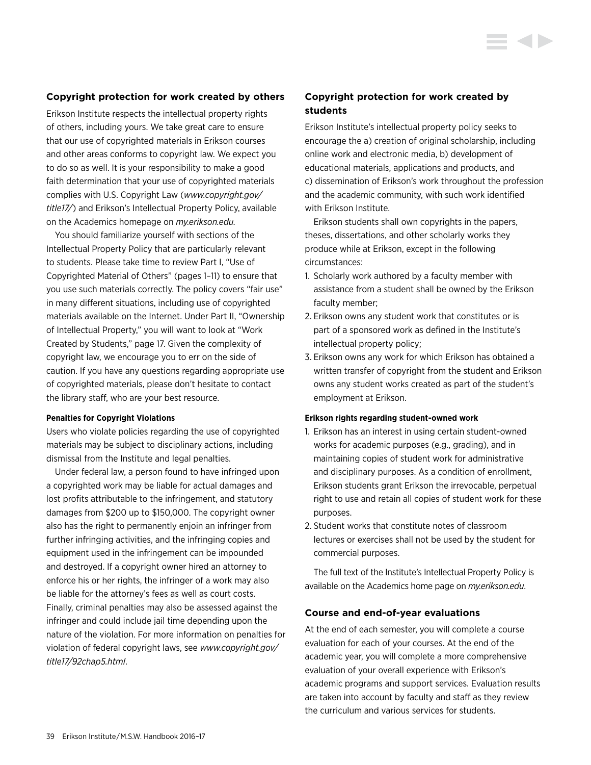## Copyright protection for work created by others

Erikson Institute respects the intellectual property rights of others, including yours. We take great care to ensure that our use of copyrighted materials in Erikson courses and other areas conforms to copyright law. We expect you to do so as well. It is your responsibility to make a good faith determination that your use of copyrighted materials complies with U.S. Copyright Law (*www.copyright.gov/title17/*) and Erikson's Intellectual Property Policy, available on the Academics homepage on *my.erikson.edu.*

You should familiarize yourself with sections of the Intellectual Property Policy that are particularly relevant to students. Please take time to review Part I, "Use of Copyrighted Material of Others" (pages 1–11) to ensure that you use such materials correctly. The policy covers "fair use" in many different situations, including use of copyrighted materials available on the Internet. Under Part II, "Ownership of Intellectual Property," you will want to look at "Work Created by Students," page 17. Given the complexity of copyright law, we encourage you to err on the side of caution. If you have any questions regarding appropriate use of copyrighted materials, please don't hesitate to contact the library staff, who are your best resource.

#### Penalties for Copyright Violations

Users who violate policies regarding the use of copyrighted materials may be subject to disciplinary actions, including dismissal from the Institute and legal penalties.

Under federal law, a person found to have infringed upon a copyrighted work may be liable for actual damages and lost profits attributable to the infringement, and statutory damages from $200 up to $150,000. The copyright owner also has the right to permanently enjoin an infringer from further infringing activities, and the infringing copies and equipment used in the infringement can be impounded and destroyed. If a copyright owner hired an attorney to enforce his or her rights, the infringer of a work may also be liable for the attorney's fees as well as court costs. Finally, criminal penalties may also be assessed against the infringer and could include jail time depending upon the nature of the violation. For more information on penalties for violation of federal copyright laws, see *www.copyright.gov/title17/92chap5.html*.

## Copyright protection for work created by students

Erikson Institute's intellectual property policy seeks to encourage the a) creation of original scholarship, including online work and electronic media, b) development of educational materials, applications and products, and c) dissemination of Erikson's work throughout the profession and the academic community, with such work identified with Erikson Institute.

Erikson students shall own copyrights in the papers, theses, dissertations, and other scholarly works they produce while at Erikson, except in the following circumstances:

1. Scholarly work authored by a faculty member with assistance from a student shall be owned by the Erikson faculty member;
2. Erikson owns any student work that constitutes or is part of a sponsored work as defined in the Institute's intellectual property policy;
3. Erikson owns any work for which Erikson has obtained a written transfer of copyright from the student and Erikson owns any student works created as part of the student's employment at Erikson.

#### Erikson rights regarding student-owned work

1. Erikson has an interest in using certain student-owned works for academic purposes (e.g., grading), and in maintaining copies of student work for administrative and disciplinary purposes. As a condition of enrollment, Erikson students grant Erikson the irrevocable, perpetual right to use and retain all copies of student work for these purposes.
2. Student works that constitute notes of classroom lectures or exercises shall not be used by the student for commercial purposes.

The full text of the Institute's Intellectual Property Policy is available on the Academics home page on *my.erikson.edu*.

## Course and end-of-year evaluations

At the end of each semester, you will complete a course evaluation for each of your courses. At the end of the academic year, you will complete a more comprehensive evaluation of your overall experience with Erikson's academic programs and support services. Evaluation results are taken into account by faculty and staff as they review the curriculum and various services for students.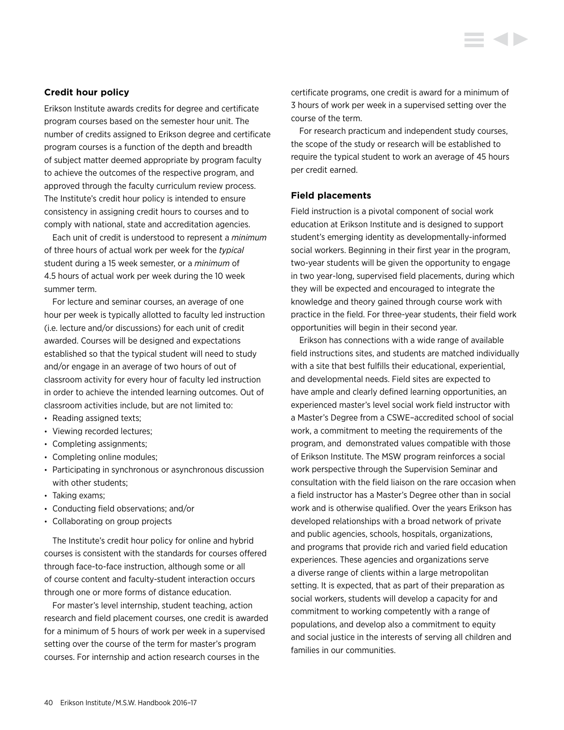### Credit hour policy

Erikson Institute awards credits for degree and certificate program courses based on the semester hour unit. The number of credits assigned to Erikson degree and certificate program courses is a function of the depth and breadth of subject matter deemed appropriate by program faculty to achieve the outcomes of the respective program, and approved through the faculty curriculum review process. The Institute's credit hour policy is intended to ensure consistency in assigning credit hours to courses and to comply with national, state and accreditation agencies.

Each unit of credit is understood to represent a *minimum* of three hours of actual work per week for the *typical* student during a 15 week semester, or a *minimum* of 4.5 hours of actual work per week during the 10 week summer term.

For lecture and seminar courses, an average of one hour per week is typically allotted to faculty led instruction (i.e. lecture and/or discussions) for each unit of credit awarded. Courses will be designed and expectations established so that the typical student will need to study and/or engage in an average of two hours of out of classroom activity for every hour of faculty led instruction in order to achieve the intended learning outcomes. Out of classroom activities include, but are not limited to:

- Reading assigned texts;
- Viewing recorded lectures;
- Completing assignments;
- Completing online modules;
- Participating in synchronous or asynchronous discussion with other students;
- Taking exams;
- Conducting field observations; and/or
- Collaborating on group projects

The Institute's credit hour policy for online and hybrid courses is consistent with the standards for courses offered through face-to-face instruction, although some or all of course content and faculty-student interaction occurs through one or more forms of distance education.

For master's level internship, student teaching, action research and field placement courses, one credit is awarded for a minimum of 5 hours of work per week in a supervised setting over the course of the term for master's program courses. For internship and action research courses in the certificate programs, one credit is award for a minimum of 3 hours of work per week in a supervised setting over the course of the term.

For research practicum and independent study courses, the scope of the study or research will be established to require the typical student to work an average of 45 hours per credit earned.

### Field placements

Field instruction is a pivotal component of social work education at Erikson Institute and is designed to support student's emerging identity as developmentally-informed social workers. Beginning in their first year in the program, two-year students will be given the opportunity to engage in two year-long, supervised field placements, during which they will be expected and encouraged to integrate the knowledge and theory gained through course work with practice in the field. For three-year students, their field work opportunities will begin in their second year.

Erikson has connections with a wide range of available field instructions sites, and students are matched individually with a site that best fulfills their educational, experiential, and developmental needs. Field sites are expected to have ample and clearly defined learning opportunities, an experienced master's level social work field instructor with a Master's Degree from a CSWE–accredited school of social work, a commitment to meeting the requirements of the program, and demonstrated values compatible with those of Erikson Institute. The MSW program reinforces a social work perspective through the Supervision Seminar and consultation with the field liaison on the rare occasion when a field instructor has a Master's Degree other than in social work and is otherwise qualified. Over the years Erikson has developed relationships with a broad network of private and public agencies, schools, hospitals, organizations, and programs that provide rich and varied field education experiences. These agencies and organizations serve a diverse range of clients within a large metropolitan setting. It is expected, that as part of their preparation as social workers, students will develop a capacity for and commitment to working competently with a range of populations, and develop also a commitment to equity and social justice in the interests of serving all children and families in our communities.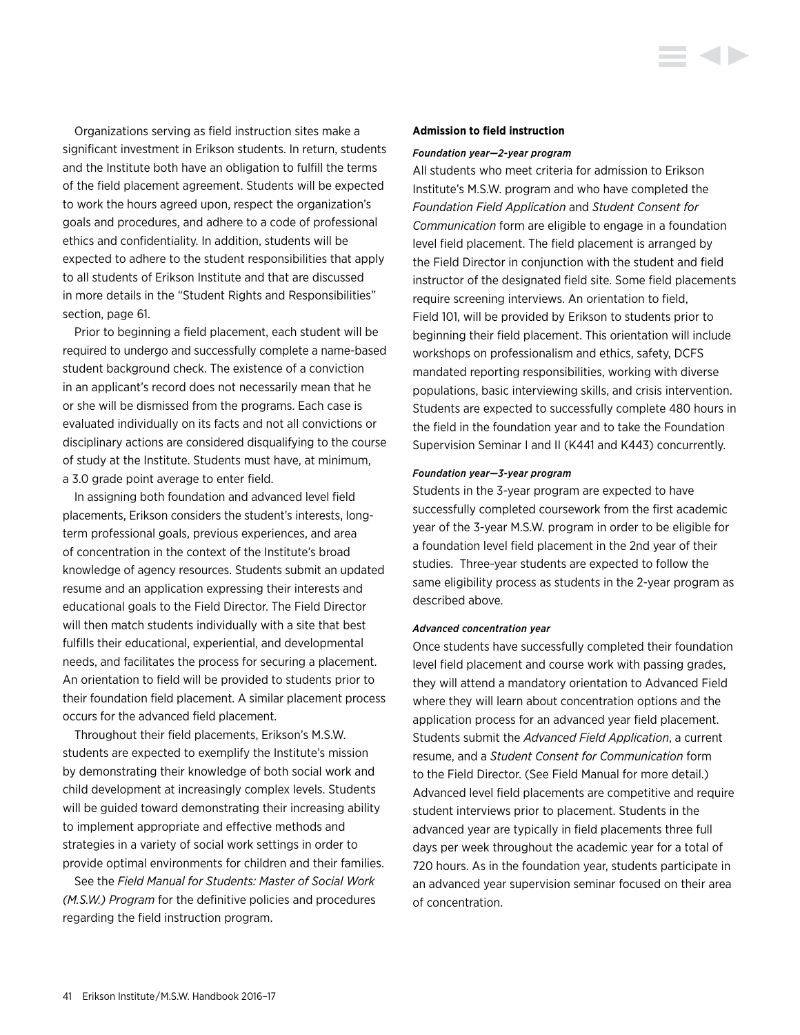Organizations serving as field instruction sites make a significant investment in Erikson students. In return, students and the Institute both have an obligation to fulfill the terms of the field placement agreement. Students will be expected to work the hours agreed upon, respect the organization's goals and procedures, and adhere to a code of professional ethics and confidentiality. In addition, students will be expected to adhere to the student responsibilities that apply to all students of Erikson Institute and that are discussed in more details in the "Student Rights and Responsibilities" section, page 61.

Prior to beginning a field placement, each student will be required to undergo and successfully complete a name-based student background check. The existence of a conviction in an applicant's record does not necessarily mean that he or she will be dismissed from the programs. Each case is evaluated individually on its facts and not all convictions or disciplinary actions are considered disqualifying to the course of study at the Institute. Students must have, at minimum, a 3.0 grade point average to enter field.

In assigning both foundation and advanced level field placements, Erikson considers the student's interests, long-term professional goals, previous experiences, and area of concentration in the context of the Institute's broad knowledge of agency resources. Students submit an updated resume and an application expressing their interests and educational goals to the Field Director. The Field Director will then match students individually with a site that best fulfills their educational, experiential, and developmental needs, and facilitates the process for securing a placement. An orientation to field will be provided to students prior to their foundation field placement. A similar placement process occurs for the advanced field placement.

Throughout their field placements, Erikson's M.S.W. students are expected to exemplify the Institute's mission by demonstrating their knowledge of both social work and child development at increasingly complex levels. Students will be guided toward demonstrating their increasing ability to implement appropriate and effective methods and strategies in a variety of social work settings in order to provide optimal environments for children and their families.

See the *Field Manual for Students: Master of Social Work (M.S.W.) Program* for the definitive policies and procedures regarding the field instruction program.

**Admission to field instruction**

***Foundation year—2-year program***

All students who meet criteria for admission to Erikson Institute's M.S.W. program and who have completed the *Foundation Field Application* and *Student Consent for Communication* form are eligible to engage in a foundation level field placement. The field placement is arranged by the Field Director in conjunction with the student and field instructor of the designated field site. Some field placements require screening interviews. An orientation to field, Field 101, will be provided by Erikson to students prior to beginning their field placement. This orientation will include workshops on professionalism and ethics, safety, DCFS mandated reporting responsibilities, working with diverse populations, basic interviewing skills, and crisis intervention. Students are expected to successfully complete 480 hours in the field in the foundation year and to take the Foundation Supervision Seminar I and II (K441 and K443) concurrently.

***Foundation year—3-year program***

Students in the 3-year program are expected to have successfully completed coursework from the first academic year of the 3-year M.S.W. program in order to be eligible for a foundation level field placement in the 2nd year of their studies. Three-year students are expected to follow the same eligibility process as students in the 2-year program as described above.

***Advanced concentration year***

Once students have successfully completed their foundation level field placement and course work with passing grades, they will attend a mandatory orientation to Advanced Field where they will learn about concentration options and the application process for an advanced year field placement. Students submit the *Advanced Field Application*, a current resume, and a *Student Consent for Communication* form to the Field Director. (See Field Manual for more detail.) Advanced level field placements are competitive and require student interviews prior to placement. Students in the advanced year are typically in field placements three full days per week throughout the academic year for a total of 720 hours. As in the foundation year, students participate in an advanced year supervision seminar focused on their area of concentration.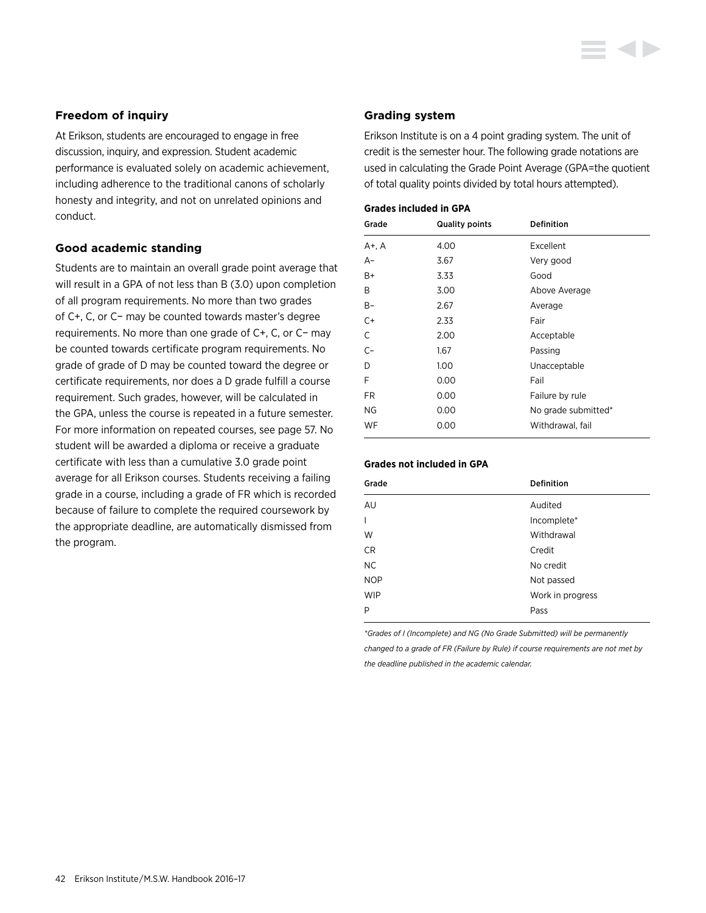## Freedom of inquiry

At Erikson, students are encouraged to engage in free discussion, inquiry, and expression. Student academic performance is evaluated solely on academic achievement, including adherence to the traditional canons of scholarly honesty and integrity, and not on unrelated opinions and conduct.

## Good academic standing

Students are to maintain an overall grade point average that will result in a GPA of not less than B (3.0) upon completion of all program requirements. No more than two grades of C+, C, or C− may be counted towards master's degree requirements. No more than one grade of C+, C, or C− may be counted towards certificate program requirements. No grade of grade of D may be counted toward the degree or certificate requirements, nor does a D grade fulfill a course requirement. Such grades, however, will be calculated in the GPA, unless the course is repeated in a future semester. For more information on repeated courses, see page 57. No student will be awarded a diploma or receive a graduate certificate with less than a cumulative 3.0 grade point average for all Erikson courses. Students receiving a failing grade in a course, including a grade of FR which is recorded because of failure to complete the required coursework by the appropriate deadline, are automatically dismissed from the program.

## Grading system

Erikson Institute is on a 4 point grading system. The unit of credit is the semester hour. The following grade notations are used in calculating the Grade Point Average (GPA=the quotient of total quality points divided by total hours attempted).

**Grades included in GPA**

| Grade | Quality points | Definition |
|---|---|---|
| A+, A | 4.00 | Excellent |
| A– | 3.67 | Very good |
| B+ | 3.33 | Good |
| B | 3.00 | Above Average |
| B– | 2.67 | Average |
| C+ | 2.33 | Fair |
| C | 2.00 | Acceptable |
| C– | 1.67 | Passing |
| D | 1.00 | Unacceptable |
| F | 0.00 | Fail |
| FR | 0.00 | Failure by rule |
| NG | 0.00 | No grade submitted* |
| WF | 0.00 | Withdrawal, fail |

**Grades not included in GPA**

| Grade | Definition |
|---|---|
| AU | Audited |
| I | Incomplete* |
| W | Withdrawal |
| CR | Credit |
| NC | No credit |
| NOP | Not passed |
| WIP | Work in progress |
| P | Pass |

*\*Grades of I (Incomplete) and NG (No Grade Submitted) will be permanently changed to a grade of FR (Failure by Rule) if course requirements are not met by the deadline published in the academic calendar.*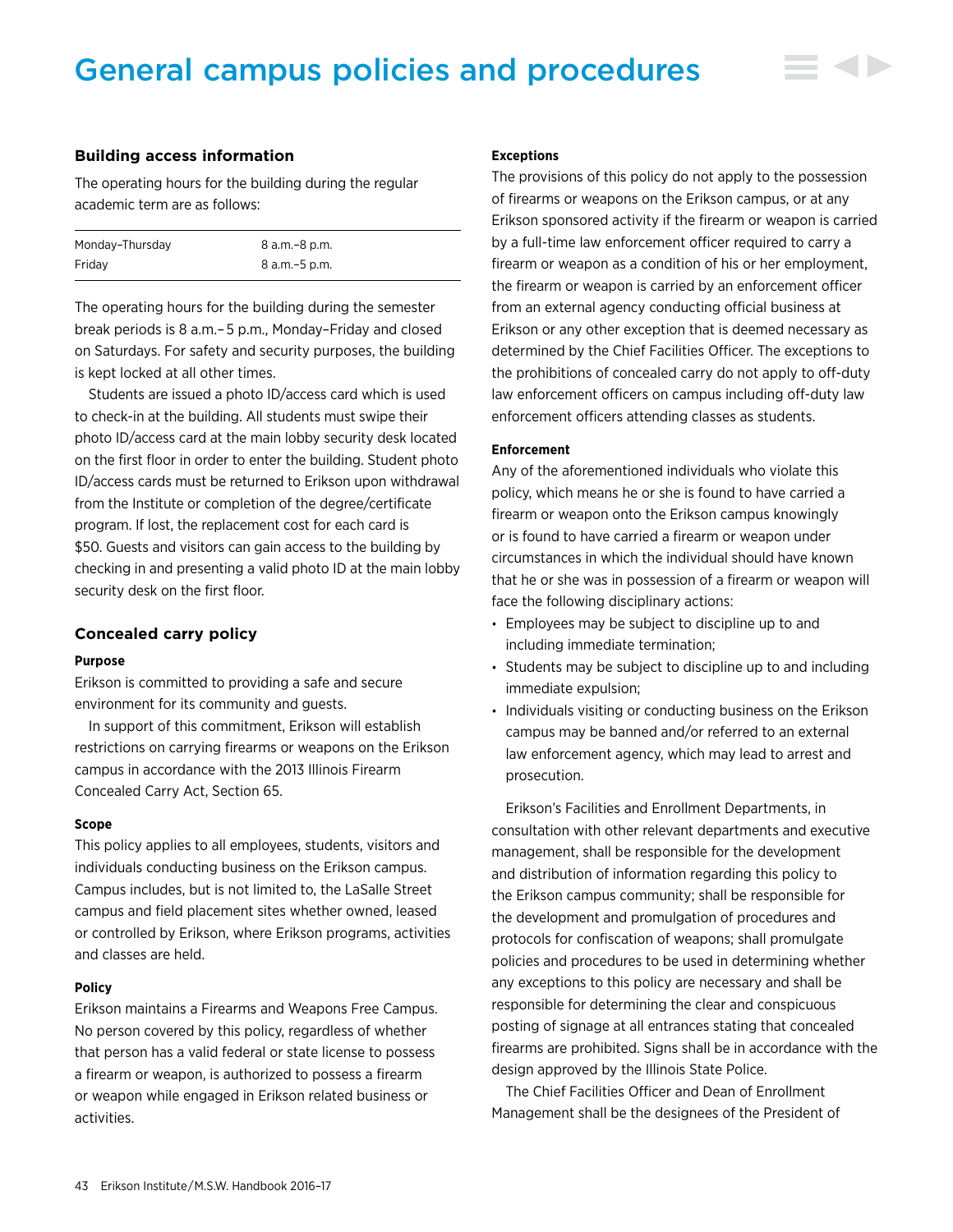# General campus policies and procedures

## Building access information

The operating hours for the building during the regular academic term are as follows:

| | |
|---|---|
| Monday–Thursday | 8 a.m.–8 p.m. |
| Friday | 8 a.m.–5 p.m. |

The operating hours for the building during the semester break periods is 8 a.m.– 5 p.m., Monday–Friday and closed on Saturdays. For safety and security purposes, the building is kept locked at all other times.

Students are issued a photo ID/access card which is used to check-in at the building. All students must swipe their photo ID/access card at the main lobby security desk located on the first floor in order to enter the building. Student photo ID/access cards must be returned to Erikson upon withdrawal from the Institute or completion of the degree/certificate program. If lost, the replacement cost for each card is $50. Guests and visitors can gain access to the building by checking in and presenting a valid photo ID at the main lobby security desk on the first floor.

## Concealed carry policy

#### Purpose

Erikson is committed to providing a safe and secure environment for its community and guests.

In support of this commitment, Erikson will establish restrictions on carrying firearms or weapons on the Erikson campus in accordance with the 2013 Illinois Firearm Concealed Carry Act, Section 65.

#### Scope

This policy applies to all employees, students, visitors and individuals conducting business on the Erikson campus. Campus includes, but is not limited to, the LaSalle Street campus and field placement sites whether owned, leased or controlled by Erikson, where Erikson programs, activities and classes are held.

#### Policy

Erikson maintains a Firearms and Weapons Free Campus. No person covered by this policy, regardless of whether that person has a valid federal or state license to possess a firearm or weapon, is authorized to possess a firearm or weapon while engaged in Erikson related business or activities.

#### Exceptions

The provisions of this policy do not apply to the possession of firearms or weapons on the Erikson campus, or at any Erikson sponsored activity if the firearm or weapon is carried by a full-time law enforcement officer required to carry a firearm or weapon as a condition of his or her employment, the firearm or weapon is carried by an enforcement officer from an external agency conducting official business at Erikson or any other exception that is deemed necessary as determined by the Chief Facilities Officer. The exceptions to the prohibitions of concealed carry do not apply to off-duty law enforcement officers on campus including off-duty law enforcement officers attending classes as students.

#### Enforcement

Any of the aforementioned individuals who violate this policy, which means he or she is found to have carried a firearm or weapon onto the Erikson campus knowingly or is found to have carried a firearm or weapon under circumstances in which the individual should have known that he or she was in possession of a firearm or weapon will face the following disciplinary actions:

- Employees may be subject to discipline up to and including immediate termination;
- Students may be subject to discipline up to and including immediate expulsion;
- Individuals visiting or conducting business on the Erikson campus may be banned and/or referred to an external law enforcement agency, which may lead to arrest and prosecution.

Erikson's Facilities and Enrollment Departments, in consultation with other relevant departments and executive management, shall be responsible for the development and distribution of information regarding this policy to the Erikson campus community; shall be responsible for the development and promulgation of procedures and protocols for confiscation of weapons; shall promulgate policies and procedures to be used in determining whether any exceptions to this policy are necessary and shall be responsible for determining the clear and conspicuous posting of signage at all entrances stating that concealed firearms are prohibited. Signs shall be in accordance with the design approved by the Illinois State Police.

The Chief Facilities Officer and Dean of Enrollment Management shall be the designees of the President of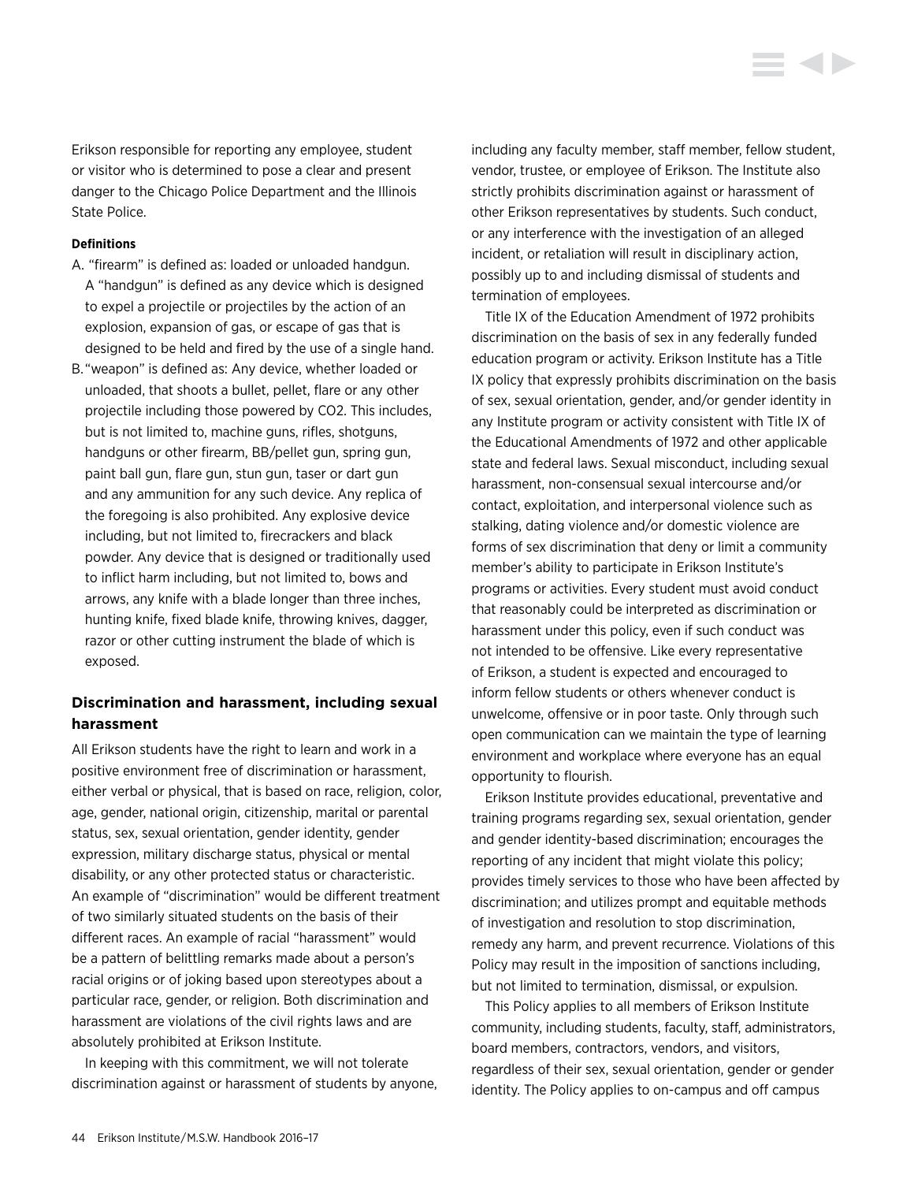Erikson responsible for reporting any employee, student or visitor who is determined to pose a clear and present danger to the Chicago Police Department and the Illinois State Police.

**Definitions**

A. "firearm" is defined as: loaded or unloaded handgun. A "handgun" is defined as any device which is designed to expel a projectile or projectiles by the action of an explosion, expansion of gas, or escape of gas that is designed to be held and fired by the use of a single hand.

B. "weapon" is defined as: Any device, whether loaded or unloaded, that shoots a bullet, pellet, flare or any other projectile including those powered by CO2. This includes, but is not limited to, machine guns, rifles, shotguns, handguns or other firearm, BB/pellet gun, spring gun, paint ball gun, flare gun, stun gun, taser or dart gun and any ammunition for any such device. Any replica of the foregoing is also prohibited. Any explosive device including, but not limited to, firecrackers and black powder. Any device that is designed or traditionally used to inflict harm including, but not limited to, bows and arrows, any knife with a blade longer than three inches, hunting knife, fixed blade knife, throwing knives, dagger, razor or other cutting instrument the blade of which is exposed.

### Discrimination and harassment, including sexual harassment

All Erikson students have the right to learn and work in a positive environment free of discrimination or harassment, either verbal or physical, that is based on race, religion, color, age, gender, national origin, citizenship, marital or parental status, sex, sexual orientation, gender identity, gender expression, military discharge status, physical or mental disability, or any other protected status or characteristic. An example of "discrimination" would be different treatment of two similarly situated students on the basis of their different races. An example of racial "harassment" would be a pattern of belittling remarks made about a person's racial origins or of joking based upon stereotypes about a particular race, gender, or religion. Both discrimination and harassment are violations of the civil rights laws and are absolutely prohibited at Erikson Institute.

In keeping with this commitment, we will not tolerate discrimination against or harassment of students by anyone, including any faculty member, staff member, fellow student, vendor, trustee, or employee of Erikson. The Institute also strictly prohibits discrimination against or harassment of other Erikson representatives by students. Such conduct, or any interference with the investigation of an alleged incident, or retaliation will result in disciplinary action, possibly up to and including dismissal of students and termination of employees.

Title IX of the Education Amendment of 1972 prohibits discrimination on the basis of sex in any federally funded education program or activity. Erikson Institute has a Title IX policy that expressly prohibits discrimination on the basis of sex, sexual orientation, gender, and/or gender identity in any Institute program or activity consistent with Title IX of the Educational Amendments of 1972 and other applicable state and federal laws. Sexual misconduct, including sexual harassment, non-consensual sexual intercourse and/or contact, exploitation, and interpersonal violence such as stalking, dating violence and/or domestic violence are forms of sex discrimination that deny or limit a community member's ability to participate in Erikson Institute's programs or activities. Every student must avoid conduct that reasonably could be interpreted as discrimination or harassment under this policy, even if such conduct was not intended to be offensive. Like every representative of Erikson, a student is expected and encouraged to inform fellow students or others whenever conduct is unwelcome, offensive or in poor taste. Only through such open communication can we maintain the type of learning environment and workplace where everyone has an equal opportunity to flourish.

Erikson Institute provides educational, preventative and training programs regarding sex, sexual orientation, gender and gender identity-based discrimination; encourages the reporting of any incident that might violate this policy; provides timely services to those who have been affected by discrimination; and utilizes prompt and equitable methods of investigation and resolution to stop discrimination, remedy any harm, and prevent recurrence. Violations of this Policy may result in the imposition of sanctions including, but not limited to termination, dismissal, or expulsion.

This Policy applies to all members of Erikson Institute community, including students, faculty, staff, administrators, board members, contractors, vendors, and visitors, regardless of their sex, sexual orientation, gender or gender identity. The Policy applies to on-campus and off campus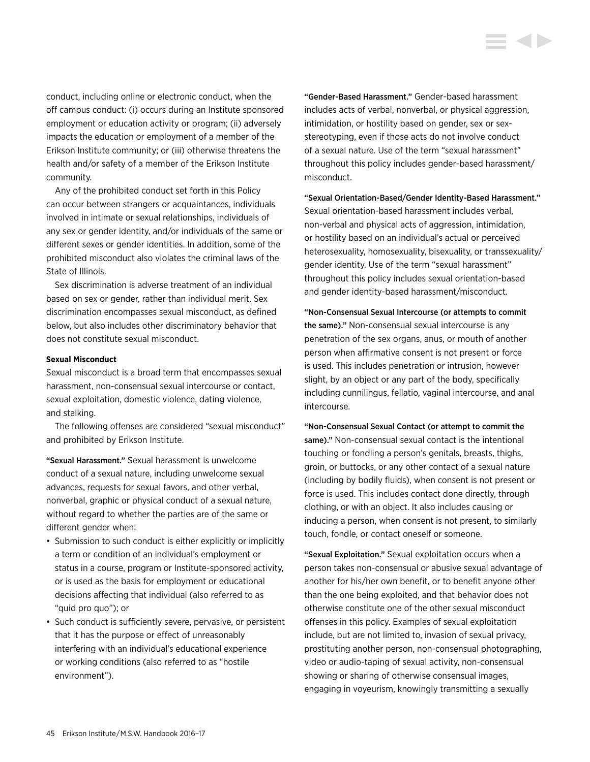conduct, including online or electronic conduct, when the off campus conduct: (i) occurs during an Institute sponsored employment or education activity or program; (ii) adversely impacts the education or employment of a member of the Erikson Institute community; or (iii) otherwise threatens the health and/or safety of a member of the Erikson Institute community.

Any of the prohibited conduct set forth in this Policy can occur between strangers or acquaintances, individuals involved in intimate or sexual relationships, individuals of any sex or gender identity, and/or individuals of the same or different sexes or gender identities. In addition, some of the prohibited misconduct also violates the criminal laws of the State of Illinois.

Sex discrimination is adverse treatment of an individual based on sex or gender, rather than individual merit. Sex discrimination encompasses sexual misconduct, as defined below, but also includes other discriminatory behavior that does not constitute sexual misconduct.

**Sexual Misconduct**

Sexual misconduct is a broad term that encompasses sexual harassment, non-consensual sexual intercourse or contact, sexual exploitation, domestic violence, dating violence, and stalking.

The following offenses are considered "sexual misconduct" and prohibited by Erikson Institute.

"Sexual Harassment." Sexual harassment is unwelcome conduct of a sexual nature, including unwelcome sexual advances, requests for sexual favors, and other verbal, nonverbal, graphic or physical conduct of a sexual nature, without regard to whether the parties are of the same or different gender when:

- Submission to such conduct is either explicitly or implicitly a term or condition of an individual's employment or status in a course, program or Institute-sponsored activity, or is used as the basis for employment or educational decisions affecting that individual (also referred to as "quid pro quo"); or
- Such conduct is sufficiently severe, pervasive, or persistent that it has the purpose or effect of unreasonably interfering with an individual's educational experience or working conditions (also referred to as "hostile environment").

"Gender-Based Harassment." Gender-based harassment includes acts of verbal, nonverbal, or physical aggression, intimidation, or hostility based on gender, sex or sex-stereotyping, even if those acts do not involve conduct of a sexual nature. Use of the term "sexual harassment" throughout this policy includes gender-based harassment/misconduct.

"Sexual Orientation-Based/Gender Identity-Based Harassment." Sexual orientation-based harassment includes verbal, non-verbal and physical acts of aggression, intimidation, or hostility based on an individual's actual or perceived heterosexuality, homosexuality, bisexuality, or transsexuality/gender identity. Use of the term "sexual harassment" throughout this policy includes sexual orientation-based and gender identity-based harassment/misconduct.

"Non-Consensual Sexual Intercourse (or attempts to commit the same)." Non-consensual sexual intercourse is any penetration of the sex organs, anus, or mouth of another person when affirmative consent is not present or force is used. This includes penetration or intrusion, however slight, by an object or any part of the body, specifically including cunnilingus, fellatio, vaginal intercourse, and anal intercourse.

"Non-Consensual Sexual Contact (or attempt to commit the same)." Non-consensual sexual contact is the intentional touching or fondling a person's genitals, breasts, thighs, groin, or buttocks, or any other contact of a sexual nature (including by bodily fluids), when consent is not present or force is used. This includes contact done directly, through clothing, or with an object. It also includes causing or inducing a person, when consent is not present, to similarly touch, fondle, or contact oneself or someone.

"Sexual Exploitation." Sexual exploitation occurs when a person takes non-consensual or abusive sexual advantage of another for his/her own benefit, or to benefit anyone other than the one being exploited, and that behavior does not otherwise constitute one of the other sexual misconduct offenses in this policy. Examples of sexual exploitation include, but are not limited to, invasion of sexual privacy, prostituting another person, non-consensual photographing, video or audio-taping of sexual activity, non-consensual showing or sharing of otherwise consensual images, engaging in voyeurism, knowingly transmitting a sexually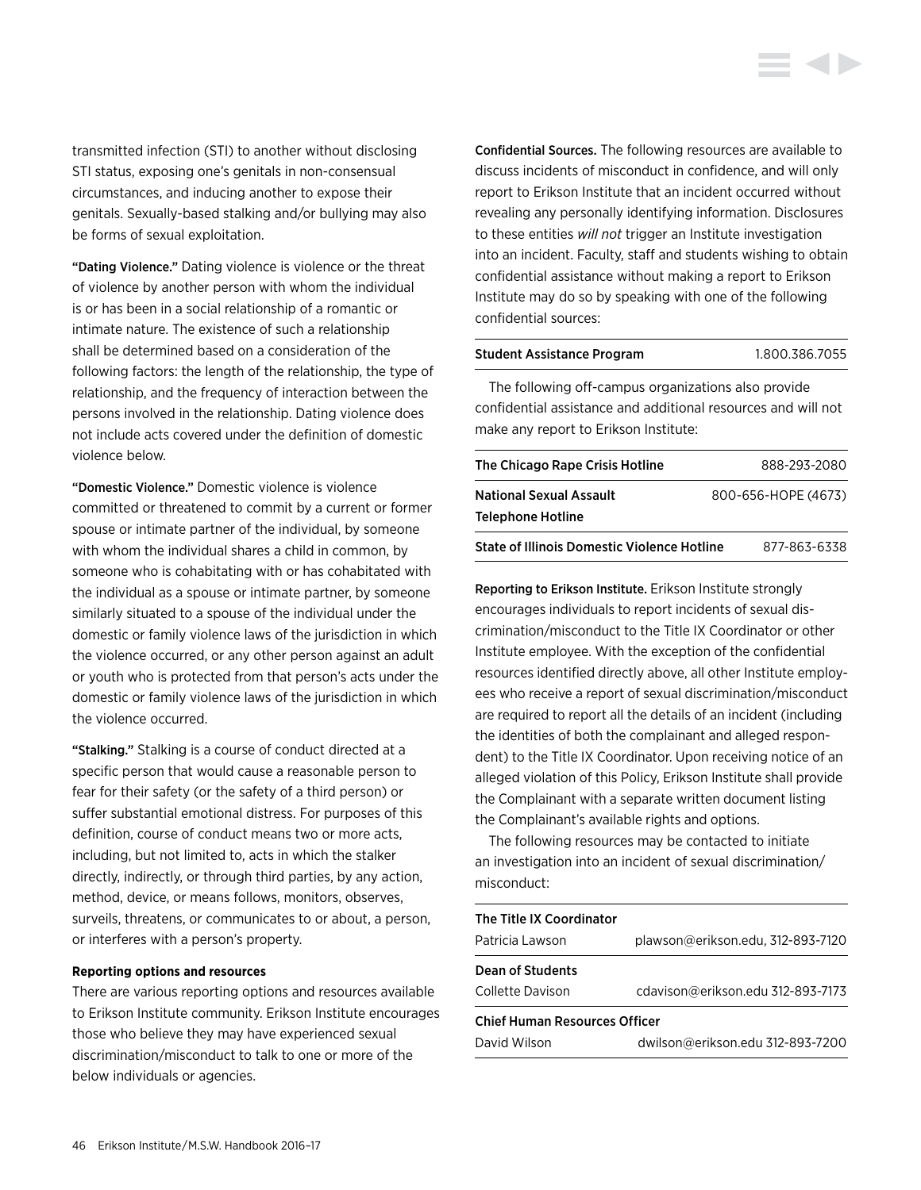transmitted infection (STI) to another without disclosing STI status, exposing one's genitals in non-consensual circumstances, and inducing another to expose their genitals. Sexually-based stalking and/or bullying may also be forms of sexual exploitation.

"Dating Violence." Dating violence is violence or the threat of violence by another person with whom the individual is or has been in a social relationship of a romantic or intimate nature. The existence of such a relationship shall be determined based on a consideration of the following factors: the length of the relationship, the type of relationship, and the frequency of interaction between the persons involved in the relationship. Dating violence does not include acts covered under the definition of domestic violence below.

"Domestic Violence." Domestic violence is violence committed or threatened to commit by a current or former spouse or intimate partner of the individual, by someone with whom the individual shares a child in common, by someone who is cohabitating with or has cohabitated with the individual as a spouse or intimate partner, by someone similarly situated to a spouse of the individual under the domestic or family violence laws of the jurisdiction in which the violence occurred, or any other person against an adult or youth who is protected from that person's acts under the domestic or family violence laws of the jurisdiction in which the violence occurred.

"Stalking." Stalking is a course of conduct directed at a specific person that would cause a reasonable person to fear for their safety (or the safety of a third person) or suffer substantial emotional distress. For purposes of this definition, course of conduct means two or more acts, including, but not limited to, acts in which the stalker directly, indirectly, or through third parties, by any action, method, device, or means follows, monitors, observes, surveils, threatens, or communicates to or about, a person, or interferes with a person's property.

**Reporting options and resources**

There are various reporting options and resources available to Erikson Institute community. Erikson Institute encourages those who believe they may have experienced sexual discrimination/misconduct to talk to one or more of the below individuals or agencies.

Confidential Sources. The following resources are available to discuss incidents of misconduct in confidence, and will only report to Erikson Institute that an incident occurred without revealing any personally identifying information. Disclosures to these entities *will not* trigger an Institute investigation into an incident. Faculty, staff and students wishing to obtain confidential assistance without making a report to Erikson Institute may do so by speaking with one of the following confidential sources:

| Student Assistance Program | 1.800.386.7055 |
|---|---|

The following off-campus organizations also provide confidential assistance and additional resources and will not make any report to Erikson Institute:

| The Chicago Rape Crisis Hotline | 888-293-2080 |
|---|---|
| National Sexual Assault Telephone Hotline | 800-656-HOPE (4673) |
| State of Illinois Domestic Violence Hotline | 877-863-6338 |

Reporting to Erikson Institute. Erikson Institute strongly encourages individuals to report incidents of sexual discrimination/misconduct to the Title IX Coordinator or other Institute employee. With the exception of the confidential resources identified directly above, all other Institute employees who receive a report of sexual discrimination/misconduct are required to report all the details of an incident (including the identities of both the complainant and alleged respondent) to the Title IX Coordinator. Upon receiving notice of an alleged violation of this Policy, Erikson Institute shall provide the Complainant with a separate written document listing the Complainant's available rights and options.

The following resources may be contacted to initiate an investigation into an incident of sexual discrimination/misconduct:

| The Title IX Coordinator | |
|---|---|
| Patricia Lawson | plawson@erikson.edu, 312-893-7120 |
| **Dean of Students** | |
| Collette Davison | cdavison@erikson.edu 312-893-7173 |
| **Chief Human Resources Officer** | |
| David Wilson | dwilson@erikson.edu 312-893-7200 |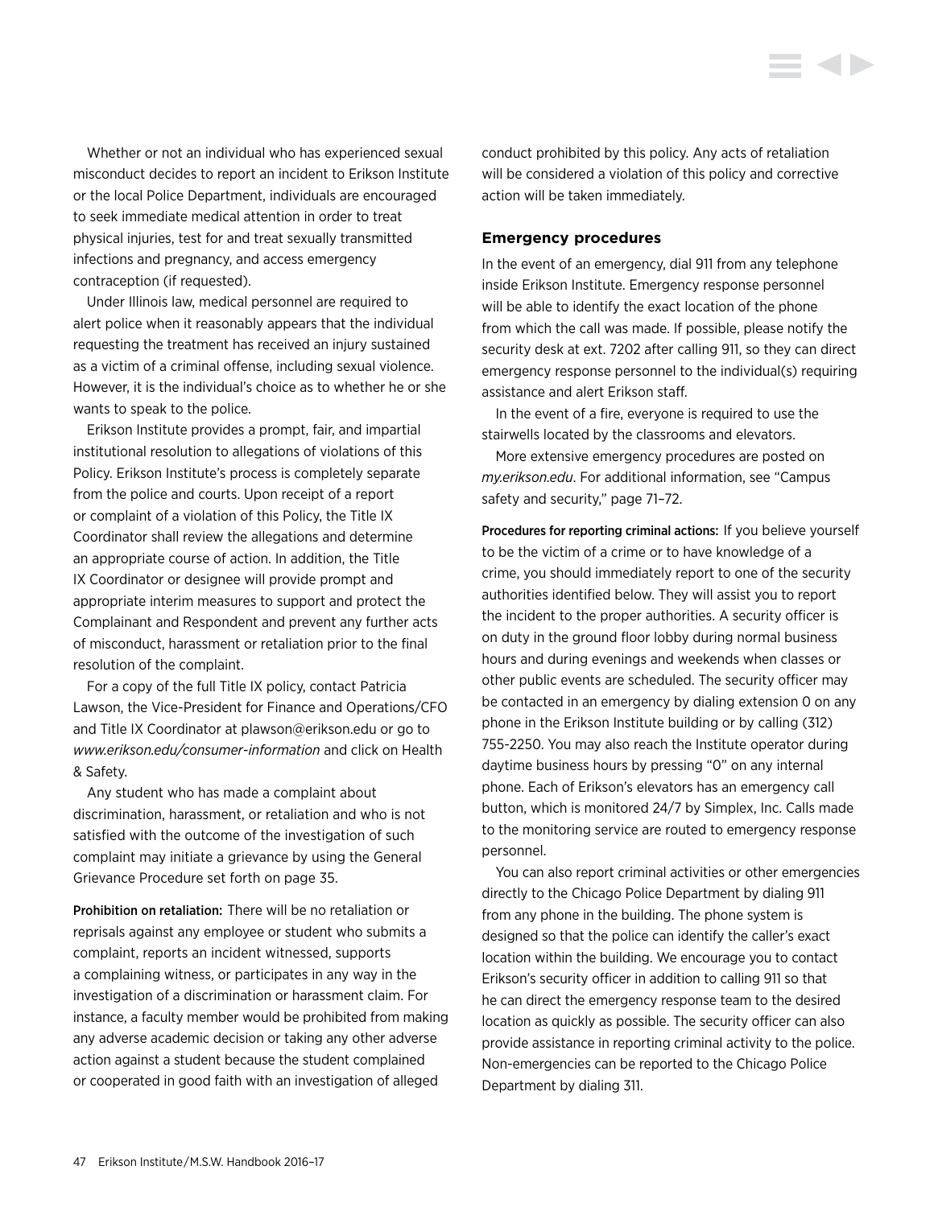Whether or not an individual who has experienced sexual misconduct decides to report an incident to Erikson Institute or the local Police Department, individuals are encouraged to seek immediate medical attention in order to treat physical injuries, test for and treat sexually transmitted infections and pregnancy, and access emergency contraception (if requested).

Under Illinois law, medical personnel are required to alert police when it reasonably appears that the individual requesting the treatment has received an injury sustained as a victim of a criminal offense, including sexual violence. However, it is the individual's choice as to whether he or she wants to speak to the police.

Erikson Institute provides a prompt, fair, and impartial institutional resolution to allegations of violations of this Policy. Erikson Institute's process is completely separate from the police and courts. Upon receipt of a report or complaint of a violation of this Policy, the Title IX Coordinator shall review the allegations and determine an appropriate course of action. In addition, the Title IX Coordinator or designee will provide prompt and appropriate interim measures to support and protect the Complainant and Respondent and prevent any further acts of misconduct, harassment or retaliation prior to the final resolution of the complaint.

For a copy of the full Title IX policy, contact Patricia Lawson, the Vice-President for Finance and Operations/CFO and Title IX Coordinator at plawson@erikson.edu or go to *www.erikson.edu/consumer-information* and click on Health & Safety.

Any student who has made a complaint about discrimination, harassment, or retaliation and who is not satisfied with the outcome of the investigation of such complaint may initiate a grievance by using the General Grievance Procedure set forth on page 35.

**Prohibition on retaliation:** There will be no retaliation or reprisals against any employee or student who submits a complaint, reports an incident witnessed, supports a complaining witness, or participates in any way in the investigation of a discrimination or harassment claim. For instance, a faculty member would be prohibited from making any adverse academic decision or taking any other adverse action against a student because the student complained or cooperated in good faith with an investigation of alleged conduct prohibited by this policy. Any acts of retaliation will be considered a violation of this policy and corrective action will be taken immediately.

### Emergency procedures

In the event of an emergency, dial 911 from any telephone inside Erikson Institute. Emergency response personnel will be able to identify the exact location of the phone from which the call was made. If possible, please notify the security desk at ext. 7202 after calling 911, so they can direct emergency response personnel to the individual(s) requiring assistance and alert Erikson staff.

In the event of a fire, everyone is required to use the stairwells located by the classrooms and elevators.

More extensive emergency procedures are posted on *my.erikson.edu*. For additional information, see "Campus safety and security," page 71–72.

**Procedures for reporting criminal actions:** If you believe yourself to be the victim of a crime or to have knowledge of a crime, you should immediately report to one of the security authorities identified below. They will assist you to report the incident to the proper authorities. A security officer is on duty in the ground floor lobby during normal business hours and during evenings and weekends when classes or other public events are scheduled. The security officer may be contacted in an emergency by dialing extension 0 on any phone in the Erikson Institute building or by calling (312) 755-2250. You may also reach the Institute operator during daytime business hours by pressing "0" on any internal phone. Each of Erikson's elevators has an emergency call button, which is monitored 24/7 by Simplex, Inc. Calls made to the monitoring service are routed to emergency response personnel.

You can also report criminal activities or other emergencies directly to the Chicago Police Department by dialing 911 from any phone in the building. The phone system is designed so that the police can identify the caller's exact location within the building. We encourage you to contact Erikson's security officer in addition to calling 911 so that he can direct the emergency response team to the desired location as quickly as possible. The security officer can also provide assistance in reporting criminal activity to the police. Non-emergencies can be reported to the Chicago Police Department by dialing 311.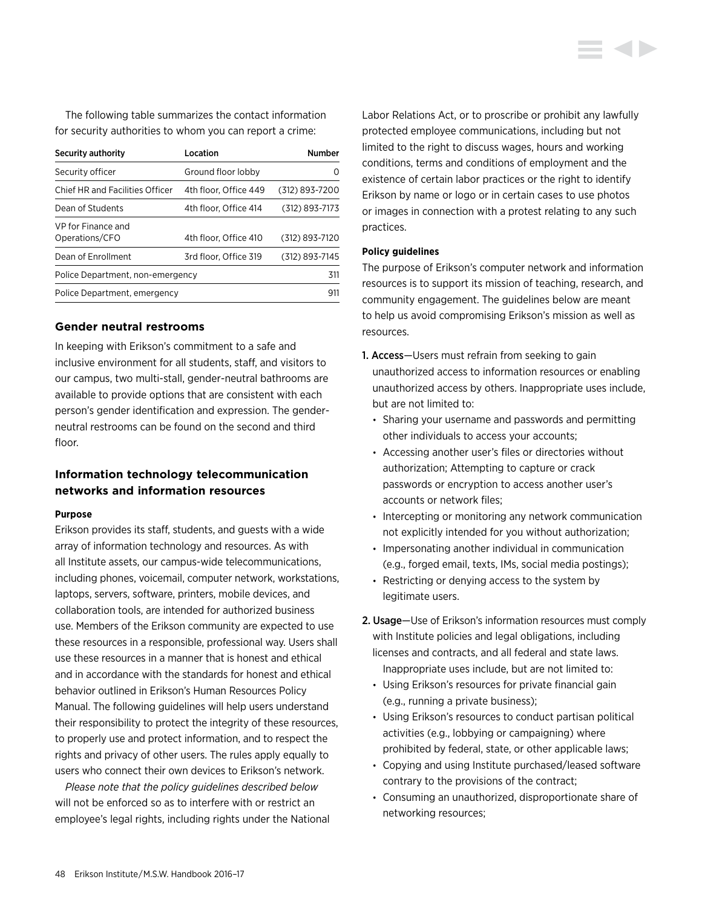The following table summarizes the contact information for security authorities to whom you can report a crime:

| Security authority | Location | Number |
| --- | --- | --- |
| Security officer | Ground floor lobby | 0 |
| Chief HR and Facilities Officer | 4th floor, Office 449 | (312) 893-7200 |
| Dean of Students | 4th floor, Office 414 | (312) 893-7173 |
| VP for Finance and Operations/CFO | 4th floor, Office 410 | (312) 893-7120 |
| Dean of Enrollment | 3rd floor, Office 319 | (312) 893-7145 |
| Police Department, non-emergency | | 311 |
| Police Department, emergency | | 911 |

### Gender neutral restrooms

In keeping with Erikson's commitment to a safe and inclusive environment for all students, staff, and visitors to our campus, two multi-stall, gender-neutral bathrooms are available to provide options that are consistent with each person's gender identification and expression. The gender-neutral restrooms can be found on the second and third floor.

### Information technology telecommunication networks and information resources

#### Purpose

Erikson provides its staff, students, and guests with a wide array of information technology and resources. As with all Institute assets, our campus-wide telecommunications, including phones, voicemail, computer network, workstations, laptops, servers, software, printers, mobile devices, and collaboration tools, are intended for authorized business use. Members of the Erikson community are expected to use these resources in a responsible, professional way. Users shall use these resources in a manner that is honest and ethical and in accordance with the standards for honest and ethical behavior outlined in Erikson's Human Resources Policy Manual. The following guidelines will help users understand their responsibility to protect the integrity of these resources, to properly use and protect information, and to respect the rights and privacy of other users. The rules apply equally to users who connect their own devices to Erikson's network.

*Please note that the policy guidelines described below* will not be enforced so as to interfere with or restrict an employee's legal rights, including rights under the National Labor Relations Act, or to proscribe or prohibit any lawfully protected employee communications, including but not limited to the right to discuss wages, hours and working conditions, terms and conditions of employment and the existence of certain labor practices or the right to identify Erikson by name or logo or in certain cases to use photos or images in connection with a protest relating to any such practices.

#### Policy guidelines

The purpose of Erikson's computer network and information resources is to support its mission of teaching, research, and community engagement. The guidelines below are meant to help us avoid compromising Erikson's mission as well as resources.

1. **Access**—Users must refrain from seeking to gain unauthorized access to information resources or enabling unauthorized access by others. Inappropriate uses include, but are not limited to:
   - Sharing your username and passwords and permitting other individuals to access your accounts;
   - Accessing another user's files or directories without authorization; Attempting to capture or crack passwords or encryption to access another user's accounts or network files;
   - Intercepting or monitoring any network communication not explicitly intended for you without authorization;
   - Impersonating another individual in communication (e.g., forged email, texts, IMs, social media postings);
   - Restricting or denying access to the system by legitimate users.
2. **Usage**—Use of Erikson's information resources must comply with Institute policies and legal obligations, including licenses and contracts, and all federal and state laws. Inappropriate uses include, but are not limited to:
   - Using Erikson's resources for private financial gain (e.g., running a private business);
   - Using Erikson's resources to conduct partisan political activities (e.g., lobbying or campaigning) where prohibited by federal, state, or other applicable laws;
   - Copying and using Institute purchased/leased software contrary to the provisions of the contract;
   - Consuming an unauthorized, disproportionate share of networking resources;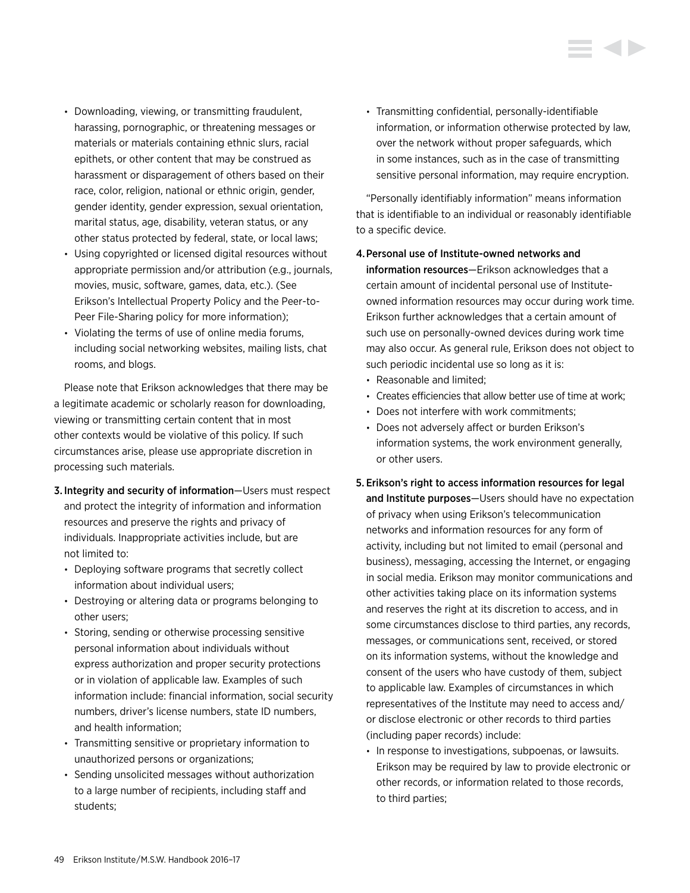- Downloading, viewing, or transmitting fraudulent, harassing, pornographic, or threatening messages or materials or materials containing ethnic slurs, racial epithets, or other content that may be construed as harassment or disparagement of others based on their race, color, religion, national or ethnic origin, gender, gender identity, gender expression, sexual orientation, marital status, age, disability, veteran status, or any other status protected by federal, state, or local laws;
- Using copyrighted or licensed digital resources without appropriate permission and/or attribution (e.g., journals, movies, music, software, games, data, etc.). (See Erikson's Intellectual Property Policy and the Peer-to-Peer File-Sharing policy for more information);
- Violating the terms of use of online media forums, including social networking websites, mailing lists, chat rooms, and blogs.

Please note that Erikson acknowledges that there may be a legitimate academic or scholarly reason for downloading, viewing or transmitting certain content that in most other contexts would be violative of this policy. If such circumstances arise, please use appropriate discretion in processing such materials.

3. **Integrity and security of information**—Users must respect and protect the integrity of information and information resources and preserve the rights and privacy of individuals. Inappropriate activities include, but are not limited to:
   - Deploying software programs that secretly collect information about individual users;
   - Destroying or altering data or programs belonging to other users;
   - Storing, sending or otherwise processing sensitive personal information about individuals without express authorization and proper security protections or in violation of applicable law. Examples of such information include: financial information, social security numbers, driver's license numbers, state ID numbers, and health information;
   - Transmitting sensitive or proprietary information to unauthorized persons or organizations;
   - Sending unsolicited messages without authorization to a large number of recipients, including staff and students;
   - Transmitting confidential, personally-identifiable information, or information otherwise protected by law, over the network without proper safeguards, which in some instances, such as in the case of transmitting sensitive personal information, may require encryption.

"Personally identifiably information" means information that is identifiable to an individual or reasonably identifiable to a specific device.

4. **Personal use of Institute-owned networks and information resources**—Erikson acknowledges that a certain amount of incidental personal use of Institute-owned information resources may occur during work time. Erikson further acknowledges that a certain amount of such use on personally-owned devices during work time may also occur. As general rule, Erikson does not object to such periodic incidental use so long as it is:
   - Reasonable and limited;
   - Creates efficiencies that allow better use of time at work;
   - Does not interfere with work commitments;
   - Does not adversely affect or burden Erikson's information systems, the work environment generally, or other users.
5. **Erikson's right to access information resources for legal and Institute purposes**—Users should have no expectation of privacy when using Erikson's telecommunication networks and information resources for any form of activity, including but not limited to email (personal and business), messaging, accessing the Internet, or engaging in social media. Erikson may monitor communications and other activities taking place on its information systems and reserves the right at its discretion to access, and in some circumstances disclose to third parties, any records, messages, or communications sent, received, or stored on its information systems, without the knowledge and consent of the users who have custody of them, subject to applicable law. Examples of circumstances in which representatives of the Institute may need to access and/or disclose electronic or other records to third parties (including paper records) include:
   - In response to investigations, subpoenas, or lawsuits. Erikson may be required by law to provide electronic or other records, or information related to those records, to third parties;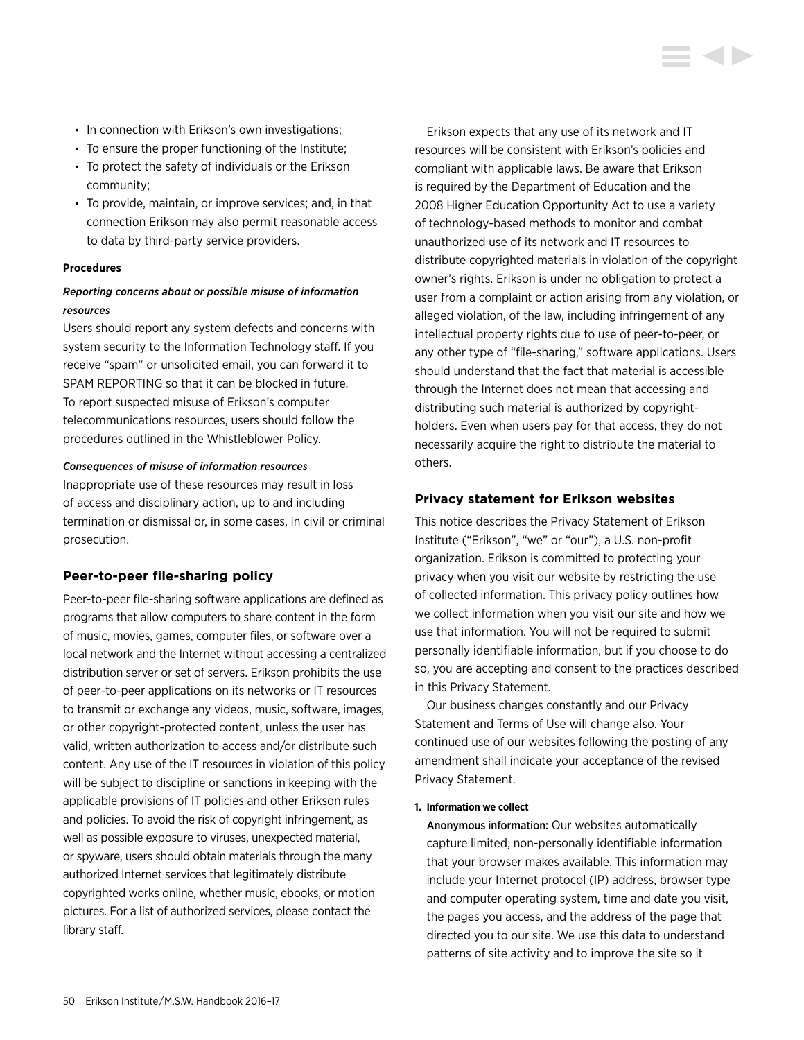- In connection with Erikson's own investigations;
- To ensure the proper functioning of the Institute;
- To protect the safety of individuals or the Erikson community;
- To provide, maintain, or improve services; and, in that connection Erikson may also permit reasonable access to data by third-party service providers.

#### Procedures

***Reporting concerns about or possible misuse of information resources***

Users should report any system defects and concerns with system security to the Information Technology staff. If you receive "spam" or unsolicited email, you can forward it to SPAM REPORTING so that it can be blocked in future. To report suspected misuse of Erikson's computer telecommunications resources, users should follow the procedures outlined in the Whistleblower Policy.

***Consequences of misuse of information resources***

Inappropriate use of these resources may result in loss of access and disciplinary action, up to and including termination or dismissal or, in some cases, in civil or criminal prosecution.

### Peer-to-peer file-sharing policy

Peer-to-peer file-sharing software applications are defined as programs that allow computers to share content in the form of music, movies, games, computer files, or software over a local network and the Internet without accessing a centralized distribution server or set of servers. Erikson prohibits the use of peer-to-peer applications on its networks or IT resources to transmit or exchange any videos, music, software, images, or other copyright-protected content, unless the user has valid, written authorization to access and/or distribute such content. Any use of the IT resources in violation of this policy will be subject to discipline or sanctions in keeping with the applicable provisions of IT policies and other Erikson rules and policies. To avoid the risk of copyright infringement, as well as possible exposure to viruses, unexpected material, or spyware, users should obtain materials through the many authorized Internet services that legitimately distribute copyrighted works online, whether music, ebooks, or motion pictures. For a list of authorized services, please contact the library staff.

Erikson expects that any use of its network and IT resources will be consistent with Erikson's policies and compliant with applicable laws. Be aware that Erikson is required by the Department of Education and the 2008 Higher Education Opportunity Act to use a variety of technology-based methods to monitor and combat unauthorized use of its network and IT resources to distribute copyrighted materials in violation of the copyright owner's rights. Erikson is under no obligation to protect a user from a complaint or action arising from any violation, or alleged violation, of the law, including infringement of any intellectual property rights due to use of peer-to-peer, or any other type of "file-sharing," software applications. Users should understand that the fact that material is accessible through the Internet does not mean that accessing and distributing such material is authorized by copyright-holders. Even when users pay for that access, they do not necessarily acquire the right to distribute the material to others.

### Privacy statement for Erikson websites

This notice describes the Privacy Statement of Erikson Institute ("Erikson", "we" or "our"), a U.S. non-profit organization. Erikson is committed to protecting your privacy when you visit our website by restricting the use of collected information. This privacy policy outlines how we collect information when you visit our site and how we use that information. You will not be required to submit personally identifiable information, but if you choose to do so, you are accepting and consent to the practices described in this Privacy Statement.

Our business changes constantly and our Privacy Statement and Terms of Use will change also. Your continued use of our websites following the posting of any amendment shall indicate your acceptance of the revised Privacy Statement.

1. **Information we collect**

   **Anonymous information:** Our websites automatically capture limited, non-personally identifiable information that your browser makes available. This information may include your Internet protocol (IP) address, browser type and computer operating system, time and date you visit, the pages you access, and the address of the page that directed you to our site. We use this data to understand patterns of site activity and to improve the site so it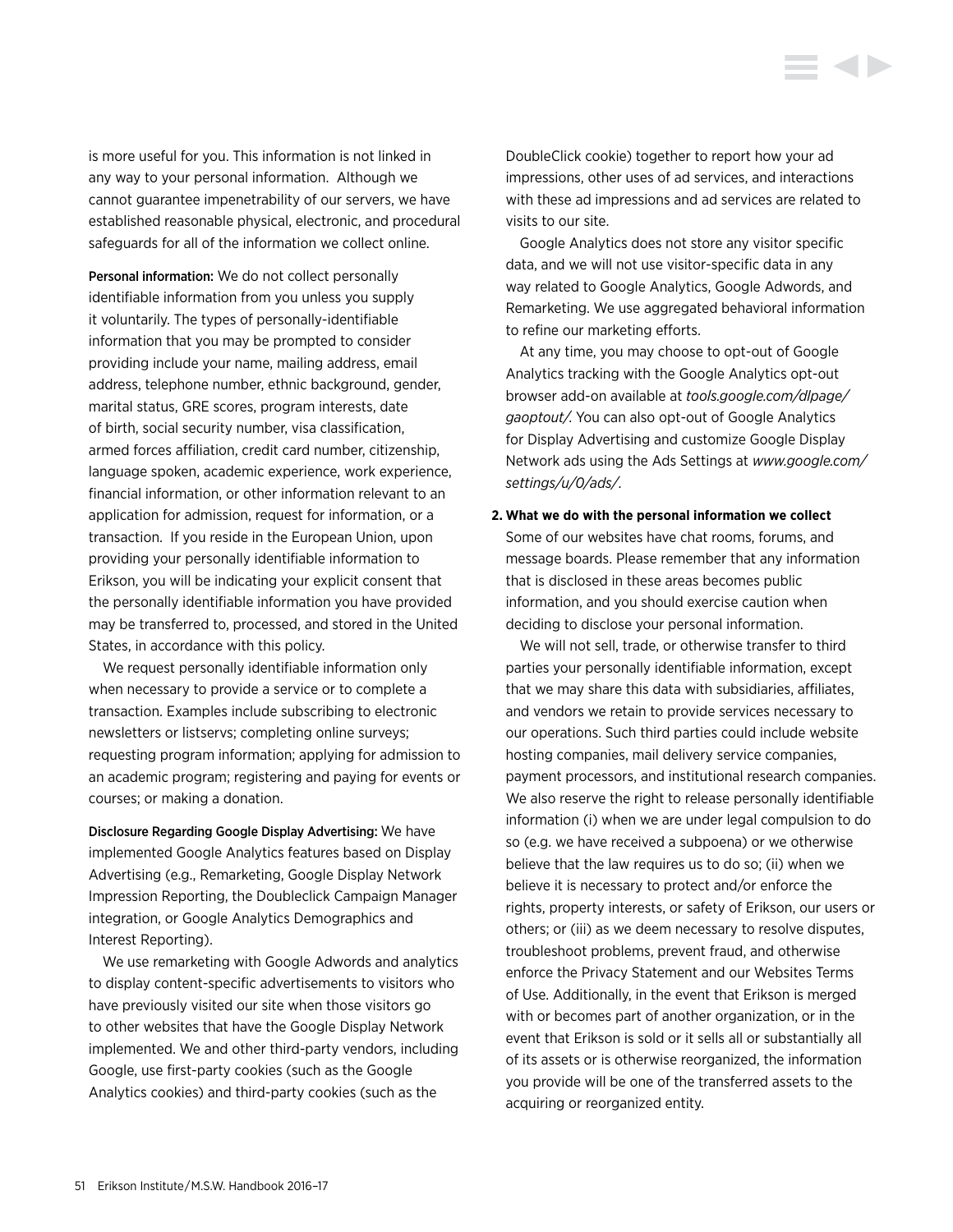is more useful for you. This information is not linked in any way to your personal information. Although we cannot guarantee impenetrability of our servers, we have established reasonable physical, electronic, and procedural safeguards for all of the information we collect online.

**Personal information:** We do not collect personally identifiable information from you unless you supply it voluntarily. The types of personally-identifiable information that you may be prompted to consider providing include your name, mailing address, email address, telephone number, ethnic background, gender, marital status, GRE scores, program interests, date of birth, social security number, visa classification, armed forces affiliation, credit card number, citizenship, language spoken, academic experience, work experience, financial information, or other information relevant to an application for admission, request for information, or a transaction. If you reside in the European Union, upon providing your personally identifiable information to Erikson, you will be indicating your explicit consent that the personally identifiable information you have provided may be transferred to, processed, and stored in the United States, in accordance with this policy.

We request personally identifiable information only when necessary to provide a service or to complete a transaction. Examples include subscribing to electronic newsletters or listservs; completing online surveys; requesting program information; applying for admission to an academic program; registering and paying for events or courses; or making a donation.

**Disclosure Regarding Google Display Advertising:** We have implemented Google Analytics features based on Display Advertising (e.g., Remarketing, Google Display Network Impression Reporting, the Doubleclick Campaign Manager integration, or Google Analytics Demographics and Interest Reporting).

We use remarketing with Google Adwords and analytics to display content-specific advertisements to visitors who have previously visited our site when those visitors go to other websites that have the Google Display Network implemented. We and other third-party vendors, including Google, use first-party cookies (such as the Google Analytics cookies) and third-party cookies (such as the DoubleClick cookie) together to report how your ad impressions, other uses of ad services, and interactions with these ad impressions and ad services are related to visits to our site.

Google Analytics does not store any visitor specific data, and we will not use visitor-specific data in any way related to Google Analytics, Google Adwords, and Remarketing. We use aggregated behavioral information to refine our marketing efforts.

At any time, you may choose to opt-out of Google Analytics tracking with the Google Analytics opt-out browser add-on available at *tools.google.com/dlpage/gaoptout/*. You can also opt-out of Google Analytics for Display Advertising and customize Google Display Network ads using the Ads Settings at *www.google.com/settings/u/0/ads/*.

**2. What we do with the personal information we collect**

Some of our websites have chat rooms, forums, and message boards. Please remember that any information that is disclosed in these areas becomes public information, and you should exercise caution when deciding to disclose your personal information.

We will not sell, trade, or otherwise transfer to third parties your personally identifiable information, except that we may share this data with subsidiaries, affiliates, and vendors we retain to provide services necessary to our operations. Such third parties could include website hosting companies, mail delivery service companies, payment processors, and institutional research companies. We also reserve the right to release personally identifiable information (i) when we are under legal compulsion to do so (e.g. we have received a subpoena) or we otherwise believe that the law requires us to do so; (ii) when we believe it is necessary to protect and/or enforce the rights, property interests, or safety of Erikson, our users or others; or (iii) as we deem necessary to resolve disputes, troubleshoot problems, prevent fraud, and otherwise enforce the Privacy Statement and our Websites Terms of Use. Additionally, in the event that Erikson is merged with or becomes part of another organization, or in the event that Erikson is sold or it sells all or substantially all of its assets or is otherwise reorganized, the information you provide will be one of the transferred assets to the acquiring or reorganized entity.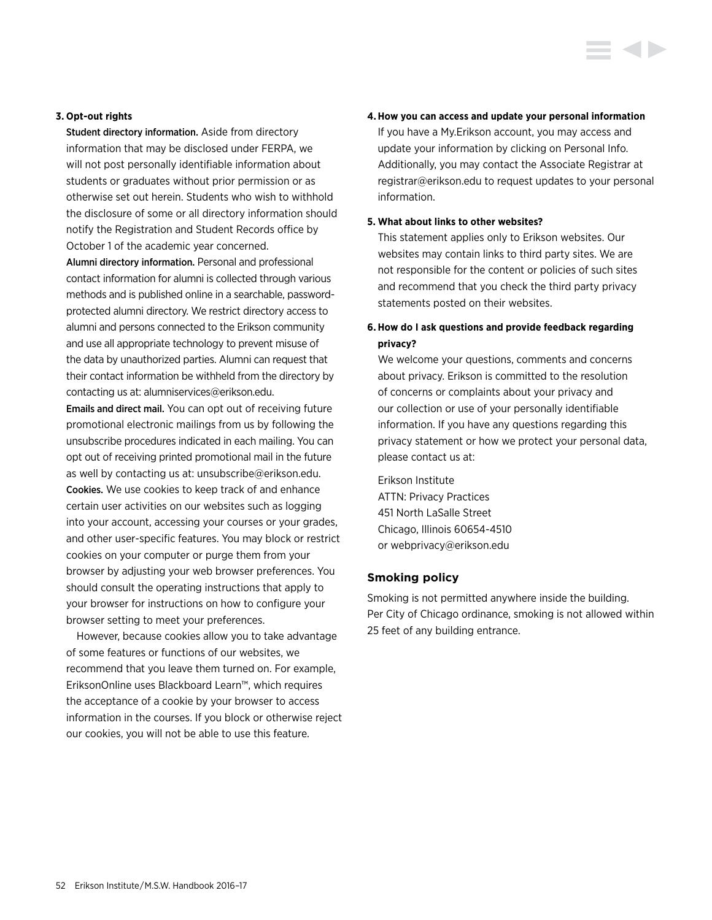**3. Opt-out rights**

**Student directory information.** Aside from directory information that may be disclosed under FERPA, we will not post personally identifiable information about students or graduates without prior permission or as otherwise set out herein. Students who wish to withhold the disclosure of some or all directory information should notify the Registration and Student Records office by October 1 of the academic year concerned.

**Alumni directory information.** Personal and professional contact information for alumni is collected through various methods and is published online in a searchable, password-protected alumni directory. We restrict directory access to alumni and persons connected to the Erikson community and use all appropriate technology to prevent misuse of the data by unauthorized parties. Alumni can request that their contact information be withheld from the directory by contacting us at: alumniservices@erikson.edu.

**Emails and direct mail.** You can opt out of receiving future promotional electronic mailings from us by following the unsubscribe procedures indicated in each mailing. You can opt out of receiving printed promotional mail in the future as well by contacting us at: unsubscribe@erikson.edu.

**Cookies.** We use cookies to keep track of and enhance certain user activities on our websites such as logging into your account, accessing your courses or your grades, and other user-specific features. You may block or restrict cookies on your computer or purge them from your browser by adjusting your web browser preferences. You should consult the operating instructions that apply to your browser for instructions on how to configure your browser setting to meet your preferences.

However, because cookies allow you to take advantage of some features or functions of our websites, we recommend that you leave them turned on. For example, EriksonOnline uses Blackboard Learn™, which requires the acceptance of a cookie by your browser to access information in the courses. If you block or otherwise reject our cookies, you will not be able to use this feature.

**4. How you can access and update your personal information**

If you have a My.Erikson account, you may access and update your information by clicking on Personal Info. Additionally, you may contact the Associate Registrar at registrar@erikson.edu to request updates to your personal information.

**5. What about links to other websites?**

This statement applies only to Erikson websites. Our websites may contain links to third party sites. We are not responsible for the content or policies of such sites and recommend that you check the third party privacy statements posted on their websites.

**6. How do I ask questions and provide feedback regarding privacy?**

We welcome your questions, comments and concerns about privacy. Erikson is committed to the resolution of concerns or complaints about your privacy and our collection or use of your personally identifiable information. If you have any questions regarding this privacy statement or how we protect your personal data, please contact us at:

Erikson Institute
ATTN: Privacy Practices
451 North LaSalle Street
Chicago, Illinois 60654-4510
or webprivacy@erikson.edu

## Smoking policy

Smoking is not permitted anywhere inside the building. Per City of Chicago ordinance, smoking is not allowed within 25 feet of any building entrance.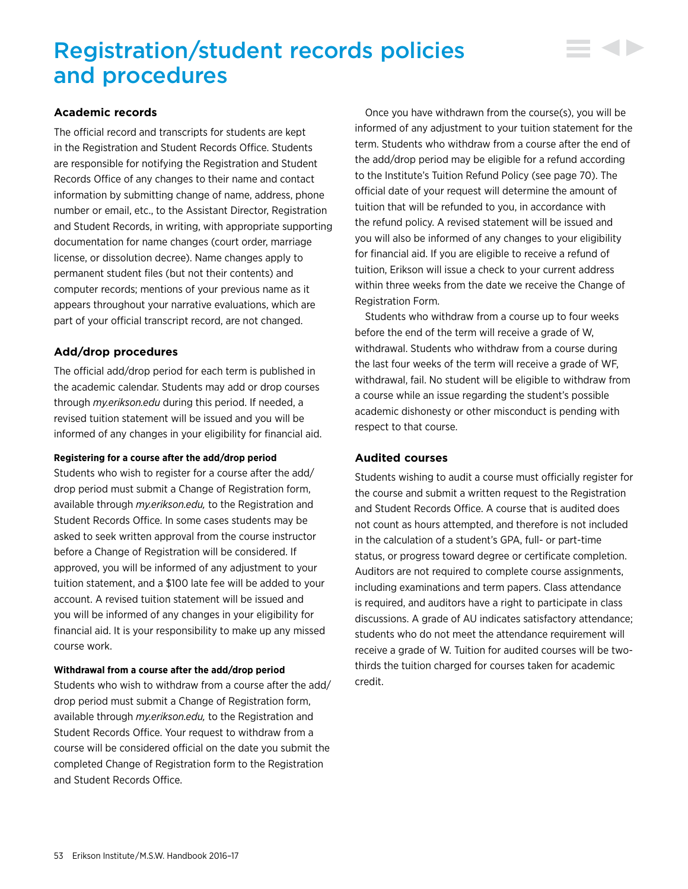# Registration/student records policies and procedures

## Academic records

The official record and transcripts for students are kept in the Registration and Student Records Office. Students are responsible for notifying the Registration and Student Records Office of any changes to their name and contact information by submitting change of name, address, phone number or email, etc., to the Assistant Director, Registration and Student Records, in writing, with appropriate supporting documentation for name changes (court order, marriage license, or dissolution decree). Name changes apply to permanent student files (but not their contents) and computer records; mentions of your previous name as it appears throughout your narrative evaluations, which are part of your official transcript record, are not changed.

## Add/drop procedures

The official add/drop period for each term is published in the academic calendar. Students may add or drop courses through *my.erikson.edu* during this period. If needed, a revised tuition statement will be issued and you will be informed of any changes in your eligibility for financial aid.

#### Registering for a course after the add/drop period

Students who wish to register for a course after the add/drop period must submit a Change of Registration form, available through *my.erikson.edu,* to the Registration and Student Records Office. In some cases students may be asked to seek written approval from the course instructor before a Change of Registration will be considered. If approved, you will be informed of any adjustment to your tuition statement, and a $100 late fee will be added to your account. A revised tuition statement will be issued and you will be informed of any changes in your eligibility for financial aid. It is your responsibility to make up any missed course work.

#### Withdrawal from a course after the add/drop period

Students who wish to withdraw from a course after the add/drop period must submit a Change of Registration form, available through *my.erikson.edu,* to the Registration and Student Records Office. Your request to withdraw from a course will be considered official on the date you submit the completed Change of Registration form to the Registration and Student Records Office.

Once you have withdrawn from the course(s), you will be informed of any adjustment to your tuition statement for the term. Students who withdraw from a course after the end of the add/drop period may be eligible for a refund according to the Institute's Tuition Refund Policy (see page 70). The official date of your request will determine the amount of tuition that will be refunded to you, in accordance with the refund policy. A revised statement will be issued and you will also be informed of any changes to your eligibility for financial aid. If you are eligible to receive a refund of tuition, Erikson will issue a check to your current address within three weeks from the date we receive the Change of Registration Form.

Students who withdraw from a course up to four weeks before the end of the term will receive a grade of W, withdrawal. Students who withdraw from a course during the last four weeks of the term will receive a grade of WF, withdrawal, fail. No student will be eligible to withdraw from a course while an issue regarding the student's possible academic dishonesty or other misconduct is pending with respect to that course.

## Audited courses

Students wishing to audit a course must officially register for the course and submit a written request to the Registration and Student Records Office. A course that is audited does not count as hours attempted, and therefore is not included in the calculation of a student's GPA, full- or part-time status, or progress toward degree or certificate completion. Auditors are not required to complete course assignments, including examinations and term papers. Class attendance is required, and auditors have a right to participate in class discussions. A grade of AU indicates satisfactory attendance; students who do not meet the attendance requirement will receive a grade of W. Tuition for audited courses will be two-thirds the tuition charged for courses taken for academic credit.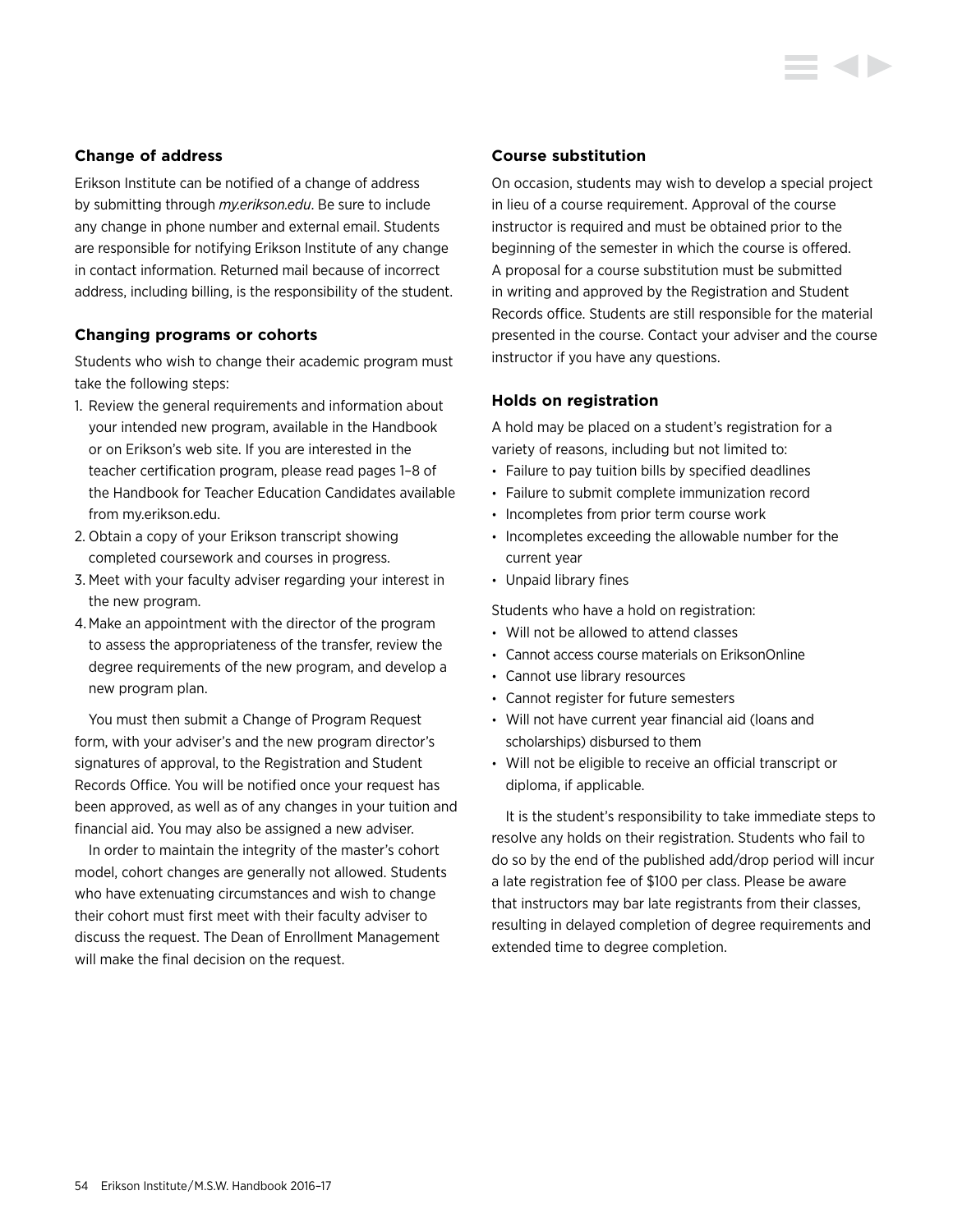### Change of address

Erikson Institute can be notified of a change of address by submitting through *my.erikson.edu*. Be sure to include any change in phone number and external email. Students are responsible for notifying Erikson Institute of any change in contact information. Returned mail because of incorrect address, including billing, is the responsibility of the student.

### Changing programs or cohorts

Students who wish to change their academic program must take the following steps:

1. Review the general requirements and information about your intended new program, available in the Handbook or on Erikson's web site. If you are interested in the teacher certification program, please read pages 1–8 of the Handbook for Teacher Education Candidates available from my.erikson.edu.
2. Obtain a copy of your Erikson transcript showing completed coursework and courses in progress.
3. Meet with your faculty adviser regarding your interest in the new program.
4. Make an appointment with the director of the program to assess the appropriateness of the transfer, review the degree requirements of the new program, and develop a new program plan.

You must then submit a Change of Program Request form, with your adviser's and the new program director's signatures of approval, to the Registration and Student Records Office. You will be notified once your request has been approved, as well as of any changes in your tuition and financial aid. You may also be assigned a new adviser.

In order to maintain the integrity of the master's cohort model, cohort changes are generally not allowed. Students who have extenuating circumstances and wish to change their cohort must first meet with their faculty adviser to discuss the request. The Dean of Enrollment Management will make the final decision on the request.

### Course substitution

On occasion, students may wish to develop a special project in lieu of a course requirement. Approval of the course instructor is required and must be obtained prior to the beginning of the semester in which the course is offered. A proposal for a course substitution must be submitted in writing and approved by the Registration and Student Records office. Students are still responsible for the material presented in the course. Contact your adviser and the course instructor if you have any questions.

### Holds on registration

A hold may be placed on a student's registration for a variety of reasons, including but not limited to:

- Failure to pay tuition bills by specified deadlines
- Failure to submit complete immunization record
- Incompletes from prior term course work
- Incompletes exceeding the allowable number for the current year
- Unpaid library fines

Students who have a hold on registration:

- Will not be allowed to attend classes
- Cannot access course materials on EriksonOnline
- Cannot use library resources
- Cannot register for future semesters
- Will not have current year financial aid (loans and scholarships) disbursed to them
- Will not be eligible to receive an official transcript or diploma, if applicable.

It is the student's responsibility to take immediate steps to resolve any holds on their registration. Students who fail to do so by the end of the published add/drop period will incur a late registration fee of $100 per class. Please be aware that instructors may bar late registrants from their classes, resulting in delayed completion of degree requirements and extended time to degree completion.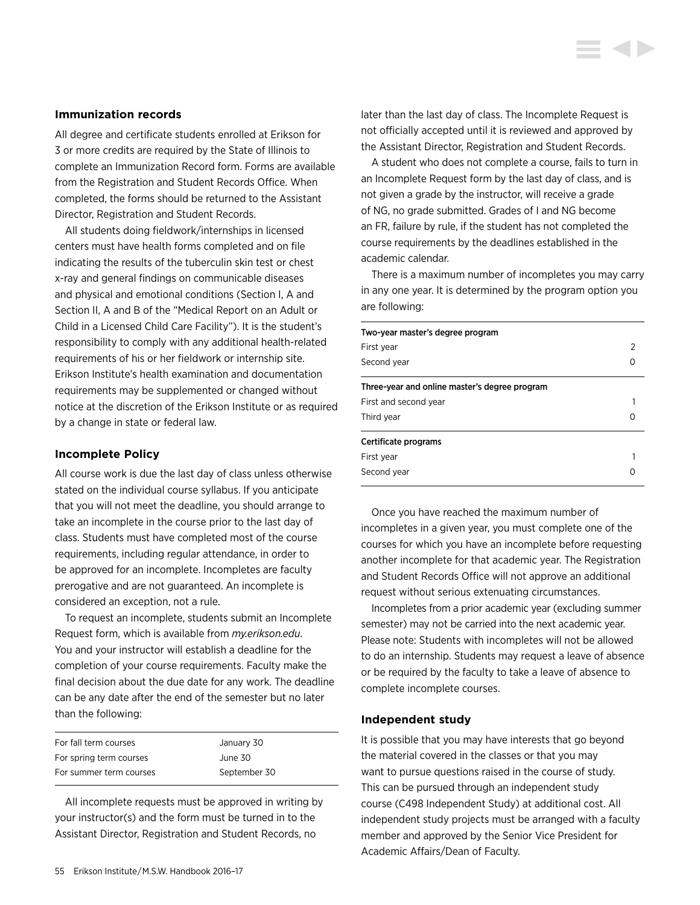## Immunization records

All degree and certificate students enrolled at Erikson for 3 or more credits are required by the State of Illinois to complete an Immunization Record form. Forms are available from the Registration and Student Records Office. When completed, the forms should be returned to the Assistant Director, Registration and Student Records.

All students doing fieldwork/internships in licensed centers must have health forms completed and on file indicating the results of the tuberculin skin test or chest x-ray and general findings on communicable diseases and physical and emotional conditions (Section I, A and Section II, A and B of the "Medical Report on an Adult or Child in a Licensed Child Care Facility"). It is the student's responsibility to comply with any additional health-related requirements of his or her fieldwork or internship site. Erikson Institute's health examination and documentation requirements may be supplemented or changed without notice at the discretion of the Erikson Institute or as required by a change in state or federal law.

## Incomplete Policy

All course work is due the last day of class unless otherwise stated on the individual course syllabus. If you anticipate that you will not meet the deadline, you should arrange to take an incomplete in the course prior to the last day of class. Students must have completed most of the course requirements, including regular attendance, in order to be approved for an incomplete. Incompletes are faculty prerogative and are not guaranteed. An incomplete is considered an exception, not a rule.

To request an incomplete, students submit an Incomplete Request form, which is available from *my.erikson.edu*. You and your instructor will establish a deadline for the completion of your course requirements. Faculty make the final decision about the due date for any work. The deadline can be any date after the end of the semester but no later than the following:

| | |
|---|---|
| For fall term courses | January 30 |
| For spring term courses | June 30 |
| For summer term courses | September 30 |

All incomplete requests must be approved in writing by your instructor(s) and the form must be turned in to the Assistant Director, Registration and Student Records, no later than the last day of class. The Incomplete Request is not officially accepted until it is reviewed and approved by the Assistant Director, Registration and Student Records.

A student who does not complete a course, fails to turn in an Incomplete Request form by the last day of class, and is not given a grade by the instructor, will receive a grade of NG, no grade submitted. Grades of I and NG become an FR, failure by rule, if the student has not completed the course requirements by the deadlines established in the academic calendar.

There is a maximum number of incompletes you may carry in any one year. It is determined by the program option you are following:

| | |
|---|---|
| **Two-year master's degree program** | |
| First year | 2 |
| Second year | 0 |
| **Three-year and online master's degree program** | |
| First and second year | 1 |
| Third year | 0 |
| **Certificate programs** | |
| First year | 1 |
| Second year | 0 |

Once you have reached the maximum number of incompletes in a given year, you must complete one of the courses for which you have an incomplete before requesting another incomplete for that academic year. The Registration and Student Records Office will not approve an additional request without serious extenuating circumstances.

Incompletes from a prior academic year (excluding summer semester) may not be carried into the next academic year. Please note: Students with incompletes will not be allowed to do an internship. Students may request a leave of absence or be required by the faculty to take a leave of absence to complete incomplete courses.

## Independent study

It is possible that you may have interests that go beyond the material covered in the classes or that you may want to pursue questions raised in the course of study. This can be pursued through an independent study course (C498 Independent Study) at additional cost. All independent study projects must be arranged with a faculty member and approved by the Senior Vice President for Academic Affairs/Dean of Faculty.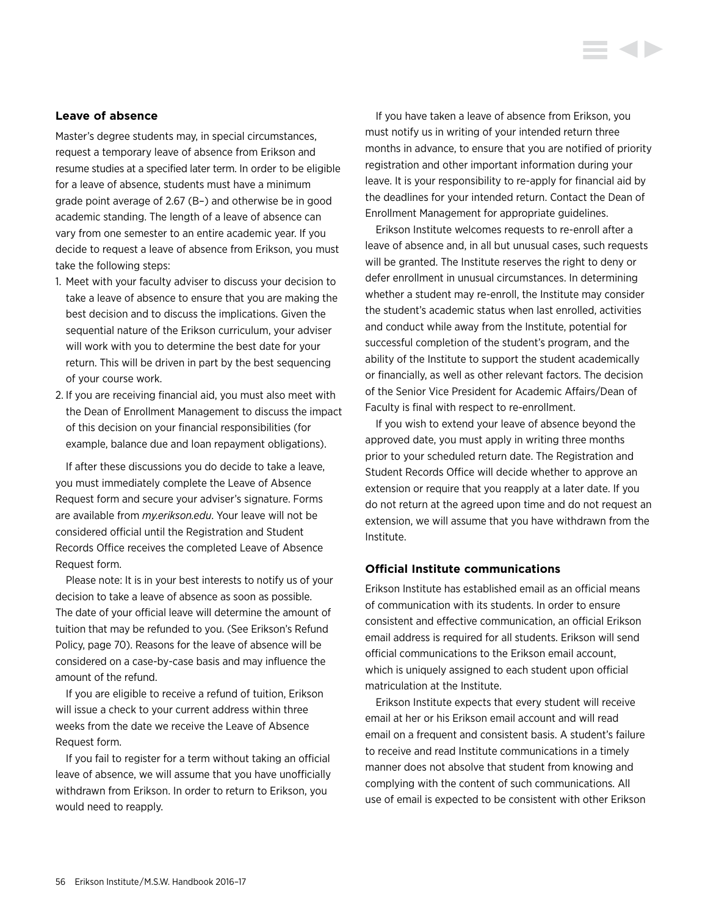### Leave of absence

Master's degree students may, in special circumstances, request a temporary leave of absence from Erikson and resume studies at a specified later term. In order to be eligible for a leave of absence, students must have a minimum grade point average of 2.67 (B–) and otherwise be in good academic standing. The length of a leave of absence can vary from one semester to an entire academic year. If you decide to request a leave of absence from Erikson, you must take the following steps:

1. Meet with your faculty adviser to discuss your decision to take a leave of absence to ensure that you are making the best decision and to discuss the implications. Given the sequential nature of the Erikson curriculum, your adviser will work with you to determine the best date for your return. This will be driven in part by the best sequencing of your course work.
2. If you are receiving financial aid, you must also meet with the Dean of Enrollment Management to discuss the impact of this decision on your financial responsibilities (for example, balance due and loan repayment obligations).

If after these discussions you do decide to take a leave, you must immediately complete the Leave of Absence Request form and secure your adviser's signature. Forms are available from *my.erikson.edu*. Your leave will not be considered official until the Registration and Student Records Office receives the completed Leave of Absence Request form.

Please note: It is in your best interests to notify us of your decision to take a leave of absence as soon as possible. The date of your official leave will determine the amount of tuition that may be refunded to you. (See Erikson's Refund Policy, page 70). Reasons for the leave of absence will be considered on a case-by-case basis and may influence the amount of the refund.

If you are eligible to receive a refund of tuition, Erikson will issue a check to your current address within three weeks from the date we receive the Leave of Absence Request form.

If you fail to register for a term without taking an official leave of absence, we will assume that you have unofficially withdrawn from Erikson. In order to return to Erikson, you would need to reapply.

If you have taken a leave of absence from Erikson, you must notify us in writing of your intended return three months in advance, to ensure that you are notified of priority registration and other important information during your leave. It is your responsibility to re-apply for financial aid by the deadlines for your intended return. Contact the Dean of Enrollment Management for appropriate guidelines.

Erikson Institute welcomes requests to re-enroll after a leave of absence and, in all but unusual cases, such requests will be granted. The Institute reserves the right to deny or defer enrollment in unusual circumstances. In determining whether a student may re-enroll, the Institute may consider the student's academic status when last enrolled, activities and conduct while away from the Institute, potential for successful completion of the student's program, and the ability of the Institute to support the student academically or financially, as well as other relevant factors. The decision of the Senior Vice President for Academic Affairs/Dean of Faculty is final with respect to re-enrollment.

If you wish to extend your leave of absence beyond the approved date, you must apply in writing three months prior to your scheduled return date. The Registration and Student Records Office will decide whether to approve an extension or require that you reapply at a later date. If you do not return at the agreed upon time and do not request an extension, we will assume that you have withdrawn from the Institute.

### Official Institute communications

Erikson Institute has established email as an official means of communication with its students. In order to ensure consistent and effective communication, an official Erikson email address is required for all students. Erikson will send official communications to the Erikson email account, which is uniquely assigned to each student upon official matriculation at the Institute.

Erikson Institute expects that every student will receive email at her or his Erikson email account and will read email on a frequent and consistent basis. A student's failure to receive and read Institute communications in a timely manner does not absolve that student from knowing and complying with the content of such communications. All use of email is expected to be consistent with other Erikson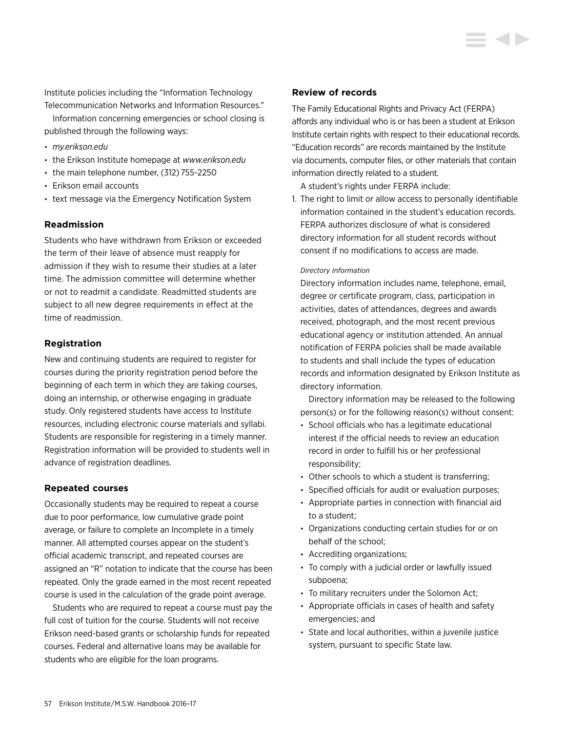Institute policies including the "Information Technology Telecommunication Networks and Information Resources."

Information concerning emergencies or school closing is published through the following ways:

- *my.erikson.edu*
- the Erikson Institute homepage at *www.erikson.edu*
- the main telephone number, (312) 755-2250
- Erikson email accounts
- text message via the Emergency Notification System

### Readmission

Students who have withdrawn from Erikson or exceeded the term of their leave of absence must reapply for admission if they wish to resume their studies at a later time. The admission committee will determine whether or not to readmit a candidate. Readmitted students are subject to all new degree requirements in effect at the time of readmission.

### Registration

New and continuing students are required to register for courses during the priority registration period before the beginning of each term in which they are taking courses, doing an internship, or otherwise engaging in graduate study. Only registered students have access to Institute resources, including electronic course materials and syllabi. Students are responsible for registering in a timely manner. Registration information will be provided to students well in advance of registration deadlines.

### Repeated courses

Occasionally students may be required to repeat a course due to poor performance, low cumulative grade point average, or failure to complete an Incomplete in a timely manner. All attempted courses appear on the student's official academic transcript, and repeated courses are assigned an "R" notation to indicate that the course has been repeated. Only the grade earned in the most recent repeated course is used in the calculation of the grade point average.

Students who are required to repeat a course must pay the full cost of tuition for the course. Students will not receive Erikson need-based grants or scholarship funds for repeated courses. Federal and alternative loans may be available for students who are eligible for the loan programs.

### Review of records

The Family Educational Rights and Privacy Act (FERPA) affords any individual who is or has been a student at Erikson Institute certain rights with respect to their educational records. "Education records" are records maintained by the Institute via documents, computer files, or other materials that contain information directly related to a student.

A student's rights under FERPA include:

1. The right to limit or allow access to personally identifiable information contained in the student's education records. FERPA authorizes disclosure of what is considered directory information for all student records without consent if no modifications to access are made.

   *Directory Information*

   Directory information includes name, telephone, email, degree or certificate program, class, participation in activities, dates of attendances, degrees and awards received, photograph, and the most recent previous educational agency or institution attended. An annual notification of FERPA policies shall be made available to students and shall include the types of education records and information designated by Erikson Institute as directory information.

   Directory information may be released to the following person(s) or for the following reason(s) without consent:

   - School officials who has a legitimate educational interest if the official needs to review an education record in order to fulfill his or her professional responsibility;
   - Other schools to which a student is transferring;
   - Specified officials for audit or evaluation purposes;
   - Appropriate parties in connection with financial aid to a student;
   - Organizations conducting certain studies for or on behalf of the school;
   - Accrediting organizations;
   - To comply with a judicial order or lawfully issued subpoena;
   - To military recruiters under the Solomon Act;
   - Appropriate officials in cases of health and safety emergencies; and
   - State and local authorities, within a juvenile justice system, pursuant to specific State law.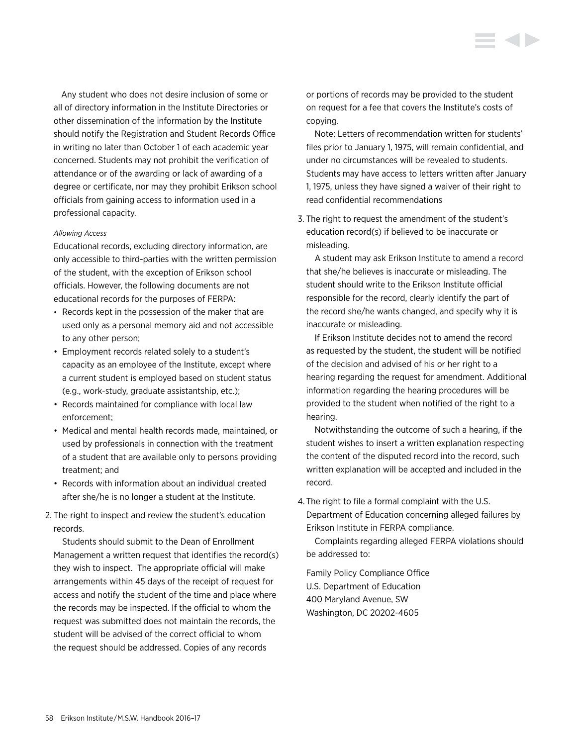Any student who does not desire inclusion of some or all of directory information in the Institute Directories or other dissemination of the information by the Institute should notify the Registration and Student Records Office in writing no later than October 1 of each academic year concerned. Students may not prohibit the verification of attendance or of the awarding or lack of awarding of a degree or certificate, nor may they prohibit Erikson school officials from gaining access to information used in a professional capacity.

*Allowing Access*

Educational records, excluding directory information, are only accessible to third-parties with the written permission of the student, with the exception of Erikson school officials. However, the following documents are not educational records for the purposes of FERPA:

- Records kept in the possession of the maker that are used only as a personal memory aid and not accessible to any other person;
- Employment records related solely to a student's capacity as an employee of the Institute, except where a current student is employed based on student status (e.g., work-study, graduate assistantship, etc.);
- Records maintained for compliance with local law enforcement;
- Medical and mental health records made, maintained, or used by professionals in connection with the treatment of a student that are available only to persons providing treatment; and
- Records with information about an individual created after she/he is no longer a student at the Institute.

2. The right to inspect and review the student's education records.

   Students should submit to the Dean of Enrollment Management a written request that identifies the record(s) they wish to inspect. The appropriate official will make arrangements within 45 days of the receipt of request for access and notify the student of the time and place where the records may be inspected. If the official to whom the request was submitted does not maintain the records, the student will be advised of the correct official to whom the request should be addressed. Copies of any records or portions of records may be provided to the student on request for a fee that covers the Institute's costs of copying.

   Note: Letters of recommendation written for students' files prior to January 1, 1975, will remain confidential, and under no circumstances will be revealed to students. Students may have access to letters written after January 1, 1975, unless they have signed a waiver of their right to read confidential recommendations

3. The right to request the amendment of the student's education record(s) if believed to be inaccurate or misleading.

   A student may ask Erikson Institute to amend a record that she/he believes is inaccurate or misleading. The student should write to the Erikson Institute official responsible for the record, clearly identify the part of the record she/he wants changed, and specify why it is inaccurate or misleading.

   If Erikson Institute decides not to amend the record as requested by the student, the student will be notified of the decision and advised of his or her right to a hearing regarding the request for amendment. Additional information regarding the hearing procedures will be provided to the student when notified of the right to a hearing.

   Notwithstanding the outcome of such a hearing, if the student wishes to insert a written explanation respecting the content of the disputed record into the record, such written explanation will be accepted and included in the record.

4. The right to file a formal complaint with the U.S. Department of Education concerning alleged failures by Erikson Institute in FERPA compliance.

   Complaints regarding alleged FERPA violations should be addressed to:

   Family Policy Compliance Office
   U.S. Department of Education
   400 Maryland Avenue, SW
   Washington, DC 20202-4605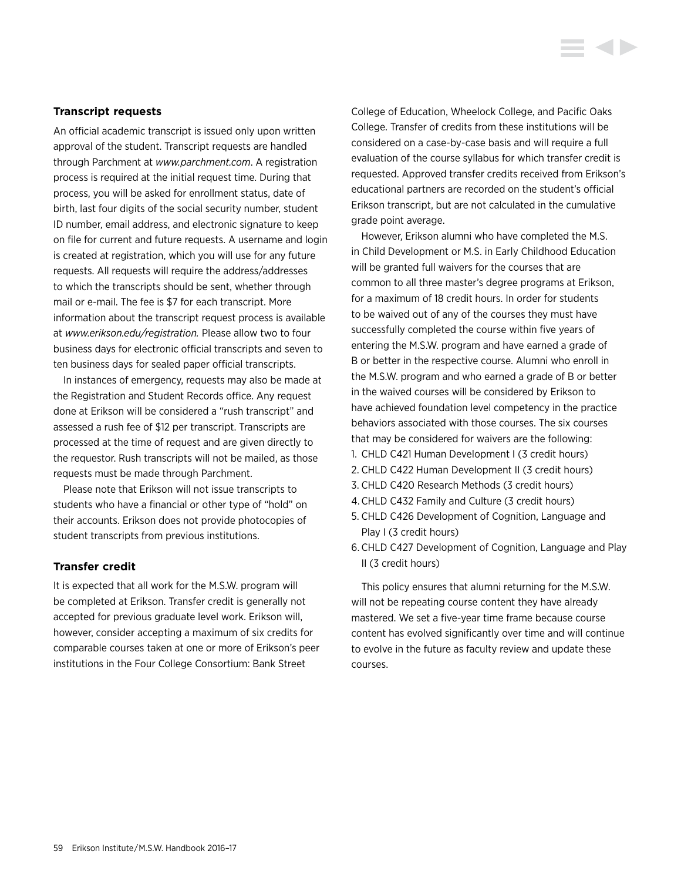### Transcript requests

An official academic transcript is issued only upon written approval of the student. Transcript requests are handled through Parchment at *www.parchment.com*. A registration process is required at the initial request time. During that process, you will be asked for enrollment status, date of birth, last four digits of the social security number, student ID number, email address, and electronic signature to keep on file for current and future requests. A username and login is created at registration, which you will use for any future requests. All requests will require the address/addresses to which the transcripts should be sent, whether through mail or e-mail. The fee is $7 for each transcript. More information about the transcript request process is available at *www.erikson.edu/registration.* Please allow two to four business days for electronic official transcripts and seven to ten business days for sealed paper official transcripts.

In instances of emergency, requests may also be made at the Registration and Student Records office. Any request done at Erikson will be considered a "rush transcript" and assessed a rush fee of $12 per transcript. Transcripts are processed at the time of request and are given directly to the requestor. Rush transcripts will not be mailed, as those requests must be made through Parchment.

Please note that Erikson will not issue transcripts to students who have a financial or other type of "hold" on their accounts. Erikson does not provide photocopies of student transcripts from previous institutions.

### Transfer credit

It is expected that all work for the M.S.W. program will be completed at Erikson. Transfer credit is generally not accepted for previous graduate level work. Erikson will, however, consider accepting a maximum of six credits for comparable courses taken at one or more of Erikson's peer institutions in the Four College Consortium: Bank Street College of Education, Wheelock College, and Pacific Oaks College. Transfer of credits from these institutions will be considered on a case-by-case basis and will require a full evaluation of the course syllabus for which transfer credit is requested. Approved transfer credits received from Erikson's educational partners are recorded on the student's official Erikson transcript, but are not calculated in the cumulative grade point average.

However, Erikson alumni who have completed the M.S. in Child Development or M.S. in Early Childhood Education will be granted full waivers for the courses that are common to all three master's degree programs at Erikson, for a maximum of 18 credit hours. In order for students to be waived out of any of the courses they must have successfully completed the course within five years of entering the M.S.W. program and have earned a grade of B or better in the respective course. Alumni who enroll in the M.S.W. program and who earned a grade of B or better in the waived courses will be considered by Erikson to have achieved foundation level competency in the practice behaviors associated with those courses. The six courses that may be considered for waivers are the following:

1. CHLD C421 Human Development I (3 credit hours)
2. CHLD C422 Human Development II (3 credit hours)
3. CHLD C420 Research Methods (3 credit hours)
4. CHLD C432 Family and Culture (3 credit hours)
5. CHLD C426 Development of Cognition, Language and Play I (3 credit hours)
6. CHLD C427 Development of Cognition, Language and Play II (3 credit hours)

This policy ensures that alumni returning for the M.S.W. will not be repeating course content they have already mastered. We set a five-year time frame because course content has evolved significantly over time and will continue to evolve in the future as faculty review and update these courses.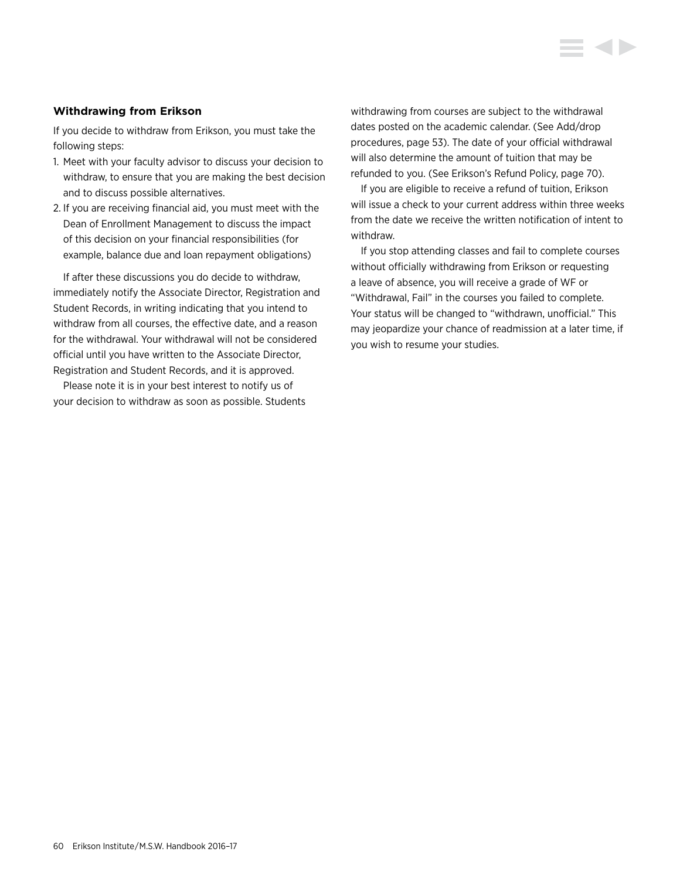### Withdrawing from Erikson

If you decide to withdraw from Erikson, you must take the following steps:

1. Meet with your faculty advisor to discuss your decision to withdraw, to ensure that you are making the best decision and to discuss possible alternatives.
2. If you are receiving financial aid, you must meet with the Dean of Enrollment Management to discuss the impact of this decision on your financial responsibilities (for example, balance due and loan repayment obligations)

If after these discussions you do decide to withdraw, immediately notify the Associate Director, Registration and Student Records, in writing indicating that you intend to withdraw from all courses, the effective date, and a reason for the withdrawal. Your withdrawal will not be considered official until you have written to the Associate Director, Registration and Student Records, and it is approved.

Please note it is in your best interest to notify us of your decision to withdraw as soon as possible. Students withdrawing from courses are subject to the withdrawal dates posted on the academic calendar. (See Add/drop procedures, page 53). The date of your official withdrawal will also determine the amount of tuition that may be refunded to you. (See Erikson's Refund Policy, page 70).

If you are eligible to receive a refund of tuition, Erikson will issue a check to your current address within three weeks from the date we receive the written notification of intent to withdraw.

If you stop attending classes and fail to complete courses without officially withdrawing from Erikson or requesting a leave of absence, you will receive a grade of WF or "Withdrawal, Fail" in the courses you failed to complete. Your status will be changed to "withdrawn, unofficial." This may jeopardize your chance of readmission at a later time, if you wish to resume your studies.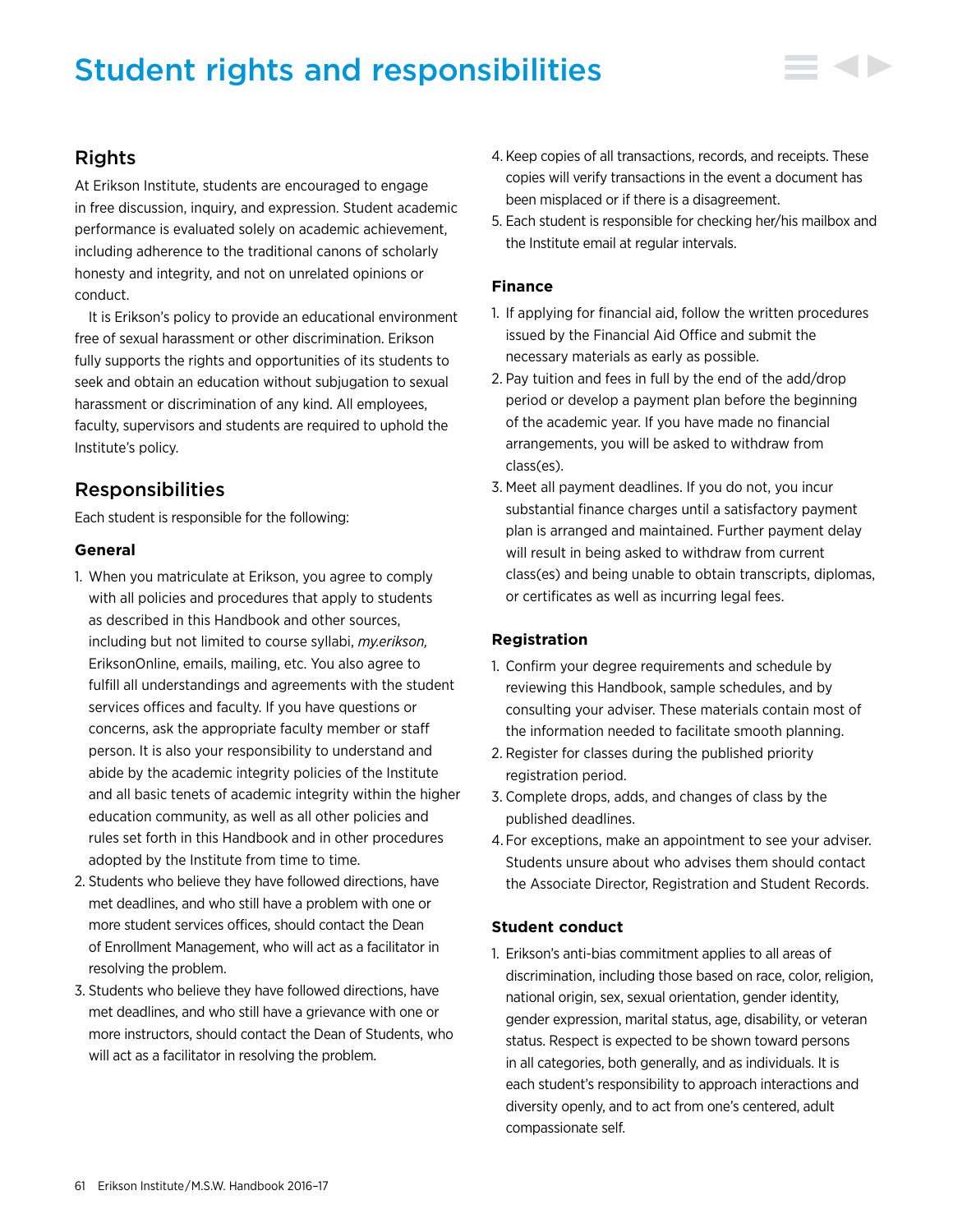# Student rights and responsibilities

## Rights

At Erikson Institute, students are encouraged to engage in free discussion, inquiry, and expression. Student academic performance is evaluated solely on academic achievement, including adherence to the traditional canons of scholarly honesty and integrity, and not on unrelated opinions or conduct.

It is Erikson's policy to provide an educational environment free of sexual harassment or other discrimination. Erikson fully supports the rights and opportunities of its students to seek and obtain an education without subjugation to sexual harassment or discrimination of any kind. All employees, faculty, supervisors and students are required to uphold the Institute's policy.

## Responsibilities

Each student is responsible for the following:

### General

1. When you matriculate at Erikson, you agree to comply with all policies and procedures that apply to students as described in this Handbook and other sources, including but not limited to course syllabi, *my.erikson,* EriksonOnline, emails, mailing, etc. You also agree to fulfill all understandings and agreements with the student services offices and faculty. If you have questions or concerns, ask the appropriate faculty member or staff person. It is also your responsibility to understand and abide by the academic integrity policies of the Institute and all basic tenets of academic integrity within the higher education community, as well as all other policies and rules set forth in this Handbook and in other procedures adopted by the Institute from time to time.
2. Students who believe they have followed directions, have met deadlines, and who still have a problem with one or more student services offices, should contact the Dean of Enrollment Management, who will act as a facilitator in resolving the problem.
3. Students who believe they have followed directions, have met deadlines, and who still have a grievance with one or more instructors, should contact the Dean of Students, who will act as a facilitator in resolving the problem.
4. Keep copies of all transactions, records, and receipts. These copies will verify transactions in the event a document has been misplaced or if there is a disagreement.
5. Each student is responsible for checking her/his mailbox and the Institute email at regular intervals.

### Finance

1. If applying for financial aid, follow the written procedures issued by the Financial Aid Office and submit the necessary materials as early as possible.
2. Pay tuition and fees in full by the end of the add/drop period or develop a payment plan before the beginning of the academic year. If you have made no financial arrangements, you will be asked to withdraw from class(es).
3. Meet all payment deadlines. If you do not, you incur substantial finance charges until a satisfactory payment plan is arranged and maintained. Further payment delay will result in being asked to withdraw from current class(es) and being unable to obtain transcripts, diplomas, or certificates as well as incurring legal fees.

### Registration

1. Confirm your degree requirements and schedule by reviewing this Handbook, sample schedules, and by consulting your adviser. These materials contain most of the information needed to facilitate smooth planning.
2. Register for classes during the published priority registration period.
3. Complete drops, adds, and changes of class by the published deadlines.
4. For exceptions, make an appointment to see your adviser. Students unsure about who advises them should contact the Associate Director, Registration and Student Records.

### Student conduct

1. Erikson's anti-bias commitment applies to all areas of discrimination, including those based on race, color, religion, national origin, sex, sexual orientation, gender identity, gender expression, marital status, age, disability, or veteran status. Respect is expected to be shown toward persons in all categories, both generally, and as individuals. It is each student's responsibility to approach interactions and diversity openly, and to act from one's centered, adult compassionate self.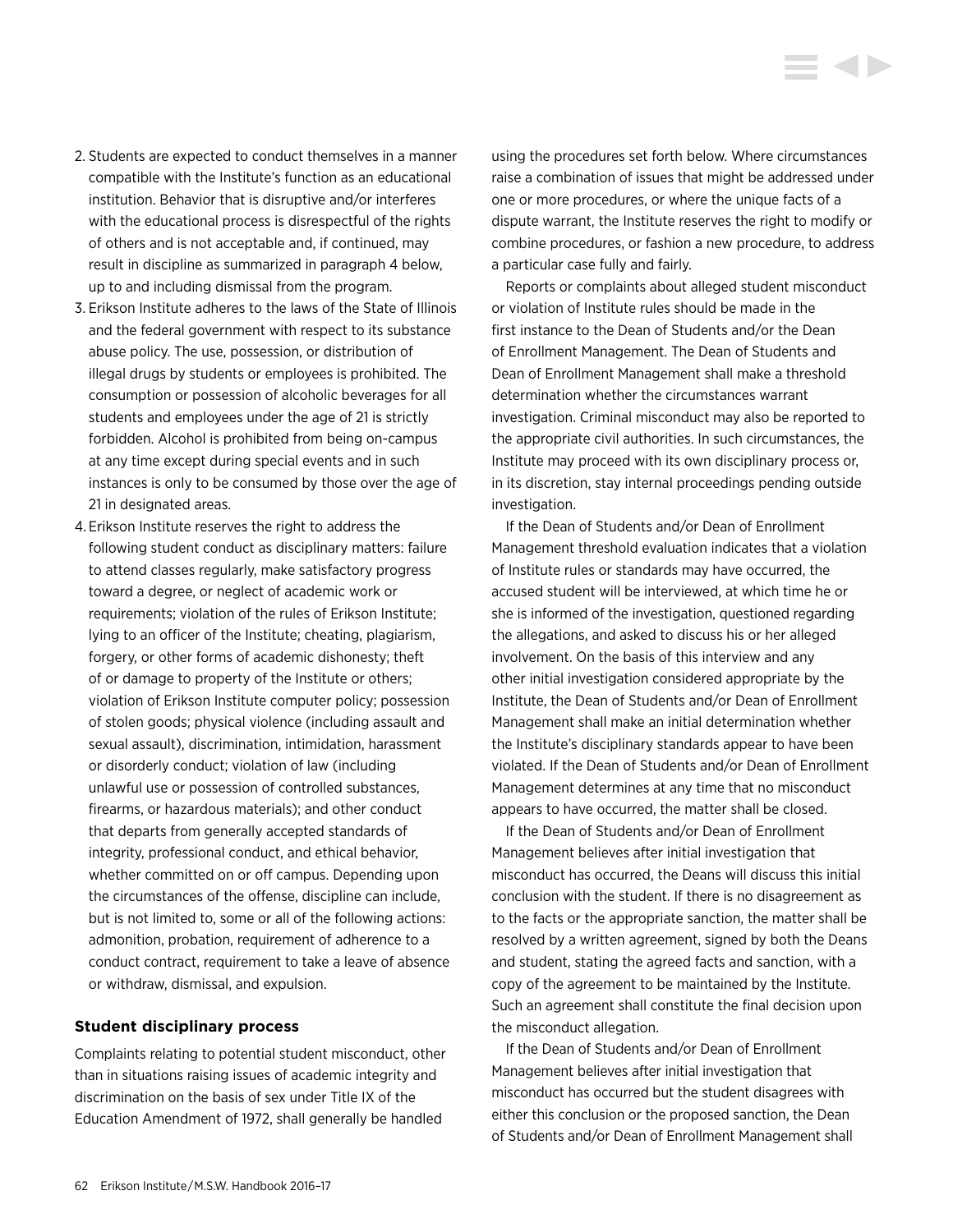2. Students are expected to conduct themselves in a manner compatible with the Institute's function as an educational institution. Behavior that is disruptive and/or interferes with the educational process is disrespectful of the rights of others and is not acceptable and, if continued, may result in discipline as summarized in paragraph 4 below, up to and including dismissal from the program.
3. Erikson Institute adheres to the laws of the State of Illinois and the federal government with respect to its substance abuse policy. The use, possession, or distribution of illegal drugs by students or employees is prohibited. The consumption or possession of alcoholic beverages for all students and employees under the age of 21 is strictly forbidden. Alcohol is prohibited from being on-campus at any time except during special events and in such instances is only to be consumed by those over the age of 21 in designated areas.
4. Erikson Institute reserves the right to address the following student conduct as disciplinary matters: failure to attend classes regularly, make satisfactory progress toward a degree, or neglect of academic work or requirements; violation of the rules of Erikson Institute; lying to an officer of the Institute; cheating, plagiarism, forgery, or other forms of academic dishonesty; theft of or damage to property of the Institute or others; violation of Erikson Institute computer policy; possession of stolen goods; physical violence (including assault and sexual assault), discrimination, intimidation, harassment or disorderly conduct; violation of law (including unlawful use or possession of controlled substances, firearms, or hazardous materials); and other conduct that departs from generally accepted standards of integrity, professional conduct, and ethical behavior, whether committed on or off campus. Depending upon the circumstances of the offense, discipline can include, but is not limited to, some or all of the following actions: admonition, probation, requirement of adherence to a conduct contract, requirement to take a leave of absence or withdraw, dismissal, and expulsion.

### Student disciplinary process

Complaints relating to potential student misconduct, other than in situations raising issues of academic integrity and discrimination on the basis of sex under Title IX of the Education Amendment of 1972, shall generally be handled using the procedures set forth below. Where circumstances raise a combination of issues that might be addressed under one or more procedures, or where the unique facts of a dispute warrant, the Institute reserves the right to modify or combine procedures, or fashion a new procedure, to address a particular case fully and fairly.

Reports or complaints about alleged student misconduct or violation of Institute rules should be made in the first instance to the Dean of Students and/or the Dean of Enrollment Management. The Dean of Students and Dean of Enrollment Management shall make a threshold determination whether the circumstances warrant investigation. Criminal misconduct may also be reported to the appropriate civil authorities. In such circumstances, the Institute may proceed with its own disciplinary process or, in its discretion, stay internal proceedings pending outside investigation.

If the Dean of Students and/or Dean of Enrollment Management threshold evaluation indicates that a violation of Institute rules or standards may have occurred, the accused student will be interviewed, at which time he or she is informed of the investigation, questioned regarding the allegations, and asked to discuss his or her alleged involvement. On the basis of this interview and any other initial investigation considered appropriate by the Institute, the Dean of Students and/or Dean of Enrollment Management shall make an initial determination whether the Institute's disciplinary standards appear to have been violated. If the Dean of Students and/or Dean of Enrollment Management determines at any time that no misconduct appears to have occurred, the matter shall be closed.

If the Dean of Students and/or Dean of Enrollment Management believes after initial investigation that misconduct has occurred, the Deans will discuss this initial conclusion with the student. If there is no disagreement as to the facts or the appropriate sanction, the matter shall be resolved by a written agreement, signed by both the Deans and student, stating the agreed facts and sanction, with a copy of the agreement to be maintained by the Institute. Such an agreement shall constitute the final decision upon the misconduct allegation.

If the Dean of Students and/or Dean of Enrollment Management believes after initial investigation that misconduct has occurred but the student disagrees with either this conclusion or the proposed sanction, the Dean of Students and/or Dean of Enrollment Management shall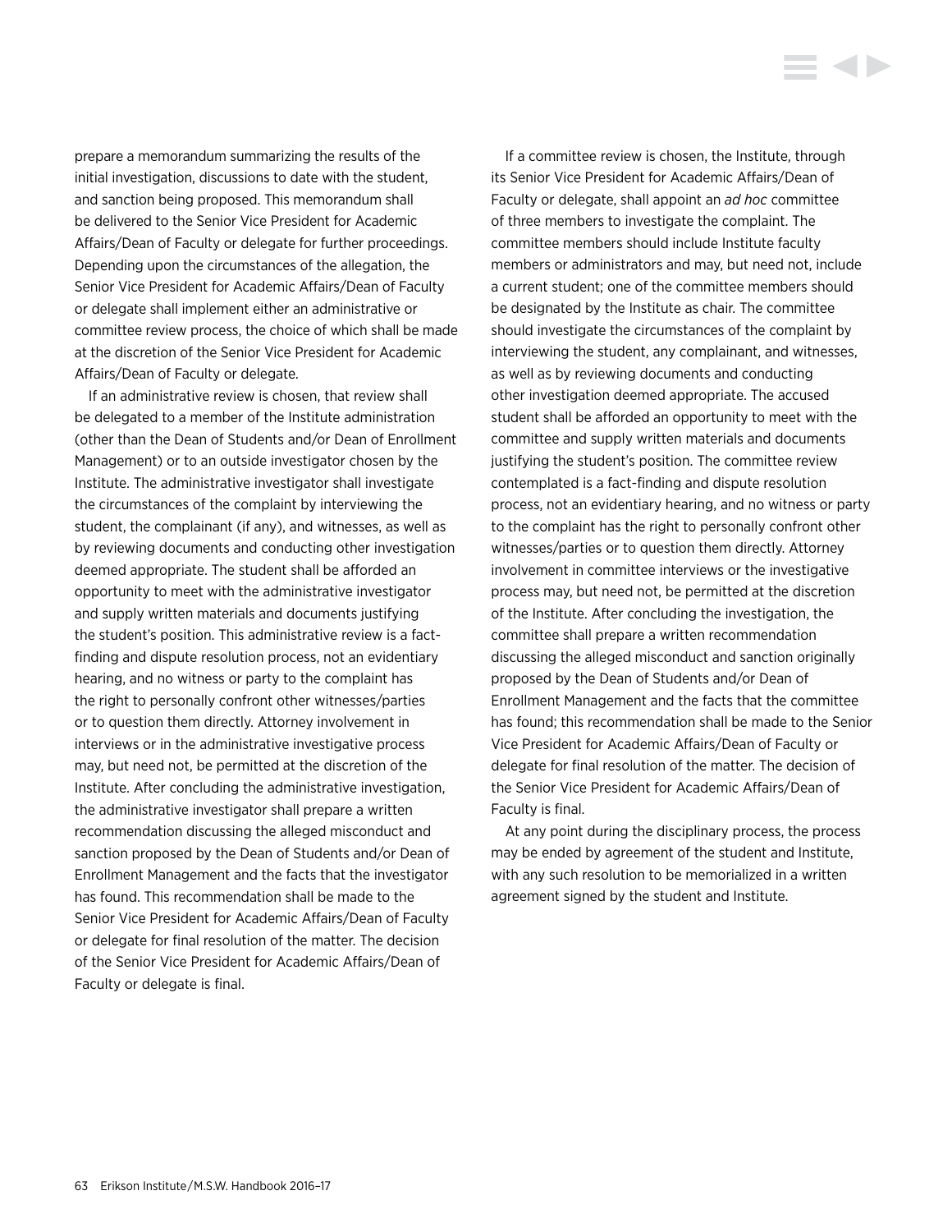prepare a memorandum summarizing the results of the initial investigation, discussions to date with the student, and sanction being proposed. This memorandum shall be delivered to the Senior Vice President for Academic Affairs/Dean of Faculty or delegate for further proceedings. Depending upon the circumstances of the allegation, the Senior Vice President for Academic Affairs/Dean of Faculty or delegate shall implement either an administrative or committee review process, the choice of which shall be made at the discretion of the Senior Vice President for Academic Affairs/Dean of Faculty or delegate.

If an administrative review is chosen, that review shall be delegated to a member of the Institute administration (other than the Dean of Students and/or Dean of Enrollment Management) or to an outside investigator chosen by the Institute. The administrative investigator shall investigate the circumstances of the complaint by interviewing the student, the complainant (if any), and witnesses, as well as by reviewing documents and conducting other investigation deemed appropriate. The student shall be afforded an opportunity to meet with the administrative investigator and supply written materials and documents justifying the student's position. This administrative review is a fact-finding and dispute resolution process, not an evidentiary hearing, and no witness or party to the complaint has the right to personally confront other witnesses/parties or to question them directly. Attorney involvement in interviews or in the administrative investigative process may, but need not, be permitted at the discretion of the Institute. After concluding the administrative investigation, the administrative investigator shall prepare a written recommendation discussing the alleged misconduct and sanction proposed by the Dean of Students and/or Dean of Enrollment Management and the facts that the investigator has found. This recommendation shall be made to the Senior Vice President for Academic Affairs/Dean of Faculty or delegate for final resolution of the matter. The decision of the Senior Vice President for Academic Affairs/Dean of Faculty or delegate is final.

If a committee review is chosen, the Institute, through its Senior Vice President for Academic Affairs/Dean of Faculty or delegate, shall appoint an *ad hoc* committee of three members to investigate the complaint. The committee members should include Institute faculty members or administrators and may, but need not, include a current student; one of the committee members should be designated by the Institute as chair. The committee should investigate the circumstances of the complaint by interviewing the student, any complainant, and witnesses, as well as by reviewing documents and conducting other investigation deemed appropriate. The accused student shall be afforded an opportunity to meet with the committee and supply written materials and documents justifying the student's position. The committee review contemplated is a fact-finding and dispute resolution process, not an evidentiary hearing, and no witness or party to the complaint has the right to personally confront other witnesses/parties or to question them directly. Attorney involvement in committee interviews or the investigative process may, but need not, be permitted at the discretion of the Institute. After concluding the investigation, the committee shall prepare a written recommendation discussing the alleged misconduct and sanction originally proposed by the Dean of Students and/or Dean of Enrollment Management and the facts that the committee has found; this recommendation shall be made to the Senior Vice President for Academic Affairs/Dean of Faculty or delegate for final resolution of the matter. The decision of the Senior Vice President for Academic Affairs/Dean of Faculty is final.

At any point during the disciplinary process, the process may be ended by agreement of the student and Institute, with any such resolution to be memorialized in a written agreement signed by the student and Institute.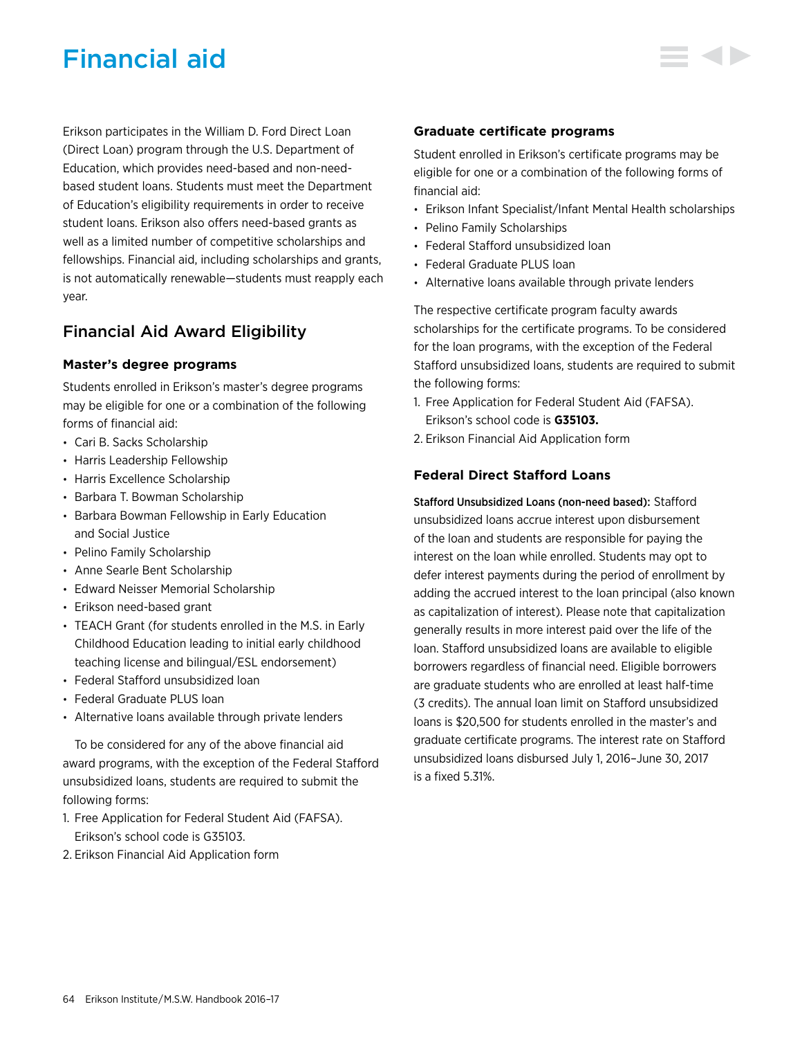# Financial aid

Erikson participates in the William D. Ford Direct Loan (Direct Loan) program through the U.S. Department of Education, which provides need-based and non-need-based student loans. Students must meet the Department of Education's eligibility requirements in order to receive student loans. Erikson also offers need-based grants as well as a limited number of competitive scholarships and fellowships. Financial aid, including scholarships and grants, is not automatically renewable—students must reapply each year.

## Financial Aid Award Eligibility

### Master's degree programs

Students enrolled in Erikson's master's degree programs may be eligible for one or a combination of the following forms of financial aid:

- Cari B. Sacks Scholarship
- Harris Leadership Fellowship
- Harris Excellence Scholarship
- Barbara T. Bowman Scholarship
- Barbara Bowman Fellowship in Early Education and Social Justice
- Pelino Family Scholarship
- Anne Searle Bent Scholarship
- Edward Neisser Memorial Scholarship
- Erikson need-based grant
- TEACH Grant (for students enrolled in the M.S. in Early Childhood Education leading to initial early childhood teaching license and bilingual/ESL endorsement)
- Federal Stafford unsubsidized loan
- Federal Graduate PLUS loan
- Alternative loans available through private lenders

To be considered for any of the above financial aid award programs, with the exception of the Federal Stafford unsubsidized loans, students are required to submit the following forms:

1. Free Application for Federal Student Aid (FAFSA). Erikson's school code is G35103.
2. Erikson Financial Aid Application form

### Graduate certificate programs

Student enrolled in Erikson's certificate programs may be eligible for one or a combination of the following forms of financial aid:

- Erikson Infant Specialist/Infant Mental Health scholarships
- Pelino Family Scholarships
- Federal Stafford unsubsidized loan
- Federal Graduate PLUS loan
- Alternative loans available through private lenders

The respective certificate program faculty awards scholarships for the certificate programs. To be considered for the loan programs, with the exception of the Federal Stafford unsubsidized loans, students are required to submit the following forms:

1. Free Application for Federal Student Aid (FAFSA). Erikson's school code is **G35103.**
2. Erikson Financial Aid Application form

### Federal Direct Stafford Loans

**Stafford Unsubsidized Loans (non-need based):** Stafford unsubsidized loans accrue interest upon disbursement of the loan and students are responsible for paying the interest on the loan while enrolled. Students may opt to defer interest payments during the period of enrollment by adding the accrued interest to the loan principal (also known as capitalization of interest). Please note that capitalization generally results in more interest paid over the life of the loan. Stafford unsubsidized loans are available to eligible borrowers regardless of financial need. Eligible borrowers are graduate students who are enrolled at least half-time (3 credits). The annual loan limit on Stafford unsubsidized loans is $20,500 for students enrolled in the master's and graduate certificate programs. The interest rate on Stafford unsubsidized loans disbursed July 1, 2016–June 30, 2017 is a fixed 5.31%.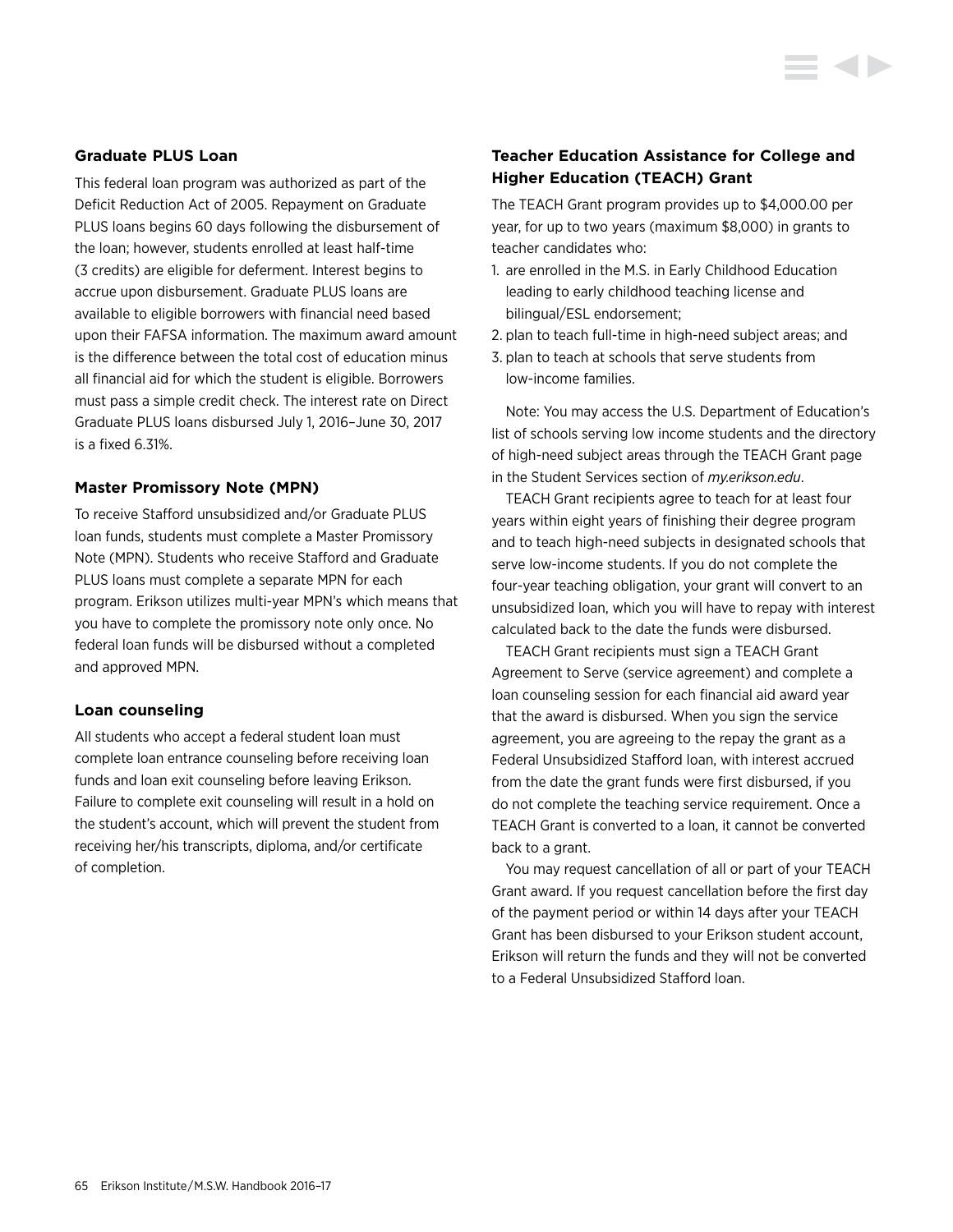### Graduate PLUS Loan

This federal loan program was authorized as part of the Deficit Reduction Act of 2005. Repayment on Graduate PLUS loans begins 60 days following the disbursement of the loan; however, students enrolled at least half-time (3 credits) are eligible for deferment. Interest begins to accrue upon disbursement. Graduate PLUS loans are available to eligible borrowers with financial need based upon their FAFSA information. The maximum award amount is the difference between the total cost of education minus all financial aid for which the student is eligible. Borrowers must pass a simple credit check. The interest rate on Direct Graduate PLUS loans disbursed July 1, 2016–June 30, 2017 is a fixed 6.31%.

### Master Promissory Note (MPN)

To receive Stafford unsubsidized and/or Graduate PLUS loan funds, students must complete a Master Promissory Note (MPN). Students who receive Stafford and Graduate PLUS loans must complete a separate MPN for each program. Erikson utilizes multi-year MPN's which means that you have to complete the promissory note only once. No federal loan funds will be disbursed without a completed and approved MPN.

### Loan counseling

All students who accept a federal student loan must complete loan entrance counseling before receiving loan funds and loan exit counseling before leaving Erikson. Failure to complete exit counseling will result in a hold on the student's account, which will prevent the student from receiving her/his transcripts, diploma, and/or certificate of completion.

### Teacher Education Assistance for College and Higher Education (TEACH) Grant

The TEACH Grant program provides up to $4,000.00 per year, for up to two years (maximum $8,000) in grants to teacher candidates who:

1. are enrolled in the M.S. in Early Childhood Education leading to early childhood teaching license and bilingual/ESL endorsement;
2. plan to teach full-time in high-need subject areas; and
3. plan to teach at schools that serve students from low-income families.

Note: You may access the U.S. Department of Education's list of schools serving low income students and the directory of high-need subject areas through the TEACH Grant page in the Student Services section of *my.erikson.edu*.

TEACH Grant recipients agree to teach for at least four years within eight years of finishing their degree program and to teach high-need subjects in designated schools that serve low-income students. If you do not complete the four-year teaching obligation, your grant will convert to an unsubsidized loan, which you will have to repay with interest calculated back to the date the funds were disbursed.

TEACH Grant recipients must sign a TEACH Grant Agreement to Serve (service agreement) and complete a loan counseling session for each financial aid award year that the award is disbursed. When you sign the service agreement, you are agreeing to the repay the grant as a Federal Unsubsidized Stafford loan, with interest accrued from the date the grant funds were first disbursed, if you do not complete the teaching service requirement. Once a TEACH Grant is converted to a loan, it cannot be converted back to a grant.

You may request cancellation of all or part of your TEACH Grant award. If you request cancellation before the first day of the payment period or within 14 days after your TEACH Grant has been disbursed to your Erikson student account, Erikson will return the funds and they will not be converted to a Federal Unsubsidized Stafford loan.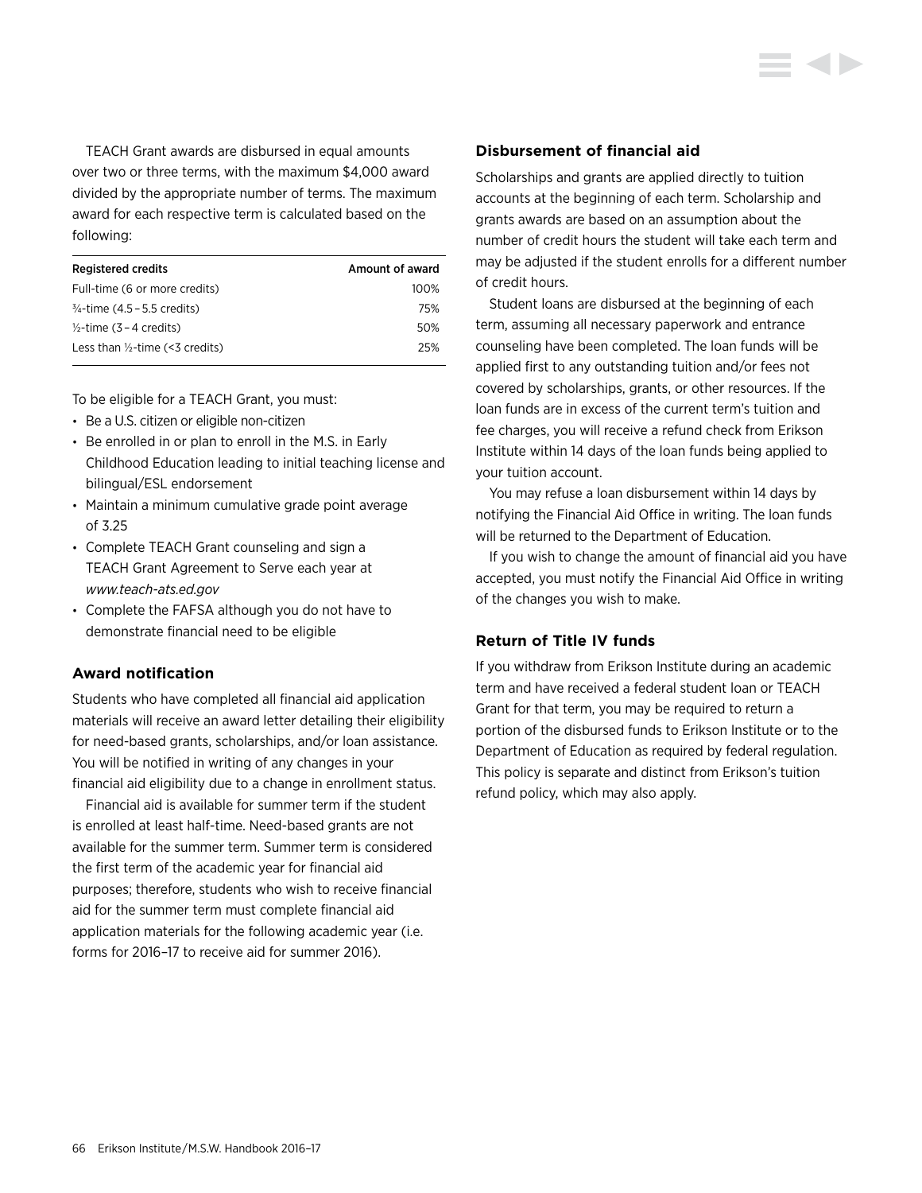TEACH Grant awards are disbursed in equal amounts over two or three terms, with the maximum $4,000 award divided by the appropriate number of terms. The maximum award for each respective term is calculated based on the following:

| Registered credits | Amount of award |
|---|---|
| Full-time (6 or more credits) | 100% |
| ¾-time (4.5 – 5.5 credits) | 75% |
| ½-time (3 – 4 credits) | 50% |
| Less than ½-time (<3 credits) | 25% |

To be eligible for a TEACH Grant, you must:

- Be a U.S. citizen or eligible non-citizen
- Be enrolled in or plan to enroll in the M.S. in Early Childhood Education leading to initial teaching license and bilingual/ESL endorsement
- Maintain a minimum cumulative grade point average of 3.25
- Complete TEACH Grant counseling and sign a TEACH Grant Agreement to Serve each year at *www.teach-ats.ed.gov*
- Complete the FAFSA although you do not have to demonstrate financial need to be eligible

### Award notification

Students who have completed all financial aid application materials will receive an award letter detailing their eligibility for need-based grants, scholarships, and/or loan assistance. You will be notified in writing of any changes in your financial aid eligibility due to a change in enrollment status.

Financial aid is available for summer term if the student is enrolled at least half-time. Need-based grants are not available for the summer term. Summer term is considered the first term of the academic year for financial aid purposes; therefore, students who wish to receive financial aid for the summer term must complete financial aid application materials for the following academic year (i.e. forms for 2016–17 to receive aid for summer 2016).

### Disbursement of financial aid

Scholarships and grants are applied directly to tuition accounts at the beginning of each term. Scholarship and grants awards are based on an assumption about the number of credit hours the student will take each term and may be adjusted if the student enrolls for a different number of credit hours.

Student loans are disbursed at the beginning of each term, assuming all necessary paperwork and entrance counseling have been completed. The loan funds will be applied first to any outstanding tuition and/or fees not covered by scholarships, grants, or other resources. If the loan funds are in excess of the current term's tuition and fee charges, you will receive a refund check from Erikson Institute within 14 days of the loan funds being applied to your tuition account.

You may refuse a loan disbursement within 14 days by notifying the Financial Aid Office in writing. The loan funds will be returned to the Department of Education.

If you wish to change the amount of financial aid you have accepted, you must notify the Financial Aid Office in writing of the changes you wish to make.

### Return of Title IV funds

If you withdraw from Erikson Institute during an academic term and have received a federal student loan or TEACH Grant for that term, you may be required to return a portion of the disbursed funds to Erikson Institute or to the Department of Education as required by federal regulation. This policy is separate and distinct from Erikson's tuition refund policy, which may also apply.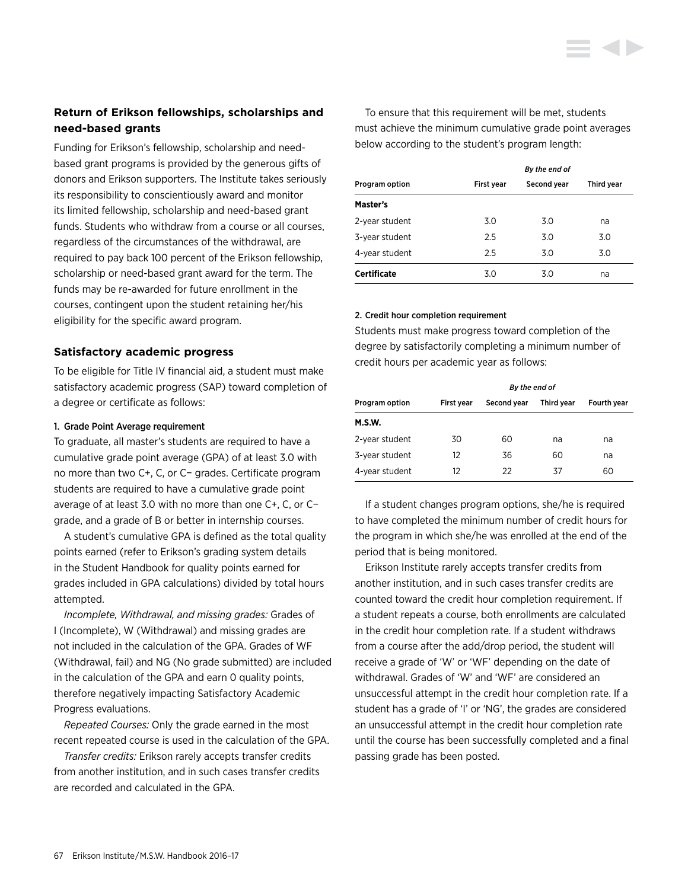## Return of Erikson fellowships, scholarships and need-based grants

Funding for Erikson's fellowship, scholarship and need-based grant programs is provided by the generous gifts of donors and Erikson supporters. The Institute takes seriously its responsibility to conscientiously award and monitor its limited fellowship, scholarship and need-based grant funds. Students who withdraw from a course or all courses, regardless of the circumstances of the withdrawal, are required to pay back 100 percent of the Erikson fellowship, scholarship or need-based grant award for the term. The funds may be re-awarded for future enrollment in the courses, contingent upon the student retaining her/his eligibility for the specific award program.

## Satisfactory academic progress

To be eligible for Title IV financial aid, a student must make satisfactory academic progress (SAP) toward completion of a degree or certificate as follows:

#### 1. Grade Point Average requirement

To graduate, all master's students are required to have a cumulative grade point average (GPA) of at least 3.0 with no more than two C+, C, or C− grades. Certificate program students are required to have a cumulative grade point average of at least 3.0 with no more than one C+, C, or C− grade, and a grade of B or better in internship courses.

A student's cumulative GPA is defined as the total quality points earned (refer to Erikson's grading system details in the Student Handbook for quality points earned for grades included in GPA calculations) divided by total hours attempted.

*Incomplete, Withdrawal, and missing grades:* Grades of I (Incomplete), W (Withdrawal) and missing grades are not included in the calculation of the GPA. Grades of WF (Withdrawal, fail) and NG (No grade submitted) are included in the calculation of the GPA and earn 0 quality points, therefore negatively impacting Satisfactory Academic Progress evaluations.

*Repeated Courses:* Only the grade earned in the most recent repeated course is used in the calculation of the GPA.

*Transfer credits:* Erikson rarely accepts transfer credits from another institution, and in such cases transfer credits are recorded and calculated in the GPA.

To ensure that this requirement will be met, students must achieve the minimum cumulative grade point averages below according to the student's program length:

| | *By the end of* | | |
|---|---|---|---|
| **Program option** | **First year** | **Second year** | **Third year** |
| **Master's** | | | |
| 2-year student | 3.0 | 3.0 | na |
| 3-year student | 2.5 | 3.0 | 3.0 |
| 4-year student | 2.5 | 3.0 | 3.0 |
| **Certificate** | 3.0 | 3.0 | na |

#### 2. Credit hour completion requirement

Students must make progress toward completion of the degree by satisfactorily completing a minimum number of credit hours per academic year as follows:

| | *By the end of* | | | |
|---|---|---|---|---|
| **Program option** | **First year** | **Second year** | **Third year** | **Fourth year** |
| **M.S.W.** | | | | |
| 2-year student | 30 | 60 | na | na |
| 3-year student | 12 | 36 | 60 | na |
| 4-year student | 12 | 22 | 37 | 60 |

If a student changes program options, she/he is required to have completed the minimum number of credit hours for the program in which she/he was enrolled at the end of the period that is being monitored.

Erikson Institute rarely accepts transfer credits from another institution, and in such cases transfer credits are counted toward the credit hour completion requirement. If a student repeats a course, both enrollments are calculated in the credit hour completion rate. If a student withdraws from a course after the add/drop period, the student will receive a grade of 'W' or 'WF' depending on the date of withdrawal. Grades of 'W' and 'WF' are considered an unsuccessful attempt in the credit hour completion rate. If a student has a grade of 'I' or 'NG', the grades are considered an unsuccessful attempt in the credit hour completion rate until the course has been successfully completed and a final passing grade has been posted.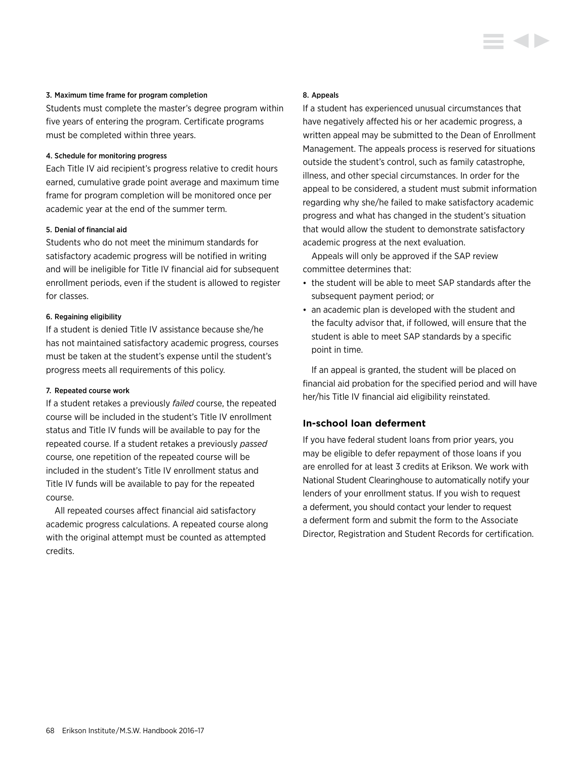#### 3. Maximum time frame for program completion

Students must complete the master's degree program within five years of entering the program. Certificate programs must be completed within three years.

#### 4. Schedule for monitoring progress

Each Title IV aid recipient's progress relative to credit hours earned, cumulative grade point average and maximum time frame for program completion will be monitored once per academic year at the end of the summer term.

#### 5. Denial of financial aid

Students who do not meet the minimum standards for satisfactory academic progress will be notified in writing and will be ineligible for Title IV financial aid for subsequent enrollment periods, even if the student is allowed to register for classes.

#### 6. Regaining eligibility

If a student is denied Title IV assistance because she/he has not maintained satisfactory academic progress, courses must be taken at the student's expense until the student's progress meets all requirements of this policy.

#### 7. Repeated course work

If a student retakes a previously *failed* course, the repeated course will be included in the student's Title IV enrollment status and Title IV funds will be available to pay for the repeated course. If a student retakes a previously *passed* course, one repetition of the repeated course will be included in the student's Title IV enrollment status and Title IV funds will be available to pay for the repeated course.

All repeated courses affect financial aid satisfactory academic progress calculations. A repeated course along with the original attempt must be counted as attempted credits.

#### 8. Appeals

If a student has experienced unusual circumstances that have negatively affected his or her academic progress, a written appeal may be submitted to the Dean of Enrollment Management. The appeals process is reserved for situations outside the student's control, such as family catastrophe, illness, and other special circumstances. In order for the appeal to be considered, a student must submit information regarding why she/he failed to make satisfactory academic progress and what has changed in the student's situation that would allow the student to demonstrate satisfactory academic progress at the next evaluation.

Appeals will only be approved if the SAP review committee determines that:

- the student will be able to meet SAP standards after the subsequent payment period; or
- an academic plan is developed with the student and the faculty advisor that, if followed, will ensure that the student is able to meet SAP standards by a specific point in time.

If an appeal is granted, the student will be placed on financial aid probation for the specified period and will have her/his Title IV financial aid eligibility reinstated.

### In-school loan deferment

If you have federal student loans from prior years, you may be eligible to defer repayment of those loans if you are enrolled for at least 3 credits at Erikson. We work with National Student Clearinghouse to automatically notify your lenders of your enrollment status. If you wish to request a deferment, you should contact your lender to request a deferment form and submit the form to the Associate Director, Registration and Student Records for certification.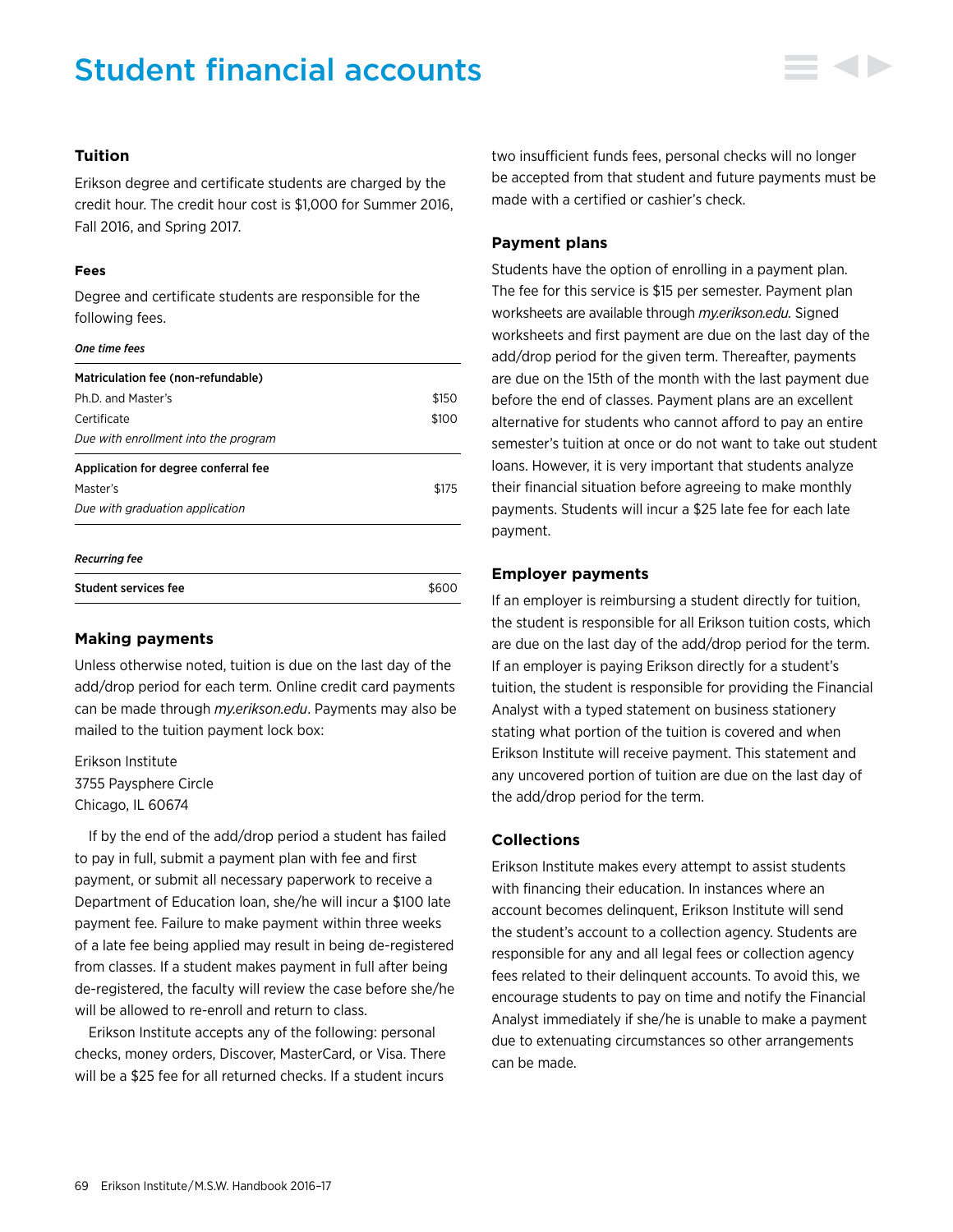# Student financial accounts

### Tuition

Erikson degree and certificate students are charged by the credit hour. The credit hour cost is $1,000 for Summer 2016, Fall 2016, and Spring 2017.

#### Fees

Degree and certificate students are responsible for the following fees.

***One time fees***

| | |
|---|---|
| **Matriculation fee (non-refundable)** | |
| Ph.D. and Master's | $150 |
| Certificate | $100 |
| *Due with enrollment into the program* | |
| **Application for degree conferral fee** | |
| Master's | $175 |
| *Due with graduation application* | |

***Recurring fee***

| | |
|---|---|
| **Student services fee** | $600 |

### Making payments

Unless otherwise noted, tuition is due on the last day of the add/drop period for each term. Online credit card payments can be made through *my.erikson.edu*. Payments may also be mailed to the tuition payment lock box:

Erikson Institute
3755 Paysphere Circle
Chicago, IL 60674

If by the end of the add/drop period a student has failed to pay in full, submit a payment plan with fee and first payment, or submit all necessary paperwork to receive a Department of Education loan, she/he will incur a $100 late payment fee. Failure to make payment within three weeks of a late fee being applied may result in being de-registered from classes. If a student makes payment in full after being de-registered, the faculty will review the case before she/he will be allowed to re-enroll and return to class.

Erikson Institute accepts any of the following: personal checks, money orders, Discover, MasterCard, or Visa. There will be a $25 fee for all returned checks. If a student incurs two insufficient funds fees, personal checks will no longer be accepted from that student and future payments must be made with a certified or cashier's check.

### Payment plans

Students have the option of enrolling in a payment plan. The fee for this service is $15 per semester. Payment plan worksheets are available through *my.erikson.edu.* Signed worksheets and first payment are due on the last day of the add/drop period for the given term. Thereafter, payments are due on the 15th of the month with the last payment due before the end of classes. Payment plans are an excellent alternative for students who cannot afford to pay an entire semester's tuition at once or do not want to take out student loans. However, it is very important that students analyze their financial situation before agreeing to make monthly payments. Students will incur a $25 late fee for each late payment.

### Employer payments

If an employer is reimbursing a student directly for tuition, the student is responsible for all Erikson tuition costs, which are due on the last day of the add/drop period for the term. If an employer is paying Erikson directly for a student's tuition, the student is responsible for providing the Financial Analyst with a typed statement on business stationery stating what portion of the tuition is covered and when Erikson Institute will receive payment. This statement and any uncovered portion of tuition are due on the last day of the add/drop period for the term.

### Collections

Erikson Institute makes every attempt to assist students with financing their education. In instances where an account becomes delinquent, Erikson Institute will send the student's account to a collection agency. Students are responsible for any and all legal fees or collection agency fees related to their delinquent accounts. To avoid this, we encourage students to pay on time and notify the Financial Analyst immediately if she/he is unable to make a payment due to extenuating circumstances so other arrangements can be made.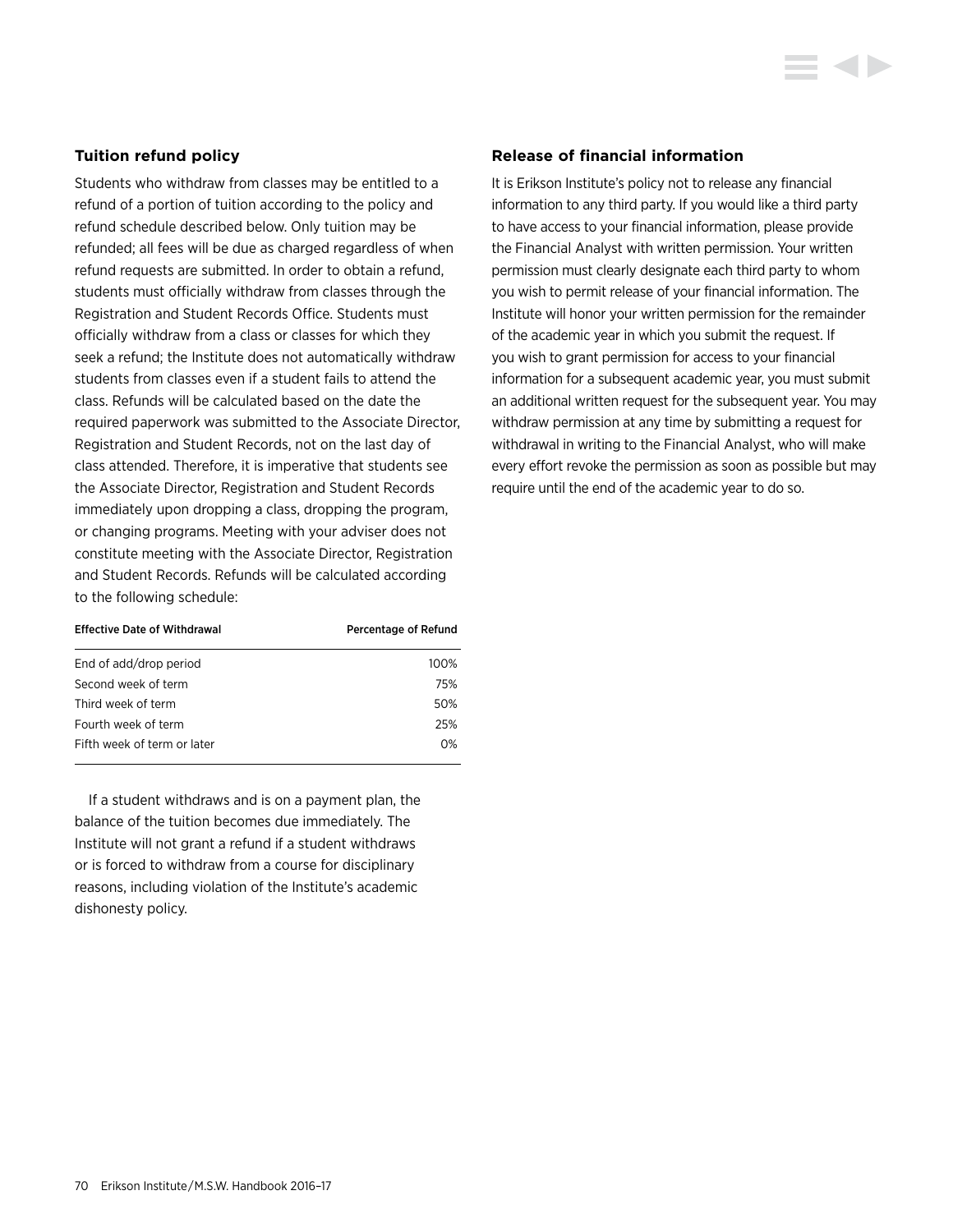### Tuition refund policy

Students who withdraw from classes may be entitled to a refund of a portion of tuition according to the policy and refund schedule described below. Only tuition may be refunded; all fees will be due as charged regardless of when refund requests are submitted. In order to obtain a refund, students must officially withdraw from classes through the Registration and Student Records Office. Students must officially withdraw from a class or classes for which they seek a refund; the Institute does not automatically withdraw students from classes even if a student fails to attend the class. Refunds will be calculated based on the date the required paperwork was submitted to the Associate Director, Registration and Student Records, not on the last day of class attended. Therefore, it is imperative that students see the Associate Director, Registration and Student Records immediately upon dropping a class, dropping the program, or changing programs. Meeting with your adviser does not constitute meeting with the Associate Director, Registration and Student Records. Refunds will be calculated according to the following schedule:

| Effective Date of Withdrawal | Percentage of Refund |
|---|---|
| End of add/drop period | 100% |
| Second week of term | 75% |
| Third week of term | 50% |
| Fourth week of term | 25% |
| Fifth week of term or later | 0% |

If a student withdraws and is on a payment plan, the balance of the tuition becomes due immediately. The Institute will not grant a refund if a student withdraws or is forced to withdraw from a course for disciplinary reasons, including violation of the Institute's academic dishonesty policy.

### Release of financial information

It is Erikson Institute's policy not to release any financial information to any third party. If you would like a third party to have access to your financial information, please provide the Financial Analyst with written permission. Your written permission must clearly designate each third party to whom you wish to permit release of your financial information. The Institute will honor your written permission for the remainder of the academic year in which you submit the request. If you wish to grant permission for access to your financial information for a subsequent academic year, you must submit an additional written request for the subsequent year. You may withdraw permission at any time by submitting a request for withdrawal in writing to the Financial Analyst, who will make every effort revoke the permission as soon as possible but may require until the end of the academic year to do so.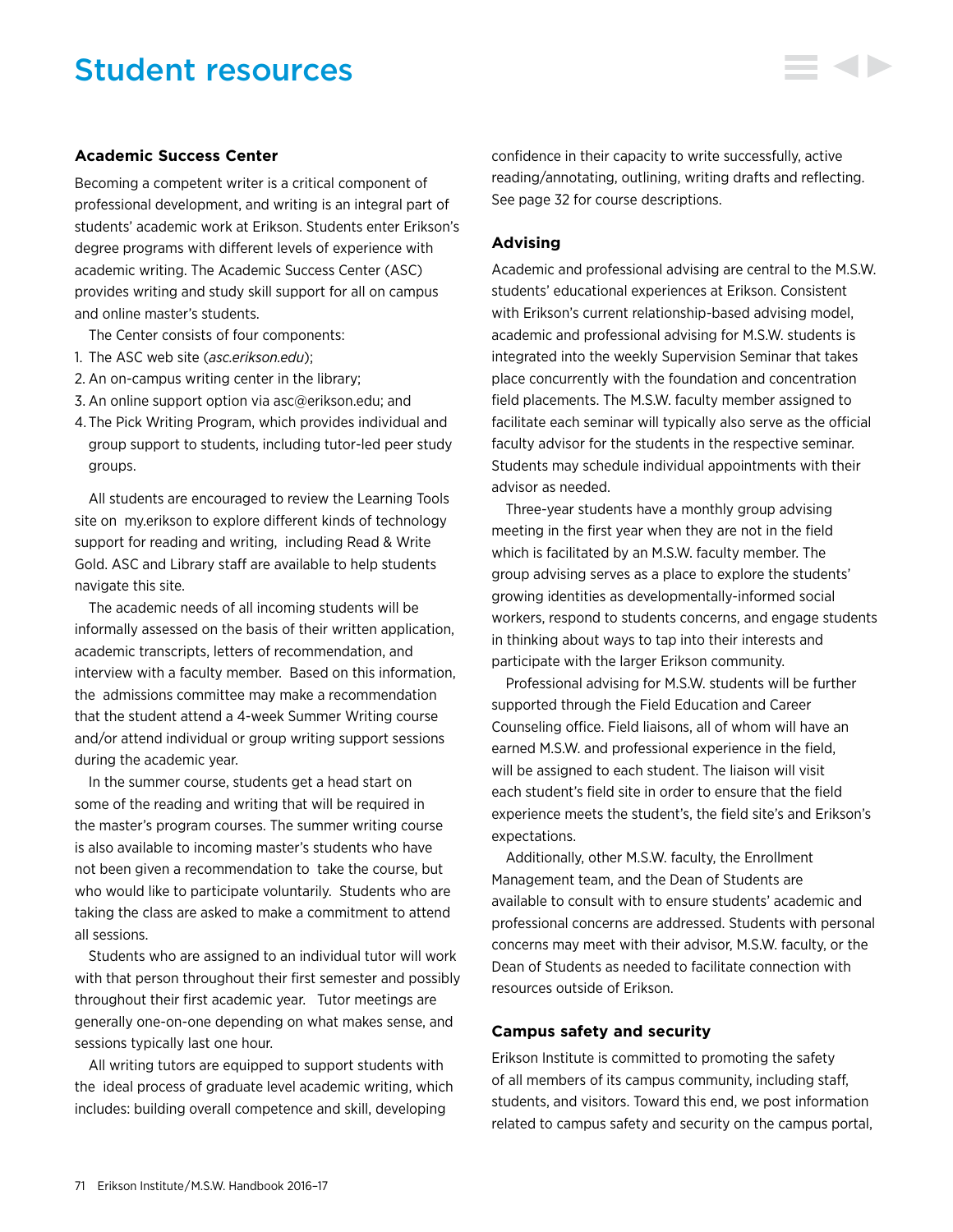# Student resources

### Academic Success Center

Becoming a competent writer is a critical component of professional development, and writing is an integral part of students' academic work at Erikson. Students enter Erikson's degree programs with different levels of experience with academic writing. The Academic Success Center (ASC) provides writing and study skill support for all on campus and online master's students.

The Center consists of four components:

1. The ASC web site (*asc.erikson.edu*);
2. An on-campus writing center in the library;
3. An online support option via asc@erikson.edu; and
4. The Pick Writing Program, which provides individual and group support to students, including tutor-led peer study groups.

All students are encouraged to review the Learning Tools site on my.erikson to explore different kinds of technology support for reading and writing, including Read & Write Gold. ASC and Library staff are available to help students navigate this site.

The academic needs of all incoming students will be informally assessed on the basis of their written application, academic transcripts, letters of recommendation, and interview with a faculty member. Based on this information, the admissions committee may make a recommendation that the student attend a 4-week Summer Writing course and/or attend individual or group writing support sessions during the academic year.

In the summer course, students get a head start on some of the reading and writing that will be required in the master's program courses. The summer writing course is also available to incoming master's students who have not been given a recommendation to take the course, but who would like to participate voluntarily. Students who are taking the class are asked to make a commitment to attend all sessions.

Students who are assigned to an individual tutor will work with that person throughout their first semester and possibly throughout their first academic year. Tutor meetings are generally one-on-one depending on what makes sense, and sessions typically last one hour.

All writing tutors are equipped to support students with the ideal process of graduate level academic writing, which includes: building overall competence and skill, developing confidence in their capacity to write successfully, active reading/annotating, outlining, writing drafts and reflecting. See page 32 for course descriptions.

### Advising

Academic and professional advising are central to the M.S.W. students' educational experiences at Erikson. Consistent with Erikson's current relationship-based advising model, academic and professional advising for M.S.W. students is integrated into the weekly Supervision Seminar that takes place concurrently with the foundation and concentration field placements. The M.S.W. faculty member assigned to facilitate each seminar will typically also serve as the official faculty advisor for the students in the respective seminar. Students may schedule individual appointments with their advisor as needed.

Three-year students have a monthly group advising meeting in the first year when they are not in the field which is facilitated by an M.S.W. faculty member. The group advising serves as a place to explore the students' growing identities as developmentally-informed social workers, respond to students concerns, and engage students in thinking about ways to tap into their interests and participate with the larger Erikson community.

Professional advising for M.S.W. students will be further supported through the Field Education and Career Counseling office. Field liaisons, all of whom will have an earned M.S.W. and professional experience in the field, will be assigned to each student. The liaison will visit each student's field site in order to ensure that the field experience meets the student's, the field site's and Erikson's expectations.

Additionally, other M.S.W. faculty, the Enrollment Management team, and the Dean of Students are available to consult with to ensure students' academic and professional concerns are addressed. Students with personal concerns may meet with their advisor, M.S.W. faculty, or the Dean of Students as needed to facilitate connection with resources outside of Erikson.

### Campus safety and security

Erikson Institute is committed to promoting the safety of all members of its campus community, including staff, students, and visitors. Toward this end, we post information related to campus safety and security on the campus portal,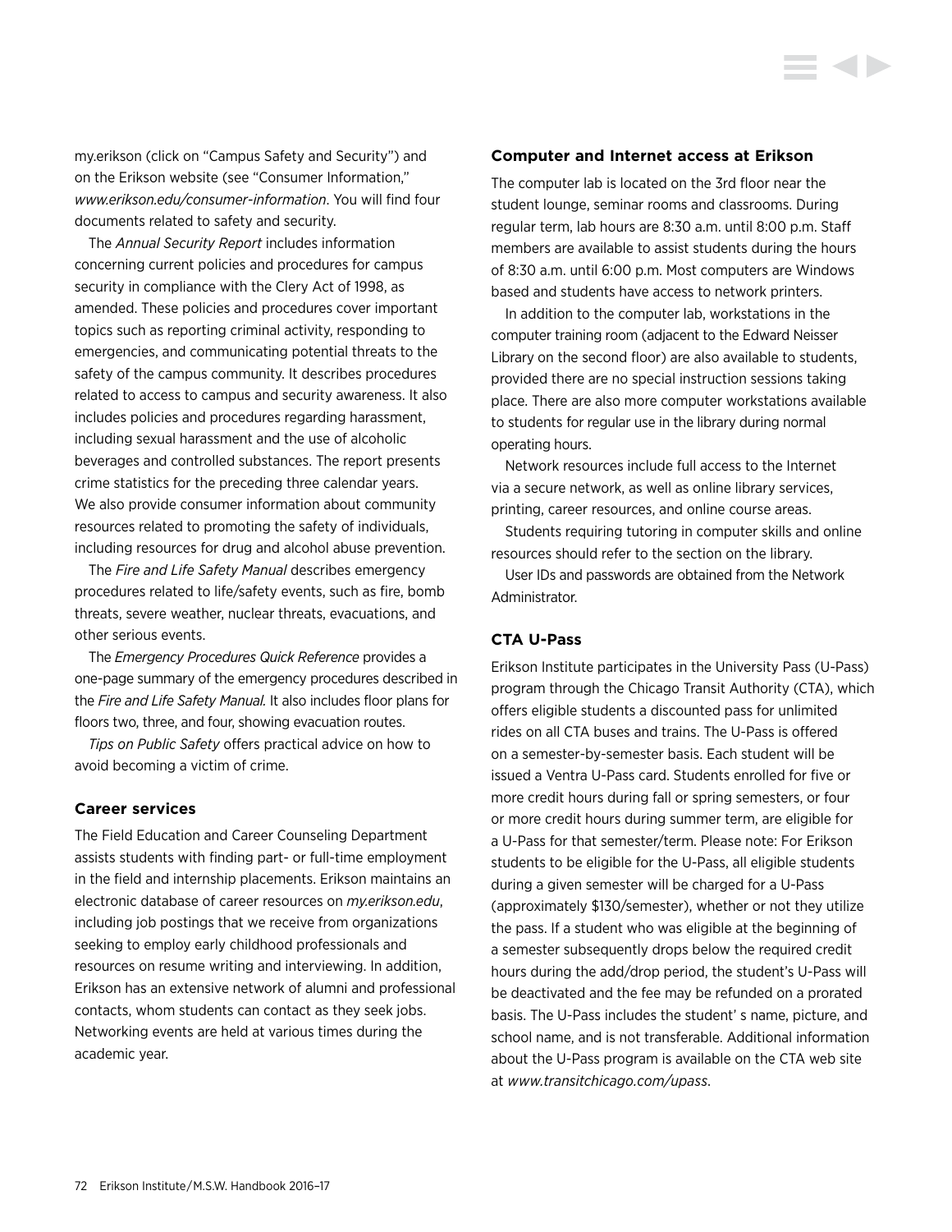my.erikson (click on "Campus Safety and Security") and on the Erikson website (see "Consumer Information," *www.erikson.edu/consumer-information*. You will find four documents related to safety and security.

The *Annual Security Report* includes information concerning current policies and procedures for campus security in compliance with the Clery Act of 1998, as amended. These policies and procedures cover important topics such as reporting criminal activity, responding to emergencies, and communicating potential threats to the safety of the campus community. It describes procedures related to access to campus and security awareness. It also includes policies and procedures regarding harassment, including sexual harassment and the use of alcoholic beverages and controlled substances. The report presents crime statistics for the preceding three calendar years. We also provide consumer information about community resources related to promoting the safety of individuals, including resources for drug and alcohol abuse prevention.

The *Fire and Life Safety Manual* describes emergency procedures related to life/safety events, such as fire, bomb threats, severe weather, nuclear threats, evacuations, and other serious events.

The *Emergency Procedures Quick Reference* provides a one-page summary of the emergency procedures described in the *Fire and Life Safety Manual.* It also includes floor plans for floors two, three, and four, showing evacuation routes.

*Tips on Public Safety* offers practical advice on how to avoid becoming a victim of crime.

### Career services

The Field Education and Career Counseling Department assists students with finding part- or full-time employment in the field and internship placements. Erikson maintains an electronic database of career resources on *my.erikson.edu*, including job postings that we receive from organizations seeking to employ early childhood professionals and resources on resume writing and interviewing. In addition, Erikson has an extensive network of alumni and professional contacts, whom students can contact as they seek jobs. Networking events are held at various times during the academic year.

### Computer and Internet access at Erikson

The computer lab is located on the 3rd floor near the student lounge, seminar rooms and classrooms. During regular term, lab hours are 8:30 a.m. until 8:00 p.m. Staff members are available to assist students during the hours of 8:30 a.m. until 6:00 p.m. Most computers are Windows based and students have access to network printers.

In addition to the computer lab, workstations in the computer training room (adjacent to the Edward Neisser Library on the second floor) are also available to students, provided there are no special instruction sessions taking place. There are also more computer workstations available to students for regular use in the library during normal operating hours.

Network resources include full access to the Internet via a secure network, as well as online library services, printing, career resources, and online course areas.

Students requiring tutoring in computer skills and online resources should refer to the section on the library.

User IDs and passwords are obtained from the Network Administrator.

### CTA U-Pass

Erikson Institute participates in the University Pass (U-Pass) program through the Chicago Transit Authority (CTA), which offers eligible students a discounted pass for unlimited rides on all CTA buses and trains. The U-Pass is offered on a semester-by-semester basis. Each student will be issued a Ventra U-Pass card. Students enrolled for five or more credit hours during fall or spring semesters, or four or more credit hours during summer term, are eligible for a U-Pass for that semester/term. Please note: For Erikson students to be eligible for the U-Pass, all eligible students during a given semester will be charged for a U-Pass (approximately $130/semester), whether or not they utilize the pass. If a student who was eligible at the beginning of a semester subsequently drops below the required credit hours during the add/drop period, the student's U-Pass will be deactivated and the fee may be refunded on a prorated basis. The U-Pass includes the student' s name, picture, and school name, and is not transferable. Additional information about the U-Pass program is available on the CTA web site at *www.transitchicago.com/upass*.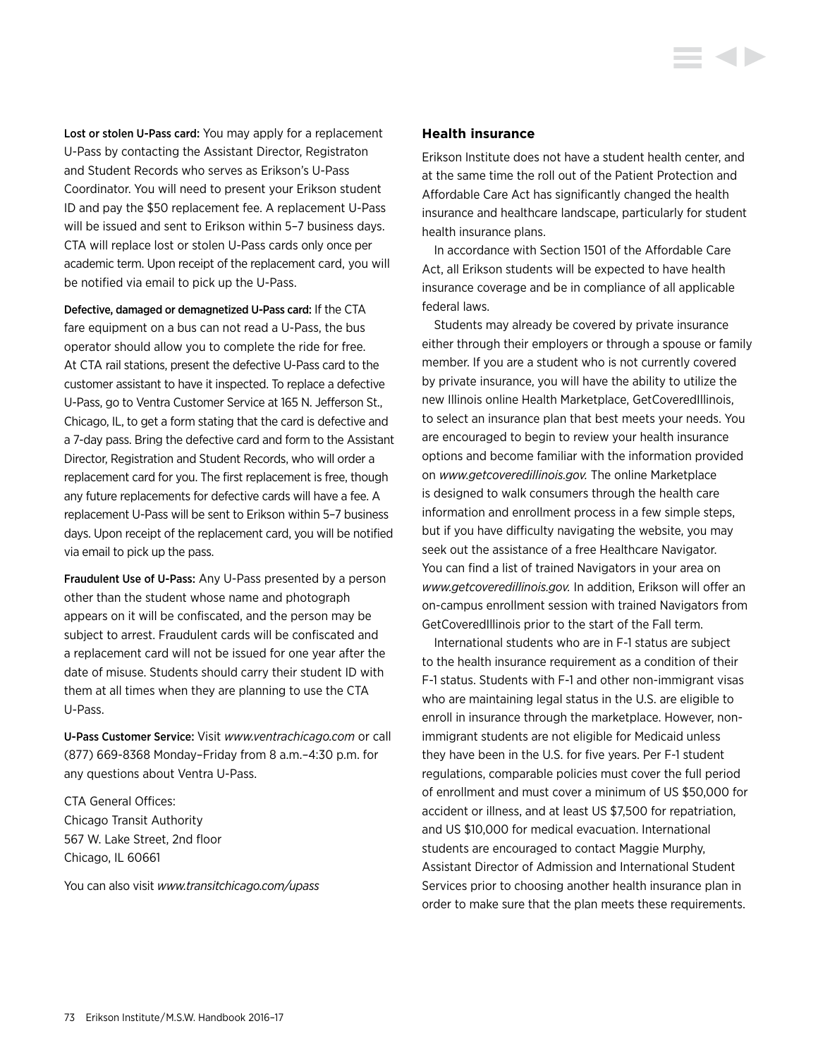**Lost or stolen U-Pass card:** You may apply for a replacement U-Pass by contacting the Assistant Director, Registraton and Student Records who serves as Erikson's U-Pass Coordinator. You will need to present your Erikson student ID and pay the $50 replacement fee. A replacement U-Pass will be issued and sent to Erikson within 5–7 business days. CTA will replace lost or stolen U-Pass cards only once per academic term. Upon receipt of the replacement card, you will be notified via email to pick up the U-Pass.

**Defective, damaged or demagnetized U-Pass card:** If the CTA fare equipment on a bus can not read a U-Pass, the bus operator should allow you to complete the ride for free. At CTA rail stations, present the defective U-Pass card to the customer assistant to have it inspected. To replace a defective U-Pass, go to Ventra Customer Service at 165 N. Jefferson St., Chicago, IL, to get a form stating that the card is defective and a 7-day pass. Bring the defective card and form to the Assistant Director, Registration and Student Records, who will order a replacement card for you. The first replacement is free, though any future replacements for defective cards will have a fee. A replacement U-Pass will be sent to Erikson within 5–7 business days. Upon receipt of the replacement card, you will be notified via email to pick up the pass.

**Fraudulent Use of U-Pass:** Any U-Pass presented by a person other than the student whose name and photograph appears on it will be confiscated, and the person may be subject to arrest. Fraudulent cards will be confiscated and a replacement card will not be issued for one year after the date of misuse. Students should carry their student ID with them at all times when they are planning to use the CTA U-Pass.

**U-Pass Customer Service:** Visit *www.ventrachicago.com* or call (877) 669-8368 Monday–Friday from 8 a.m.–4:30 p.m. for any questions about Ventra U-Pass.

CTA General Offices:
Chicago Transit Authority
567 W. Lake Street, 2nd floor
Chicago, IL 60661

You can also visit *www.transitchicago.com/upass*

### Health insurance

Erikson Institute does not have a student health center, and at the same time the roll out of the Patient Protection and Affordable Care Act has significantly changed the health insurance and healthcare landscape, particularly for student health insurance plans.

In accordance with Section 1501 of the Affordable Care Act, all Erikson students will be expected to have health insurance coverage and be in compliance of all applicable federal laws.

Students may already be covered by private insurance either through their employers or through a spouse or family member. If you are a student who is not currently covered by private insurance, you will have the ability to utilize the new Illinois online Health Marketplace, GetCoveredIllinois, to select an insurance plan that best meets your needs. You are encouraged to begin to review your health insurance options and become familiar with the information provided on *www.getcoveredillinois.gov.* The online Marketplace is designed to walk consumers through the health care information and enrollment process in a few simple steps, but if you have difficulty navigating the website, you may seek out the assistance of a free Healthcare Navigator. You can find a list of trained Navigators in your area on *www.getcoveredillinois.gov.* In addition, Erikson will offer an on-campus enrollment session with trained Navigators from GetCoveredIllinois prior to the start of the Fall term.

International students who are in F-1 status are subject to the health insurance requirement as a condition of their F-1 status. Students with F-1 and other non-immigrant visas who are maintaining legal status in the U.S. are eligible to enroll in insurance through the marketplace. However, non-immigrant students are not eligible for Medicaid unless they have been in the U.S. for five years. Per F-1 student regulations, comparable policies must cover the full period of enrollment and must cover a minimum of US $50,000 for accident or illness, and at least US $7,500 for repatriation, and US $10,000 for medical evacuation. International students are encouraged to contact Maggie Murphy, Assistant Director of Admission and International Student Services prior to choosing another health insurance plan in order to make sure that the plan meets these requirements.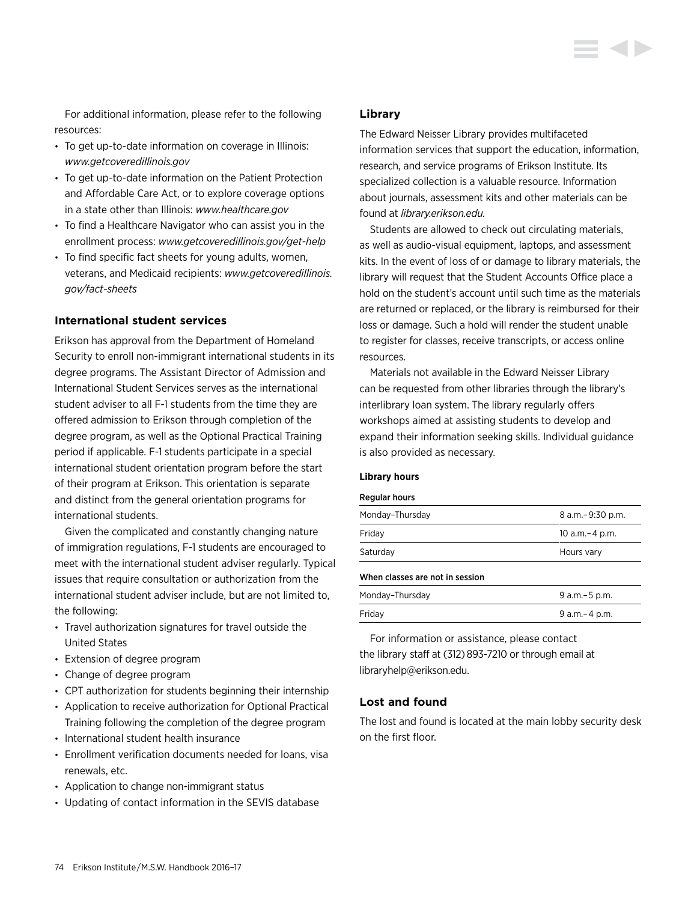For additional information, please refer to the following resources:

- To get up-to-date information on coverage in Illinois: *www.getcoveredillinois.gov*
- To get up-to-date information on the Patient Protection and Affordable Care Act, or to explore coverage options in a state other than Illinois: *www.healthcare.gov*
- To find a Healthcare Navigator who can assist you in the enrollment process: *www.getcoveredillinois.gov/get-help*
- To find specific fact sheets for young adults, women, veterans, and Medicaid recipients: *www.getcoveredillinois.gov/fact-sheets*

### International student services

Erikson has approval from the Department of Homeland Security to enroll non-immigrant international students in its degree programs. The Assistant Director of Admission and International Student Services serves as the international student adviser to all F-1 students from the time they are offered admission to Erikson through completion of the degree program, as well as the Optional Practical Training period if applicable. F-1 students participate in a special international student orientation program before the start of their program at Erikson. This orientation is separate and distinct from the general orientation programs for international students.

Given the complicated and constantly changing nature of immigration regulations, F-1 students are encouraged to meet with the international student adviser regularly. Typical issues that require consultation or authorization from the international student adviser include, but are not limited to, the following:

- Travel authorization signatures for travel outside the United States
- Extension of degree program
- Change of degree program
- CPT authorization for students beginning their internship
- Application to receive authorization for Optional Practical Training following the completion of the degree program
- International student health insurance
- Enrollment verification documents needed for loans, visa renewals, etc.
- Application to change non-immigrant status
- Updating of contact information in the SEVIS database

### Library

The Edward Neisser Library provides multifaceted information services that support the education, information, research, and service programs of Erikson Institute. Its specialized collection is a valuable resource. Information about journals, assessment kits and other materials can be found at *library.erikson.edu.*

Students are allowed to check out circulating materials, as well as audio-visual equipment, laptops, and assessment kits. In the event of loss of or damage to library materials, the library will request that the Student Accounts Office place a hold on the student's account until such time as the materials are returned or replaced, or the library is reimbursed for their loss or damage. Such a hold will render the student unable to register for classes, receive transcripts, or access online resources.

Materials not available in the Edward Neisser Library can be requested from other libraries through the library's interlibrary loan system. The library regularly offers workshops aimed at assisting students to develop and expand their information seeking skills. Individual guidance is also provided as necessary.

#### Library hours

| Regular hours | |
|---|---|
| Monday–Thursday | 8 a.m.– 9:30 p.m. |
| Friday | 10 a.m.– 4 p.m. |
| Saturday | Hours vary |
| **When classes are not in session** | |
| Monday–Thursday | 9 a.m.– 5 p.m. |
| Friday | 9 a.m.– 4 p.m. |

For information or assistance, please contact the library staff at (312) 893-7210 or through email at libraryhelp@erikson.edu.

### Lost and found

The lost and found is located at the main lobby security desk on the first floor.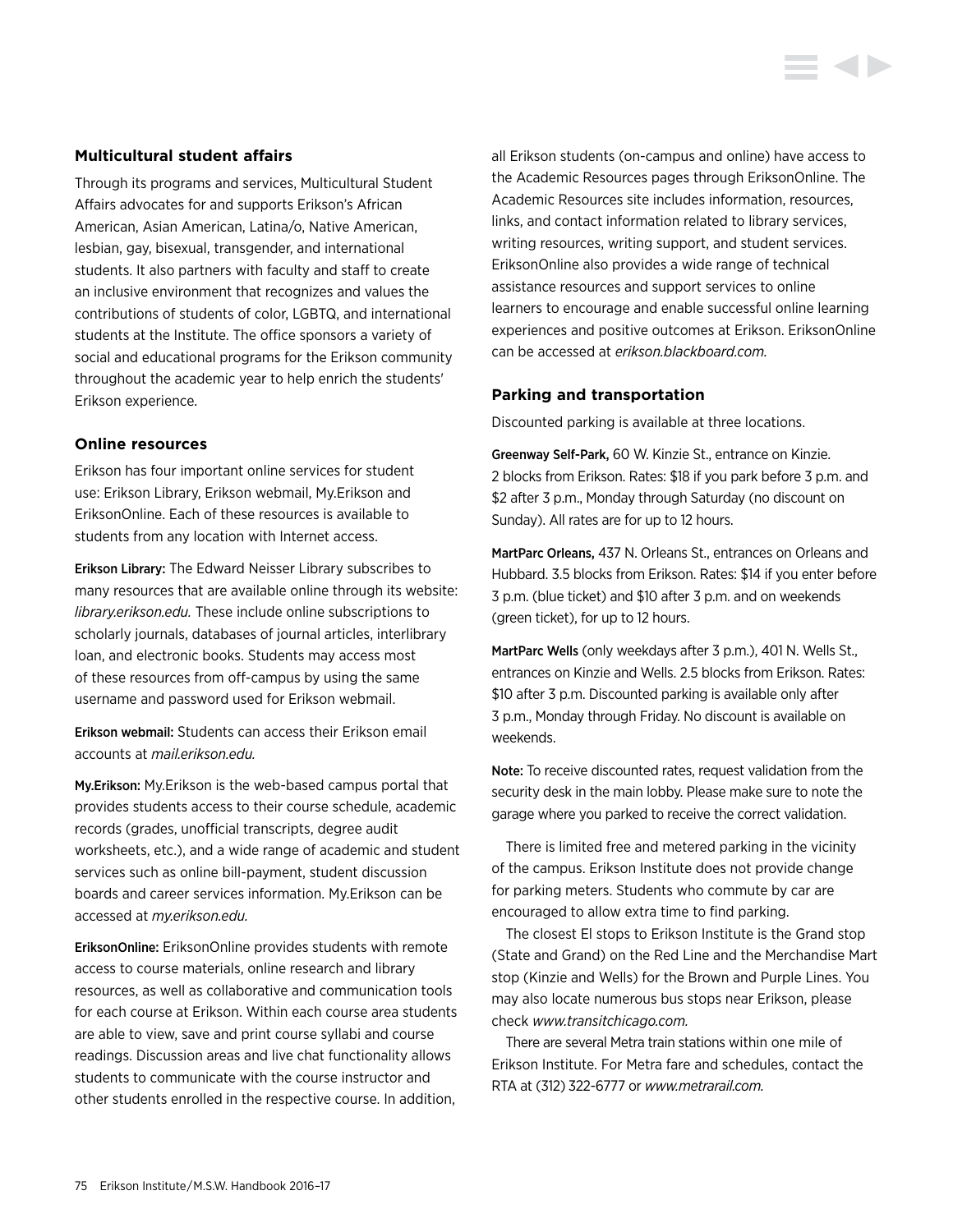### Multicultural student affairs

Through its programs and services, Multicultural Student Affairs advocates for and supports Erikson's African American, Asian American, Latina/o, Native American, lesbian, gay, bisexual, transgender, and international students. It also partners with faculty and staff to create an inclusive environment that recognizes and values the contributions of students of color, LGBTQ, and international students at the Institute. The office sponsors a variety of social and educational programs for the Erikson community throughout the academic year to help enrich the students' Erikson experience.

### Online resources

Erikson has four important online services for student use: Erikson Library, Erikson webmail, My.Erikson and EriksonOnline. Each of these resources is available to students from any location with Internet access.

**Erikson Library:** The Edward Neisser Library subscribes to many resources that are available online through its website: *library.erikson.edu.* These include online subscriptions to scholarly journals, databases of journal articles, interlibrary loan, and electronic books. Students may access most of these resources from off-campus by using the same username and password used for Erikson webmail.

**Erikson webmail:** Students can access their Erikson email accounts at *mail.erikson.edu.*

**My.Erikson:** My.Erikson is the web-based campus portal that provides students access to their course schedule, academic records (grades, unofficial transcripts, degree audit worksheets, etc.), and a wide range of academic and student services such as online bill-payment, student discussion boards and career services information. My.Erikson can be accessed at *my.erikson.edu.*

**EriksonOnline:** EriksonOnline provides students with remote access to course materials, online research and library resources, as well as collaborative and communication tools for each course at Erikson. Within each course area students are able to view, save and print course syllabi and course readings. Discussion areas and live chat functionality allows students to communicate with the course instructor and other students enrolled in the respective course. In addition, all Erikson students (on-campus and online) have access to the Academic Resources pages through EriksonOnline. The Academic Resources site includes information, resources, links, and contact information related to library services, writing resources, writing support, and student services. EriksonOnline also provides a wide range of technical assistance resources and support services to online learners to encourage and enable successful online learning experiences and positive outcomes at Erikson. EriksonOnline can be accessed at *erikson.blackboard.com.*

### Parking and transportation

Discounted parking is available at three locations.

**Greenway Self-Park,** 60 W. Kinzie St., entrance on Kinzie. 2 blocks from Erikson. Rates: $18 if you park before 3 p.m. and $2 after 3 p.m., Monday through Saturday (no discount on Sunday). All rates are for up to 12 hours.

**MartParc Orleans,** 437 N. Orleans St., entrances on Orleans and Hubbard. 3.5 blocks from Erikson. Rates: $14 if you enter before 3 p.m. (blue ticket) and $10 after 3 p.m. and on weekends (green ticket), for up to 12 hours.

**MartParc Wells** (only weekdays after 3 p.m.), 401 N. Wells St., entrances on Kinzie and Wells. 2.5 blocks from Erikson. Rates: $10 after 3 p.m. Discounted parking is available only after 3 p.m., Monday through Friday. No discount is available on weekends.

**Note:** To receive discounted rates, request validation from the security desk in the main lobby. Please make sure to note the garage where you parked to receive the correct validation.

There is limited free and metered parking in the vicinity of the campus. Erikson Institute does not provide change for parking meters. Students who commute by car are encouraged to allow extra time to find parking.

The closest El stops to Erikson Institute is the Grand stop (State and Grand) on the Red Line and the Merchandise Mart stop (Kinzie and Wells) for the Brown and Purple Lines. You may also locate numerous bus stops near Erikson, please check *www.transitchicago.com.*

There are several Metra train stations within one mile of Erikson Institute. For Metra fare and schedules, contact the RTA at (312) 322-6777 or *www.metrarail.com.*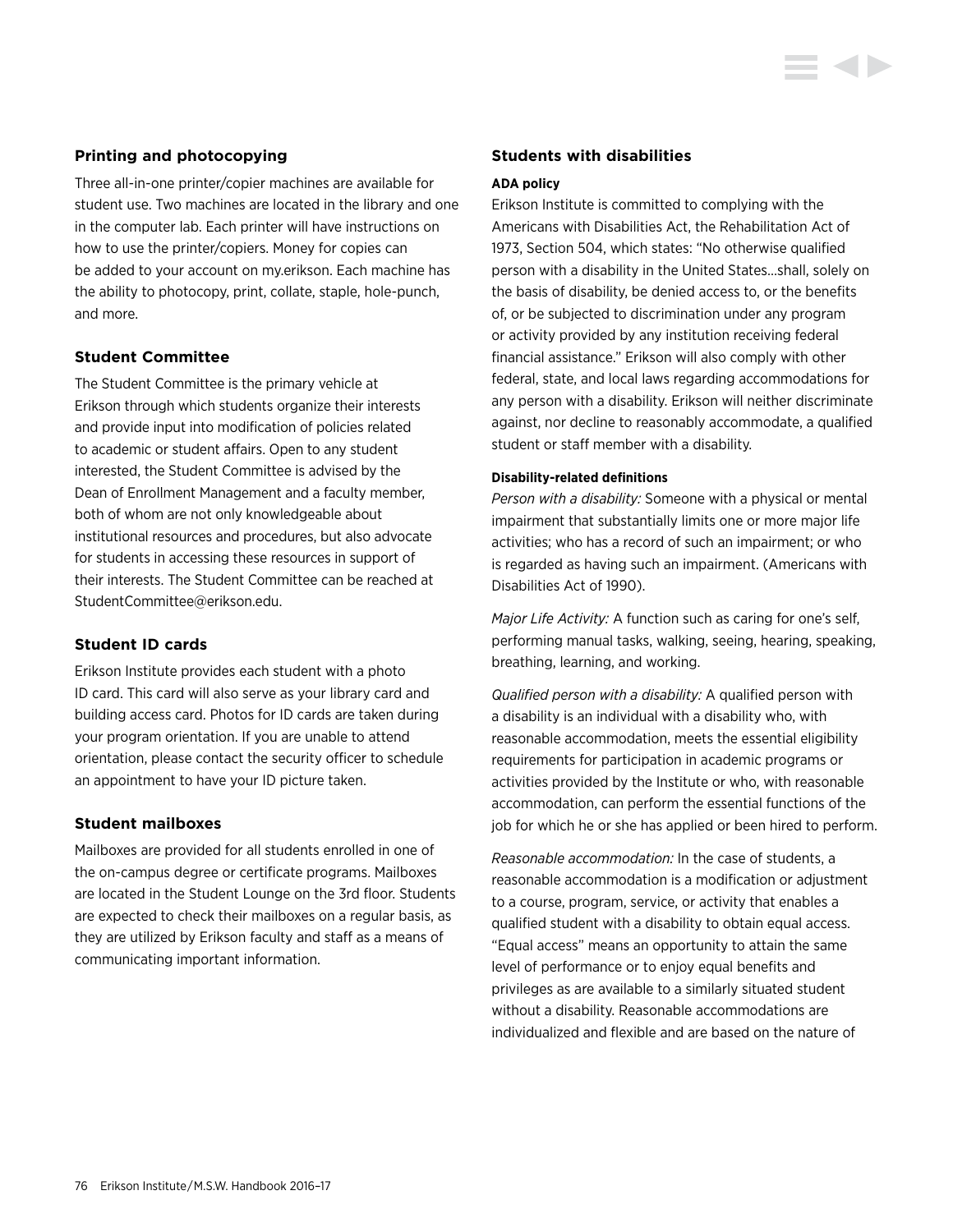## Printing and photocopying

Three all-in-one printer/copier machines are available for student use. Two machines are located in the library and one in the computer lab. Each printer will have instructions on how to use the printer/copiers. Money for copies can be added to your account on my.erikson. Each machine has the ability to photocopy, print, collate, staple, hole-punch, and more.

## Student Committee

The Student Committee is the primary vehicle at Erikson through which students organize their interests and provide input into modification of policies related to academic or student affairs. Open to any student interested, the Student Committee is advised by the Dean of Enrollment Management and a faculty member, both of whom are not only knowledgeable about institutional resources and procedures, but also advocate for students in accessing these resources in support of their interests. The Student Committee can be reached at StudentCommittee@erikson.edu.

## Student ID cards

Erikson Institute provides each student with a photo ID card. This card will also serve as your library card and building access card. Photos for ID cards are taken during your program orientation. If you are unable to attend orientation, please contact the security officer to schedule an appointment to have your ID picture taken.

## Student mailboxes

Mailboxes are provided for all students enrolled in one of the on-campus degree or certificate programs. Mailboxes are located in the Student Lounge on the 3rd floor. Students are expected to check their mailboxes on a regular basis, as they are utilized by Erikson faculty and staff as a means of communicating important information.

## Students with disabilities

### ADA policy

Erikson Institute is committed to complying with the Americans with Disabilities Act, the Rehabilitation Act of 1973, Section 504, which states: "No otherwise qualified person with a disability in the United States…shall, solely on the basis of disability, be denied access to, or the benefits of, or be subjected to discrimination under any program or activity provided by any institution receiving federal financial assistance." Erikson will also comply with other federal, state, and local laws regarding accommodations for any person with a disability. Erikson will neither discriminate against, nor decline to reasonably accommodate, a qualified student or staff member with a disability.

#### Disability-related definitions

*Person with a disability:* Someone with a physical or mental impairment that substantially limits one or more major life activities; who has a record of such an impairment; or who is regarded as having such an impairment. (Americans with Disabilities Act of 1990).

*Major Life Activity:* A function such as caring for one's self, performing manual tasks, walking, seeing, hearing, speaking, breathing, learning, and working.

*Qualified person with a disability:* A qualified person with a disability is an individual with a disability who, with reasonable accommodation, meets the essential eligibility requirements for participation in academic programs or activities provided by the Institute or who, with reasonable accommodation, can perform the essential functions of the job for which he or she has applied or been hired to perform.

*Reasonable accommodation:* In the case of students, a reasonable accommodation is a modification or adjustment to a course, program, service, or activity that enables a qualified student with a disability to obtain equal access. "Equal access" means an opportunity to attain the same level of performance or to enjoy equal benefits and privileges as are available to a similarly situated student without a disability. Reasonable accommodations are individualized and flexible and are based on the nature of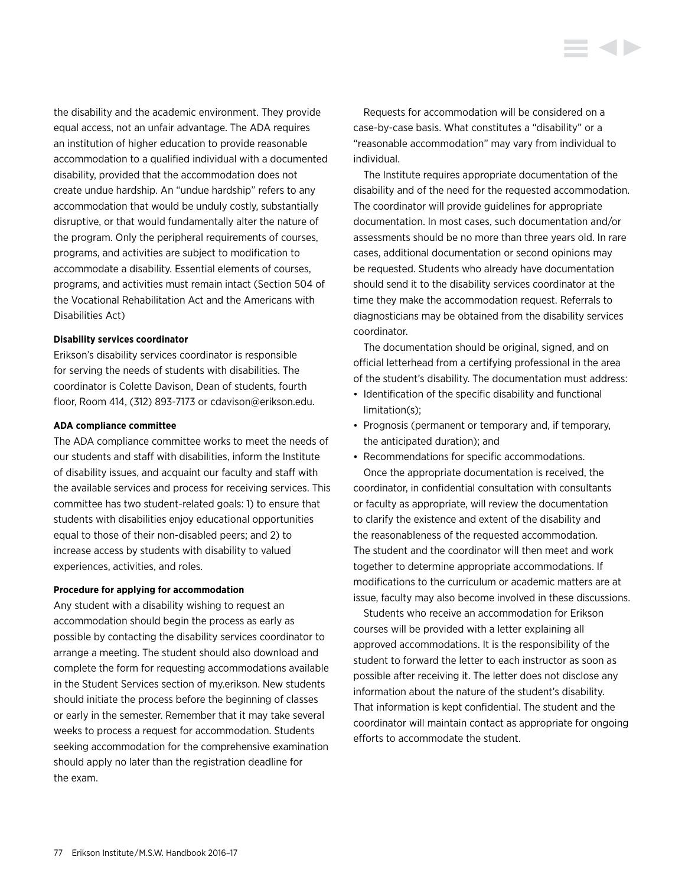the disability and the academic environment. They provide equal access, not an unfair advantage. The ADA requires an institution of higher education to provide reasonable accommodation to a qualified individual with a documented disability, provided that the accommodation does not create undue hardship. An "undue hardship" refers to any accommodation that would be unduly costly, substantially disruptive, or that would fundamentally alter the nature of the program. Only the peripheral requirements of courses, programs, and activities are subject to modification to accommodate a disability. Essential elements of courses, programs, and activities must remain intact (Section 504 of the Vocational Rehabilitation Act and the Americans with Disabilities Act)

**Disability services coordinator**

Erikson's disability services coordinator is responsible for serving the needs of students with disabilities. The coordinator is Colette Davison, Dean of students, fourth floor, Room 414, (312) 893-7173 or cdavison@erikson.edu.

**ADA compliance committee**

The ADA compliance committee works to meet the needs of our students and staff with disabilities, inform the Institute of disability issues, and acquaint our faculty and staff with the available services and process for receiving services. This committee has two student-related goals: 1) to ensure that students with disabilities enjoy educational opportunities equal to those of their non-disabled peers; and 2) to increase access by students with disability to valued experiences, activities, and roles.

**Procedure for applying for accommodation**

Any student with a disability wishing to request an accommodation should begin the process as early as possible by contacting the disability services coordinator to arrange a meeting. The student should also download and complete the form for requesting accommodations available in the Student Services section of my.erikson. New students should initiate the process before the beginning of classes or early in the semester. Remember that it may take several weeks to process a request for accommodation. Students seeking accommodation for the comprehensive examination should apply no later than the registration deadline for the exam.

Requests for accommodation will be considered on a case-by-case basis. What constitutes a "disability" or a "reasonable accommodation" may vary from individual to individual.

The Institute requires appropriate documentation of the disability and of the need for the requested accommodation. The coordinator will provide guidelines for appropriate documentation. In most cases, such documentation and/or assessments should be no more than three years old. In rare cases, additional documentation or second opinions may be requested. Students who already have documentation should send it to the disability services coordinator at the time they make the accommodation request. Referrals to diagnosticians may be obtained from the disability services coordinator.

The documentation should be original, signed, and on official letterhead from a certifying professional in the area of the student's disability. The documentation must address:

- Identification of the specific disability and functional limitation(s);
- Prognosis (permanent or temporary and, if temporary, the anticipated duration); and
- Recommendations for specific accommodations.

Once the appropriate documentation is received, the coordinator, in confidential consultation with consultants or faculty as appropriate, will review the documentation to clarify the existence and extent of the disability and the reasonableness of the requested accommodation. The student and the coordinator will then meet and work together to determine appropriate accommodations. If modifications to the curriculum or academic matters are at issue, faculty may also become involved in these discussions.

Students who receive an accommodation for Erikson courses will be provided with a letter explaining all approved accommodations. It is the responsibility of the student to forward the letter to each instructor as soon as possible after receiving it. The letter does not disclose any information about the nature of the student's disability. That information is kept confidential. The student and the coordinator will maintain contact as appropriate for ongoing efforts to accommodate the student.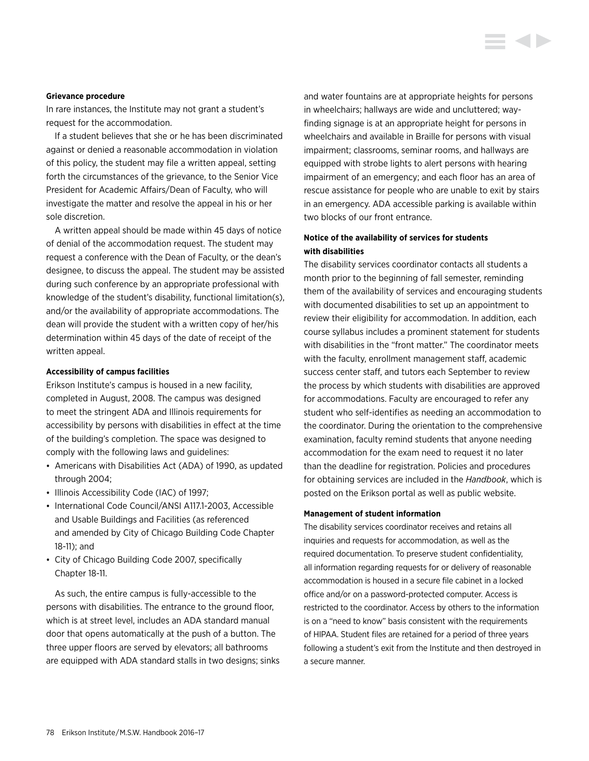**Grievance procedure**

In rare instances, the Institute may not grant a student's request for the accommodation.

If a student believes that she or he has been discriminated against or denied a reasonable accommodation in violation of this policy, the student may file a written appeal, setting forth the circumstances of the grievance, to the Senior Vice President for Academic Affairs/Dean of Faculty, who will investigate the matter and resolve the appeal in his or her sole discretion.

A written appeal should be made within 45 days of notice of denial of the accommodation request. The student may request a conference with the Dean of Faculty, or the dean's designee, to discuss the appeal. The student may be assisted during such conference by an appropriate professional with knowledge of the student's disability, functional limitation(s), and/or the availability of appropriate accommodations. The dean will provide the student with a written copy of her/his determination within 45 days of the date of receipt of the written appeal.

**Accessibility of campus facilities**

Erikson Institute's campus is housed in a new facility, completed in August, 2008. The campus was designed to meet the stringent ADA and Illinois requirements for accessibility by persons with disabilities in effect at the time of the building's completion. The space was designed to comply with the following laws and guidelines:

- Americans with Disabilities Act (ADA) of 1990, as updated through 2004;
- Illinois Accessibility Code (IAC) of 1997;
- International Code Council/ANSI A117.1-2003, Accessible and Usable Buildings and Facilities (as referenced and amended by City of Chicago Building Code Chapter 18-11); and
- City of Chicago Building Code 2007, specifically Chapter 18-11.

As such, the entire campus is fully-accessible to the persons with disabilities. The entrance to the ground floor, which is at street level, includes an ADA standard manual door that opens automatically at the push of a button. The three upper floors are served by elevators; all bathrooms are equipped with ADA standard stalls in two designs; sinks and water fountains are at appropriate heights for persons in wheelchairs; hallways are wide and uncluttered; way-finding signage is at an appropriate height for persons in wheelchairs and available in Braille for persons with visual impairment; classrooms, seminar rooms, and hallways are equipped with strobe lights to alert persons with hearing impairment of an emergency; and each floor has an area of rescue assistance for people who are unable to exit by stairs in an emergency. ADA accessible parking is available within two blocks of our front entrance.

**Notice of the availability of services for students with disabilities**

The disability services coordinator contacts all students a month prior to the beginning of fall semester, reminding them of the availability of services and encouraging students with documented disabilities to set up an appointment to review their eligibility for accommodation. In addition, each course syllabus includes a prominent statement for students with disabilities in the "front matter." The coordinator meets with the faculty, enrollment management staff, academic success center staff, and tutors each September to review the process by which students with disabilities are approved for accommodations. Faculty are encouraged to refer any student who self-identifies as needing an accommodation to the coordinator. During the orientation to the comprehensive examination, faculty remind students that anyone needing accommodation for the exam need to request it no later than the deadline for registration. Policies and procedures for obtaining services are included in the *Handbook*, which is posted on the Erikson portal as well as public website.

**Management of student information**

The disability services coordinator receives and retains all inquiries and requests for accommodation, as well as the required documentation. To preserve student confidentiality, all information regarding requests for or delivery of reasonable accommodation is housed in a secure file cabinet in a locked office and/or on a password-protected computer. Access is restricted to the coordinator. Access by others to the information is on a "need to know" basis consistent with the requirements of HIPAA. Student files are retained for a period of three years following a student's exit from the Institute and then destroyed in a secure manner.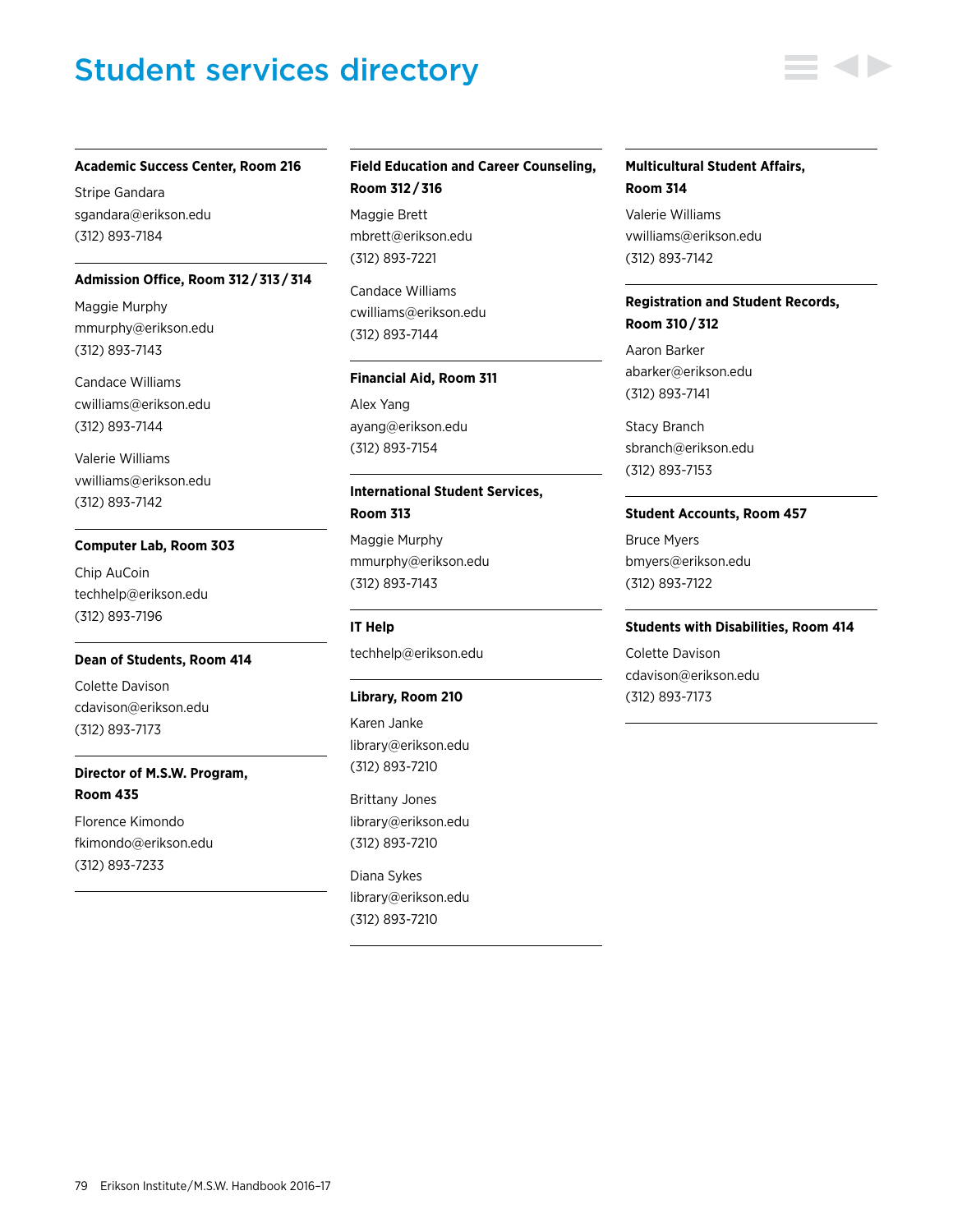# Student services directory

**Academic Success Center, Room 216**

Stripe Gandara
sgandara@erikson.edu
(312) 893-7184

**Admission Office, Room 312 / 313 / 314**

Maggie Murphy
mmurphy@erikson.edu
(312) 893-7143

Candace Williams
cwilliams@erikson.edu
(312) 893-7144

Valerie Williams
vwilliams@erikson.edu
(312) 893-7142

**Computer Lab, Room 303**

Chip AuCoin
techhelp@erikson.edu
(312) 893-7196

**Dean of Students, Room 414**

Colette Davison
cdavison@erikson.edu
(312) 893-7173

**Director of M.S.W. Program, Room 435**

Florence Kimondo
fkimondo@erikson.edu
(312) 893-7233

**Field Education and Career Counseling, Room 312 / 316**

Maggie Brett
mbrett@erikson.edu
(312) 893-7221

Candace Williams
cwilliams@erikson.edu
(312) 893-7144

**Financial Aid, Room 311**

Alex Yang
ayang@erikson.edu
(312) 893-7154

**International Student Services, Room 313**

Maggie Murphy
mmurphy@erikson.edu
(312) 893-7143

**IT Help**

techhelp@erikson.edu

**Library, Room 210**

Karen Janke
library@erikson.edu
(312) 893-7210

Brittany Jones
library@erikson.edu
(312) 893-7210

Diana Sykes
library@erikson.edu
(312) 893-7210

**Multicultural Student Affairs, Room 314**

Valerie Williams
vwilliams@erikson.edu
(312) 893-7142

**Registration and Student Records, Room 310 / 312**

Aaron Barker
abarker@erikson.edu
(312) 893-7141

Stacy Branch
sbranch@erikson.edu
(312) 893-7153

**Student Accounts, Room 457**

Bruce Myers
bmyers@erikson.edu
(312) 893-7122

**Students with Disabilities, Room 414**

Colette Davison
cdavison@erikson.edu
(312) 893-7173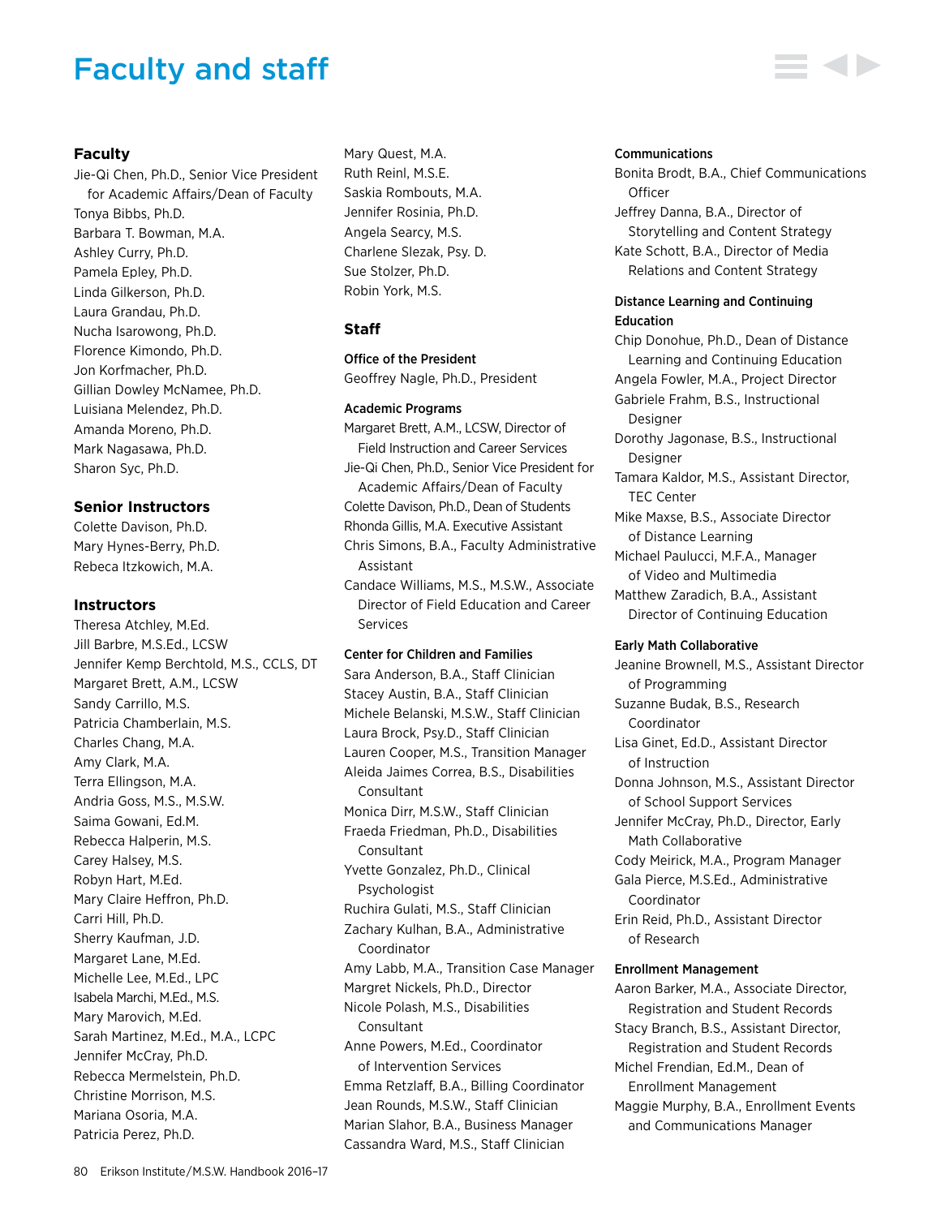# Faculty and staff

## Faculty

Jie-Qi Chen, Ph.D., Senior Vice President for Academic Affairs/Dean of Faculty
Tonya Bibbs, Ph.D.
Barbara T. Bowman, M.A.
Ashley Curry, Ph.D.
Pamela Epley, Ph.D.
Linda Gilkerson, Ph.D.
Laura Grandau, Ph.D.
Nucha Isarowong, Ph.D.
Florence Kimondo, Ph.D.
Jon Korfmacher, Ph.D.
Gillian Dowley McNamee, Ph.D.
Luisiana Melendez, Ph.D.
Amanda Moreno, Ph.D.
Mark Nagasawa, Ph.D.
Sharon Syc, Ph.D.

## Senior Instructors

Colette Davison, Ph.D.
Mary Hynes-Berry, Ph.D.
Rebeca Itzkowich, M.A.

## Instructors

Theresa Atchley, M.Ed.
Jill Barbre, M.S.Ed., LCSW
Jennifer Kemp Berchtold, M.S., CCLS, DT
Margaret Brett, A.M., LCSW
Sandy Carrillo, M.S.
Patricia Chamberlain, M.S.
Charles Chang, M.A.
Amy Clark, M.A.
Terra Ellingson, M.A.
Andria Goss, M.S., M.S.W.
Saima Gowani, Ed.M.
Rebecca Halperin, M.S.
Carey Halsey, M.S.
Robyn Hart, M.Ed.
Mary Claire Heffron, Ph.D.
Carri Hill, Ph.D.
Sherry Kaufman, J.D.
Margaret Lane, M.Ed.
Michelle Lee, M.Ed., LPC
Isabela Marchi, M.Ed., M.S.
Mary Marovich, M.Ed.
Sarah Martinez, M.Ed., M.A., LCPC
Jennifer McCray, Ph.D.
Rebecca Mermelstein, Ph.D.
Christine Morrison, M.S.
Mariana Osoria, M.A.
Patricia Perez, Ph.D.
Mary Quest, M.A.
Ruth Reinl, M.S.E.
Saskia Rombouts, M.A.
Jennifer Rosinia, Ph.D.
Angela Searcy, M.S.
Charlene Slezak, Psy. D.
Sue Stolzer, Ph.D.
Robin York, M.S.

## Staff

### Office of the President

Geoffrey Nagle, Ph.D., President

### Academic Programs

Margaret Brett, A.M., LCSW, Director of Field Instruction and Career Services
Jie-Qi Chen, Ph.D., Senior Vice President for Academic Affairs/Dean of Faculty
Colette Davison, Ph.D., Dean of Students
Rhonda Gillis, M.A. Executive Assistant
Chris Simons, B.A., Faculty Administrative Assistant
Candace Williams, M.S., M.S.W., Associate Director of Field Education and Career Services

### Center for Children and Families

Sara Anderson, B.A., Staff Clinician
Stacey Austin, B.A., Staff Clinician
Michele Belanski, M.S.W., Staff Clinician
Laura Brock, Psy.D., Staff Clinician
Lauren Cooper, M.S., Transition Manager
Aleida Jaimes Correa, B.S., Disabilities Consultant
Monica Dirr, M.S.W., Staff Clinician
Fraeda Friedman, Ph.D., Disabilities Consultant
Yvette Gonzalez, Ph.D., Clinical Psychologist
Ruchira Gulati, M.S., Staff Clinician
Zachary Kulhan, B.A., Administrative Coordinator
Amy Labb, M.A., Transition Case Manager
Margret Nickels, Ph.D., Director
Nicole Polash, M.S., Disabilities Consultant
Anne Powers, M.Ed., Coordinator of Intervention Services
Emma Retzlaff, B.A., Billing Coordinator
Jean Rounds, M.S.W., Staff Clinician
Marian Slahor, B.A., Business Manager
Cassandra Ward, M.S., Staff Clinician

### Communications

Bonita Brodt, B.A., Chief Communications Officer
Jeffrey Danna, B.A., Director of Storytelling and Content Strategy
Kate Schott, B.A., Director of Media Relations and Content Strategy

### Distance Learning and Continuing Education

Chip Donohue, Ph.D., Dean of Distance Learning and Continuing Education
Angela Fowler, M.A., Project Director
Gabriele Frahm, B.S., Instructional Designer
Dorothy Jagonase, B.S., Instructional Designer
Tamara Kaldor, M.S., Assistant Director, TEC Center
Mike Maxse, B.S., Associate Director of Distance Learning
Michael Paulucci, M.F.A., Manager of Video and Multimedia
Matthew Zaradich, B.A., Assistant Director of Continuing Education

### Early Math Collaborative

Jeanine Brownell, M.S., Assistant Director of Programming
Suzanne Budak, B.S., Research Coordinator
Lisa Ginet, Ed.D., Assistant Director of Instruction
Donna Johnson, M.S., Assistant Director of School Support Services
Jennifer McCray, Ph.D., Director, Early Math Collaborative
Cody Meirick, M.A., Program Manager
Gala Pierce, M.S.Ed., Administrative Coordinator
Erin Reid, Ph.D., Assistant Director of Research

### Enrollment Management

Aaron Barker, M.A., Associate Director, Registration and Student Records
Stacy Branch, B.S., Assistant Director, Registration and Student Records
Michel Frendian, Ed.M., Dean of Enrollment Management
Maggie Murphy, B.A., Enrollment Events and Communications Manager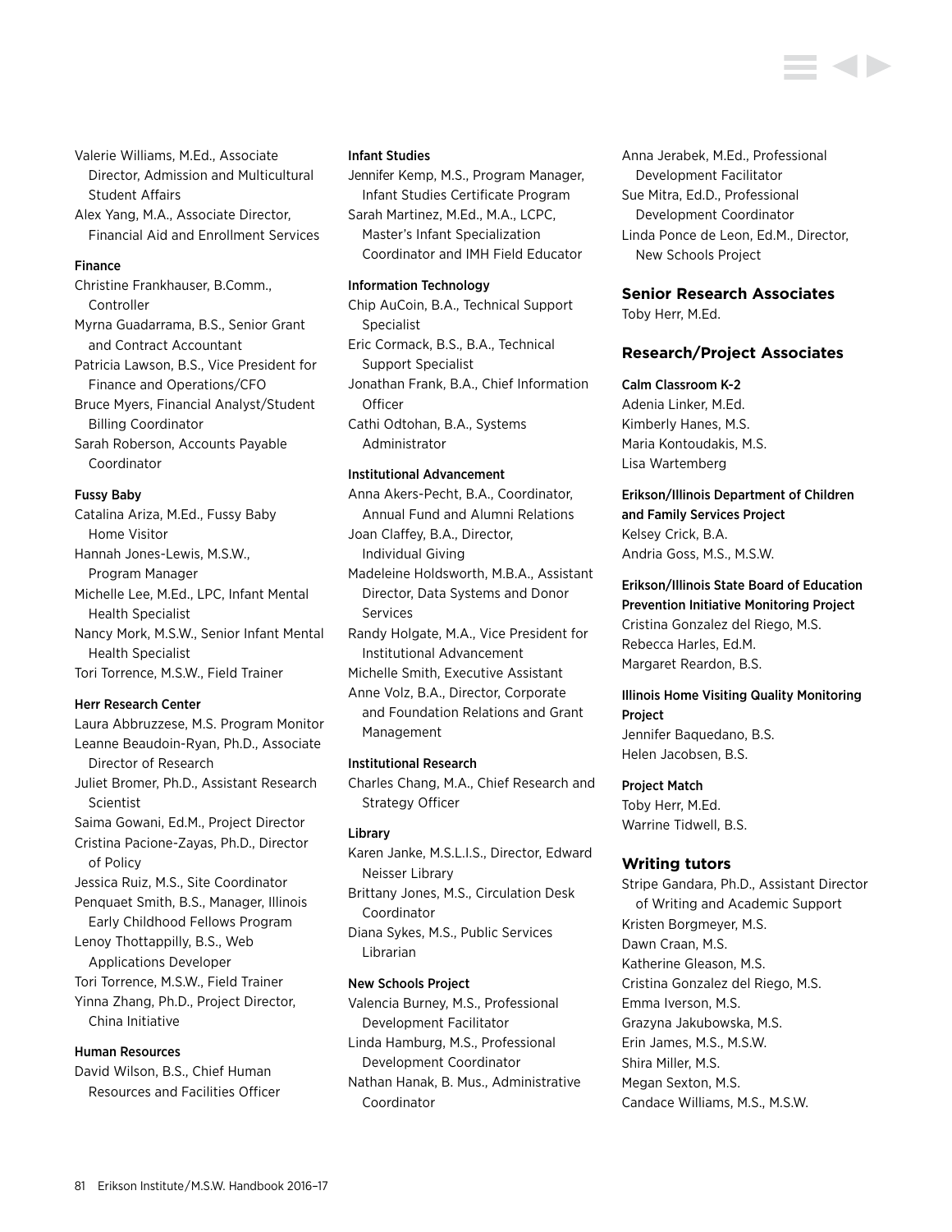Valerie Williams, M.Ed., Associate Director, Admission and Multicultural Student Affairs

Alex Yang, M.A., Associate Director, Financial Aid and Enrollment Services

### Finance

Christine Frankhauser, B.Comm., Controller

Myrna Guadarrama, B.S., Senior Grant and Contract Accountant

Patricia Lawson, B.S., Vice President for Finance and Operations/CFO

Bruce Myers, Financial Analyst/Student Billing Coordinator

Sarah Roberson, Accounts Payable Coordinator

### Fussy Baby

Catalina Ariza, M.Ed., Fussy Baby Home Visitor

Hannah Jones-Lewis, M.S.W., Program Manager

Michelle Lee, M.Ed., LPC, Infant Mental Health Specialist

Nancy Mork, M.S.W., Senior Infant Mental Health Specialist

Tori Torrence, M.S.W., Field Trainer

### Herr Research Center

Laura Abbruzzese, M.S. Program Monitor

Leanne Beaudoin-Ryan, Ph.D., Associate Director of Research

Juliet Bromer, Ph.D., Assistant Research Scientist

Saima Gowani, Ed.M., Project Director

Cristina Pacione-Zayas, Ph.D., Director of Policy

Jessica Ruiz, M.S., Site Coordinator

Penquaet Smith, B.S., Manager, Illinois Early Childhood Fellows Program

Lenoy Thottappilly, B.S., Web Applications Developer

Tori Torrence, M.S.W., Field Trainer

Yinna Zhang, Ph.D., Project Director, China Initiative

### Human Resources

David Wilson, B.S., Chief Human Resources and Facilities Officer

### Infant Studies

Jennifer Kemp, M.S., Program Manager, Infant Studies Certificate Program

Sarah Martinez, M.Ed., M.A., LCPC, Master's Infant Specialization Coordinator and IMH Field Educator

### Information Technology

Chip AuCoin, B.A., Technical Support Specialist

Eric Cormack, B.S., B.A., Technical Support Specialist

Jonathan Frank, B.A., Chief Information Officer

Cathi Odtohan, B.A., Systems Administrator

### Institutional Advancement

Anna Akers-Pecht, B.A., Coordinator, Annual Fund and Alumni Relations

Joan Claffey, B.A., Director, Individual Giving

Madeleine Holdsworth, M.B.A., Assistant Director, Data Systems and Donor Services

Randy Holgate, M.A., Vice President for Institutional Advancement

Michelle Smith, Executive Assistant

Anne Volz, B.A., Director, Corporate and Foundation Relations and Grant Management

### Institutional Research

Charles Chang, M.A., Chief Research and Strategy Officer

### Library

Karen Janke, M.S.L.I.S., Director, Edward Neisser Library

Brittany Jones, M.S., Circulation Desk Coordinator

Diana Sykes, M.S., Public Services Librarian

### New Schools Project

Valencia Burney, M.S., Professional Development Facilitator

Linda Hamburg, M.S., Professional Development Coordinator

Nathan Hanak, B. Mus., Administrative Coordinator

Anna Jerabek, M.Ed., Professional Development Facilitator

Sue Mitra, Ed.D., Professional Development Coordinator

Linda Ponce de Leon, Ed.M., Director, New Schools Project

## Senior Research Associates

Toby Herr, M.Ed.

## Research/Project Associates

### Calm Classroom K-2

Adenia Linker, M.Ed.

Kimberly Hanes, M.S.

Maria Kontoudakis, M.S.

Lisa Wartemberg

### Erikson/Illinois Department of Children and Family Services Project

Kelsey Crick, B.A.

Andria Goss, M.S., M.S.W.

### Erikson/Illinois State Board of Education Prevention Initiative Monitoring Project

Cristina Gonzalez del Riego, M.S.

Rebecca Harles, Ed.M.

Margaret Reardon, B.S.

### Illinois Home Visiting Quality Monitoring Project

Jennifer Baquedano, B.S.

Helen Jacobsen, B.S.

### Project Match

Toby Herr, M.Ed.

Warrine Tidwell, B.S.

## Writing tutors

Stripe Gandara, Ph.D., Assistant Director of Writing and Academic Support

Kristen Borgmeyer, M.S.

Dawn Craan, M.S.

Katherine Gleason, M.S.

Cristina Gonzalez del Riego, M.S.

Emma Iverson, M.S.

Grazyna Jakubowska, M.S.

Erin James, M.S., M.S.W.

Shira Miller, M.S.

Megan Sexton, M.S.

Candace Williams, M.S., M.S.W.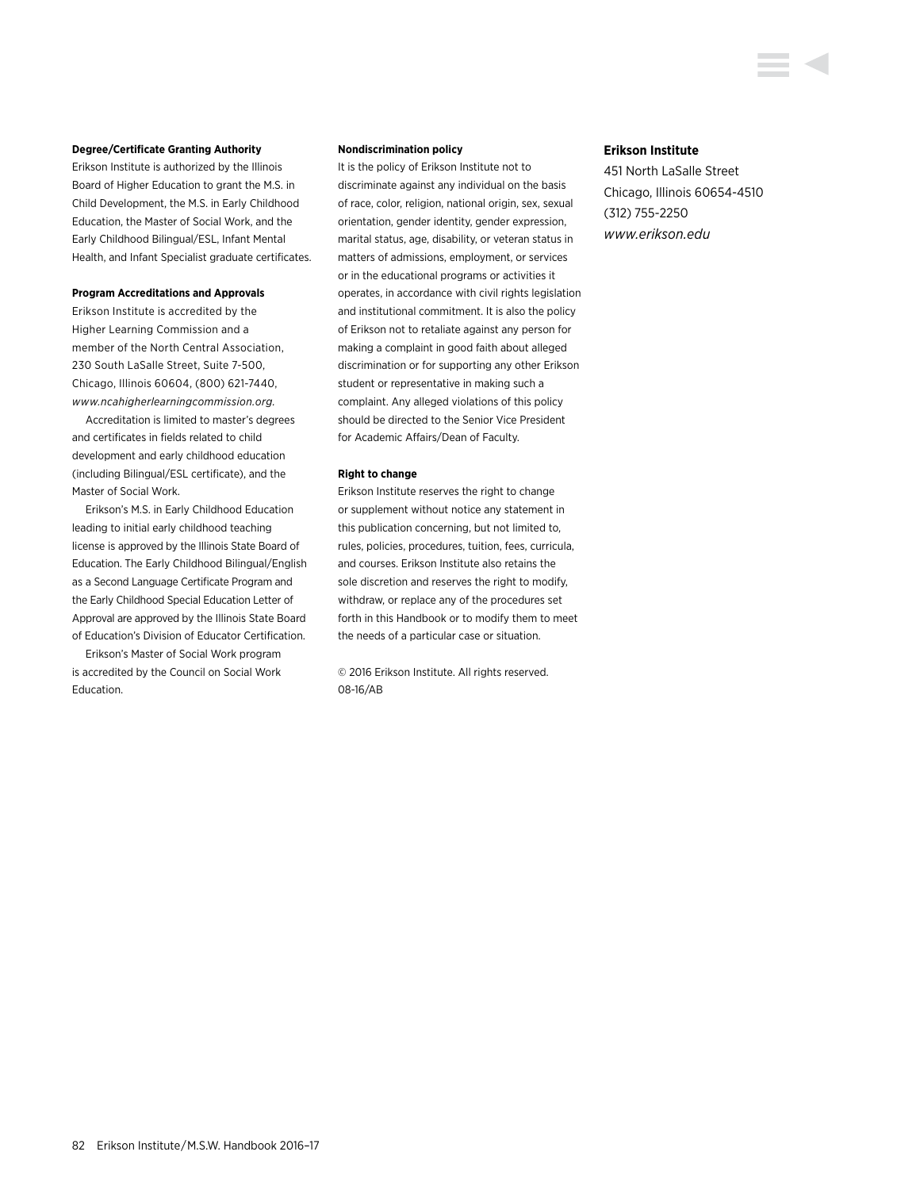**Degree/Certificate Granting Authority**

Erikson Institute is authorized by the Illinois Board of Higher Education to grant the M.S. in Child Development, the M.S. in Early Childhood Education, the Master of Social Work, and the Early Childhood Bilingual/ESL, Infant Mental Health, and Infant Specialist graduate certificates.

**Program Accreditations and Approvals**

Erikson Institute is accredited by the Higher Learning Commission and a member of the North Central Association, 230 South LaSalle Street, Suite 7-500, Chicago, Illinois 60604, (800) 621-7440, *www.ncahigherlearningcommission.org*.

Accreditation is limited to master's degrees and certificates in fields related to child development and early childhood education (including Bilingual/ESL certificate), and the Master of Social Work.

Erikson's M.S. in Early Childhood Education leading to initial early childhood teaching license is approved by the Illinois State Board of Education. The Early Childhood Bilingual/English as a Second Language Certificate Program and the Early Childhood Special Education Letter of Approval are approved by the Illinois State Board of Education's Division of Educator Certification.

Erikson's Master of Social Work program is accredited by the Council on Social Work Education.

**Nondiscrimination policy**

It is the policy of Erikson Institute not to discriminate against any individual on the basis of race, color, religion, national origin, sex, sexual orientation, gender identity, gender expression, marital status, age, disability, or veteran status in matters of admissions, employment, or services or in the educational programs or activities it operates, in accordance with civil rights legislation and institutional commitment. It is also the policy of Erikson not to retaliate against any person for making a complaint in good faith about alleged discrimination or for supporting any other Erikson student or representative in making such a complaint. Any alleged violations of this policy should be directed to the Senior Vice President for Academic Affairs/Dean of Faculty.

**Right to change**

Erikson Institute reserves the right to change or supplement without notice any statement in this publication concerning, but not limited to, rules, policies, procedures, tuition, fees, curricula, and courses. Erikson Institute also retains the sole discretion and reserves the right to modify, withdraw, or replace any of the procedures set forth in this Handbook or to modify them to meet the needs of a particular case or situation.

© 2016 Erikson Institute. All rights reserved.
08-16/AB

**Erikson Institute**

451 North LaSalle Street
Chicago, Illinois 60654-4510
(312) 755-2250
*www.erikson.edu*